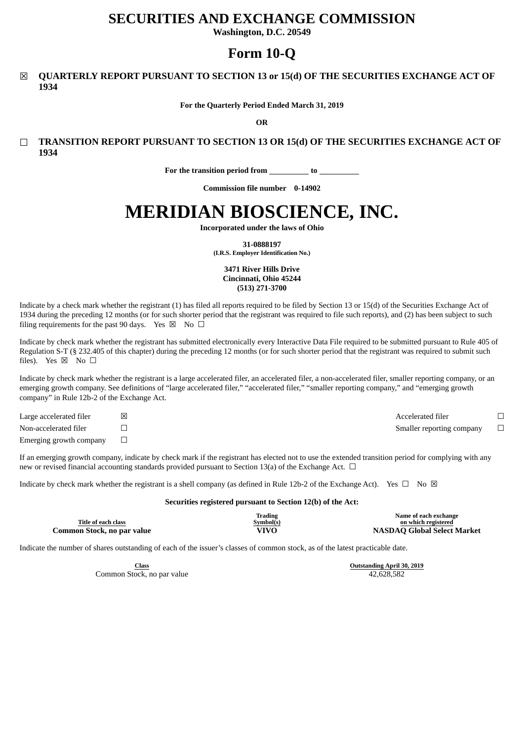# SECURITIES AND EXCHANGE COMMISSION

**Washington, D.C. 20549**

# Form 10-Q

☒ **QUARTERLY REPORT PURSUANT TO SECTION 13 or 15(d) OF THE SECURITIES EXCHANGE ACT OF 1934**

**For the Quarterly Period Ended March 31, 2019**

**OR**

☐ **TRANSITION REPORT PURSUANT TO SECTION 13 OR 15(d) OF THE SECURITIES EXCHANGE ACT OF 1934**

**For the transition period from \_\_\_\_\_\_\_\_\_\_ to \_\_\_\_\_\_\_\_\_\_**

**Commission file number 0-14902**

# MERIDIAN BIOSCIENCE, INC.

**Incorporated under the laws of Ohio**

**31-0888197**
**(I.R.S. Employer Identification No.)**

**3471 River Hills Drive**
**Cincinnati, Ohio 45244**
**(513) 271-3700**

Indicate by a check mark whether the registrant (1) has filed all reports required to be filed by Section 13 or 15(d) of the Securities Exchange Act of 1934 during the preceding 12 months (or for such shorter period that the registrant was required to file such reports), and (2) has been subject to such filing requirements for the past 90 days. Yes ☒ No ☐

Indicate by check mark whether the registrant has submitted electronically every Interactive Data File required to be submitted pursuant to Rule 405 of Regulation S-T (§ 232.405 of this chapter) during the preceding 12 months (or for such shorter period that the registrant was required to submit such files). Yes ☒ No ☐

Indicate by check mark whether the registrant is a large accelerated filer, an accelerated filer, a non-accelerated filer, smaller reporting company, or an emerging growth company. See definitions of "large accelerated filer," "accelerated filer," "smaller reporting company," and "emerging growth company" in Rule 12b-2 of the Exchange Act.

| | | | |
|---|---|---|---|
| Large accelerated filer | ☒ | Accelerated filer | ☐ |
| Non-accelerated filer | ☐ | Smaller reporting company | ☐ |
| Emerging growth company | ☐ | | |

If an emerging growth company, indicate by check mark if the registrant has elected not to use the extended transition period for complying with any new or revised financial accounting standards provided pursuant to Section 13(a) of the Exchange Act. ☐

Indicate by check mark whether the registrant is a shell company (as defined in Rule 12b-2 of the Exchange Act). Yes ☐ No ☒

**Securities registered pursuant to Section 12(b) of the Act:**

| Title of each class | Trading Symbol(s) | Name of each exchange on which registered |
|---|---|---|
| **Common Stock, no par value** | **VIVO** | **NASDAQ Global Select Market** |

Indicate the number of shares outstanding of each of the issuer's classes of common stock, as of the latest practicable date.

| Class | Outstanding April 30, 2019 |
|---|---|
| Common Stock, no par value | 42,628,582 |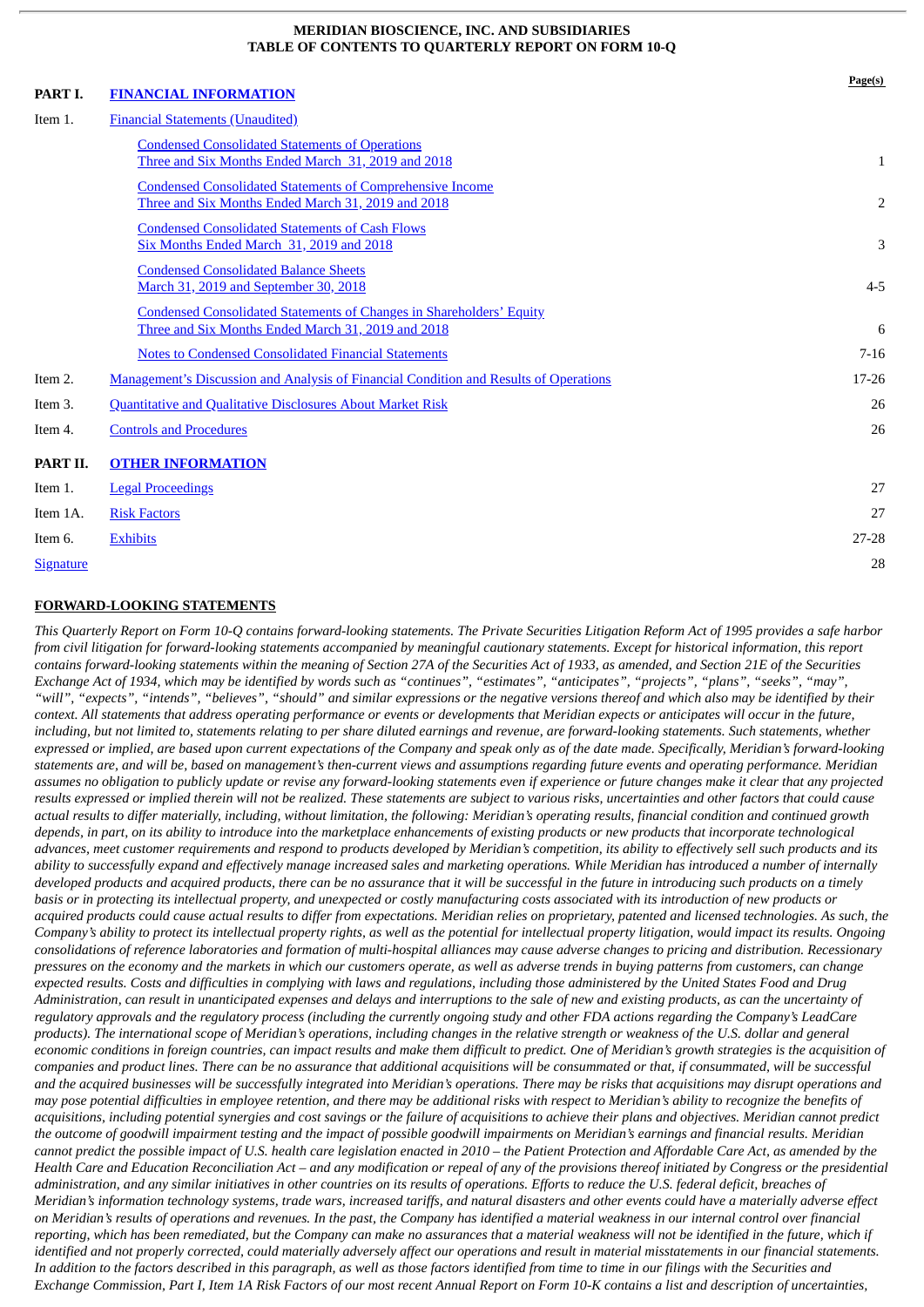**MERIDIAN BIOSCIENCE, INC. AND SUBSIDIARIES**
**TABLE OF CONTENTS TO QUARTERLY REPORT ON FORM 10-Q**

| | | Page(s) |
|---|---|---|
| **PART I.** | **FINANCIAL INFORMATION** | |
| Item 1. | Financial Statements (Unaudited) | |
| | Condensed Consolidated Statements of Operations<br>Three and Six Months Ended March 31, 2019 and 2018 | 1 |
| | Condensed Consolidated Statements of Comprehensive Income<br>Three and Six Months Ended March 31, 2019 and 2018 | 2 |
| | Condensed Consolidated Statements of Cash Flows<br>Six Months Ended March 31, 2019 and 2018 | 3 |
| | Condensed Consolidated Balance Sheets<br>March 31, 2019 and September 30, 2018 | 4-5 |
| | Condensed Consolidated Statements of Changes in Shareholders' Equity<br>Three and Six Months Ended March 31, 2019 and 2018 | 6 |
| | Notes to Condensed Consolidated Financial Statements | 7-16 |
| Item 2. | Management's Discussion and Analysis of Financial Condition and Results of Operations | 17-26 |
| Item 3. | Quantitative and Qualitative Disclosures About Market Risk | 26 |
| Item 4. | Controls and Procedures | 26 |
| **PART II.** | **OTHER INFORMATION** | |
| Item 1. | Legal Proceedings | 27 |
| Item 1A. | Risk Factors | 27 |
| Item 6. | Exhibits | 27-28 |
| Signature | | 28 |

**FORWARD-LOOKING STATEMENTS**

*This Quarterly Report on Form 10-Q contains forward-looking statements. The Private Securities Litigation Reform Act of 1995 provides a safe harbor from civil litigation for forward-looking statements accompanied by meaningful cautionary statements. Except for historical information, this report contains forward-looking statements within the meaning of Section 27A of the Securities Act of 1933, as amended, and Section 21E of the Securities Exchange Act of 1934, which may be identified by words such as "continues", "estimates", "anticipates", "projects", "plans", "seeks", "may", "will", "expects", "intends", "believes", "should" and similar expressions or the negative versions thereof and which also may be identified by their context. All statements that address operating performance or events or developments that Meridian expects or anticipates will occur in the future, including, but not limited to, statements relating to per share diluted earnings and revenue, are forward-looking statements. Such statements, whether expressed or implied, are based upon current expectations of the Company and speak only as of the date made. Specifically, Meridian's forward-looking statements are, and will be, based on management's then-current views and assumptions regarding future events and operating performance. Meridian assumes no obligation to publicly update or revise any forward-looking statements even if experience or future changes make it clear that any projected results expressed or implied therein will not be realized. These statements are subject to various risks, uncertainties and other factors that could cause actual results to differ materially, including, without limitation, the following: Meridian's operating results, financial condition and continued growth depends, in part, on its ability to introduce into the marketplace enhancements of existing products or new products that incorporate technological advances, meet customer requirements and respond to products developed by Meridian's competition, its ability to effectively sell such products and its ability to successfully expand and effectively manage increased sales and marketing operations. While Meridian has introduced a number of internally developed products and acquired products, there can be no assurance that it will be successful in the future in introducing such products on a timely basis or in protecting its intellectual property, and unexpected or costly manufacturing costs associated with its introduction of new products or acquired products could cause actual results to differ from expectations. Meridian relies on proprietary, patented and licensed technologies. As such, the Company's ability to protect its intellectual property rights, as well as the potential for intellectual property litigation, would impact its results. Ongoing consolidations of reference laboratories and formation of multi-hospital alliances may cause adverse changes to pricing and distribution. Recessionary pressures on the economy and the markets in which our customers operate, as well as adverse trends in buying patterns from customers, can change expected results. Costs and difficulties in complying with laws and regulations, including those administered by the United States Food and Drug Administration, can result in unanticipated expenses and delays and interruptions to the sale of new and existing products, as can the uncertainty of regulatory approvals and the regulatory process (including the currently ongoing study and other FDA actions regarding the Company's LeadCare products). The international scope of Meridian's operations, including changes in the relative strength or weakness of the U.S. dollar and general economic conditions in foreign countries, can impact results and make them difficult to predict. One of Meridian's growth strategies is the acquisition of companies and product lines. There can be no assurance that additional acquisitions will be consummated or that, if consummated, will be successful and the acquired businesses will be successfully integrated into Meridian's operations. There may be risks that acquisitions may disrupt operations and may pose potential difficulties in employee retention, and there may be additional risks with respect to Meridian's ability to recognize the benefits of acquisitions, including potential synergies and cost savings or the failure of acquisitions to achieve their plans and objectives. Meridian cannot predict the outcome of goodwill impairment testing and the impact of possible goodwill impairments on Meridian's earnings and financial results. Meridian cannot predict the possible impact of U.S. health care legislation enacted in 2010 – the Patient Protection and Affordable Care Act, as amended by the Health Care and Education Reconciliation Act – and any modification or repeal of any of the provisions thereof initiated by Congress or the presidential administration, and any similar initiatives in other countries on its results of operations. Efforts to reduce the U.S. federal deficit, breaches of Meridian's information technology systems, trade wars, increased tariffs, and natural disasters and other events could have a materially adverse effect on Meridian's results of operations and revenues. In the past, the Company has identified a material weakness in our internal control over financial reporting, which has been remediated, but the Company can make no assurances that a material weakness will not be identified in the future, which if identified and not properly corrected, could materially adversely affect our operations and result in material misstatements in our financial statements. In addition to the factors described in this paragraph, as well as those factors identified from time to time in our filings with the Securities and Exchange Commission, Part I, Item 1A Risk Factors of our most recent Annual Report on Form 10-K contains a list and description of uncertainties,*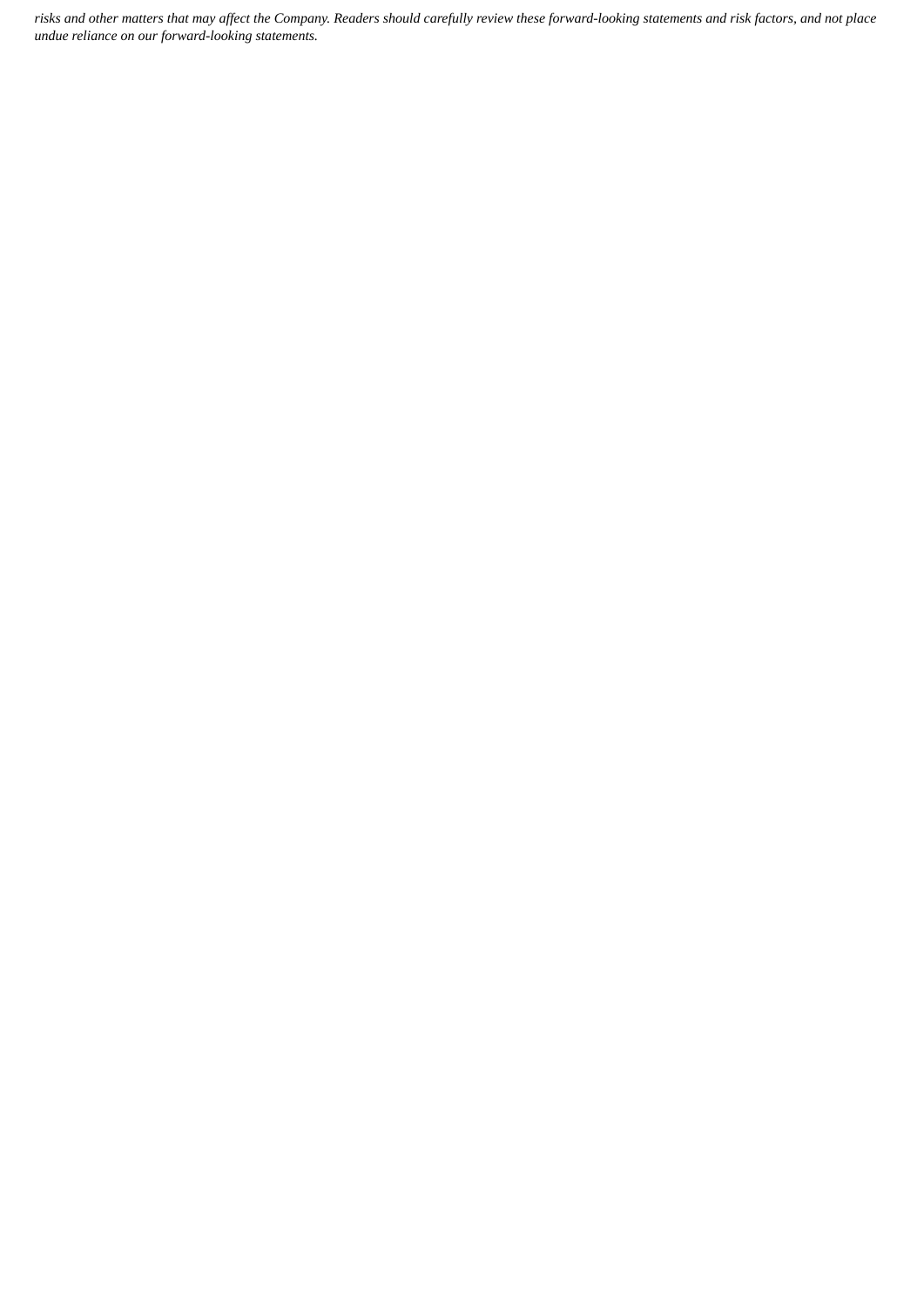*risks and other matters that may affect the Company. Readers should carefully review these forward-looking statements and risk factors, and not place undue reliance on our forward-looking statements.*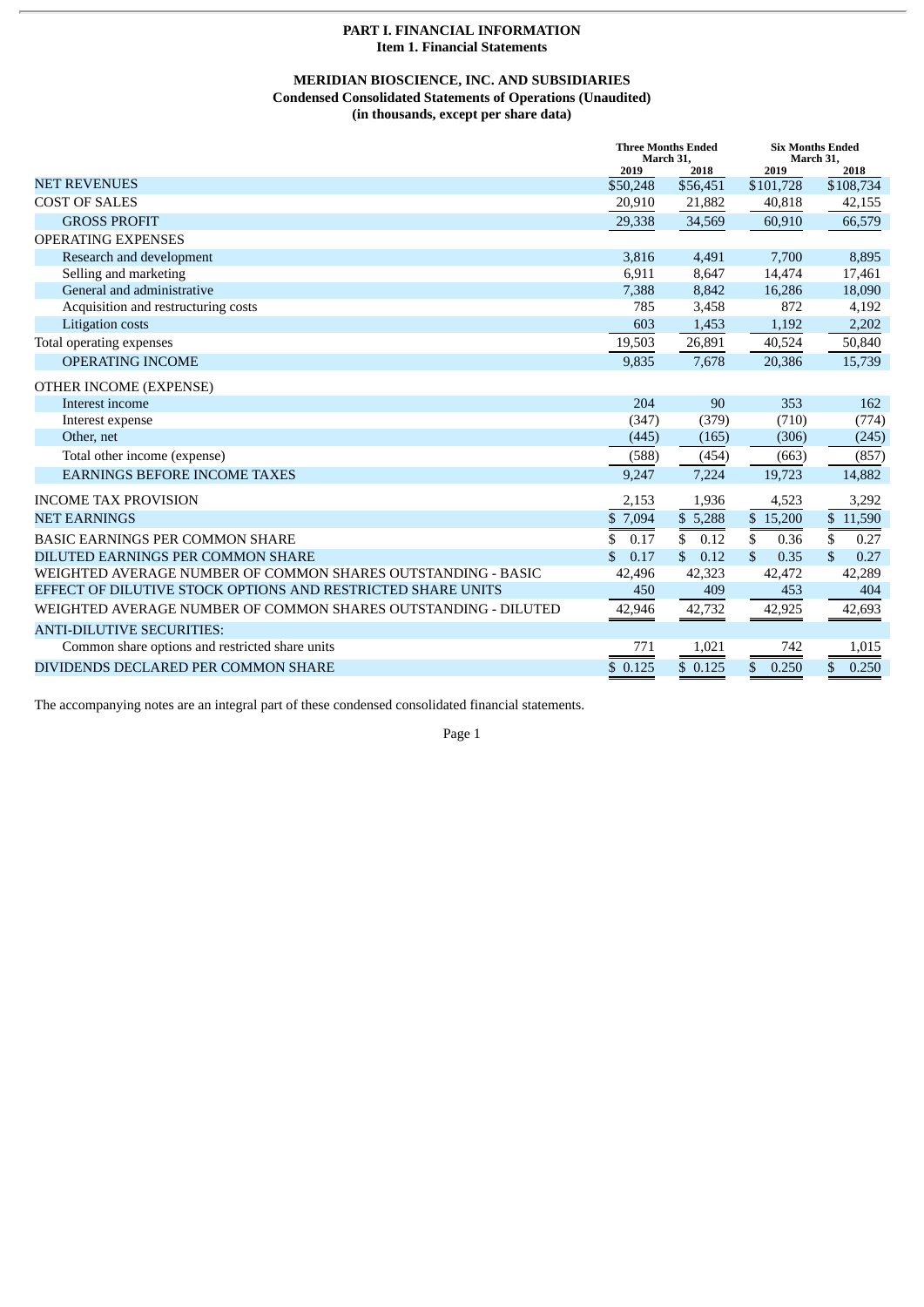# PART I. FINANCIAL INFORMATION

## Item 1. Financial Statements

### MERIDIAN BIOSCIENCE, INC. AND SUBSIDIARIES

**Condensed Consolidated Statements of Operations (Unaudited)**
**(in thousands, except per share data)**

| | Three Months Ended March 31, | | Six Months Ended March 31, | |
|---|---|---|---|---|
| | 2019 | 2018 | 2019 | 2018 |
| NET REVENUES | $50,248 | $56,451 | $101,728 | $108,734 |
| COST OF SALES | 20,910 | 21,882 | 40,818 | 42,155 |
| GROSS PROFIT | 29,338 | 34,569 | 60,910 | 66,579 |
| OPERATING EXPENSES | | | | |
| Research and development | 3,816 | 4,491 | 7,700 | 8,895 |
| Selling and marketing | 6,911 | 8,647 | 14,474 | 17,461 |
| General and administrative | 7,388 | 8,842 | 16,286 | 18,090 |
| Acquisition and restructuring costs | 785 | 3,458 | 872 | 4,192 |
| Litigation costs | 603 | 1,453 | 1,192 | 2,202 |
| Total operating expenses | 19,503 | 26,891 | 40,524 | 50,840 |
| OPERATING INCOME | 9,835 | 7,678 | 20,386 | 15,739 |
| OTHER INCOME (EXPENSE) | | | | |
| Interest income | 204 | 90 | 353 | 162 |
| Interest expense | (347) | (379) | (710) | (774) |
| Other, net | (445) | (165) | (306) | (245) |
| Total other income (expense) | (588) | (454) | (663) | (857) |
| EARNINGS BEFORE INCOME TAXES | 9,247 | 7,224 | 19,723 | 14,882 |
| INCOME TAX PROVISION | 2,153 | 1,936 | 4,523 | 3,292 |
| NET EARNINGS | $ 7,094 | $ 5,288 | $ 15,200 | $ 11,590 |
| BASIC EARNINGS PER COMMON SHARE | $ 0.17 | $ 0.12 | $ 0.36 | $ 0.27 |
| DILUTED EARNINGS PER COMMON SHARE | $ 0.17 | $ 0.12 | $ 0.35 | $ 0.27 |
| WEIGHTED AVERAGE NUMBER OF COMMON SHARES OUTSTANDING - BASIC | 42,496 | 42,323 | 42,472 | 42,289 |
| EFFECT OF DILUTIVE STOCK OPTIONS AND RESTRICTED SHARE UNITS | 450 | 409 | 453 | 404 |
| WEIGHTED AVERAGE NUMBER OF COMMON SHARES OUTSTANDING - DILUTED | 42,946 | 42,732 | 42,925 | 42,693 |
| ANTI-DILUTIVE SECURITIES: | | | | |
| Common share options and restricted share units | 771 | 1,021 | 742 | 1,015 |
| DIVIDENDS DECLARED PER COMMON SHARE | $ 0.125 | $ 0.125 | $ 0.250 | $ 0.250 |

The accompanying notes are an integral part of these condensed consolidated financial statements.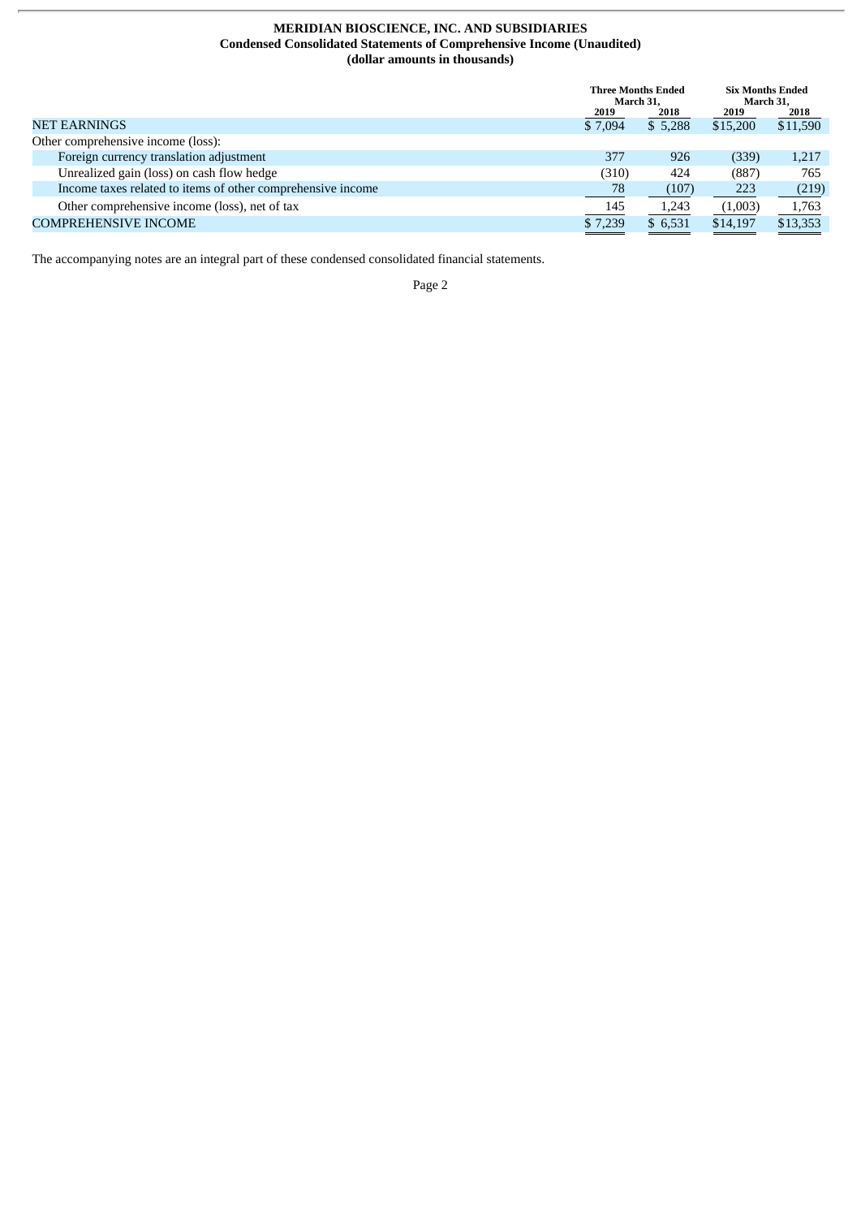**MERIDIAN BIOSCIENCE, INC. AND SUBSIDIARIES**
**Condensed Consolidated Statements of Comprehensive Income (Unaudited)**
**(dollar amounts in thousands)**

| | Three Months Ended March 31, | | Six Months Ended March 31, | |
|---|---|---|---|---|
| | 2019 | 2018 | 2019 | 2018 |
| NET EARNINGS | $ 7,094 | $ 5,288 | $15,200 | $11,590 |
| Other comprehensive income (loss): | | | | |
| Foreign currency translation adjustment | 377 | 926 | (339) | 1,217 |
| Unrealized gain (loss) on cash flow hedge | (310) | 424 | (887) | 765 |
| Income taxes related to items of other comprehensive income | 78 | (107) | 223 | (219) |
| Other comprehensive income (loss), net of tax | 145 | 1,243 | (1,003) | 1,763 |
| COMPREHENSIVE INCOME | $ 7,239 | $ 6,531 | $14,197 | $13,353 |

The accompanying notes are an integral part of these condensed consolidated financial statements.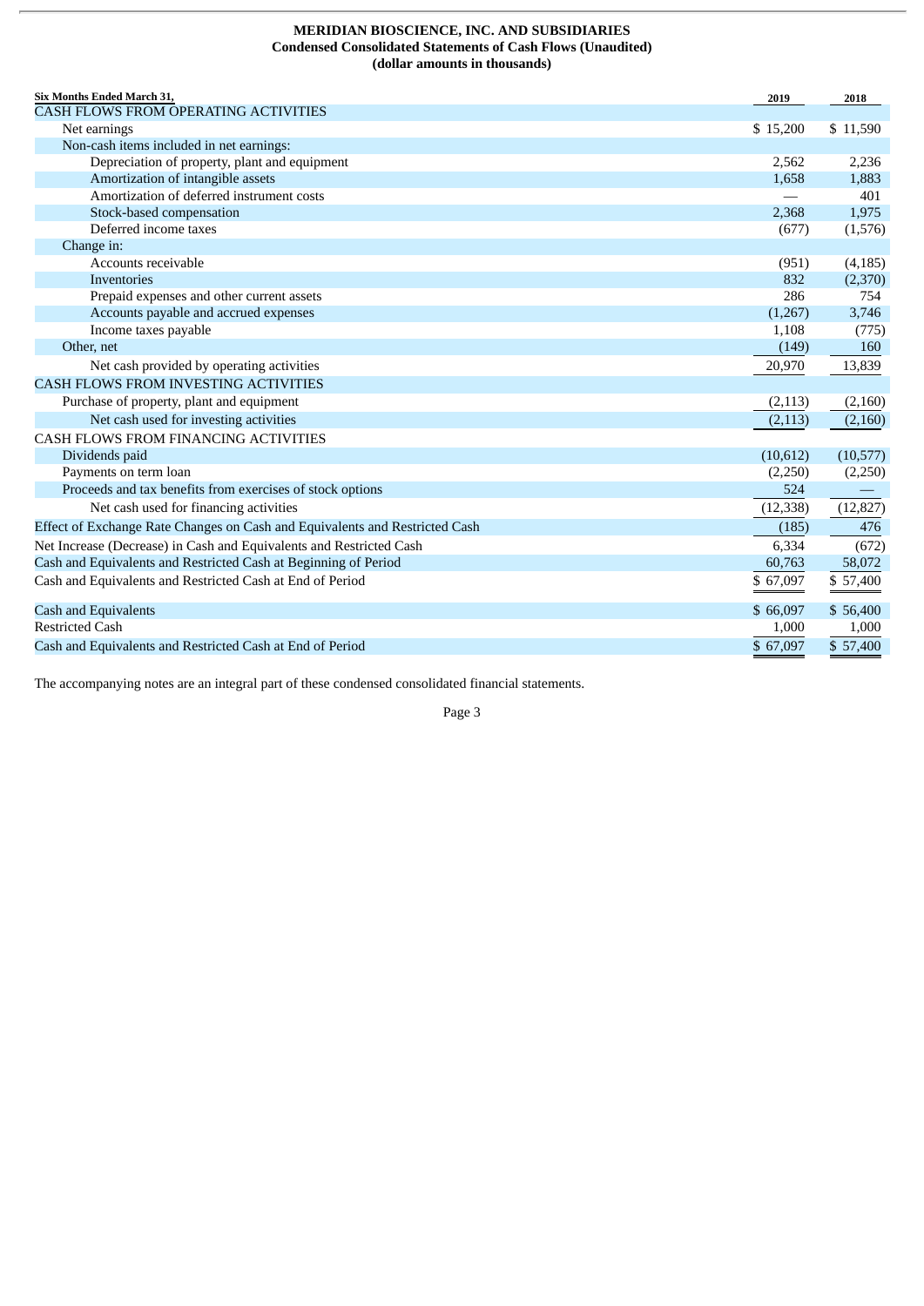**MERIDIAN BIOSCIENCE, INC. AND SUBSIDIARIES**
**Condensed Consolidated Statements of Cash Flows (Unaudited)**
**(dollar amounts in thousands)**

| Six Months Ended March 31, | 2019 | 2018 |
|---|---|---|
| CASH FLOWS FROM OPERATING ACTIVITIES | | |
| Net earnings | $ 15,200 | $ 11,590 |
| Non-cash items included in net earnings: | | |
| Depreciation of property, plant and equipment | 2,562 | 2,236 |
| Amortization of intangible assets | 1,658 | 1,883 |
| Amortization of deferred instrument costs | — | 401 |
| Stock-based compensation | 2,368 | 1,975 |
| Deferred income taxes | (677) | (1,576) |
| Change in: | | |
| Accounts receivable | (951) | (4,185) |
| Inventories | 832 | (2,370) |
| Prepaid expenses and other current assets | 286 | 754 |
| Accounts payable and accrued expenses | (1,267) | 3,746 |
| Income taxes payable | 1,108 | (775) |
| Other, net | (149) | 160 |
| Net cash provided by operating activities | 20,970 | 13,839 |
| CASH FLOWS FROM INVESTING ACTIVITIES | | |
| Purchase of property, plant and equipment | (2,113) | (2,160) |
| Net cash used for investing activities | (2,113) | (2,160) |
| CASH FLOWS FROM FINANCING ACTIVITIES | | |
| Dividends paid | (10,612) | (10,577) |
| Payments on term loan | (2,250) | (2,250) |
| Proceeds and tax benefits from exercises of stock options | 524 | — |
| Net cash used for financing activities | (12,338) | (12,827) |
| Effect of Exchange Rate Changes on Cash and Equivalents and Restricted Cash | (185) | 476 |
| Net Increase (Decrease) in Cash and Equivalents and Restricted Cash | 6,334 | (672) |
| Cash and Equivalents and Restricted Cash at Beginning of Period | 60,763 | 58,072 |
| Cash and Equivalents and Restricted Cash at End of Period | $ 67,097 | $ 57,400 |
| | | |
| Cash and Equivalents | $ 66,097 | $ 56,400 |
| Restricted Cash | 1,000 | 1,000 |
| Cash and Equivalents and Restricted Cash at End of Period | $ 67,097 | $ 57,400 |

The accompanying notes are an integral part of these condensed consolidated financial statements.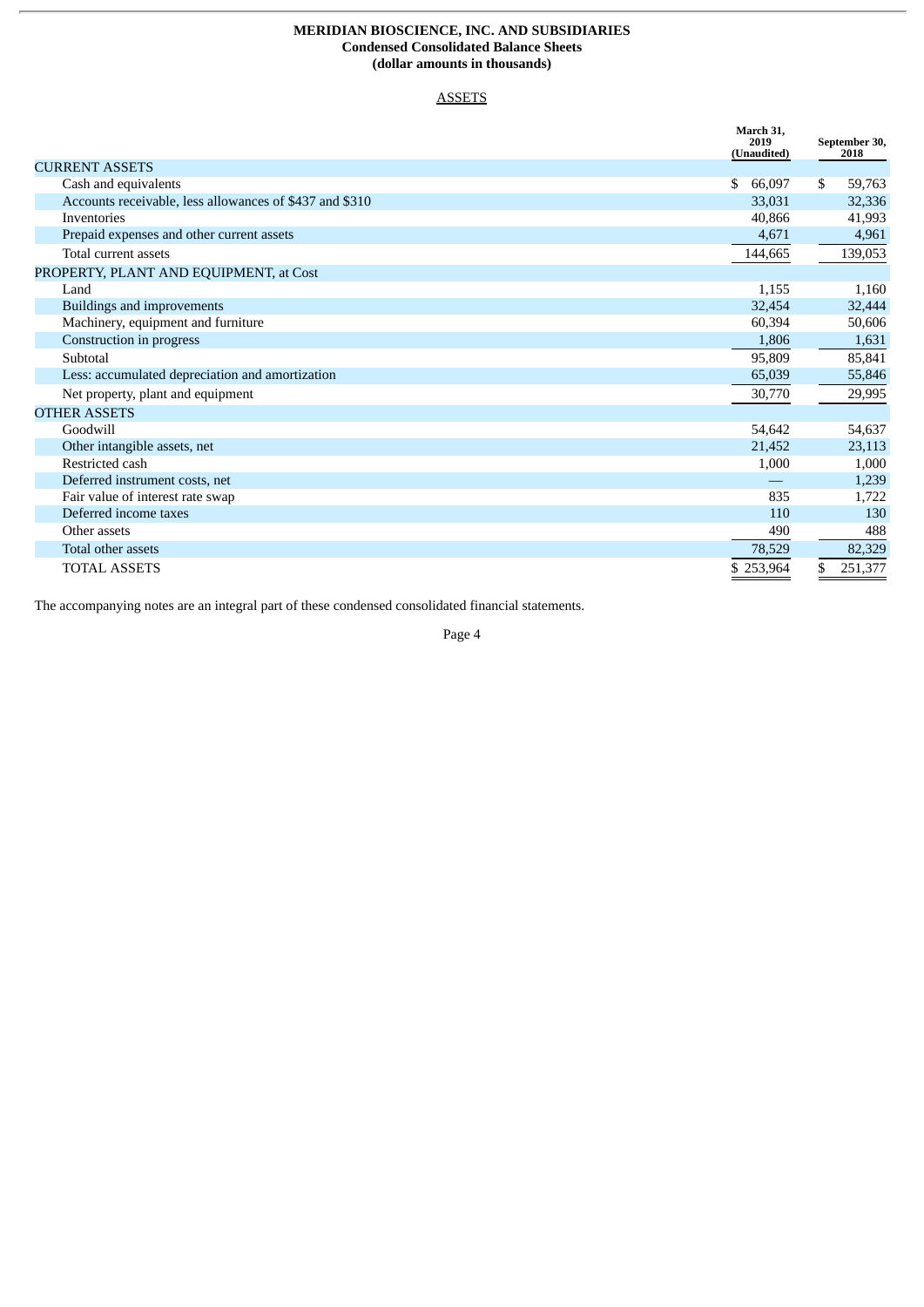**MERIDIAN BIOSCIENCE, INC. AND SUBSIDIARIES**
**Condensed Consolidated Balance Sheets**
**(dollar amounts in thousands)**

ASSETS

| | March 31, 2019 (Unaudited) | September 30, 2018 |
|---|---|---|
| CURRENT ASSETS | | |
| Cash and equivalents | $ 66,097 | $ 59,763 |
| Accounts receivable, less allowances of $437 and $310 | 33,031 | 32,336 |
| Inventories | 40,866 | 41,993 |
| Prepaid expenses and other current assets | 4,671 | 4,961 |
| Total current assets | 144,665 | 139,053 |
| PROPERTY, PLANT AND EQUIPMENT, at Cost | | |
| Land | 1,155 | 1,160 |
| Buildings and improvements | 32,454 | 32,444 |
| Machinery, equipment and furniture | 60,394 | 50,606 |
| Construction in progress | 1,806 | 1,631 |
| Subtotal | 95,809 | 85,841 |
| Less: accumulated depreciation and amortization | 65,039 | 55,846 |
| Net property, plant and equipment | 30,770 | 29,995 |
| OTHER ASSETS | | |
| Goodwill | 54,642 | 54,637 |
| Other intangible assets, net | 21,452 | 23,113 |
| Restricted cash | 1,000 | 1,000 |
| Deferred instrument costs, net | — | 1,239 |
| Fair value of interest rate swap | 835 | 1,722 |
| Deferred income taxes | 110 | 130 |
| Other assets | 490 | 488 |
| Total other assets | 78,529 | 82,329 |
| TOTAL ASSETS | $ 253,964 | $ 251,377 |

The accompanying notes are an integral part of these condensed consolidated financial statements.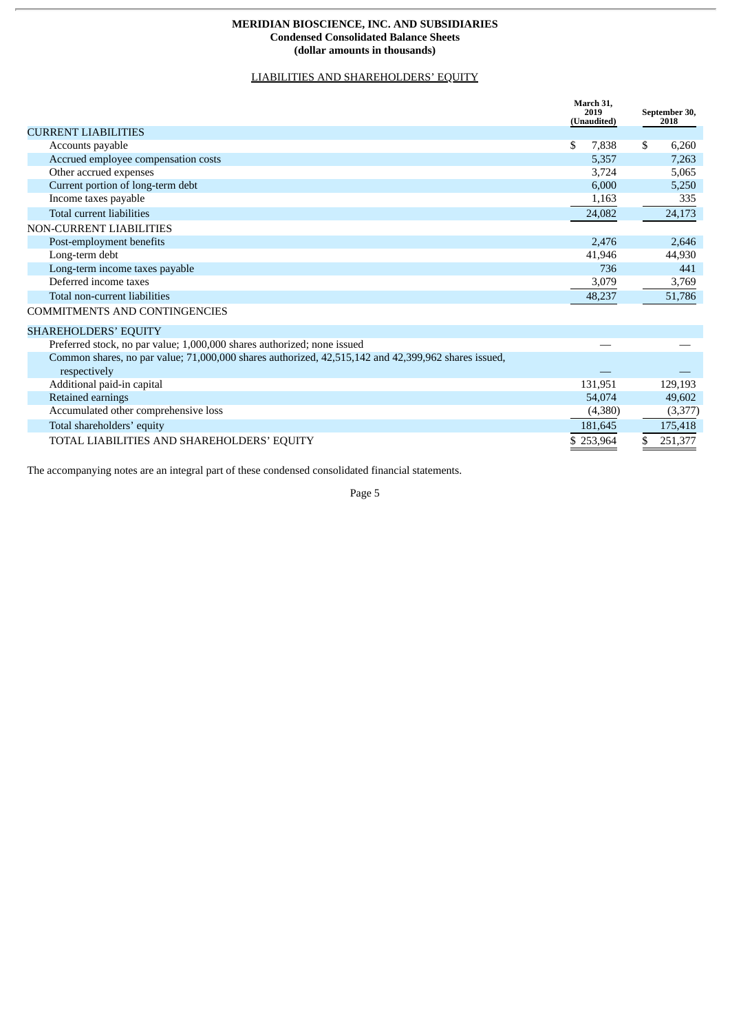**MERIDIAN BIOSCIENCE, INC. AND SUBSIDIARIES**
**Condensed Consolidated Balance Sheets**
**(dollar amounts in thousands)**

LIABILITIES AND SHAREHOLDERS' EQUITY

| | March 31, 2019 (Unaudited) | September 30, 2018 |
|---|---|---|
| CURRENT LIABILITIES | | |
| Accounts payable | $ 7,838 | $ 6,260 |
| Accrued employee compensation costs | 5,357 | 7,263 |
| Other accrued expenses | 3,724 | 5,065 |
| Current portion of long-term debt | 6,000 | 5,250 |
| Income taxes payable | 1,163 | 335 |
| Total current liabilities | 24,082 | 24,173 |
| NON-CURRENT LIABILITIES | | |
| Post-employment benefits | 2,476 | 2,646 |
| Long-term debt | 41,946 | 44,930 |
| Long-term income taxes payable | 736 | 441 |
| Deferred income taxes | 3,079 | 3,769 |
| Total non-current liabilities | 48,237 | 51,786 |
| COMMITMENTS AND CONTINGENCIES | | |
| SHAREHOLDERS' EQUITY | | |
| Preferred stock, no par value; 1,000,000 shares authorized; none issued | — | — |
| Common shares, no par value; 71,000,000 shares authorized, 42,515,142 and 42,399,962 shares issued, respectively | — | — |
| Additional paid-in capital | 131,951 | 129,193 |
| Retained earnings | 54,074 | 49,602 |
| Accumulated other comprehensive loss | (4,380) | (3,377) |
| Total shareholders' equity | 181,645 | 175,418 |
| TOTAL LIABILITIES AND SHAREHOLDERS' EQUITY | $ 253,964 | $ 251,377 |

The accompanying notes are an integral part of these condensed consolidated financial statements.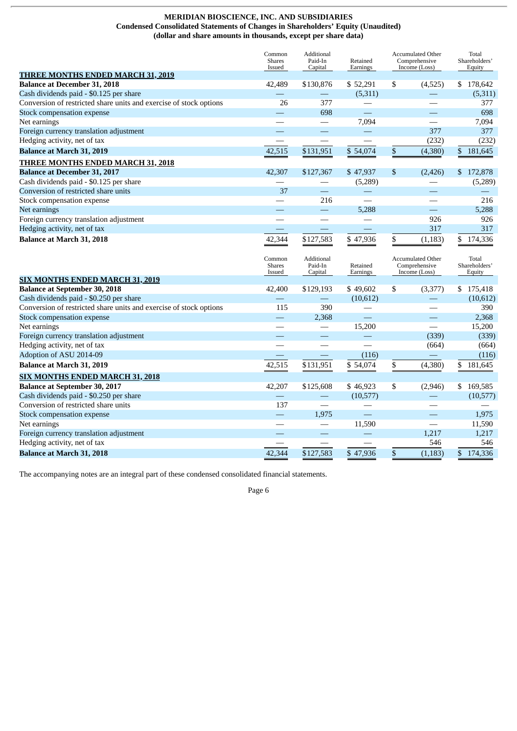**MERIDIAN BIOSCIENCE, INC. AND SUBSIDIARIES**
**Condensed Consolidated Statements of Changes in Shareholders' Equity (Unaudited)**
**(dollar and share amounts in thousands, except per share data)**

| | Common Shares Issued | Additional Paid-In Capital | Retained Earnings | Accumulated Other Comprehensive Income (Loss) | Total Shareholders' Equity |
|---|---|---|---|---|---|
| **THREE MONTHS ENDED MARCH 31, 2019** | | | | | |
| **Balance at December 31, 2018** | 42,489 | $130,876 | $ 52,291 | $ (4,525) | $ 178,642 |
| Cash dividends paid - $0.125 per share | — | — | (5,311) | — | (5,311) |
| Conversion of restricted share units and exercise of stock options | 26 | 377 | — | — | 377 |
| Stock compensation expense | — | 698 | — | — | 698 |
| Net earnings | — | — | 7,094 | — | 7,094 |
| Foreign currency translation adjustment | — | — | — | 377 | 377 |
| Hedging activity, net of tax | — | — | — | (232) | (232) |
| **Balance at March 31, 2019** | 42,515 | $131,951 | $ 54,074 | $ (4,380) | $ 181,645 |
| **THREE MONTHS ENDED MARCH 31, 2018** | | | | | |
| **Balance at December 31, 2017** | 42,307 | $127,367 | $ 47,937 | $ (2,426) | $ 172,878 |
| Cash dividends paid - $0.125 per share | — | — | (5,289) | — | (5,289) |
| Conversion of restricted share units | 37 | — | — | — | — |
| Stock compensation expense | — | 216 | — | — | 216 |
| Net earnings | — | — | 5,288 | — | 5,288 |
| Foreign currency translation adjustment | — | — | — | 926 | 926 |
| Hedging activity, net of tax | — | — | — | 317 | 317 |
| **Balance at March 31, 2018** | 42,344 | $127,583 | $ 47,936 | $ (1,183) | $ 174,336 |

| | Common Shares Issued | Additional Paid-In Capital | Retained Earnings | Accumulated Other Comprehensive Income (Loss) | Total Shareholders' Equity |
|---|---|---|---|---|---|
| **SIX MONTHS ENDED MARCH 31, 2019** | | | | | |
| **Balance at September 30, 2018** | 42,400 | $129,193 | $ 49,602 | $ (3,377) | $ 175,418 |
| Cash dividends paid - $0.250 per share | — | — | (10,612) | — | (10,612) |
| Conversion of restricted share units and exercise of stock options | 115 | 390 | — | — | 390 |
| Stock compensation expense | — | 2,368 | — | — | 2,368 |
| Net earnings | — | — | 15,200 | — | 15,200 |
| Foreign currency translation adjustment | — | — | — | (339) | (339) |
| Hedging activity, net of tax | — | — | — | (664) | (664) |
| Adoption of ASU 2014-09 | — | — | (116) | — | (116) |
| **Balance at March 31, 2019** | 42,515 | $131,951 | $ 54,074 | $ (4,380) | $ 181,645 |
| **SIX MONTHS ENDED MARCH 31, 2018** | | | | | |
| **Balance at September 30, 2017** | 42,207 | $125,608 | $ 46,923 | $ (2,946) | $ 169,585 |
| Cash dividends paid - $0.250 per share | — | — | (10,577) | — | (10,577) |
| Conversion of restricted share units | 137 | — | — | — | — |
| Stock compensation expense | — | 1,975 | — | — | 1,975 |
| Net earnings | — | — | 11,590 | — | 11,590 |
| Foreign currency translation adjustment | — | — | — | 1,217 | 1,217 |
| Hedging activity, net of tax | — | — | — | 546 | 546 |
| **Balance at March 31, 2018** | 42,344 | $127,583 | $ 47,936 | $ (1,183) | $ 174,336 |

The accompanying notes are an integral part of these condensed consolidated financial statements.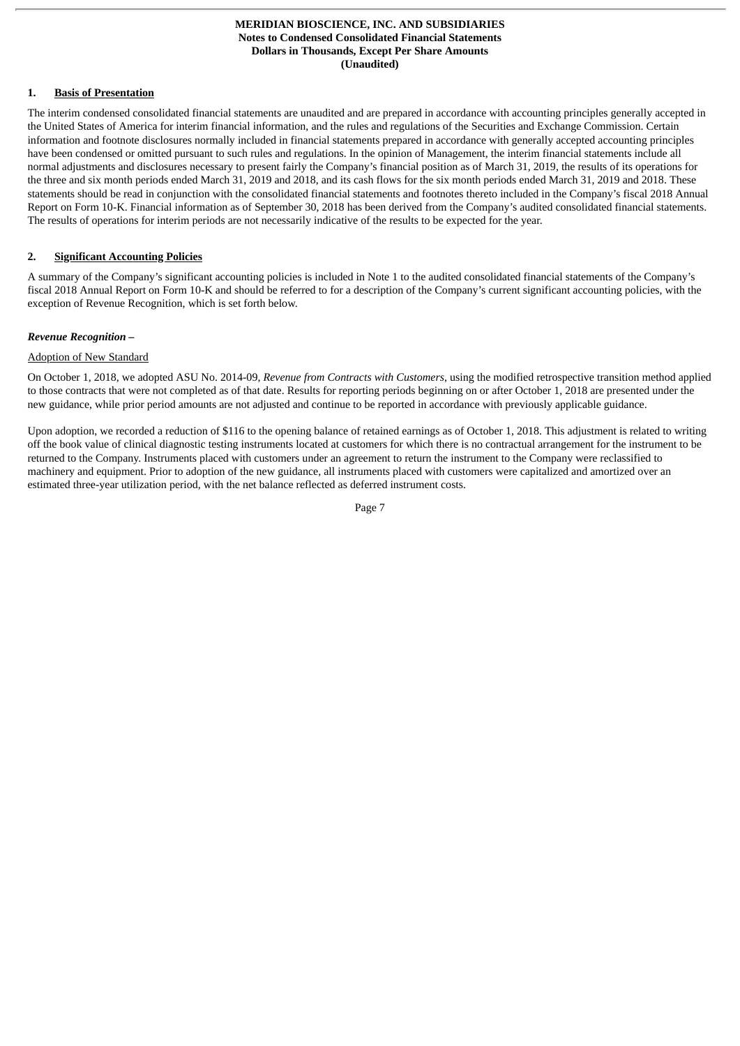**MERIDIAN BIOSCIENCE, INC. AND SUBSIDIARIES**
**Notes to Condensed Consolidated Financial Statements**
**Dollars in Thousands, Except Per Share Amounts**
**(Unaudited)**

## 1. Basis of Presentation

The interim condensed consolidated financial statements are unaudited and are prepared in accordance with accounting principles generally accepted in the United States of America for interim financial information, and the rules and regulations of the Securities and Exchange Commission. Certain information and footnote disclosures normally included in financial statements prepared in accordance with generally accepted accounting principles have been condensed or omitted pursuant to such rules and regulations. In the opinion of Management, the interim financial statements include all normal adjustments and disclosures necessary to present fairly the Company's financial position as of March 31, 2019, the results of its operations for the three and six month periods ended March 31, 2019 and 2018, and its cash flows for the six month periods ended March 31, 2019 and 2018. These statements should be read in conjunction with the consolidated financial statements and footnotes thereto included in the Company's fiscal 2018 Annual Report on Form 10-K. Financial information as of September 30, 2018 has been derived from the Company's audited consolidated financial statements. The results of operations for interim periods are not necessarily indicative of the results to be expected for the year.

## 2. Significant Accounting Policies

A summary of the Company's significant accounting policies is included in Note 1 to the audited consolidated financial statements of the Company's fiscal 2018 Annual Report on Form 10-K and should be referred to for a description of the Company's current significant accounting policies, with the exception of Revenue Recognition, which is set forth below.

***Revenue Recognition –***

Adoption of New Standard

On October 1, 2018, we adopted ASU No. 2014-09, *Revenue from Contracts with Customers*, using the modified retrospective transition method applied to those contracts that were not completed as of that date. Results for reporting periods beginning on or after October 1, 2018 are presented under the new guidance, while prior period amounts are not adjusted and continue to be reported in accordance with previously applicable guidance.

Upon adoption, we recorded a reduction of $116 to the opening balance of retained earnings as of October 1, 2018. This adjustment is related to writing off the book value of clinical diagnostic testing instruments located at customers for which there is no contractual arrangement for the instrument to be returned to the Company. Instruments placed with customers under an agreement to return the instrument to the Company were reclassified to machinery and equipment. Prior to adoption of the new guidance, all instruments placed with customers were capitalized and amortized over an estimated three-year utilization period, with the net balance reflected as deferred instrument costs.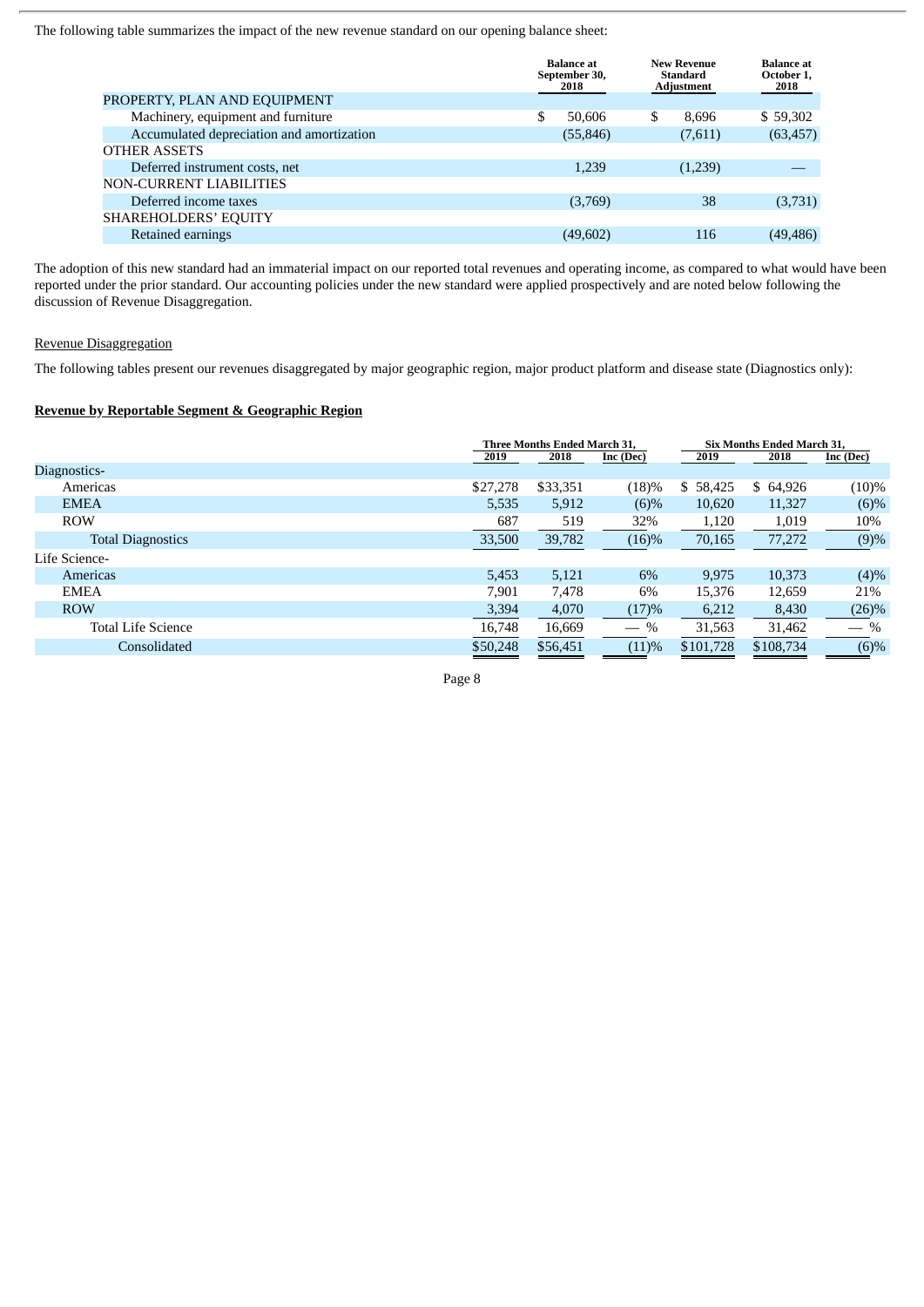The following table summarizes the impact of the new revenue standard on our opening balance sheet:

| | Balance at September 30, 2018 | New Revenue Standard Adjustment | Balance at October 1, 2018 |
|---|---|---|---|
| PROPERTY, PLAN AND EQUIPMENT | | | |
| Machinery, equipment and furniture | $ 50,606 | $ 8,696 | $ 59,302 |
| Accumulated depreciation and amortization | (55,846) | (7,611) | (63,457) |
| OTHER ASSETS | | | |
| Deferred instrument costs, net | 1,239 | (1,239) | — |
| NON-CURRENT LIABILITIES | | | |
| Deferred income taxes | (3,769) | 38 | (3,731) |
| SHAREHOLDERS' EQUITY | | | |
| Retained earnings | (49,602) | 116 | (49,486) |

The adoption of this new standard had an immaterial impact on our reported total revenues and operating income, as compared to what would have been reported under the prior standard. Our accounting policies under the new standard were applied prospectively and are noted below following the discussion of Revenue Disaggregation.

Revenue Disaggregation

The following tables present our revenues disaggregated by major geographic region, major product platform and disease state (Diagnostics only):

**Revenue by Reportable Segment & Geographic Region**

| | Three Months Ended March 31, | | | Six Months Ended March 31, | | |
|---|---|---|---|---|---|---|
| | 2019 | 2018 | Inc (Dec) | 2019 | 2018 | Inc (Dec) |
| Diagnostics- | | | | | | |
| Americas | $27,278 | $33,351 | (18)% | $ 58,425 | $ 64,926 | (10)% |
| EMEA | 5,535 | 5,912 | (6)% | 10,620 | 11,327 | (6)% |
| ROW | 687 | 519 | 32% | 1,120 | 1,019 | 10% |
| Total Diagnostics | 33,500 | 39,782 | (16)% | 70,165 | 77,272 | (9)% |
| Life Science- | | | | | | |
| Americas | 5,453 | 5,121 | 6% | 9,975 | 10,373 | (4)% |
| EMEA | 7,901 | 7,478 | 6% | 15,376 | 12,659 | 21% |
| ROW | 3,394 | 4,070 | (17)% | 6,212 | 8,430 | (26)% |
| Total Life Science | 16,748 | 16,669 | — % | 31,563 | 31,462 | — % |
| Consolidated | $50,248 | $56,451 | (11)% | $101,728 | $108,734 | (6)% |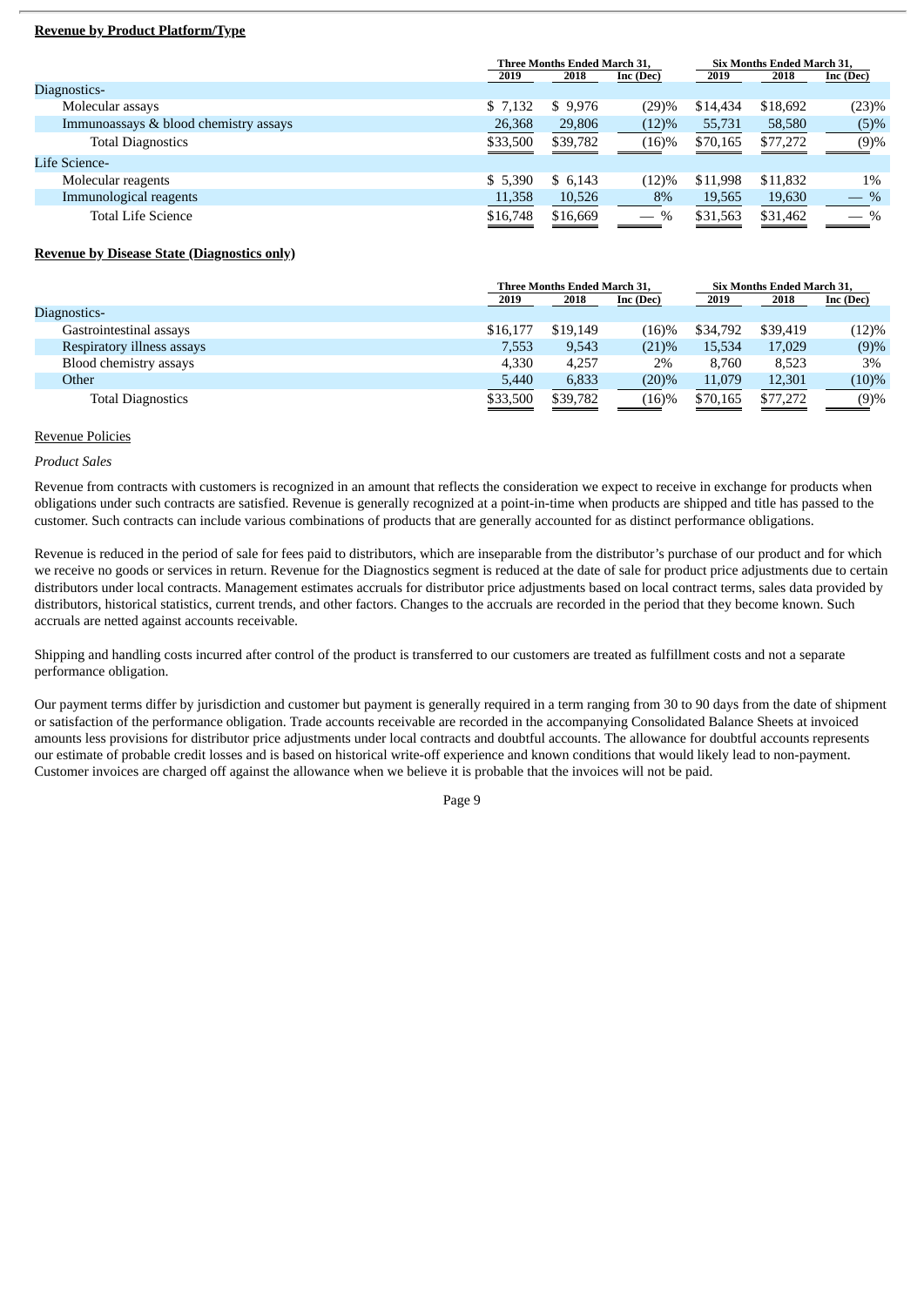**Revenue by Product Platform/Type**

| | Three Months Ended March 31, | | | Six Months Ended March 31, | | |
|---|---|---|---|---|---|---|
| | 2019 | 2018 | Inc (Dec) | 2019 | 2018 | Inc (Dec) |
| Diagnostics- | | | | | | |
| Molecular assays | $ 7,132 | $ 9,976 | (29)% | $14,434 | $18,692 | (23)% |
| Immunoassays & blood chemistry assays | 26,368 | 29,806 | (12)% | 55,731 | 58,580 | (5)% |
| Total Diagnostics | $33,500 | $39,782 | (16)% | $70,165 | $77,272 | (9)% |
| Life Science- | | | | | | |
| Molecular reagents | $ 5,390 | $ 6,143 | (12)% | $11,998 | $11,832 | 1% |
| Immunological reagents | 11,358 | 10,526 | 8% | 19,565 | 19,630 | — % |
| Total Life Science | $16,748 | $16,669 | — % | $31,563 | $31,462 | — % |

**Revenue by Disease State (Diagnostics only)**

| | Three Months Ended March 31, | | | Six Months Ended March 31, | | |
|---|---|---|---|---|---|---|
| | 2019 | 2018 | Inc (Dec) | 2019 | 2018 | Inc (Dec) |
| Diagnostics- | | | | | | |
| Gastrointestinal assays | $16,177 | $19,149 | (16)% | $34,792 | $39,419 | (12)% |
| Respiratory illness assays | 7,553 | 9,543 | (21)% | 15,534 | 17,029 | (9)% |
| Blood chemistry assays | 4,330 | 4,257 | 2% | 8,760 | 8,523 | 3% |
| Other | 5,440 | 6,833 | (20)% | 11,079 | 12,301 | (10)% |
| Total Diagnostics | $33,500 | $39,782 | (16)% | $70,165 | $77,272 | (9)% |

Revenue Policies

*Product Sales*

Revenue from contracts with customers is recognized in an amount that reflects the consideration we expect to receive in exchange for products when obligations under such contracts are satisfied. Revenue is generally recognized at a point-in-time when products are shipped and title has passed to the customer. Such contracts can include various combinations of products that are generally accounted for as distinct performance obligations.

Revenue is reduced in the period of sale for fees paid to distributors, which are inseparable from the distributor's purchase of our product and for which we receive no goods or services in return. Revenue for the Diagnostics segment is reduced at the date of sale for product price adjustments due to certain distributors under local contracts. Management estimates accruals for distributor price adjustments based on local contract terms, sales data provided by distributors, historical statistics, current trends, and other factors. Changes to the accruals are recorded in the period that they become known. Such accruals are netted against accounts receivable.

Shipping and handling costs incurred after control of the product is transferred to our customers are treated as fulfillment costs and not a separate performance obligation.

Our payment terms differ by jurisdiction and customer but payment is generally required in a term ranging from 30 to 90 days from the date of shipment or satisfaction of the performance obligation. Trade accounts receivable are recorded in the accompanying Consolidated Balance Sheets at invoiced amounts less provisions for distributor price adjustments under local contracts and doubtful accounts. The allowance for doubtful accounts represents our estimate of probable credit losses and is based on historical write-off experience and known conditions that would likely lead to non-payment. Customer invoices are charged off against the allowance when we believe it is probable that the invoices will not be paid.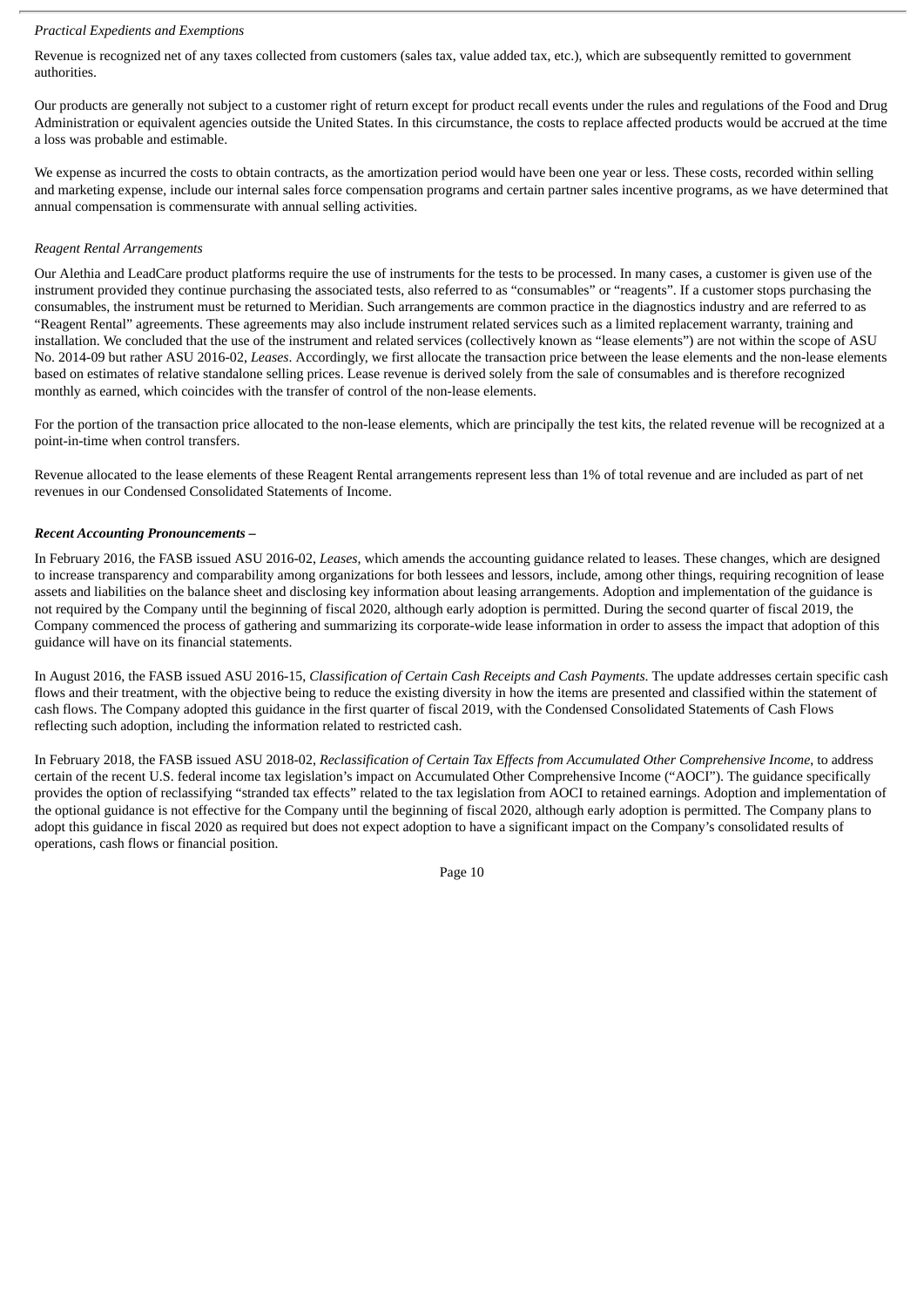*Practical Expedients and Exemptions*

Revenue is recognized net of any taxes collected from customers (sales tax, value added tax, etc.), which are subsequently remitted to government authorities.

Our products are generally not subject to a customer right of return except for product recall events under the rules and regulations of the Food and Drug Administration or equivalent agencies outside the United States. In this circumstance, the costs to replace affected products would be accrued at the time a loss was probable and estimable.

We expense as incurred the costs to obtain contracts, as the amortization period would have been one year or less. These costs, recorded within selling and marketing expense, include our internal sales force compensation programs and certain partner sales incentive programs, as we have determined that annual compensation is commensurate with annual selling activities.

*Reagent Rental Arrangements*

Our Alethia and LeadCare product platforms require the use of instruments for the tests to be processed. In many cases, a customer is given use of the instrument provided they continue purchasing the associated tests, also referred to as "consumables" or "reagents". If a customer stops purchasing the consumables, the instrument must be returned to Meridian. Such arrangements are common practice in the diagnostics industry and are referred to as "Reagent Rental" agreements. These agreements may also include instrument related services such as a limited replacement warranty, training and installation. We concluded that the use of the instrument and related services (collectively known as "lease elements") are not within the scope of ASU No. 2014-09 but rather ASU 2016-02, *Leases*. Accordingly, we first allocate the transaction price between the lease elements and the non-lease elements based on estimates of relative standalone selling prices. Lease revenue is derived solely from the sale of consumables and is therefore recognized monthly as earned, which coincides with the transfer of control of the non-lease elements.

For the portion of the transaction price allocated to the non-lease elements, which are principally the test kits, the related revenue will be recognized at a point-in-time when control transfers.

Revenue allocated to the lease elements of these Reagent Rental arrangements represent less than 1% of total revenue and are included as part of net revenues in our Condensed Consolidated Statements of Income.

***Recent Accounting Pronouncements –***

In February 2016, the FASB issued ASU 2016-02, *Leases*, which amends the accounting guidance related to leases. These changes, which are designed to increase transparency and comparability among organizations for both lessees and lessors, include, among other things, requiring recognition of lease assets and liabilities on the balance sheet and disclosing key information about leasing arrangements. Adoption and implementation of the guidance is not required by the Company until the beginning of fiscal 2020, although early adoption is permitted. During the second quarter of fiscal 2019, the Company commenced the process of gathering and summarizing its corporate-wide lease information in order to assess the impact that adoption of this guidance will have on its financial statements.

In August 2016, the FASB issued ASU 2016-15, *Classification of Certain Cash Receipts and Cash Payments*. The update addresses certain specific cash flows and their treatment, with the objective being to reduce the existing diversity in how the items are presented and classified within the statement of cash flows. The Company adopted this guidance in the first quarter of fiscal 2019, with the Condensed Consolidated Statements of Cash Flows reflecting such adoption, including the information related to restricted cash.

In February 2018, the FASB issued ASU 2018-02, *Reclassification of Certain Tax Effects from Accumulated Other Comprehensive Income*, to address certain of the recent U.S. federal income tax legislation's impact on Accumulated Other Comprehensive Income ("AOCI"). The guidance specifically provides the option of reclassifying "stranded tax effects" related to the tax legislation from AOCI to retained earnings. Adoption and implementation of the optional guidance is not effective for the Company until the beginning of fiscal 2020, although early adoption is permitted. The Company plans to adopt this guidance in fiscal 2020 as required but does not expect adoption to have a significant impact on the Company's consolidated results of operations, cash flows or financial position.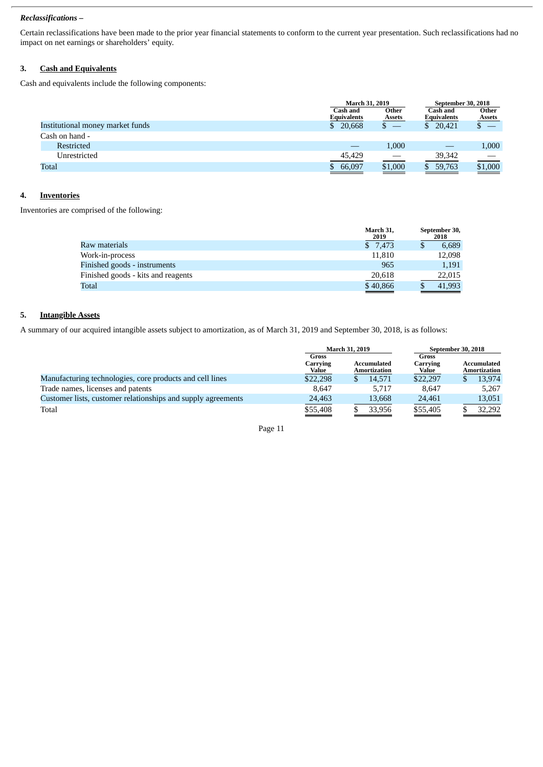***Reclassifications –***

Certain reclassifications have been made to the prior year financial statements to conform to the current year presentation. Such reclassifications had no impact on net earnings or shareholders' equity.

## 3. Cash and Equivalents

Cash and equivalents include the following components:

| | March 31, 2019 | | September 30, 2018 | |
|---|---|---|---|---|
| | Cash and Equivalents | Other Assets | Cash and Equivalents | Other Assets |
| Institutional money market funds | $ 20,668 | $ — | $ 20,421 | $ — |
| Cash on hand - | | | | |
| Restricted | — | 1,000 | — | 1,000 |
| Unrestricted | 45,429 | — | 39,342 | — |
| Total | $ 66,097 | $1,000 | $ 59,763 | $1,000 |

## 4. Inventories

Inventories are comprised of the following:

| | March 31, 2019 | September 30, 2018 |
|---|---|---|
| Raw materials | $ 7,473 | $ 6,689 |
| Work-in-process | 11,810 | 12,098 |
| Finished goods - instruments | 965 | 1,191 |
| Finished goods - kits and reagents | 20,618 | 22,015 |
| Total | $ 40,866 | $ 41,993 |

## 5. Intangible Assets

A summary of our acquired intangible assets subject to amortization, as of March 31, 2019 and September 30, 2018, is as follows:

| | March 31, 2019 | | September 30, 2018 | |
|---|---|---|---|---|
| | Gross Carrying Value | Accumulated Amortization | Gross Carrying Value | Accumulated Amortization |
| Manufacturing technologies, core products and cell lines | $22,298 | $ 14,571 | $22,297 | $ 13,974 |
| Trade names, licenses and patents | 8,647 | 5,717 | 8,647 | 5,267 |
| Customer lists, customer relationships and supply agreements | 24,463 | 13,668 | 24,461 | 13,051 |
| Total | $55,408 | $ 33,956 | $55,405 | $ 32,292 |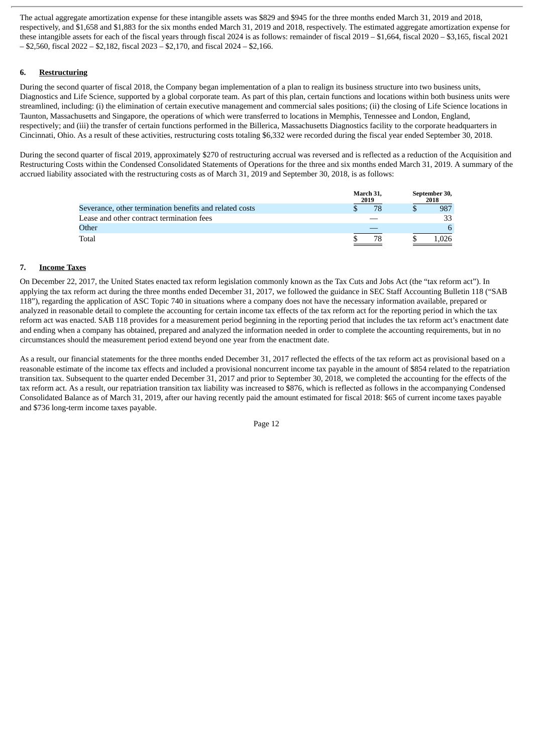The actual aggregate amortization expense for these intangible assets was $829 and $945 for the three months ended March 31, 2019 and 2018, respectively, and $1,658 and $1,883 for the six months ended March 31, 2019 and 2018, respectively. The estimated aggregate amortization expense for these intangible assets for each of the fiscal years through fiscal 2024 is as follows: remainder of fiscal 2019 – $1,664, fiscal 2020 – $3,165, fiscal 2021 – $2,560, fiscal 2022 – $2,182, fiscal 2023 – $2,170, and fiscal 2024 – $2,166.

## 6. Restructuring

During the second quarter of fiscal 2018, the Company began implementation of a plan to realign its business structure into two business units, Diagnostics and Life Science, supported by a global corporate team. As part of this plan, certain functions and locations within both business units were streamlined, including: (i) the elimination of certain executive management and commercial sales positions; (ii) the closing of Life Science locations in Taunton, Massachusetts and Singapore, the operations of which were transferred to locations in Memphis, Tennessee and London, England, respectively; and (iii) the transfer of certain functions performed in the Billerica, Massachusetts Diagnostics facility to the corporate headquarters in Cincinnati, Ohio. As a result of these activities, restructuring costs totaling $6,332 were recorded during the fiscal year ended September 30, 2018.

During the second quarter of fiscal 2019, approximately $270 of restructuring accrual was reversed and is reflected as a reduction of the Acquisition and Restructuring Costs within the Condensed Consolidated Statements of Operations for the three and six months ended March 31, 2019. A summary of the accrued liability associated with the restructuring costs as of March 31, 2019 and September 30, 2018, is as follows:

| | March 31, 2019 | September 30, 2018 |
|---|---|---|
| Severance, other termination benefits and related costs | $ 78 | $ 987 |
| Lease and other contract termination fees | — | 33 |
| Other | — | 6 |
| Total | $ 78 | $ 1,026 |

## 7. Income Taxes

On December 22, 2017, the United States enacted tax reform legislation commonly known as the Tax Cuts and Jobs Act (the "tax reform act"). In applying the tax reform act during the three months ended December 31, 2017, we followed the guidance in SEC Staff Accounting Bulletin 118 ("SAB 118"), regarding the application of ASC Topic 740 in situations where a company does not have the necessary information available, prepared or analyzed in reasonable detail to complete the accounting for certain income tax effects of the tax reform act for the reporting period in which the tax reform act was enacted. SAB 118 provides for a measurement period beginning in the reporting period that includes the tax reform act's enactment date and ending when a company has obtained, prepared and analyzed the information needed in order to complete the accounting requirements, but in no circumstances should the measurement period extend beyond one year from the enactment date.

As a result, our financial statements for the three months ended December 31, 2017 reflected the effects of the tax reform act as provisional based on a reasonable estimate of the income tax effects and included a provisional noncurrent income tax payable in the amount of $854 related to the repatriation transition tax. Subsequent to the quarter ended December 31, 2017 and prior to September 30, 2018, we completed the accounting for the effects of the tax reform act. As a result, our repatriation transition tax liability was increased to $876, which is reflected as follows in the accompanying Condensed Consolidated Balance as of March 31, 2019, after our having recently paid the amount estimated for fiscal 2018: $65 of current income taxes payable and $736 long-term income taxes payable.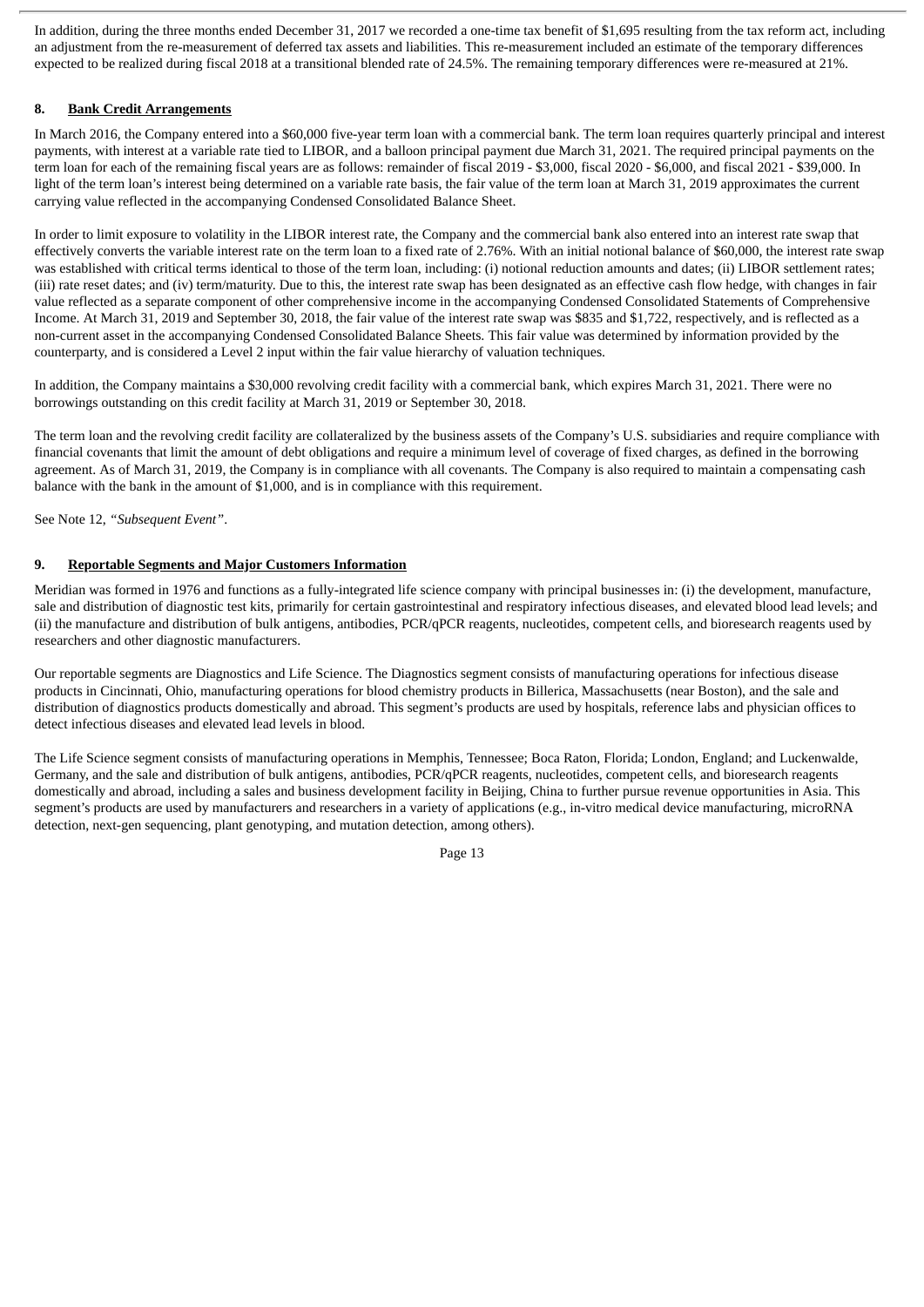In addition, during the three months ended December 31, 2017 we recorded a one-time tax benefit of $1,695 resulting from the tax reform act, including an adjustment from the re-measurement of deferred tax assets and liabilities. This re-measurement included an estimate of the temporary differences expected to be realized during fiscal 2018 at a transitional blended rate of 24.5%. The remaining temporary differences were re-measured at 21%.

## 8. Bank Credit Arrangements

In March 2016, the Company entered into a $60,000 five-year term loan with a commercial bank. The term loan requires quarterly principal and interest payments, with interest at a variable rate tied to LIBOR, and a balloon principal payment due March 31, 2021. The required principal payments on the term loan for each of the remaining fiscal years are as follows: remainder of fiscal 2019 - $3,000, fiscal 2020 - $6,000, and fiscal 2021 - $39,000. In light of the term loan's interest being determined on a variable rate basis, the fair value of the term loan at March 31, 2019 approximates the current carrying value reflected in the accompanying Condensed Consolidated Balance Sheet.

In order to limit exposure to volatility in the LIBOR interest rate, the Company and the commercial bank also entered into an interest rate swap that effectively converts the variable interest rate on the term loan to a fixed rate of 2.76%. With an initial notional balance of $60,000, the interest rate swap was established with critical terms identical to those of the term loan, including: (i) notional reduction amounts and dates; (ii) LIBOR settlement rates; (iii) rate reset dates; and (iv) term/maturity. Due to this, the interest rate swap has been designated as an effective cash flow hedge, with changes in fair value reflected as a separate component of other comprehensive income in the accompanying Condensed Consolidated Statements of Comprehensive Income. At March 31, 2019 and September 30, 2018, the fair value of the interest rate swap was $835 and $1,722, respectively, and is reflected as a non-current asset in the accompanying Condensed Consolidated Balance Sheets. This fair value was determined by information provided by the counterparty, and is considered a Level 2 input within the fair value hierarchy of valuation techniques.

In addition, the Company maintains a $30,000 revolving credit facility with a commercial bank, which expires March 31, 2021. There were no borrowings outstanding on this credit facility at March 31, 2019 or September 30, 2018.

The term loan and the revolving credit facility are collateralized by the business assets of the Company's U.S. subsidiaries and require compliance with financial covenants that limit the amount of debt obligations and require a minimum level of coverage of fixed charges, as defined in the borrowing agreement. As of March 31, 2019, the Company is in compliance with all covenants. The Company is also required to maintain a compensating cash balance with the bank in the amount of $1,000, and is in compliance with this requirement.

See Note 12, *"Subsequent Event"*.

## 9. Reportable Segments and Major Customers Information

Meridian was formed in 1976 and functions as a fully-integrated life science company with principal businesses in: (i) the development, manufacture, sale and distribution of diagnostic test kits, primarily for certain gastrointestinal and respiratory infectious diseases, and elevated blood lead levels; and (ii) the manufacture and distribution of bulk antigens, antibodies, PCR/qPCR reagents, nucleotides, competent cells, and bioresearch reagents used by researchers and other diagnostic manufacturers.

Our reportable segments are Diagnostics and Life Science. The Diagnostics segment consists of manufacturing operations for infectious disease products in Cincinnati, Ohio, manufacturing operations for blood chemistry products in Billerica, Massachusetts (near Boston), and the sale and distribution of diagnostics products domestically and abroad. This segment's products are used by hospitals, reference labs and physician offices to detect infectious diseases and elevated lead levels in blood.

The Life Science segment consists of manufacturing operations in Memphis, Tennessee; Boca Raton, Florida; London, England; and Luckenwalde, Germany, and the sale and distribution of bulk antigens, antibodies, PCR/qPCR reagents, nucleotides, competent cells, and bioresearch reagents domestically and abroad, including a sales and business development facility in Beijing, China to further pursue revenue opportunities in Asia. This segment's products are used by manufacturers and researchers in a variety of applications (e.g., in-vitro medical device manufacturing, microRNA detection, next-gen sequencing, plant genotyping, and mutation detection, among others).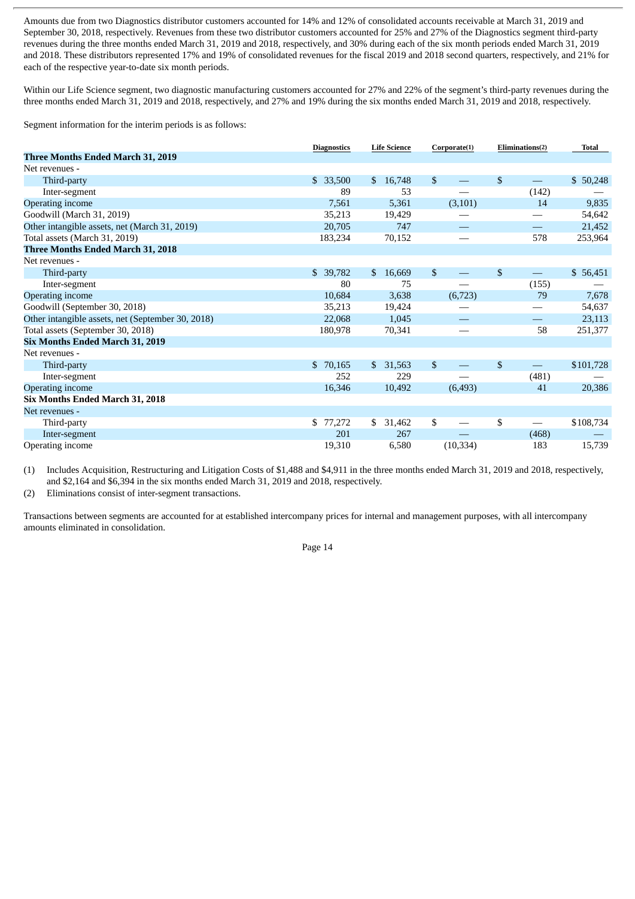Amounts due from two Diagnostics distributor customers accounted for 14% and 12% of consolidated accounts receivable at March 31, 2019 and September 30, 2018, respectively. Revenues from these two distributor customers accounted for 25% and 27% of the Diagnostics segment third-party revenues during the three months ended March 31, 2019 and 2018, respectively, and 30% during each of the six month periods ended March 31, 2019 and 2018. These distributors represented 17% and 19% of consolidated revenues for the fiscal 2019 and 2018 second quarters, respectively, and 21% for each of the respective year-to-date six month periods.

Within our Life Science segment, two diagnostic manufacturing customers accounted for 27% and 22% of the segment's third-party revenues during the three months ended March 31, 2019 and 2018, respectively, and 27% and 19% during the six months ended March 31, 2019 and 2018, respectively.

Segment information for the interim periods is as follows:

| | Diagnostics | Life Science | Corporate(1) | Eliminations(2) | Total |
|---|---|---|---|---|---|
| **Three Months Ended March 31, 2019** | | | | | |
| Net revenues - | | | | | |
| Third-party | $ 33,500 | $ 16,748 | $ — | $ — | $ 50,248 |
| Inter-segment | 89 | 53 | — | (142) | — |
| Operating income | 7,561 | 5,361 | (3,101) | 14 | 9,835 |
| Goodwill (March 31, 2019) | 35,213 | 19,429 | — | — | 54,642 |
| Other intangible assets, net (March 31, 2019) | 20,705 | 747 | — | — | 21,452 |
| Total assets (March 31, 2019) | 183,234 | 70,152 | — | 578 | 253,964 |
| **Three Months Ended March 31, 2018** | | | | | |
| Net revenues - | | | | | |
| Third-party | $ 39,782 | $ 16,669 | $ — | $ — | $ 56,451 |
| Inter-segment | 80 | 75 | — | (155) | — |
| Operating income | 10,684 | 3,638 | (6,723) | 79 | 7,678 |
| Goodwill (September 30, 2018) | 35,213 | 19,424 | — | — | 54,637 |
| Other intangible assets, net (September 30, 2018) | 22,068 | 1,045 | — | — | 23,113 |
| Total assets (September 30, 2018) | 180,978 | 70,341 | — | 58 | 251,377 |
| **Six Months Ended March 31, 2019** | | | | | |
| Net revenues - | | | | | |
| Third-party | $ 70,165 | $ 31,563 | $ — | $ — | $101,728 |
| Inter-segment | 252 | 229 | — | (481) | — |
| Operating income | 16,346 | 10,492 | (6,493) | 41 | 20,386 |
| **Six Months Ended March 31, 2018** | | | | | |
| Net revenues - | | | | | |
| Third-party | $ 77,272 | $ 31,462 | $ — | $ — | $108,734 |
| Inter-segment | 201 | 267 | — | (468) | — |
| Operating income | 19,310 | 6,580 | (10,334) | 183 | 15,739 |

(1) Includes Acquisition, Restructuring and Litigation Costs of $1,488 and $4,911 in the three months ended March 31, 2019 and 2018, respectively, and $2,164 and $6,394 in the six months ended March 31, 2019 and 2018, respectively.

(2) Eliminations consist of inter-segment transactions.

Transactions between segments are accounted for at established intercompany prices for internal and management purposes, with all intercompany amounts eliminated in consolidation.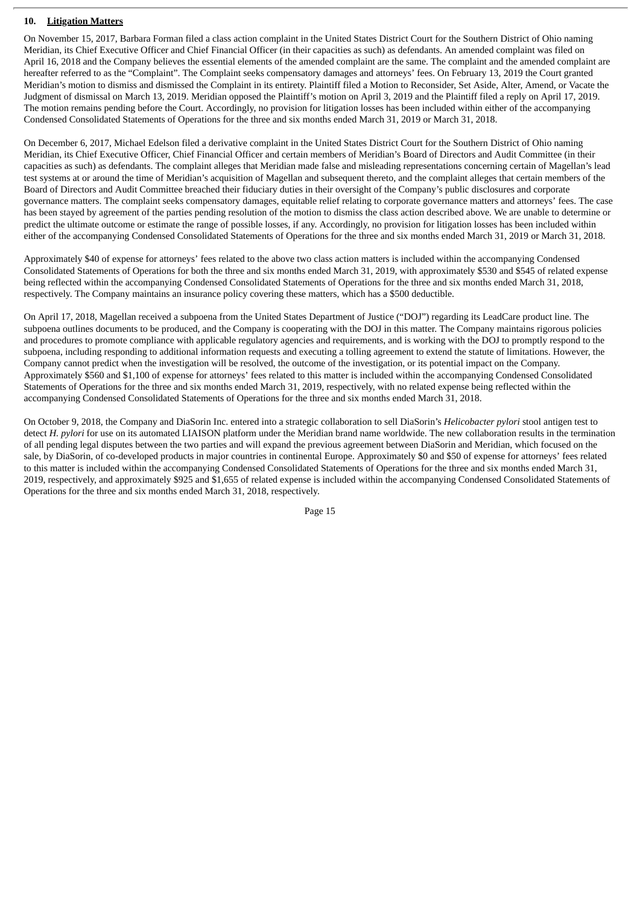## 10. Litigation Matters

On November 15, 2017, Barbara Forman filed a class action complaint in the United States District Court for the Southern District of Ohio naming Meridian, its Chief Executive Officer and Chief Financial Officer (in their capacities as such) as defendants. An amended complaint was filed on April 16, 2018 and the Company believes the essential elements of the amended complaint are the same. The complaint and the amended complaint are hereafter referred to as the "Complaint". The Complaint seeks compensatory damages and attorneys' fees. On February 13, 2019 the Court granted Meridian's motion to dismiss and dismissed the Complaint in its entirety. Plaintiff filed a Motion to Reconsider, Set Aside, Alter, Amend, or Vacate the Judgment of dismissal on March 13, 2019. Meridian opposed the Plaintiff's motion on April 3, 2019 and the Plaintiff filed a reply on April 17, 2019. The motion remains pending before the Court. Accordingly, no provision for litigation losses has been included within either of the accompanying Condensed Consolidated Statements of Operations for the three and six months ended March 31, 2019 or March 31, 2018.

On December 6, 2017, Michael Edelson filed a derivative complaint in the United States District Court for the Southern District of Ohio naming Meridian, its Chief Executive Officer, Chief Financial Officer and certain members of Meridian's Board of Directors and Audit Committee (in their capacities as such) as defendants. The complaint alleges that Meridian made false and misleading representations concerning certain of Magellan's lead test systems at or around the time of Meridian's acquisition of Magellan and subsequent thereto, and the complaint alleges that certain members of the Board of Directors and Audit Committee breached their fiduciary duties in their oversight of the Company's public disclosures and corporate governance matters. The complaint seeks compensatory damages, equitable relief relating to corporate governance matters and attorneys' fees. The case has been stayed by agreement of the parties pending resolution of the motion to dismiss the class action described above. We are unable to determine or predict the ultimate outcome or estimate the range of possible losses, if any. Accordingly, no provision for litigation losses has been included within either of the accompanying Condensed Consolidated Statements of Operations for the three and six months ended March 31, 2019 or March 31, 2018.

Approximately $40 of expense for attorneys' fees related to the above two class action matters is included within the accompanying Condensed Consolidated Statements of Operations for both the three and six months ended March 31, 2019, with approximately $530 and $545 of related expense being reflected within the accompanying Condensed Consolidated Statements of Operations for the three and six months ended March 31, 2018, respectively. The Company maintains an insurance policy covering these matters, which has a $500 deductible.

On April 17, 2018, Magellan received a subpoena from the United States Department of Justice ("DOJ") regarding its LeadCare product line. The subpoena outlines documents to be produced, and the Company is cooperating with the DOJ in this matter. The Company maintains rigorous policies and procedures to promote compliance with applicable regulatory agencies and requirements, and is working with the DOJ to promptly respond to the subpoena, including responding to additional information requests and executing a tolling agreement to extend the statute of limitations. However, the Company cannot predict when the investigation will be resolved, the outcome of the investigation, or its potential impact on the Company. Approximately $560 and $1,100 of expense for attorneys' fees related to this matter is included within the accompanying Condensed Consolidated Statements of Operations for the three and six months ended March 31, 2019, respectively, with no related expense being reflected within the accompanying Condensed Consolidated Statements of Operations for the three and six months ended March 31, 2018.

On October 9, 2018, the Company and DiaSorin Inc. entered into a strategic collaboration to sell DiaSorin's *Helicobacter pylori* stool antigen test to detect *H. pylori* for use on its automated LIAISON platform under the Meridian brand name worldwide. The new collaboration results in the termination of all pending legal disputes between the two parties and will expand the previous agreement between DiaSorin and Meridian, which focused on the sale, by DiaSorin, of co-developed products in major countries in continental Europe. Approximately $0 and $50 of expense for attorneys' fees related to this matter is included within the accompanying Condensed Consolidated Statements of Operations for the three and six months ended March 31, 2019, respectively, and approximately $925 and $1,655 of related expense is included within the accompanying Condensed Consolidated Statements of Operations for the three and six months ended March 31, 2018, respectively.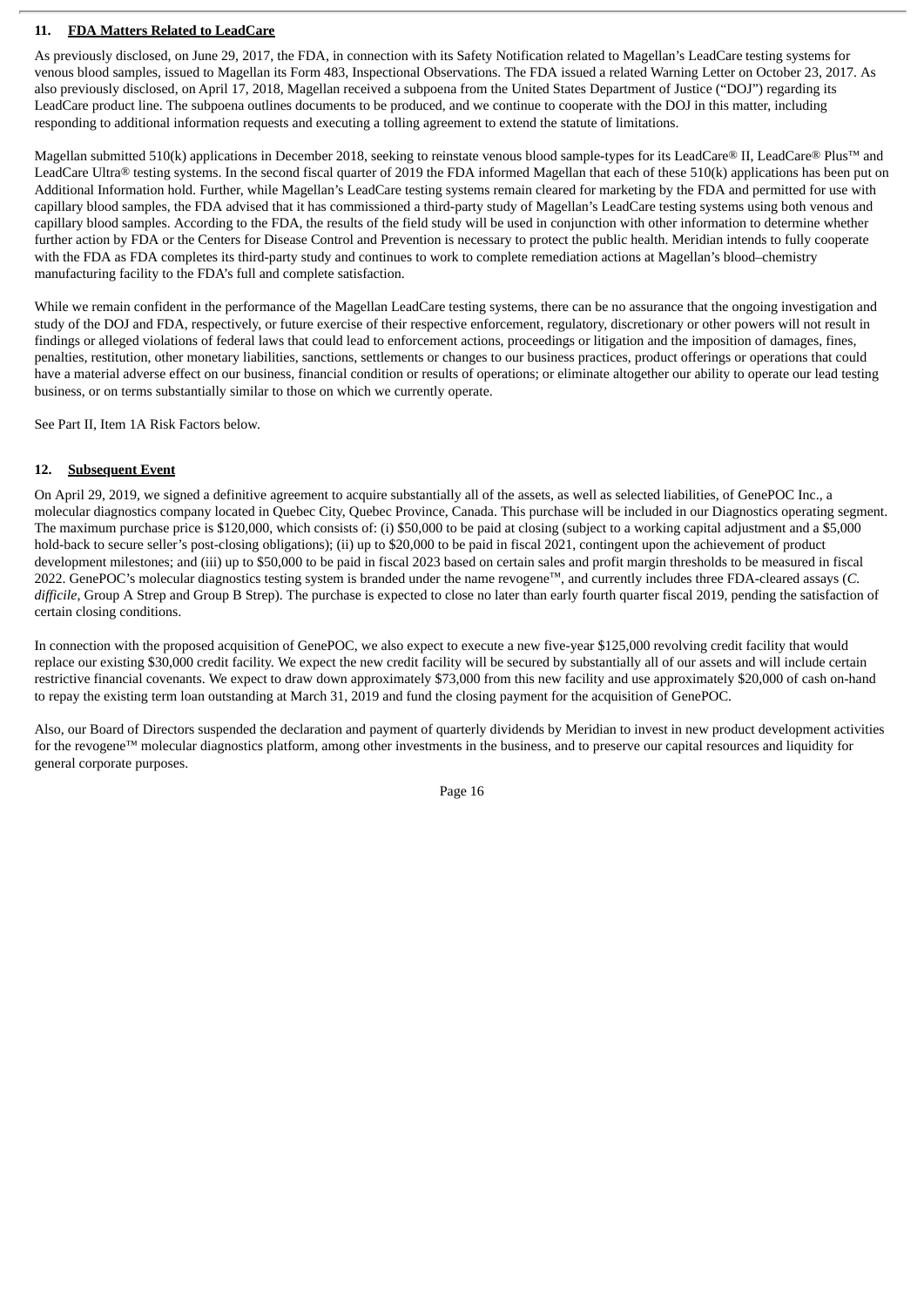## 11. FDA Matters Related to LeadCare

As previously disclosed, on June 29, 2017, the FDA, in connection with its Safety Notification related to Magellan's LeadCare testing systems for venous blood samples, issued to Magellan its Form 483, Inspectional Observations. The FDA issued a related Warning Letter on October 23, 2017. As also previously disclosed, on April 17, 2018, Magellan received a subpoena from the United States Department of Justice ("DOJ") regarding its LeadCare product line. The subpoena outlines documents to be produced, and we continue to cooperate with the DOJ in this matter, including responding to additional information requests and executing a tolling agreement to extend the statute of limitations.

Magellan submitted 510(k) applications in December 2018, seeking to reinstate venous blood sample-types for its LeadCare® II, LeadCare® Plus™ and LeadCare Ultra® testing systems. In the second fiscal quarter of 2019 the FDA informed Magellan that each of these 510(k) applications has been put on Additional Information hold. Further, while Magellan's LeadCare testing systems remain cleared for marketing by the FDA and permitted for use with capillary blood samples, the FDA advised that it has commissioned a third-party study of Magellan's LeadCare testing systems using both venous and capillary blood samples. According to the FDA, the results of the field study will be used in conjunction with other information to determine whether further action by FDA or the Centers for Disease Control and Prevention is necessary to protect the public health. Meridian intends to fully cooperate with the FDA as FDA completes its third-party study and continues to work to complete remediation actions at Magellan's blood–chemistry manufacturing facility to the FDA's full and complete satisfaction.

While we remain confident in the performance of the Magellan LeadCare testing systems, there can be no assurance that the ongoing investigation and study of the DOJ and FDA, respectively, or future exercise of their respective enforcement, regulatory, discretionary or other powers will not result in findings or alleged violations of federal laws that could lead to enforcement actions, proceedings or litigation and the imposition of damages, fines, penalties, restitution, other monetary liabilities, sanctions, settlements or changes to our business practices, product offerings or operations that could have a material adverse effect on our business, financial condition or results of operations; or eliminate altogether our ability to operate our lead testing business, or on terms substantially similar to those on which we currently operate.

See Part II, Item 1A Risk Factors below.

## 12. Subsequent Event

On April 29, 2019, we signed a definitive agreement to acquire substantially all of the assets, as well as selected liabilities, of GenePOC Inc., a molecular diagnostics company located in Quebec City, Quebec Province, Canada. This purchase will be included in our Diagnostics operating segment. The maximum purchase price is $120,000, which consists of: (i) $50,000 to be paid at closing (subject to a working capital adjustment and a $5,000 hold-back to secure seller's post-closing obligations); (ii) up to $20,000 to be paid in fiscal 2021, contingent upon the achievement of product development milestones; and (iii) up to $50,000 to be paid in fiscal 2023 based on certain sales and profit margin thresholds to be measured in fiscal 2022. GenePOC's molecular diagnostics testing system is branded under the name revogene™, and currently includes three FDA-cleared assays (*C. difficile*, Group A Strep and Group B Strep). The purchase is expected to close no later than early fourth quarter fiscal 2019, pending the satisfaction of certain closing conditions.

In connection with the proposed acquisition of GenePOC, we also expect to execute a new five-year $125,000 revolving credit facility that would replace our existing $30,000 credit facility. We expect the new credit facility will be secured by substantially all of our assets and will include certain restrictive financial covenants. We expect to draw down approximately $73,000 from this new facility and use approximately $20,000 of cash on-hand to repay the existing term loan outstanding at March 31, 2019 and fund the closing payment for the acquisition of GenePOC.

Also, our Board of Directors suspended the declaration and payment of quarterly dividends by Meridian to invest in new product development activities for the revogene™ molecular diagnostics platform, among other investments in the business, and to preserve our capital resources and liquidity for general corporate purposes.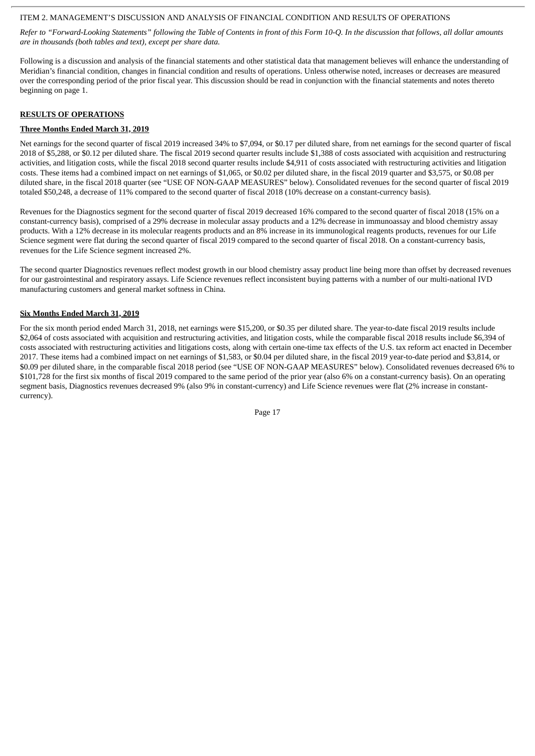ITEM 2. MANAGEMENT'S DISCUSSION AND ANALYSIS OF FINANCIAL CONDITION AND RESULTS OF OPERATIONS

*Refer to "Forward-Looking Statements" following the Table of Contents in front of this Form 10-Q. In the discussion that follows, all dollar amounts are in thousands (both tables and text), except per share data.*

Following is a discussion and analysis of the financial statements and other statistical data that management believes will enhance the understanding of Meridian's financial condition, changes in financial condition and results of operations. Unless otherwise noted, increases or decreases are measured over the corresponding period of the prior fiscal year. This discussion should be read in conjunction with the financial statements and notes thereto beginning on page 1.

## RESULTS OF OPERATIONS

### Three Months Ended March 31, 2019

Net earnings for the second quarter of fiscal 2019 increased 34% to $7,094, or $0.17 per diluted share, from net earnings for the second quarter of fiscal 2018 of $5,288, or $0.12 per diluted share. The fiscal 2019 second quarter results include $1,388 of costs associated with acquisition and restructuring activities, and litigation costs, while the fiscal 2018 second quarter results include $4,911 of costs associated with restructuring activities and litigation costs. These items had a combined impact on net earnings of $1,065, or $0.02 per diluted share, in the fiscal 2019 quarter and $3,575, or $0.08 per diluted share, in the fiscal 2018 quarter (see "USE OF NON-GAAP MEASURES" below). Consolidated revenues for the second quarter of fiscal 2019 totaled $50,248, a decrease of 11% compared to the second quarter of fiscal 2018 (10% decrease on a constant-currency basis).

Revenues for the Diagnostics segment for the second quarter of fiscal 2019 decreased 16% compared to the second quarter of fiscal 2018 (15% on a constant-currency basis), comprised of a 29% decrease in molecular assay products and a 12% decrease in immunoassay and blood chemistry assay products. With a 12% decrease in its molecular reagents products and an 8% increase in its immunological reagents products, revenues for our Life Science segment were flat during the second quarter of fiscal 2019 compared to the second quarter of fiscal 2018. On a constant-currency basis, revenues for the Life Science segment increased 2%.

The second quarter Diagnostics revenues reflect modest growth in our blood chemistry assay product line being more than offset by decreased revenues for our gastrointestinal and respiratory assays. Life Science revenues reflect inconsistent buying patterns with a number of our multi-national IVD manufacturing customers and general market softness in China.

### Six Months Ended March 31, 2019

For the six month period ended March 31, 2018, net earnings were $15,200, or $0.35 per diluted share. The year-to-date fiscal 2019 results include $2,064 of costs associated with acquisition and restructuring activities, and litigation costs, while the comparable fiscal 2018 results include $6,394 of costs associated with restructuring activities and litigations costs, along with certain one-time tax effects of the U.S. tax reform act enacted in December 2017. These items had a combined impact on net earnings of $1,583, or $0.04 per diluted share, in the fiscal 2019 year-to-date period and $3,814, or $0.09 per diluted share, in the comparable fiscal 2018 period (see "USE OF NON-GAAP MEASURES" below). Consolidated revenues decreased 6% to $101,728 for the first six months of fiscal 2019 compared to the same period of the prior year (also 6% on a constant-currency basis). On an operating segment basis, Diagnostics revenues decreased 9% (also 9% in constant-currency) and Life Science revenues were flat (2% increase in constant-currency).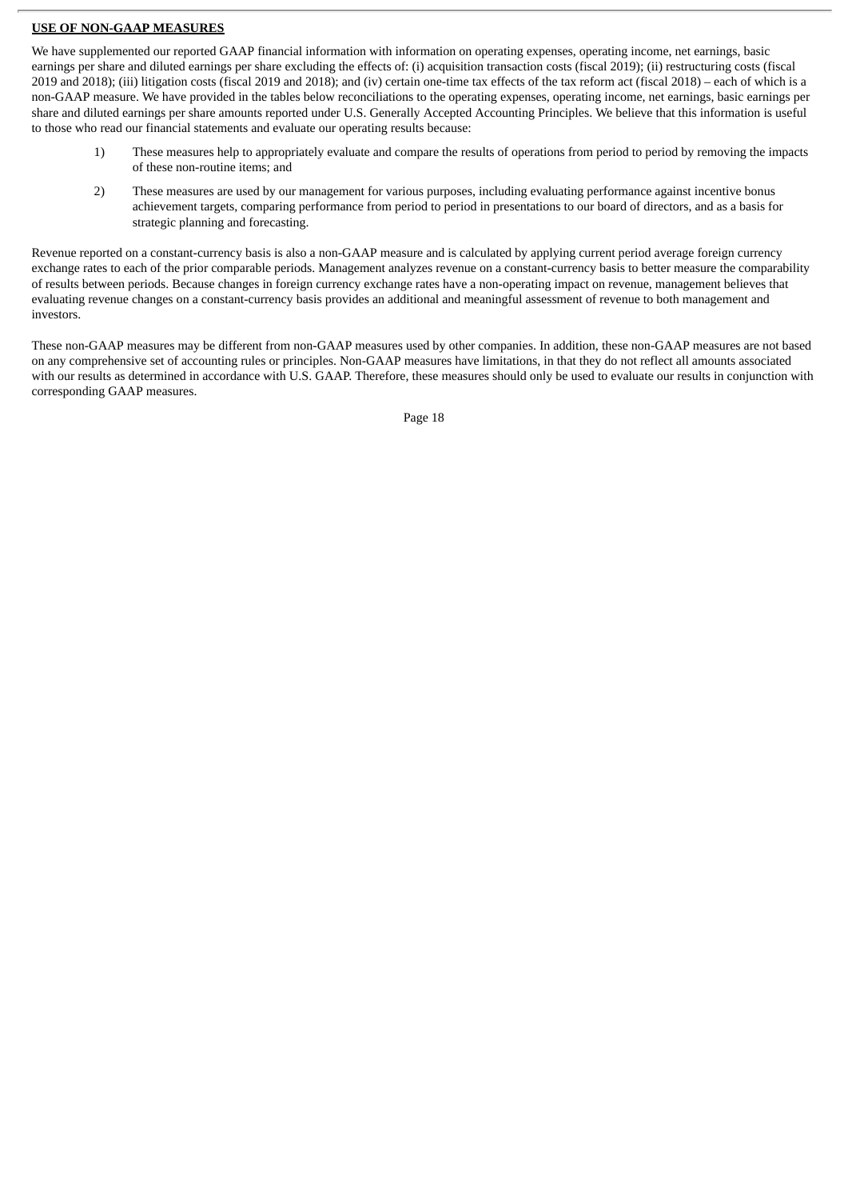**USE OF NON-GAAP MEASURES**

We have supplemented our reported GAAP financial information with information on operating expenses, operating income, net earnings, basic earnings per share and diluted earnings per share excluding the effects of: (i) acquisition transaction costs (fiscal 2019); (ii) restructuring costs (fiscal 2019 and 2018); (iii) litigation costs (fiscal 2019 and 2018); and (iv) certain one-time tax effects of the tax reform act (fiscal 2018) – each of which is a non-GAAP measure. We have provided in the tables below reconciliations to the operating expenses, operating income, net earnings, basic earnings per share and diluted earnings per share amounts reported under U.S. Generally Accepted Accounting Principles. We believe that this information is useful to those who read our financial statements and evaluate our operating results because:

1) These measures help to appropriately evaluate and compare the results of operations from period to period by removing the impacts of these non-routine items; and

2) These measures are used by our management for various purposes, including evaluating performance against incentive bonus achievement targets, comparing performance from period to period in presentations to our board of directors, and as a basis for strategic planning and forecasting.

Revenue reported on a constant-currency basis is also a non-GAAP measure and is calculated by applying current period average foreign currency exchange rates to each of the prior comparable periods. Management analyzes revenue on a constant-currency basis to better measure the comparability of results between periods. Because changes in foreign currency exchange rates have a non-operating impact on revenue, management believes that evaluating revenue changes on a constant-currency basis provides an additional and meaningful assessment of revenue to both management and investors.

These non-GAAP measures may be different from non-GAAP measures used by other companies. In addition, these non-GAAP measures are not based on any comprehensive set of accounting rules or principles. Non-GAAP measures have limitations, in that they do not reflect all amounts associated with our results as determined in accordance with U.S. GAAP. Therefore, these measures should only be used to evaluate our results in conjunction with corresponding GAAP measures.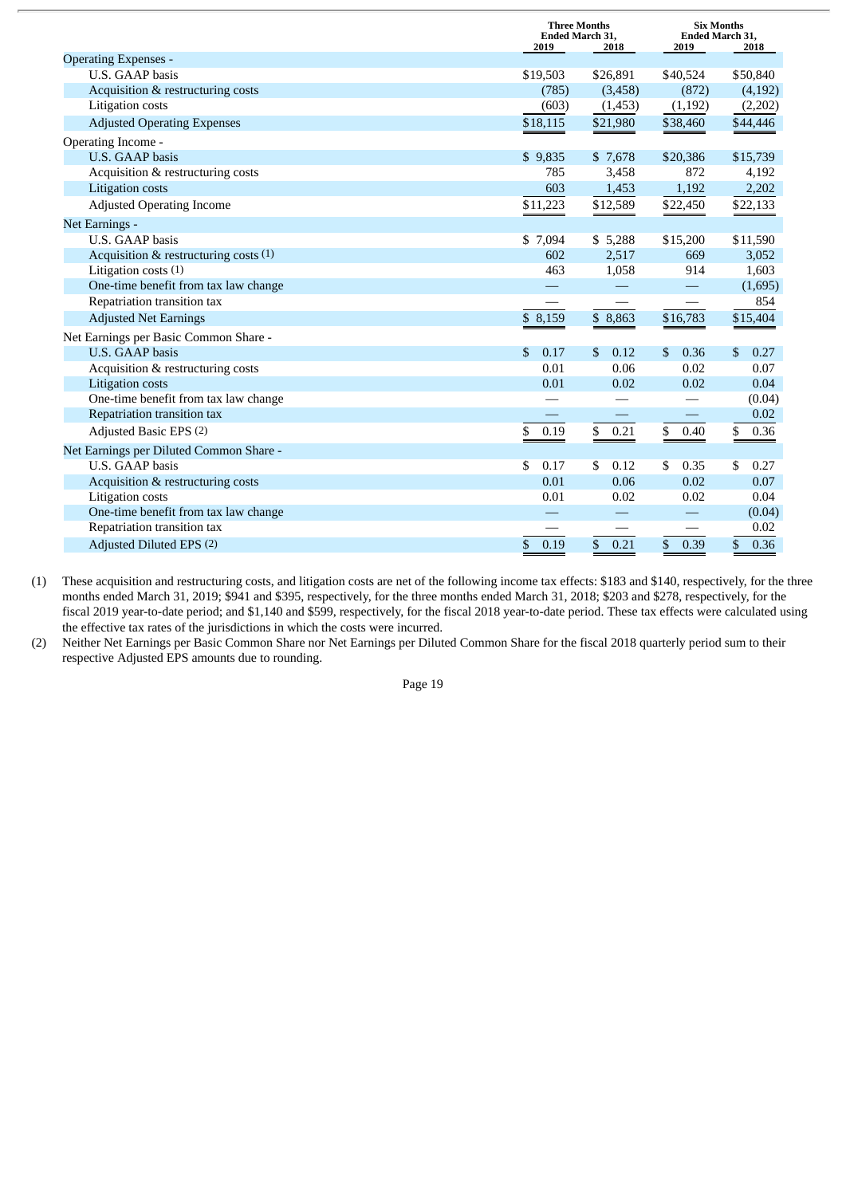| | Three Months Ended March 31, | | Six Months Ended March 31, | |
|---|---|---|---|---|
| | 2019 | 2018 | 2019 | 2018 |
| Operating Expenses - | | | | |
| U.S. GAAP basis | $19,503 | $26,891 | $40,524 | $50,840 |
| Acquisition & restructuring costs | (785) | (3,458) | (872) | (4,192) |
| Litigation costs | (603) | (1,453) | (1,192) | (2,202) |
| Adjusted Operating Expenses | $18,115 | $21,980 | $38,460 | $44,446 |
| Operating Income - | | | | |
| U.S. GAAP basis | $ 9,835 | $ 7,678 | $20,386 | $15,739 |
| Acquisition & restructuring costs | 785 | 3,458 | 872 | 4,192 |
| Litigation costs | 603 | 1,453 | 1,192 | 2,202 |
| Adjusted Operating Income | $11,223 | $12,589 | $22,450 | $22,133 |
| Net Earnings - | | | | |
| U.S. GAAP basis | $ 7,094 | $ 5,288 | $15,200 | $11,590 |
| Acquisition & restructuring costs (1) | 602 | 2,517 | 669 | 3,052 |
| Litigation costs (1) | 463 | 1,058 | 914 | 1,603 |
| One-time benefit from tax law change | — | — | — | (1,695) |
| Repatriation transition tax | — | — | — | 854 |
| Adjusted Net Earnings | $ 8,159 | $ 8,863 | $16,783 | $15,404 |
| Net Earnings per Basic Common Share - | | | | |
| U.S. GAAP basis | $ 0.17 | $ 0.12 | $ 0.36 | $ 0.27 |
| Acquisition & restructuring costs | 0.01 | 0.06 | 0.02 | 0.07 |
| Litigation costs | 0.01 | 0.02 | 0.02 | 0.04 |
| One-time benefit from tax law change | — | — | — | (0.04) |
| Repatriation transition tax | — | — | — | 0.02 |
| Adjusted Basic EPS (2) | $ 0.19 | $ 0.21 | $ 0.40 | $ 0.36 |
| Net Earnings per Diluted Common Share - | | | | |
| U.S. GAAP basis | $ 0.17 | $ 0.12 | $ 0.35 | $ 0.27 |
| Acquisition & restructuring costs | 0.01 | 0.06 | 0.02 | 0.07 |
| Litigation costs | 0.01 | 0.02 | 0.02 | 0.04 |
| One-time benefit from tax law change | — | — | — | (0.04) |
| Repatriation transition tax | — | — | — | 0.02 |
| Adjusted Diluted EPS (2) | $ 0.19 | $ 0.21 | $ 0.39 | $ 0.36 |

(1) These acquisition and restructuring costs, and litigation costs are net of the following income tax effects: $183 and $140, respectively, for the three months ended March 31, 2019; $941 and $395, respectively, for the three months ended March 31, 2018; $203 and $278, respectively, for the fiscal 2019 year-to-date period; and $1,140 and $599, respectively, for the fiscal 2018 year-to-date period. These tax effects were calculated using the effective tax rates of the jurisdictions in which the costs were incurred.

(2) Neither Net Earnings per Basic Common Share nor Net Earnings per Diluted Common Share for the fiscal 2018 quarterly period sum to their respective Adjusted EPS amounts due to rounding.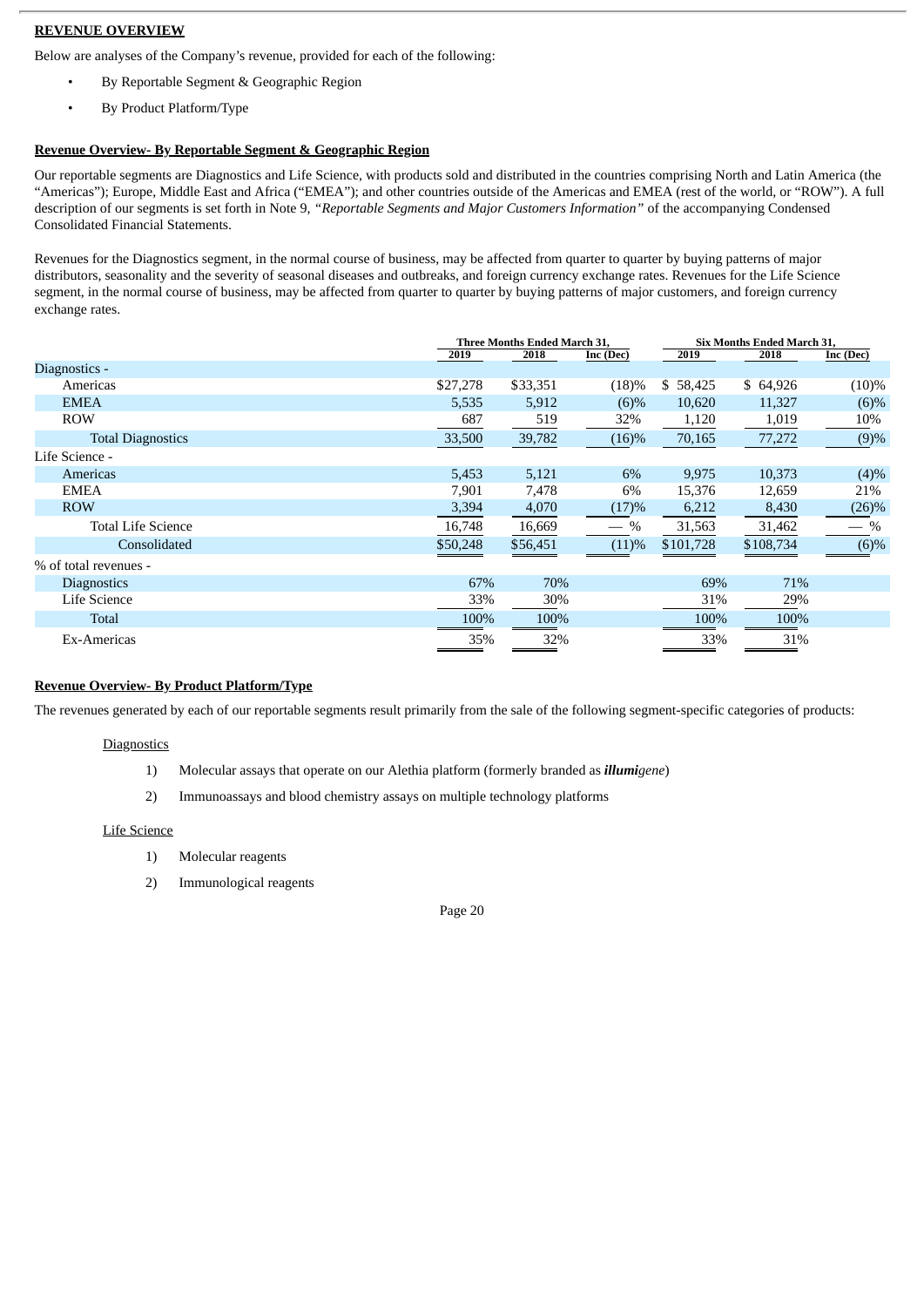## REVENUE OVERVIEW

Below are analyses of the Company's revenue, provided for each of the following:

- By Reportable Segment & Geographic Region
- By Product Platform/Type

### Revenue Overview- By Reportable Segment & Geographic Region

Our reportable segments are Diagnostics and Life Science, with products sold and distributed in the countries comprising North and Latin America (the "Americas"); Europe, Middle East and Africa ("EMEA"); and other countries outside of the Americas and EMEA (rest of the world, or "ROW"). A full description of our segments is set forth in Note 9, *"Reportable Segments and Major Customers Information"* of the accompanying Condensed Consolidated Financial Statements.

Revenues for the Diagnostics segment, in the normal course of business, may be affected from quarter to quarter by buying patterns of major distributors, seasonality and the severity of seasonal diseases and outbreaks, and foreign currency exchange rates. Revenues for the Life Science segment, in the normal course of business, may be affected from quarter to quarter by buying patterns of major customers, and foreign currency exchange rates.

| | Three Months Ended March 31, | | | Six Months Ended March 31, | | |
|---|---|---|---|---|---|---|
| | 2019 | 2018 | Inc (Dec) | 2019 | 2018 | Inc (Dec) |
| Diagnostics - | | | | | | |
| Americas | $27,278 | $33,351 | (18)% | $ 58,425 | $ 64,926 | (10)% |
| EMEA | 5,535 | 5,912 | (6)% | 10,620 | 11,327 | (6)% |
| ROW | 687 | 519 | 32% | 1,120 | 1,019 | 10% |
| Total Diagnostics | 33,500 | 39,782 | (16)% | 70,165 | 77,272 | (9)% |
| Life Science - | | | | | | |
| Americas | 5,453 | 5,121 | 6% | 9,975 | 10,373 | (4)% |
| EMEA | 7,901 | 7,478 | 6% | 15,376 | 12,659 | 21% |
| ROW | 3,394 | 4,070 | (17)% | 6,212 | 8,430 | (26)% |
| Total Life Science | 16,748 | 16,669 | — % | 31,563 | 31,462 | — % |
| Consolidated | $50,248 | $56,451 | (11)% | $101,728 | $108,734 | (6)% |
| % of total revenues - | | | | | | |
| Diagnostics | 67% | 70% | | 69% | 71% | |
| Life Science | 33% | 30% | | 31% | 29% | |
| Total | 100% | 100% | | 100% | 100% | |
| Ex-Americas | 35% | 32% | | 33% | 31% | |

### Revenue Overview- By Product Platform/Type

The revenues generated by each of our reportable segments result primarily from the sale of the following segment-specific categories of products:

Diagnostics

1) Molecular assays that operate on our Alethia platform (formerly branded as ***illumi****gene*)
2) Immunoassays and blood chemistry assays on multiple technology platforms

Life Science

1) Molecular reagents
2) Immunological reagents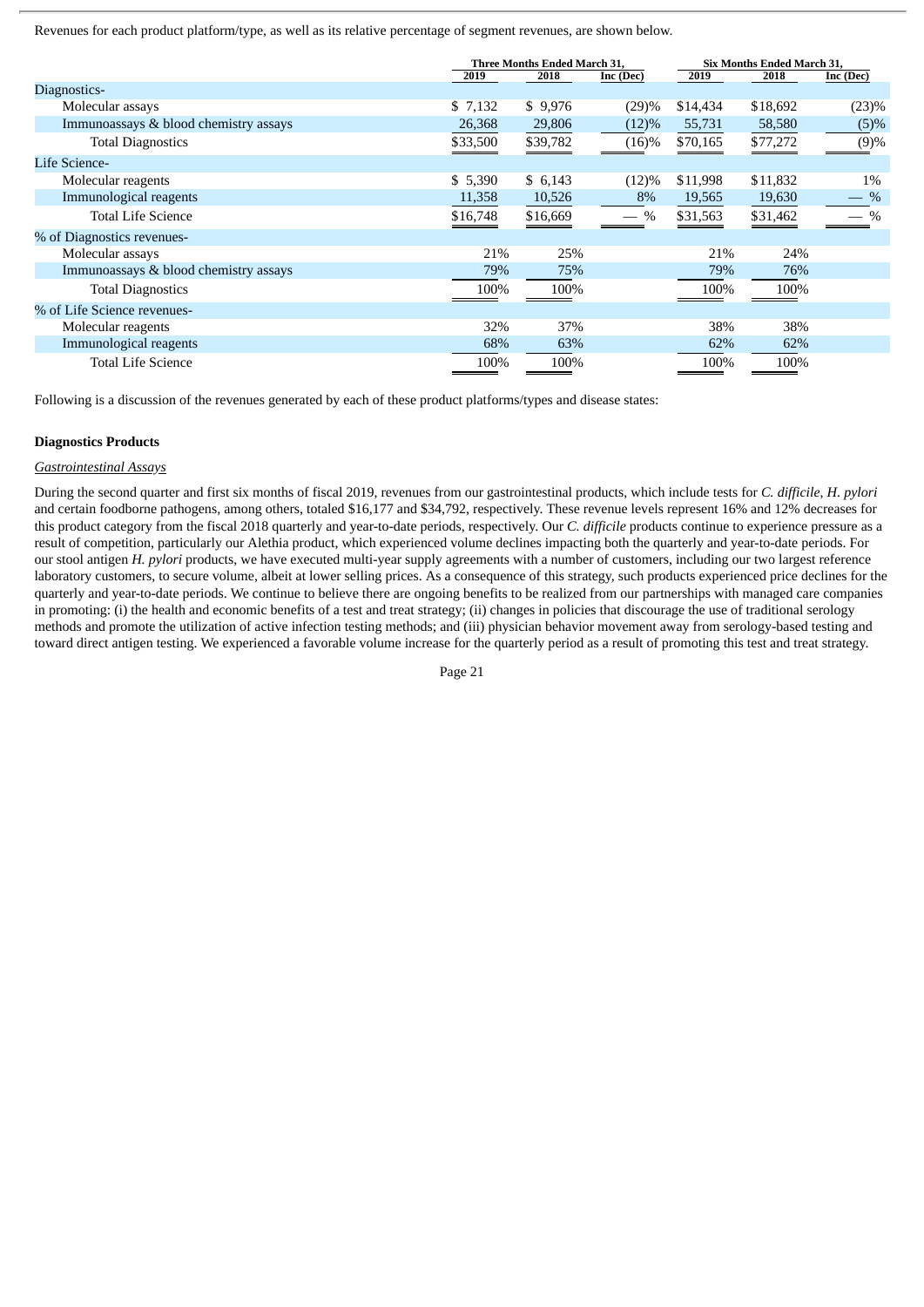Revenues for each product platform/type, as well as its relative percentage of segment revenues, are shown below.

| | Three Months Ended March 31, | | | Six Months Ended March 31, | | |
|---|---|---|---|---|---|---|
| | 2019 | 2018 | Inc (Dec) | 2019 | 2018 | Inc (Dec) |
| Diagnostics- | | | | | | |
| Molecular assays | $ 7,132 | $ 9,976 | (29)% | $14,434 | $18,692 | (23)% |
| Immunoassays & blood chemistry assays | 26,368 | 29,806 | (12)% | 55,731 | 58,580 | (5)% |
| Total Diagnostics | $33,500 | $39,782 | (16)% | $70,165 | $77,272 | (9)% |
| Life Science- | | | | | | |
| Molecular reagents | $ 5,390 | $ 6,143 | (12)% | $11,998 | $11,832 | 1% |
| Immunological reagents | 11,358 | 10,526 | 8% | 19,565 | 19,630 | — % |
| Total Life Science | $16,748 | $16,669 | — % | $31,563 | $31,462 | — % |
| % of Diagnostics revenues- | | | | | | |
| Molecular assays | 21% | 25% | | 21% | 24% | |
| Immunoassays & blood chemistry assays | 79% | 75% | | 79% | 76% | |
| Total Diagnostics | 100% | 100% | | 100% | 100% | |
| % of Life Science revenues- | | | | | | |
| Molecular reagents | 32% | 37% | | 38% | 38% | |
| Immunological reagents | 68% | 63% | | 62% | 62% | |
| Total Life Science | 100% | 100% | | 100% | 100% | |

Following is a discussion of the revenues generated by each of these product platforms/types and disease states:

**Diagnostics Products**

*Gastrointestinal Assays*

During the second quarter and first six months of fiscal 2019, revenues from our gastrointestinal products, which include tests for *C. difficile*, *H. pylori* and certain foodborne pathogens, among others, totaled $16,177 and $34,792, respectively. These revenue levels represent 16% and 12% decreases for this product category from the fiscal 2018 quarterly and year-to-date periods, respectively. Our *C. difficile* products continue to experience pressure as a result of competition, particularly our Alethia product, which experienced volume declines impacting both the quarterly and year-to-date periods. For our stool antigen *H. pylori* products, we have executed multi-year supply agreements with a number of customers, including our two largest reference laboratory customers, to secure volume, albeit at lower selling prices. As a consequence of this strategy, such products experienced price declines for the quarterly and year-to-date periods. We continue to believe there are ongoing benefits to be realized from our partnerships with managed care companies in promoting: (i) the health and economic benefits of a test and treat strategy; (ii) changes in policies that discourage the use of traditional serology methods and promote the utilization of active infection testing methods; and (iii) physician behavior movement away from serology-based testing and toward direct antigen testing. We experienced a favorable volume increase for the quarterly period as a result of promoting this test and treat strategy.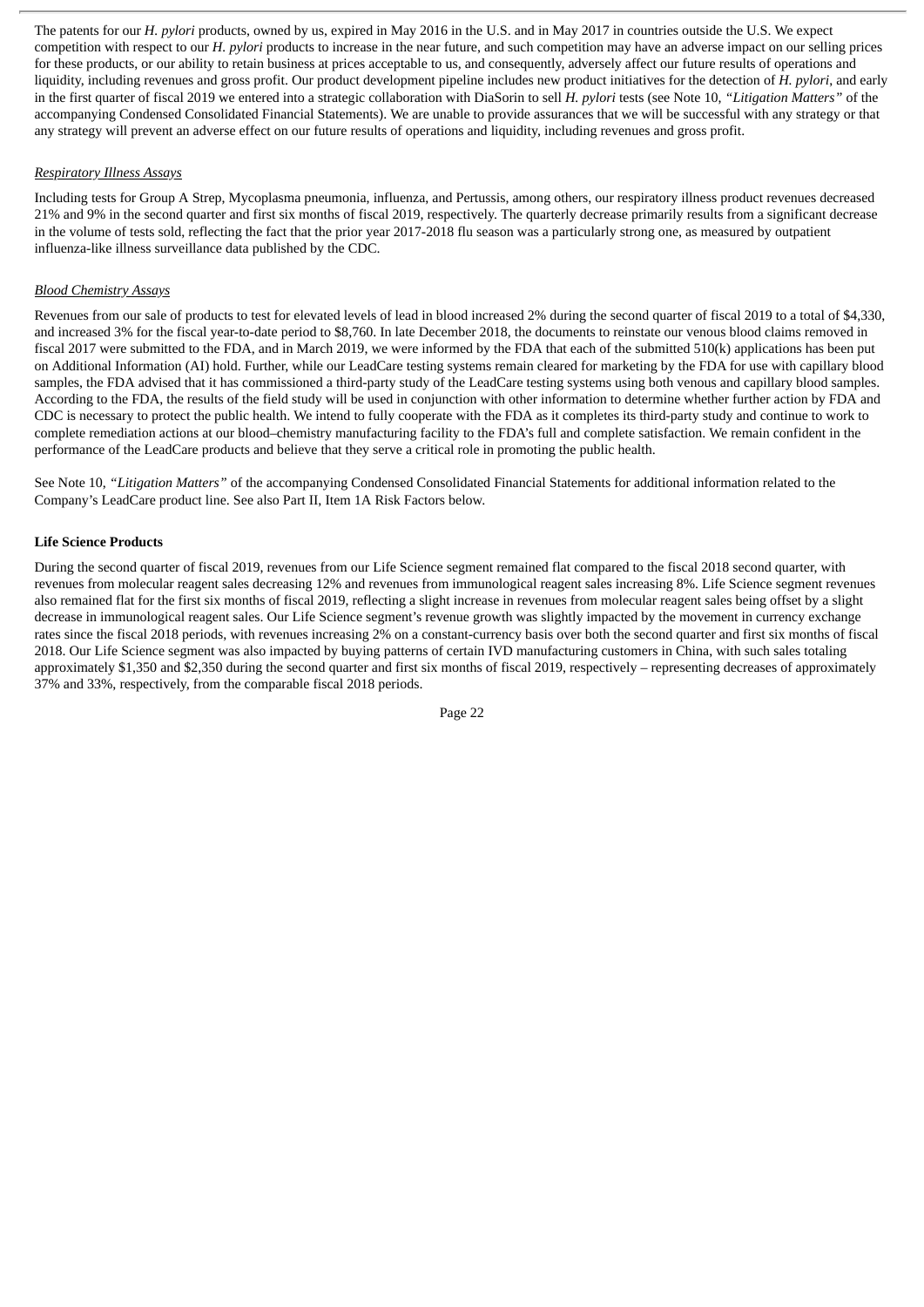The patents for our *H. pylori* products, owned by us, expired in May 2016 in the U.S. and in May 2017 in countries outside the U.S. We expect competition with respect to our *H. pylori* products to increase in the near future, and such competition may have an adverse impact on our selling prices for these products, or our ability to retain business at prices acceptable to us, and consequently, adversely affect our future results of operations and liquidity, including revenues and gross profit. Our product development pipeline includes new product initiatives for the detection of *H. pylori*, and early in the first quarter of fiscal 2019 we entered into a strategic collaboration with DiaSorin to sell *H. pylori* tests (see Note 10, *"Litigation Matters"* of the accompanying Condensed Consolidated Financial Statements). We are unable to provide assurances that we will be successful with any strategy or that any strategy will prevent an adverse effect on our future results of operations and liquidity, including revenues and gross profit.

*Respiratory Illness Assays*

Including tests for Group A Strep, Mycoplasma pneumonia, influenza, and Pertussis, among others, our respiratory illness product revenues decreased 21% and 9% in the second quarter and first six months of fiscal 2019, respectively. The quarterly decrease primarily results from a significant decrease in the volume of tests sold, reflecting the fact that the prior year 2017-2018 flu season was a particularly strong one, as measured by outpatient influenza-like illness surveillance data published by the CDC.

*Blood Chemistry Assays*

Revenues from our sale of products to test for elevated levels of lead in blood increased 2% during the second quarter of fiscal 2019 to a total of $4,330, and increased 3% for the fiscal year-to-date period to $8,760. In late December 2018, the documents to reinstate our venous blood claims removed in fiscal 2017 were submitted to the FDA, and in March 2019, we were informed by the FDA that each of the submitted 510(k) applications has been put on Additional Information (AI) hold. Further, while our LeadCare testing systems remain cleared for marketing by the FDA for use with capillary blood samples, the FDA advised that it has commissioned a third-party study of the LeadCare testing systems using both venous and capillary blood samples. According to the FDA, the results of the field study will be used in conjunction with other information to determine whether further action by FDA and CDC is necessary to protect the public health. We intend to fully cooperate with the FDA as it completes its third-party study and continue to work to complete remediation actions at our blood–chemistry manufacturing facility to the FDA's full and complete satisfaction. We remain confident in the performance of the LeadCare products and believe that they serve a critical role in promoting the public health.

See Note 10, *"Litigation Matters"* of the accompanying Condensed Consolidated Financial Statements for additional information related to the Company's LeadCare product line. See also Part II, Item 1A Risk Factors below.

**Life Science Products**

During the second quarter of fiscal 2019, revenues from our Life Science segment remained flat compared to the fiscal 2018 second quarter, with revenues from molecular reagent sales decreasing 12% and revenues from immunological reagent sales increasing 8%. Life Science segment revenues also remained flat for the first six months of fiscal 2019, reflecting a slight increase in revenues from molecular reagent sales being offset by a slight decrease in immunological reagent sales. Our Life Science segment's revenue growth was slightly impacted by the movement in currency exchange rates since the fiscal 2018 periods, with revenues increasing 2% on a constant-currency basis over both the second quarter and first six months of fiscal 2018. Our Life Science segment was also impacted by buying patterns of certain IVD manufacturing customers in China, with such sales totaling approximately $1,350 and $2,350 during the second quarter and first six months of fiscal 2019, respectively – representing decreases of approximately 37% and 33%, respectively, from the comparable fiscal 2018 periods.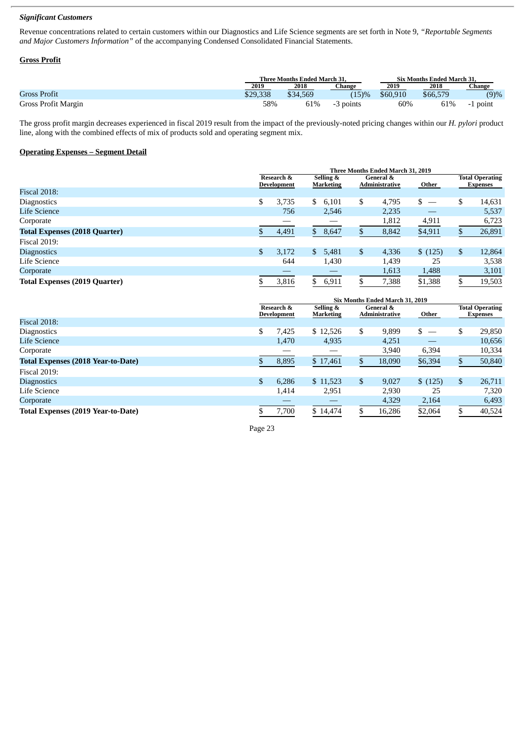***Significant Customers***

Revenue concentrations related to certain customers within our Diagnostics and Life Science segments are set forth in Note 9, *"Reportable Segments and Major Customers Information"* of the accompanying Condensed Consolidated Financial Statements.

## Gross Profit

| | Three Months Ended March 31, | | | Six Months Ended March 31, | | |
|---|---|---|---|---|---|---|
| | 2019 | 2018 | Change | 2019 | 2018 | Change |
| Gross Profit | $29,338 | $34,569 | (15)% | $60,910 | $66,579 | (9)% |
| Gross Profit Margin | 58% | 61% | -3 points | 60% | 61% | -1 point |

The gross profit margin decreases experienced in fiscal 2019 result from the impact of the previously-noted pricing changes within our *H. pylori* product line, along with the combined effects of mix of products sold and operating segment mix.

## Operating Expenses – Segment Detail

| | Three Months Ended March 31, 2019 | | | | |
|---|---|---|---|---|---|
| | Research & Development | Selling & Marketing | General & Administrative | Other | Total Operating Expenses |
| Fiscal 2018: | | | | | |
| Diagnostics | $ 3,735 | $ 6,101 | $ 4,795 | $ — | $ 14,631 |
| Life Science | 756 | 2,546 | 2,235 | — | 5,537 |
| Corporate | — | — | 1,812 | 4,911 | 6,723 |
| **Total Expenses (2018 Quarter)** | $ 4,491 | $ 8,647 | $ 8,842 | $4,911 | $ 26,891 |
| Fiscal 2019: | | | | | |
| Diagnostics | $ 3,172 | $ 5,481 | $ 4,336 | $ (125) | $ 12,864 |
| Life Science | 644 | 1,430 | 1,439 | 25 | 3,538 |
| Corporate | — | — | 1,613 | 1,488 | 3,101 |
| **Total Expenses (2019 Quarter)** | $ 3,816 | $ 6,911 | $ 7,388 | $1,388 | $ 19,503 |

| | Six Months Ended March 31, 2019 | | | | |
|---|---|---|---|---|---|
| | Research & Development | Selling & Marketing | General & Administrative | Other | Total Operating Expenses |
| Fiscal 2018: | | | | | |
| Diagnostics | $ 7,425 | $ 12,526 | $ 9,899 | $ — | $ 29,850 |
| Life Science | 1,470 | 4,935 | 4,251 | — | 10,656 |
| Corporate | — | — | 3,940 | 6,394 | 10,334 |
| **Total Expenses (2018 Year-to-Date)** | $ 8,895 | $ 17,461 | $ 18,090 | $6,394 | $ 50,840 |
| Fiscal 2019: | | | | | |
| Diagnostics | $ 6,286 | $ 11,523 | $ 9,027 | $ (125) | $ 26,711 |
| Life Science | 1,414 | 2,951 | 2,930 | 25 | 7,320 |
| Corporate | — | — | 4,329 | 2,164 | 6,493 |
| **Total Expenses (2019 Year-to-Date)** | $ 7,700 | $ 14,474 | $ 16,286 | $2,064 | $ 40,524 |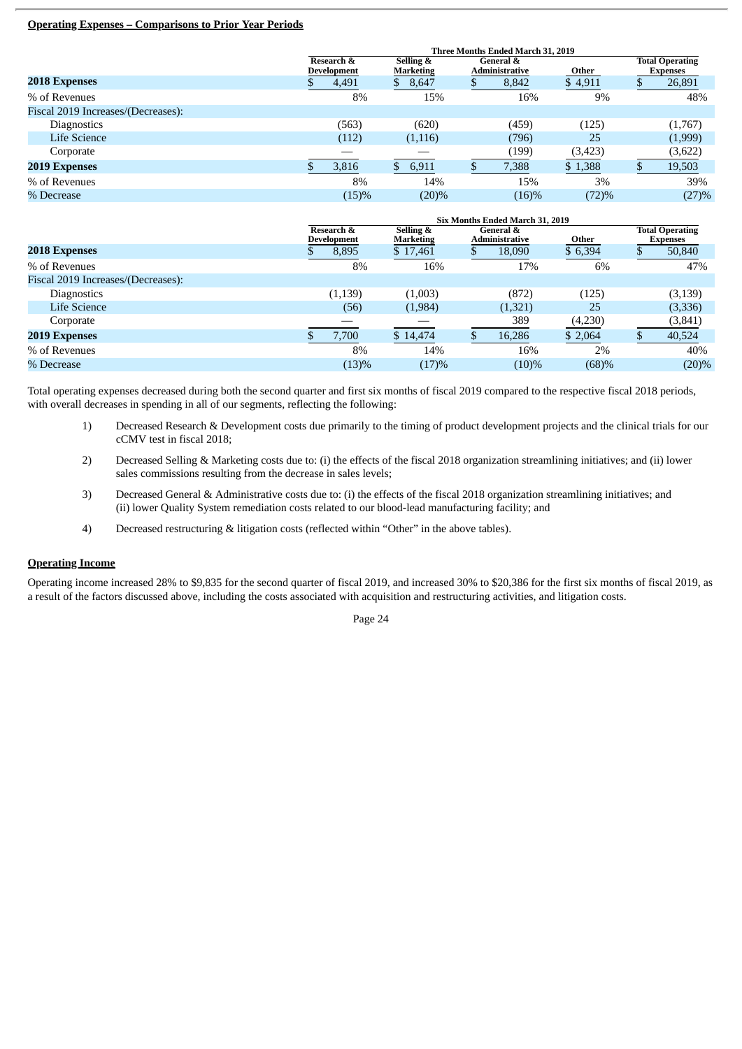## Operating Expenses – Comparisons to Prior Year Periods

| | Three Months Ended March 31, 2019 | | | | |
|---|---|---|---|---|---|
| | Research & Development | Selling & Marketing | General & Administrative | Other | Total Operating Expenses |
| **2018 Expenses** | $ 4,491 | $ 8,647 | $ 8,842 | $ 4,911 | $ 26,891 |
| % of Revenues | 8% | 15% | 16% | 9% | 48% |
| Fiscal 2019 Increases/(Decreases): | | | | | |
| Diagnostics | (563) | (620) | (459) | (125) | (1,767) |
| Life Science | (112) | (1,116) | (796) | 25 | (1,999) |
| Corporate | — | — | (199) | (3,423) | (3,622) |
| **2019 Expenses** | $ 3,816 | $ 6,911 | $ 7,388 | $ 1,388 | $ 19,503 |
| % of Revenues | 8% | 14% | 15% | 3% | 39% |
| % Decrease | (15)% | (20)% | (16)% | (72)% | (27)% |

| | Six Months Ended March 31, 2019 | | | | |
|---|---|---|---|---|---|
| | Research & Development | Selling & Marketing | General & Administrative | Other | Total Operating Expenses |
| **2018 Expenses** | $ 8,895 | $ 17,461 | $ 18,090 | $ 6,394 | $ 50,840 |
| % of Revenues | 8% | 16% | 17% | 6% | 47% |
| Fiscal 2019 Increases/(Decreases): | | | | | |
| Diagnostics | (1,139) | (1,003) | (872) | (125) | (3,139) |
| Life Science | (56) | (1,984) | (1,321) | 25 | (3,336) |
| Corporate | — | — | 389 | (4,230) | (3,841) |
| **2019 Expenses** | $ 7,700 | $ 14,474 | $ 16,286 | $ 2,064 | $ 40,524 |
| % of Revenues | 8% | 14% | 16% | 2% | 40% |
| % Decrease | (13)% | (17)% | (10)% | (68)% | (20)% |

Total operating expenses decreased during both the second quarter and first six months of fiscal 2019 compared to the respective fiscal 2018 periods, with overall decreases in spending in all of our segments, reflecting the following:

1) Decreased Research & Development costs due primarily to the timing of product development projects and the clinical trials for our cCMV test in fiscal 2018;

2) Decreased Selling & Marketing costs due to: (i) the effects of the fiscal 2018 organization streamlining initiatives; and (ii) lower sales commissions resulting from the decrease in sales levels;

3) Decreased General & Administrative costs due to: (i) the effects of the fiscal 2018 organization streamlining initiatives; and (ii) lower Quality System remediation costs related to our blood-lead manufacturing facility; and

4) Decreased restructuring & litigation costs (reflected within "Other" in the above tables).

## Operating Income

Operating income increased 28% to $9,835 for the second quarter of fiscal 2019, and increased 30% to $20,386 for the first six months of fiscal 2019, as a result of the factors discussed above, including the costs associated with acquisition and restructuring activities, and litigation costs.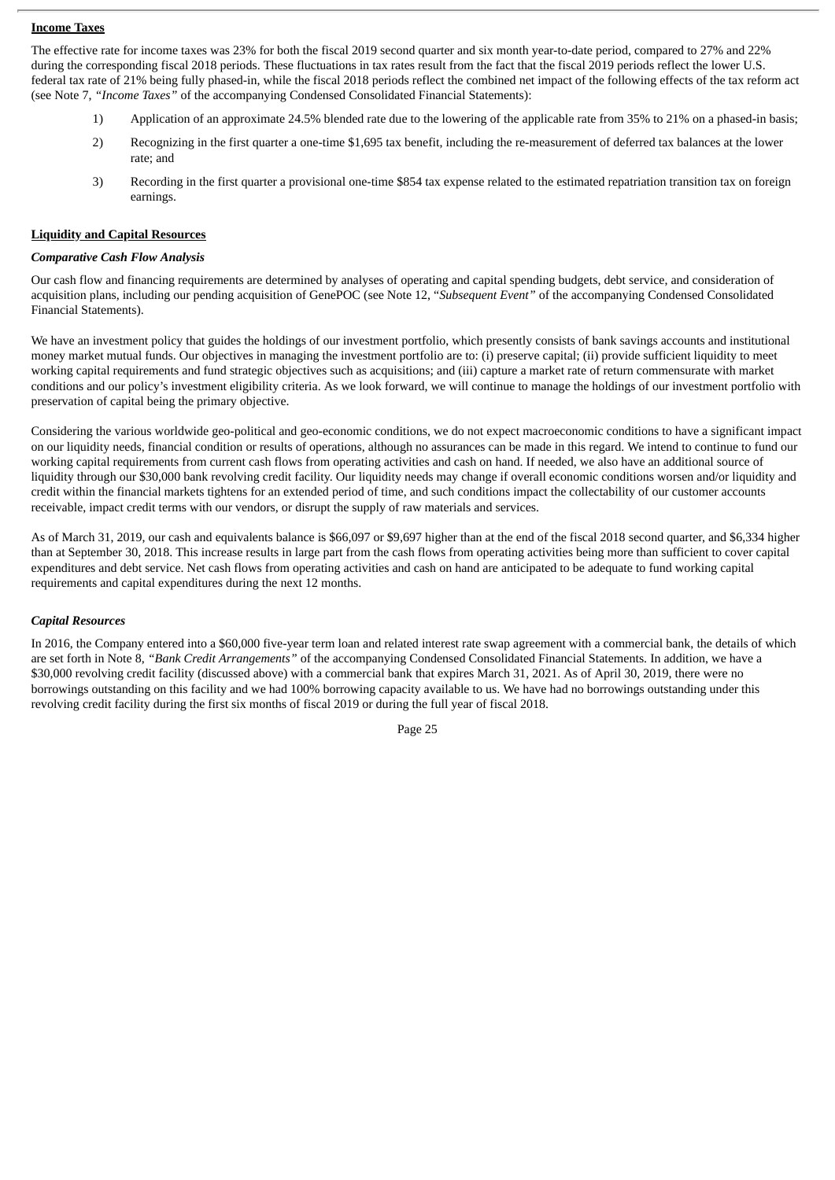**Income Taxes**

The effective rate for income taxes was 23% for both the fiscal 2019 second quarter and six month year-to-date period, compared to 27% and 22% during the corresponding fiscal 2018 periods. These fluctuations in tax rates result from the fact that the fiscal 2019 periods reflect the lower U.S. federal tax rate of 21% being fully phased-in, while the fiscal 2018 periods reflect the combined net impact of the following effects of the tax reform act (see Note 7, *"Income Taxes"* of the accompanying Condensed Consolidated Financial Statements):

1) Application of an approximate 24.5% blended rate due to the lowering of the applicable rate from 35% to 21% on a phased-in basis;
2) Recognizing in the first quarter a one-time $1,695 tax benefit, including the re-measurement of deferred tax balances at the lower rate; and
3) Recording in the first quarter a provisional one-time $854 tax expense related to the estimated repatriation transition tax on foreign earnings.

**Liquidity and Capital Resources**

***Comparative Cash Flow Analysis***

Our cash flow and financing requirements are determined by analyses of operating and capital spending budgets, debt service, and consideration of acquisition plans, including our pending acquisition of GenePOC (see Note 12, "*Subsequent Event"* of the accompanying Condensed Consolidated Financial Statements).

We have an investment policy that guides the holdings of our investment portfolio, which presently consists of bank savings accounts and institutional money market mutual funds. Our objectives in managing the investment portfolio are to: (i) preserve capital; (ii) provide sufficient liquidity to meet working capital requirements and fund strategic objectives such as acquisitions; and (iii) capture a market rate of return commensurate with market conditions and our policy's investment eligibility criteria. As we look forward, we will continue to manage the holdings of our investment portfolio with preservation of capital being the primary objective.

Considering the various worldwide geo-political and geo-economic conditions, we do not expect macroeconomic conditions to have a significant impact on our liquidity needs, financial condition or results of operations, although no assurances can be made in this regard. We intend to continue to fund our working capital requirements from current cash flows from operating activities and cash on hand. If needed, we also have an additional source of liquidity through our $30,000 bank revolving credit facility. Our liquidity needs may change if overall economic conditions worsen and/or liquidity and credit within the financial markets tightens for an extended period of time, and such conditions impact the collectability of our customer accounts receivable, impact credit terms with our vendors, or disrupt the supply of raw materials and services.

As of March 31, 2019, our cash and equivalents balance is $66,097 or $9,697 higher than at the end of the fiscal 2018 second quarter, and $6,334 higher than at September 30, 2018. This increase results in large part from the cash flows from operating activities being more than sufficient to cover capital expenditures and debt service. Net cash flows from operating activities and cash on hand are anticipated to be adequate to fund working capital requirements and capital expenditures during the next 12 months.

***Capital Resources***

In 2016, the Company entered into a $60,000 five-year term loan and related interest rate swap agreement with a commercial bank, the details of which are set forth in Note 8, *"Bank Credit Arrangements"* of the accompanying Condensed Consolidated Financial Statements. In addition, we have a $30,000 revolving credit facility (discussed above) with a commercial bank that expires March 31, 2021. As of April 30, 2019, there were no borrowings outstanding on this facility and we had 100% borrowing capacity available to us. We have had no borrowings outstanding under this revolving credit facility during the first six months of fiscal 2019 or during the full year of fiscal 2018.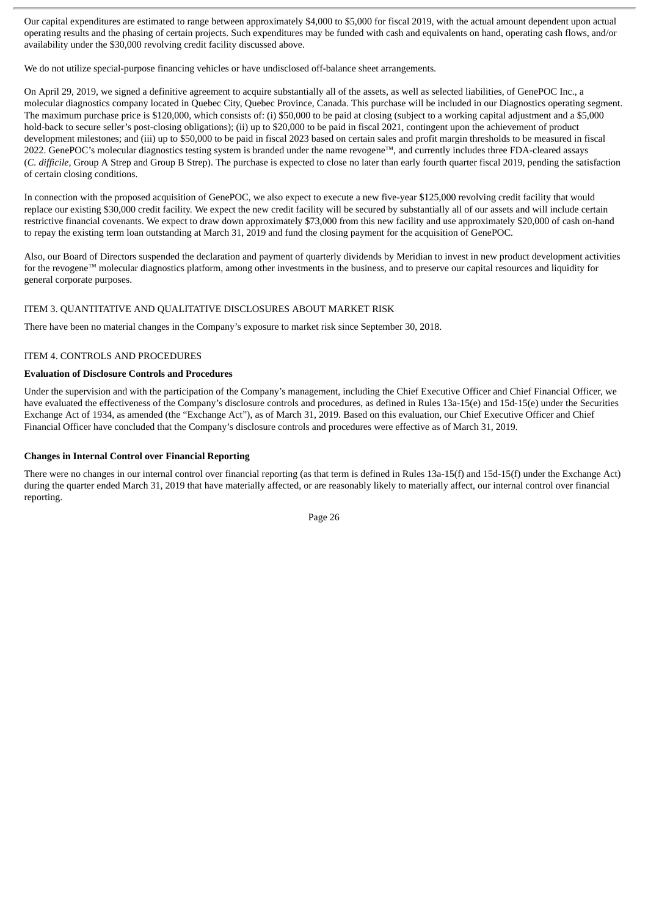Our capital expenditures are estimated to range between approximately $4,000 to $5,000 for fiscal 2019, with the actual amount dependent upon actual operating results and the phasing of certain projects. Such expenditures may be funded with cash and equivalents on hand, operating cash flows, and/or availability under the $30,000 revolving credit facility discussed above.

We do not utilize special-purpose financing vehicles or have undisclosed off-balance sheet arrangements.

On April 29, 2019, we signed a definitive agreement to acquire substantially all of the assets, as well as selected liabilities, of GenePOC Inc., a molecular diagnostics company located in Quebec City, Quebec Province, Canada. This purchase will be included in our Diagnostics operating segment. The maximum purchase price is $120,000, which consists of: (i) $50,000 to be paid at closing (subject to a working capital adjustment and a $5,000 hold-back to secure seller's post-closing obligations); (ii) up to $20,000 to be paid in fiscal 2021, contingent upon the achievement of product development milestones; and (iii) up to $50,000 to be paid in fiscal 2023 based on certain sales and profit margin thresholds to be measured in fiscal 2022. GenePOC's molecular diagnostics testing system is branded under the name revogene™, and currently includes three FDA-cleared assays (*C. difficile*, Group A Strep and Group B Strep). The purchase is expected to close no later than early fourth quarter fiscal 2019, pending the satisfaction of certain closing conditions.

In connection with the proposed acquisition of GenePOC, we also expect to execute a new five-year $125,000 revolving credit facility that would replace our existing $30,000 credit facility. We expect the new credit facility will be secured by substantially all of our assets and will include certain restrictive financial covenants. We expect to draw down approximately $73,000 from this new facility and use approximately $20,000 of cash on-hand to repay the existing term loan outstanding at March 31, 2019 and fund the closing payment for the acquisition of GenePOC.

Also, our Board of Directors suspended the declaration and payment of quarterly dividends by Meridian to invest in new product development activities for the revogene™ molecular diagnostics platform, among other investments in the business, and to preserve our capital resources and liquidity for general corporate purposes.

## ITEM 3. QUANTITATIVE AND QUALITATIVE DISCLOSURES ABOUT MARKET RISK

There have been no material changes in the Company's exposure to market risk since September 30, 2018.

## ITEM 4. CONTROLS AND PROCEDURES

**Evaluation of Disclosure Controls and Procedures**

Under the supervision and with the participation of the Company's management, including the Chief Executive Officer and Chief Financial Officer, we have evaluated the effectiveness of the Company's disclosure controls and procedures, as defined in Rules 13a-15(e) and 15d-15(e) under the Securities Exchange Act of 1934, as amended (the "Exchange Act"), as of March 31, 2019. Based on this evaluation, our Chief Executive Officer and Chief Financial Officer have concluded that the Company's disclosure controls and procedures were effective as of March 31, 2019.

**Changes in Internal Control over Financial Reporting**

There were no changes in our internal control over financial reporting (as that term is defined in Rules 13a-15(f) and 15d-15(f) under the Exchange Act) during the quarter ended March 31, 2019 that have materially affected, or are reasonably likely to materially affect, our internal control over financial reporting.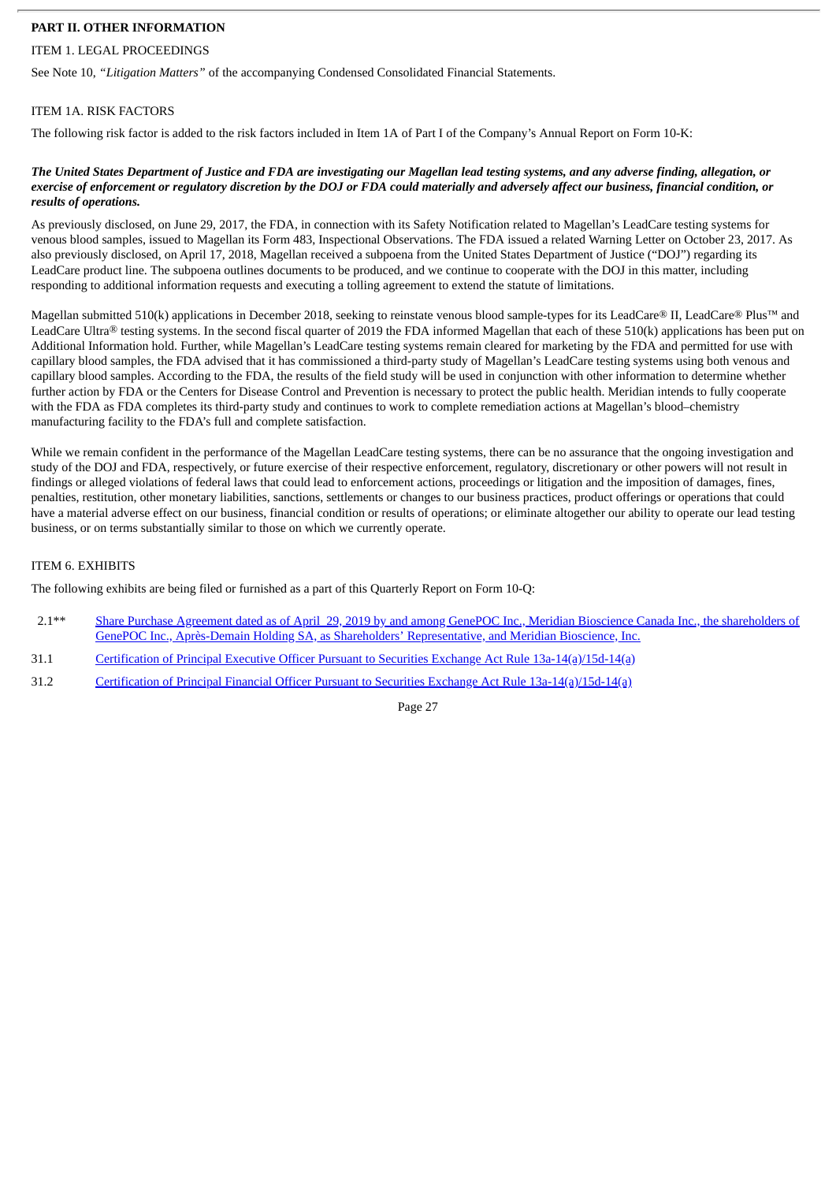## PART II. OTHER INFORMATION

### ITEM 1. LEGAL PROCEEDINGS

See Note 10, *"Litigation Matters"* of the accompanying Condensed Consolidated Financial Statements.

### ITEM 1A. RISK FACTORS

The following risk factor is added to the risk factors included in Item 1A of Part I of the Company's Annual Report on Form 10-K:

***The United States Department of Justice and FDA are investigating our Magellan lead testing systems, and any adverse finding, allegation, or exercise of enforcement or regulatory discretion by the DOJ or FDA could materially and adversely affect our business, financial condition, or results of operations.***

As previously disclosed, on June 29, 2017, the FDA, in connection with its Safety Notification related to Magellan's LeadCare testing systems for venous blood samples, issued to Magellan its Form 483, Inspectional Observations. The FDA issued a related Warning Letter on October 23, 2017. As also previously disclosed, on April 17, 2018, Magellan received a subpoena from the United States Department of Justice ("DOJ") regarding its LeadCare product line. The subpoena outlines documents to be produced, and we continue to cooperate with the DOJ in this matter, including responding to additional information requests and executing a tolling agreement to extend the statute of limitations.

Magellan submitted 510(k) applications in December 2018, seeking to reinstate venous blood sample-types for its LeadCare® II, LeadCare® Plus™ and LeadCare Ultra® testing systems. In the second fiscal quarter of 2019 the FDA informed Magellan that each of these 510(k) applications has been put on Additional Information hold. Further, while Magellan's LeadCare testing systems remain cleared for marketing by the FDA and permitted for use with capillary blood samples, the FDA advised that it has commissioned a third-party study of Magellan's LeadCare testing systems using both venous and capillary blood samples. According to the FDA, the results of the field study will be used in conjunction with other information to determine whether further action by FDA or the Centers for Disease Control and Prevention is necessary to protect the public health. Meridian intends to fully cooperate with the FDA as FDA completes its third-party study and continues to work to complete remediation actions at Magellan's blood–chemistry manufacturing facility to the FDA's full and complete satisfaction.

While we remain confident in the performance of the Magellan LeadCare testing systems, there can be no assurance that the ongoing investigation and study of the DOJ and FDA, respectively, or future exercise of their respective enforcement, regulatory, discretionary or other powers will not result in findings or alleged violations of federal laws that could lead to enforcement actions, proceedings or litigation and the imposition of damages, fines, penalties, restitution, other monetary liabilities, sanctions, settlements or changes to our business practices, product offerings or operations that could have a material adverse effect on our business, financial condition or results of operations; or eliminate altogether our ability to operate our lead testing business, or on terms substantially similar to those on which we currently operate.

### ITEM 6. EXHIBITS

The following exhibits are being filed or furnished as a part of this Quarterly Report on Form 10-Q:

| | |
|---|---|
| 2.1** | Share Purchase Agreement dated as of April 29, 2019 by and among GenePOC Inc., Meridian Bioscience Canada Inc., the shareholders of GenePOC Inc., Après-Demain Holding SA, as Shareholders' Representative, and Meridian Bioscience, Inc. |
| 31.1 | Certification of Principal Executive Officer Pursuant to Securities Exchange Act Rule 13a-14(a)/15d-14(a) |
| 31.2 | Certification of Principal Financial Officer Pursuant to Securities Exchange Act Rule 13a-14(a)/15d-14(a) |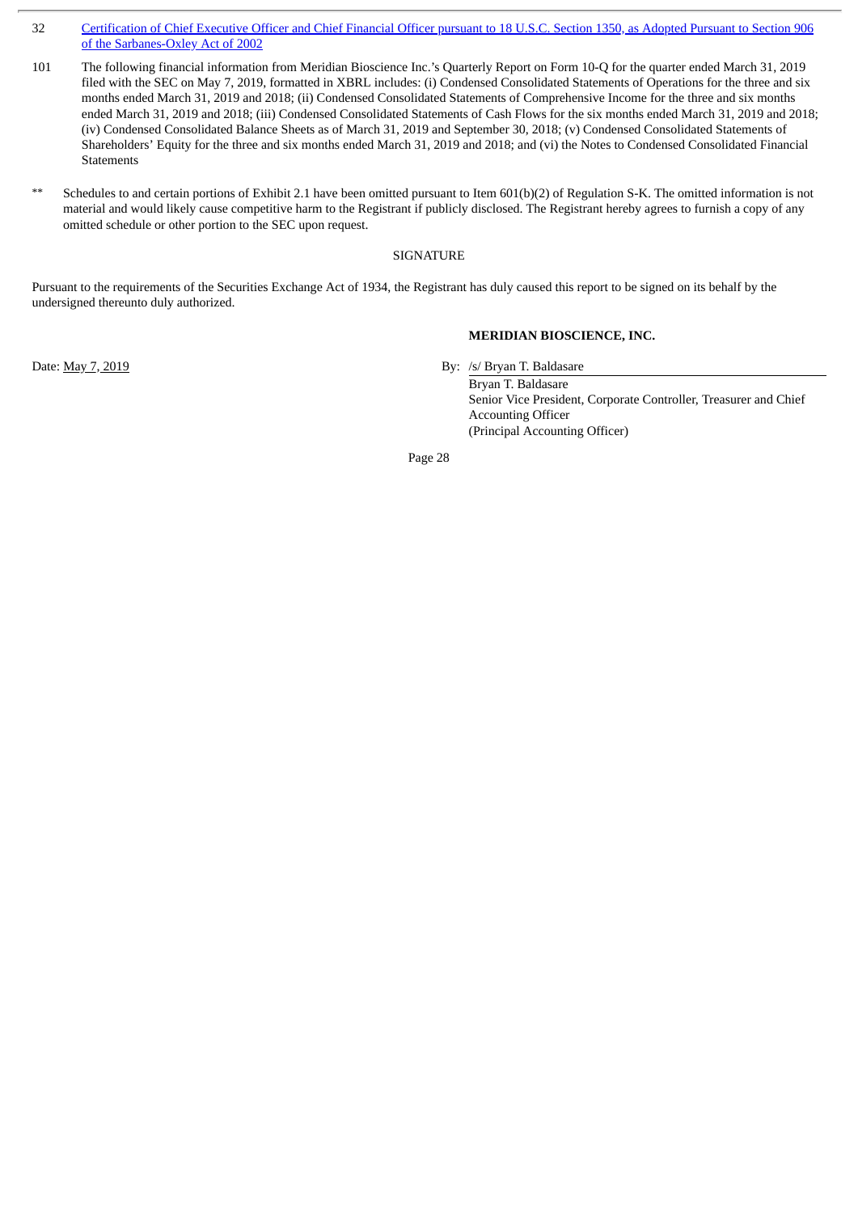| | |
|---|---|
| 32 | Certification of Chief Executive Officer and Chief Financial Officer pursuant to 18 U.S.C. Section 1350, as Adopted Pursuant to Section 906 of the Sarbanes-Oxley Act of 2002 |
| 101 | The following financial information from Meridian Bioscience Inc.'s Quarterly Report on Form 10-Q for the quarter ended March 31, 2019 filed with the SEC on May 7, 2019, formatted in XBRL includes: (i) Condensed Consolidated Statements of Operations for the three and six months ended March 31, 2019 and 2018; (ii) Condensed Consolidated Statements of Comprehensive Income for the three and six months ended March 31, 2019 and 2018; (iii) Condensed Consolidated Statements of Cash Flows for the six months ended March 31, 2019 and 2018; (iv) Condensed Consolidated Balance Sheets as of March 31, 2019 and September 30, 2018; (v) Condensed Consolidated Statements of Shareholders' Equity for the three and six months ended March 31, 2019 and 2018; and (vi) the Notes to Condensed Consolidated Financial Statements |

** Schedules to and certain portions of Exhibit 2.1 have been omitted pursuant to Item 601(b)(2) of Regulation S-K. The omitted information is not material and would likely cause competitive harm to the Registrant if publicly disclosed. The Registrant hereby agrees to furnish a copy of any omitted schedule or other portion to the SEC upon request.

SIGNATURE

Pursuant to the requirements of the Securities Exchange Act of 1934, the Registrant has duly caused this report to be signed on its behalf by the undersigned thereunto duly authorized.

**MERIDIAN BIOSCIENCE, INC.**

Date: May 7, 2019

By: /s/ Bryan T. Baldasare

Bryan T. Baldasare
Senior Vice President, Corporate Controller, Treasurer and Chief Accounting Officer
(Principal Accounting Officer)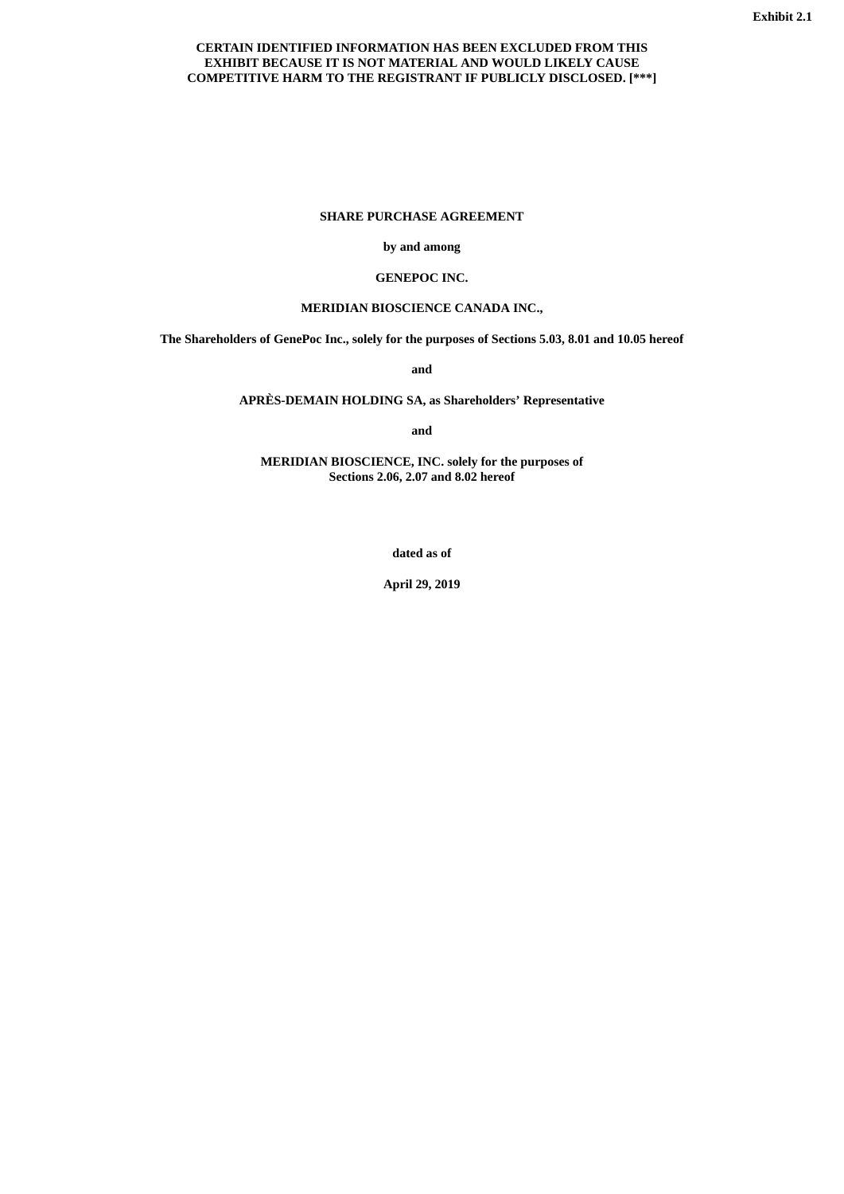Exhibit 2.1

**CERTAIN IDENTIFIED INFORMATION HAS BEEN EXCLUDED FROM THIS EXHIBIT BECAUSE IT IS NOT MATERIAL AND WOULD LIKELY CAUSE COMPETITIVE HARM TO THE REGISTRANT IF PUBLICLY DISCLOSED. [***]**

**SHARE PURCHASE AGREEMENT**

**by and among**

**GENEPOC INC.**

**MERIDIAN BIOSCIENCE CANADA INC.,**

**The Shareholders of GenePoc Inc., solely for the purposes of Sections 5.03, 8.01 and 10.05 hereof**

**and**

**APRÈS-DEMAIN HOLDING SA, as Shareholders' Representative**

**and**

**MERIDIAN BIOSCIENCE, INC. solely for the purposes of Sections 2.06, 2.07 and 8.02 hereof**

**dated as of**

**April 29, 2019**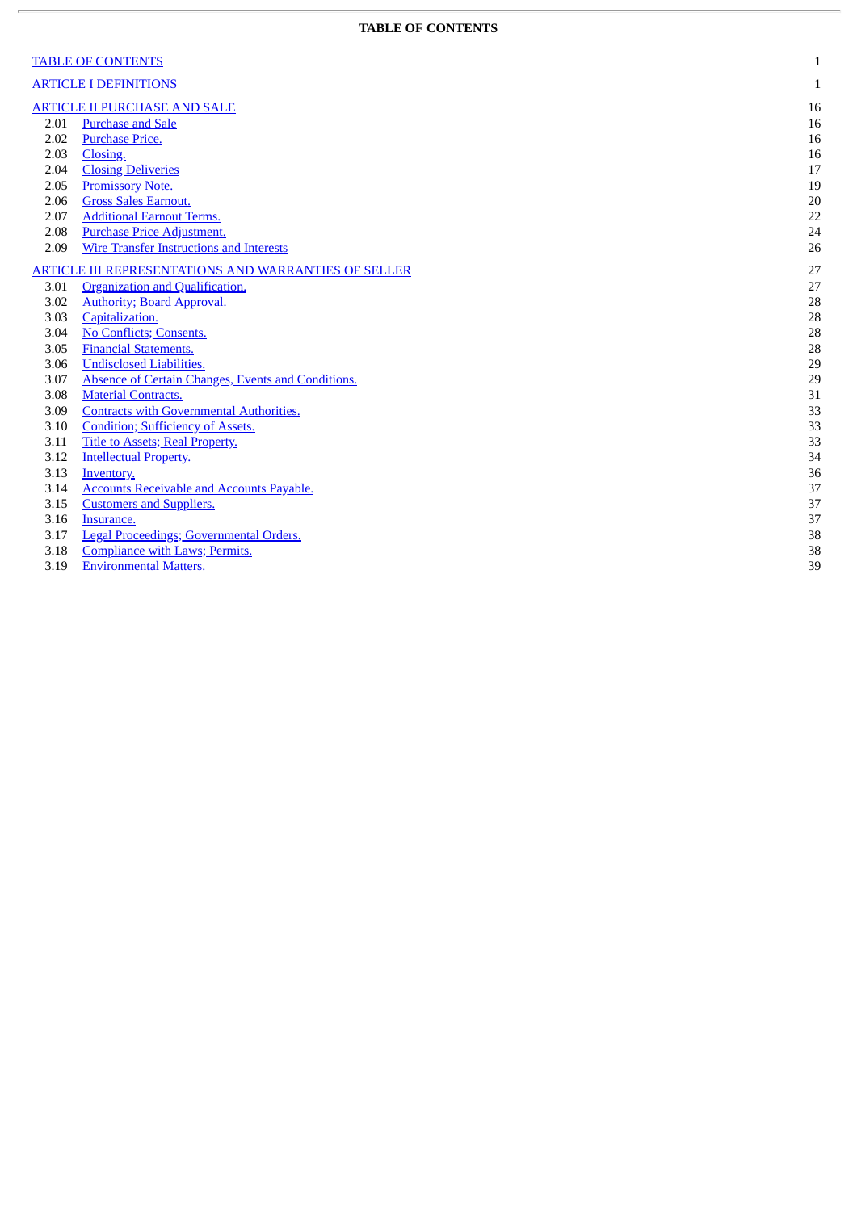**TABLE OF CONTENTS**

| | | |
|---|---|---|
| TABLE OF CONTENTS | | 1 |
| ARTICLE I DEFINITIONS | | 1 |
| ARTICLE II PURCHASE AND SALE | | 16 |
| 2.01 | Purchase and Sale | 16 |
| 2.02 | Purchase Price. | 16 |
| 2.03 | Closing. | 16 |
| 2.04 | Closing Deliveries | 17 |
| 2.05 | Promissory Note. | 19 |
| 2.06 | Gross Sales Earnout. | 20 |
| 2.07 | Additional Earnout Terms. | 22 |
| 2.08 | Purchase Price Adjustment. | 24 |
| 2.09 | Wire Transfer Instructions and Interests | 26 |
| ARTICLE III REPRESENTATIONS AND WARRANTIES OF SELLER | | 27 |
| 3.01 | Organization and Qualification. | 27 |
| 3.02 | Authority; Board Approval. | 28 |
| 3.03 | Capitalization. | 28 |
| 3.04 | No Conflicts; Consents. | 28 |
| 3.05 | Financial Statements. | 28 |
| 3.06 | Undisclosed Liabilities. | 29 |
| 3.07 | Absence of Certain Changes, Events and Conditions. | 29 |
| 3.08 | Material Contracts. | 31 |
| 3.09 | Contracts with Governmental Authorities. | 33 |
| 3.10 | Condition; Sufficiency of Assets. | 33 |
| 3.11 | Title to Assets; Real Property. | 33 |
| 3.12 | Intellectual Property. | 34 |
| 3.13 | Inventory. | 36 |
| 3.14 | Accounts Receivable and Accounts Payable. | 37 |
| 3.15 | Customers and Suppliers. | 37 |
| 3.16 | Insurance. | 37 |
| 3.17 | Legal Proceedings; Governmental Orders. | 38 |
| 3.18 | Compliance with Laws; Permits. | 38 |
| 3.19 | Environmental Matters. | 39 |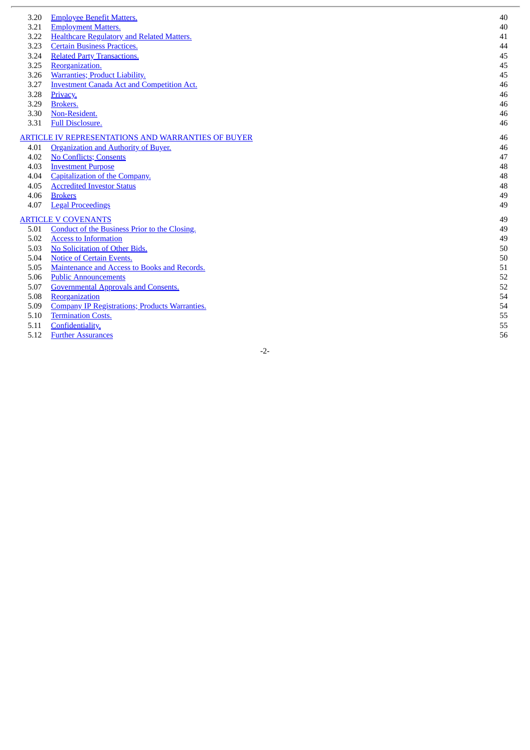| | | |
|---|---|---|
| 3.20 | Employee Benefit Matters. | 40 |
| 3.21 | Employment Matters. | 40 |
| 3.22 | Healthcare Regulatory and Related Matters. | 41 |
| 3.23 | Certain Business Practices. | 44 |
| 3.24 | Related Party Transactions. | 45 |
| 3.25 | Reorganization. | 45 |
| 3.26 | Warranties; Product Liability. | 45 |
| 3.27 | Investment Canada Act and Competition Act. | 46 |
| 3.28 | Privacy. | 46 |
| 3.29 | Brokers. | 46 |
| 3.30 | Non-Resident. | 46 |
| 3.31 | Full Disclosure. | 46 |
| ARTICLE IV REPRESENTATIONS AND WARRANTIES OF BUYER | | 46 |
| 4.01 | Organization and Authority of Buyer. | 46 |
| 4.02 | No Conflicts; Consents | 47 |
| 4.03 | Investment Purpose | 48 |
| 4.04 | Capitalization of the Company. | 48 |
| 4.05 | Accredited Investor Status | 48 |
| 4.06 | Brokers | 49 |
| 4.07 | Legal Proceedings | 49 |
| ARTICLE V COVENANTS | | 49 |
| 5.01 | Conduct of the Business Prior to the Closing. | 49 |
| 5.02 | Access to Information | 49 |
| 5.03 | No Solicitation of Other Bids. | 50 |
| 5.04 | Notice of Certain Events. | 50 |
| 5.05 | Maintenance and Access to Books and Records. | 51 |
| 5.06 | Public Announcements | 52 |
| 5.07 | Governmental Approvals and Consents. | 52 |
| 5.08 | Reorganization | 54 |
| 5.09 | Company IP Registrations; Products Warranties. | 54 |
| 5.10 | Termination Costs. | 55 |
| 5.11 | Confidentiality. | 55 |
| 5.12 | Further Assurances | 56 |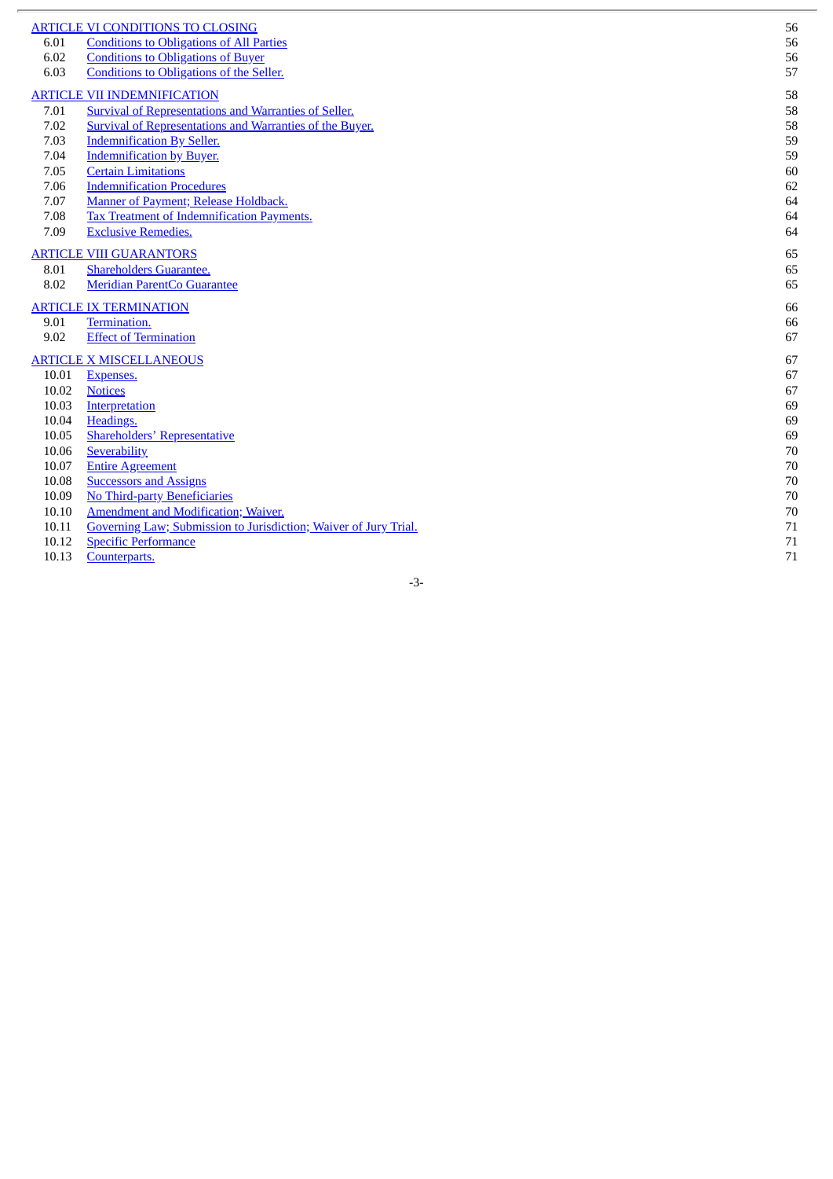| | | |
|---|---|---|
| ARTICLE VI CONDITIONS TO CLOSING | | 56 |
| 6.01 | Conditions to Obligations of All Parties | 56 |
| 6.02 | Conditions to Obligations of Buyer | 56 |
| 6.03 | Conditions to Obligations of the Seller. | 57 |
| ARTICLE VII INDEMNIFICATION | | 58 |
| 7.01 | Survival of Representations and Warranties of Seller. | 58 |
| 7.02 | Survival of Representations and Warranties of the Buyer. | 58 |
| 7.03 | Indemnification By Seller. | 59 |
| 7.04 | Indemnification by Buyer. | 59 |
| 7.05 | Certain Limitations | 60 |
| 7.06 | Indemnification Procedures | 62 |
| 7.07 | Manner of Payment; Release Holdback. | 64 |
| 7.08 | Tax Treatment of Indemnification Payments. | 64 |
| 7.09 | Exclusive Remedies. | 64 |
| ARTICLE VIII GUARANTORS | | 65 |
| 8.01 | Shareholders Guarantee. | 65 |
| 8.02 | Meridian ParentCo Guarantee | 65 |
| ARTICLE IX TERMINATION | | 66 |
| 9.01 | Termination. | 66 |
| 9.02 | Effect of Termination | 67 |
| ARTICLE X MISCELLANEOUS | | 67 |
| 10.01 | Expenses. | 67 |
| 10.02 | Notices | 67 |
| 10.03 | Interpretation | 69 |
| 10.04 | Headings. | 69 |
| 10.05 | Shareholders' Representative | 69 |
| 10.06 | Severability | 70 |
| 10.07 | Entire Agreement | 70 |
| 10.08 | Successors and Assigns | 70 |
| 10.09 | No Third-party Beneficiaries | 70 |
| 10.10 | Amendment and Modification; Waiver. | 70 |
| 10.11 | Governing Law; Submission to Jurisdiction; Waiver of Jury Trial. | 71 |
| 10.12 | Specific Performance | 71 |
| 10.13 | Counterparts. | 71 |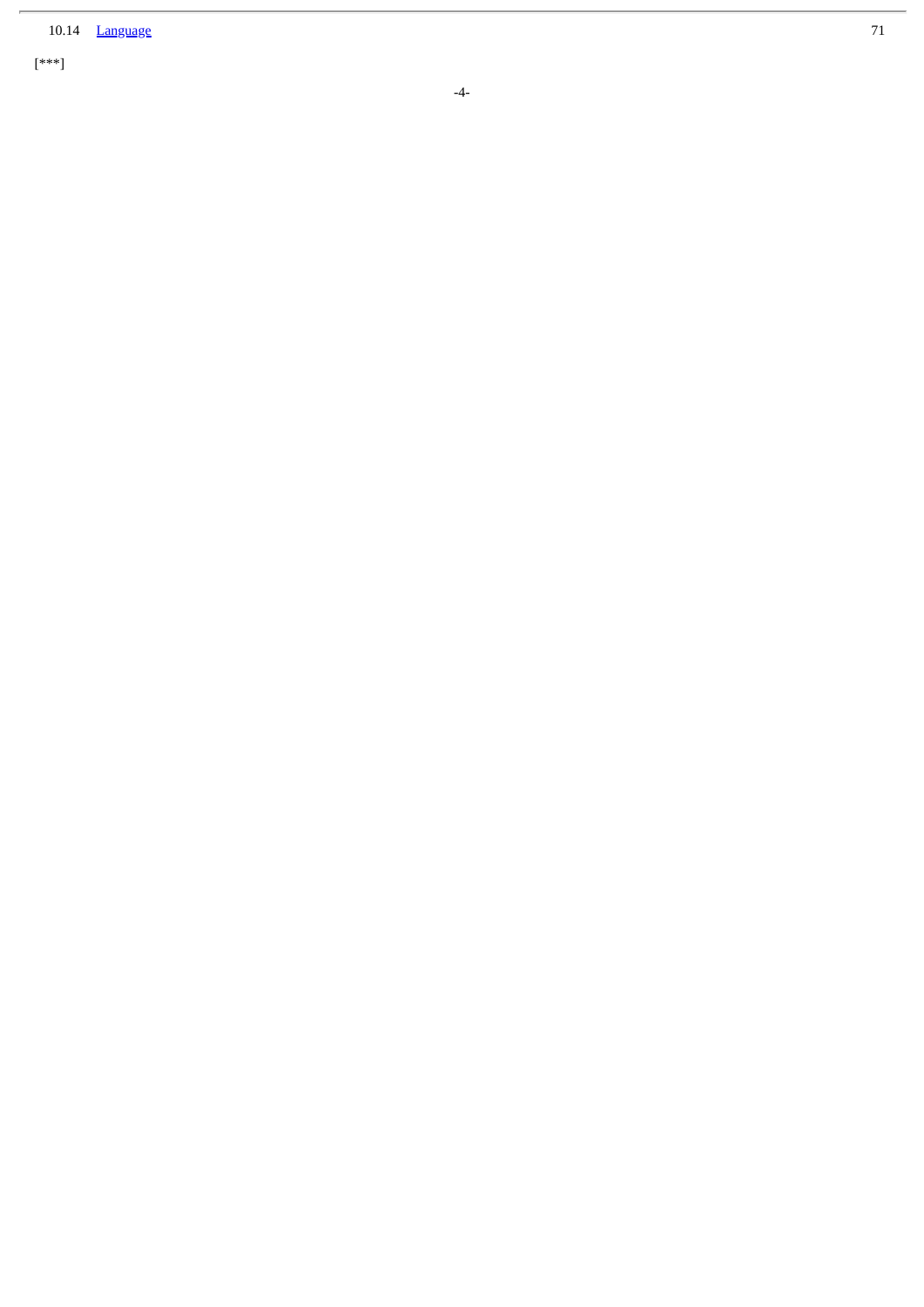| | | |
|---|---|---|
| 10.14 | Language | 71 |

[***]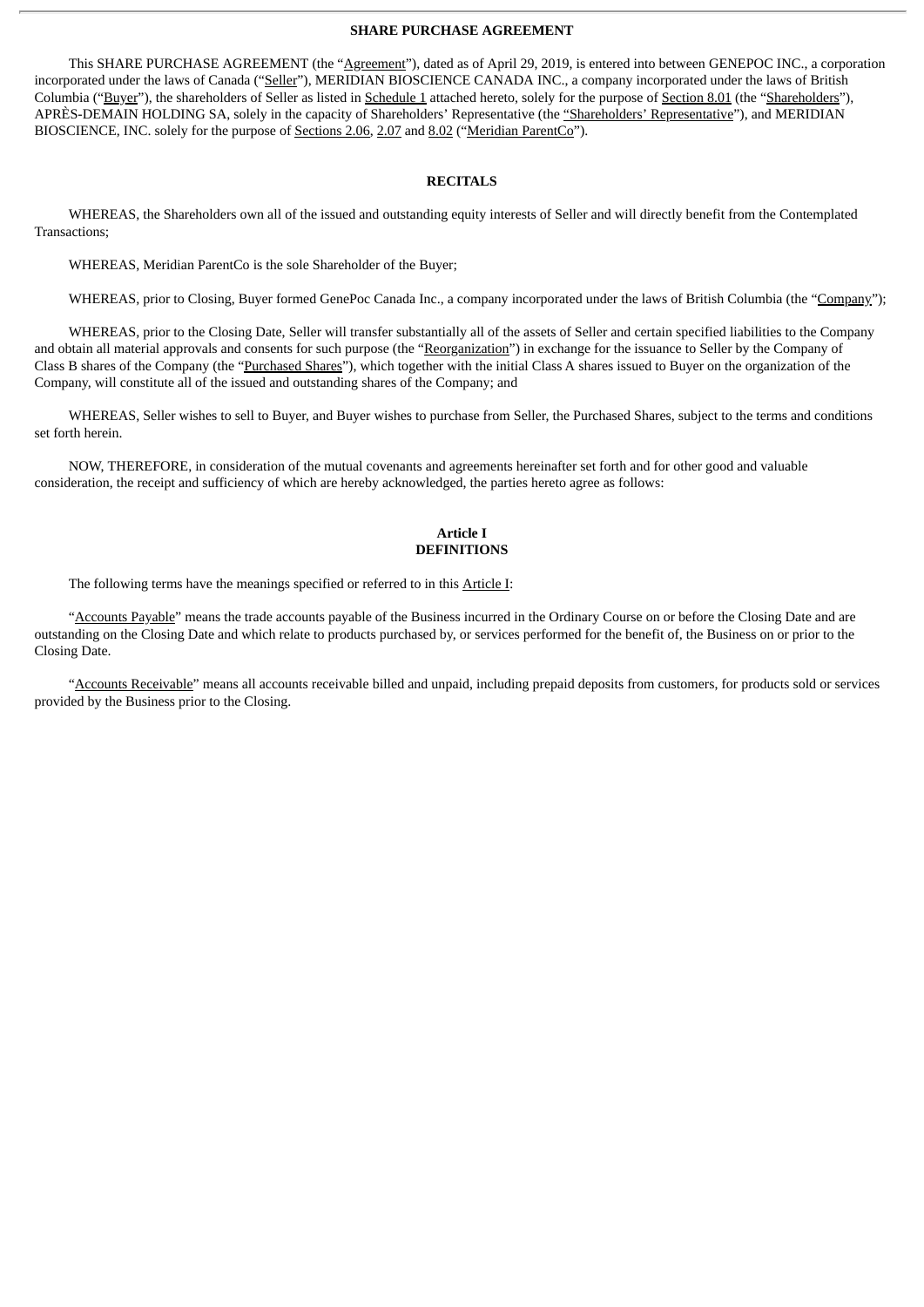**SHARE PURCHASE AGREEMENT**

This SHARE PURCHASE AGREEMENT (the "Agreement"), dated as of April 29, 2019, is entered into between GENEPOC INC., a corporation incorporated under the laws of Canada ("Seller"), MERIDIAN BIOSCIENCE CANADA INC., a company incorporated under the laws of British Columbia ("Buyer"), the shareholders of Seller as listed in Schedule 1 attached hereto, solely for the purpose of Section 8.01 (the "Shareholders"), APRÈS-DEMAIN HOLDING SA, solely in the capacity of Shareholders' Representative (the "Shareholders' Representative"), and MERIDIAN BIOSCIENCE, INC. solely for the purpose of Sections 2.06, 2.07 and 8.02 ("Meridian ParentCo").

**RECITALS**

WHEREAS, the Shareholders own all of the issued and outstanding equity interests of Seller and will directly benefit from the Contemplated Transactions;

WHEREAS, Meridian ParentCo is the sole Shareholder of the Buyer;

WHEREAS, prior to Closing, Buyer formed GenePoc Canada Inc., a company incorporated under the laws of British Columbia (the "Company");

WHEREAS, prior to the Closing Date, Seller will transfer substantially all of the assets of Seller and certain specified liabilities to the Company and obtain all material approvals and consents for such purpose (the "Reorganization") in exchange for the issuance to Seller by the Company of Class B shares of the Company (the "Purchased Shares"), which together with the initial Class A shares issued to Buyer on the organization of the Company, will constitute all of the issued and outstanding shares of the Company; and

WHEREAS, Seller wishes to sell to Buyer, and Buyer wishes to purchase from Seller, the Purchased Shares, subject to the terms and conditions set forth herein.

NOW, THEREFORE, in consideration of the mutual covenants and agreements hereinafter set forth and for other good and valuable consideration, the receipt and sufficiency of which are hereby acknowledged, the parties hereto agree as follows:

## Article I
## DEFINITIONS

The following terms have the meanings specified or referred to in this Article I:

"Accounts Payable" means the trade accounts payable of the Business incurred in the Ordinary Course on or before the Closing Date and are outstanding on the Closing Date and which relate to products purchased by, or services performed for the benefit of, the Business on or prior to the Closing Date.

"Accounts Receivable" means all accounts receivable billed and unpaid, including prepaid deposits from customers, for products sold or services provided by the Business prior to the Closing.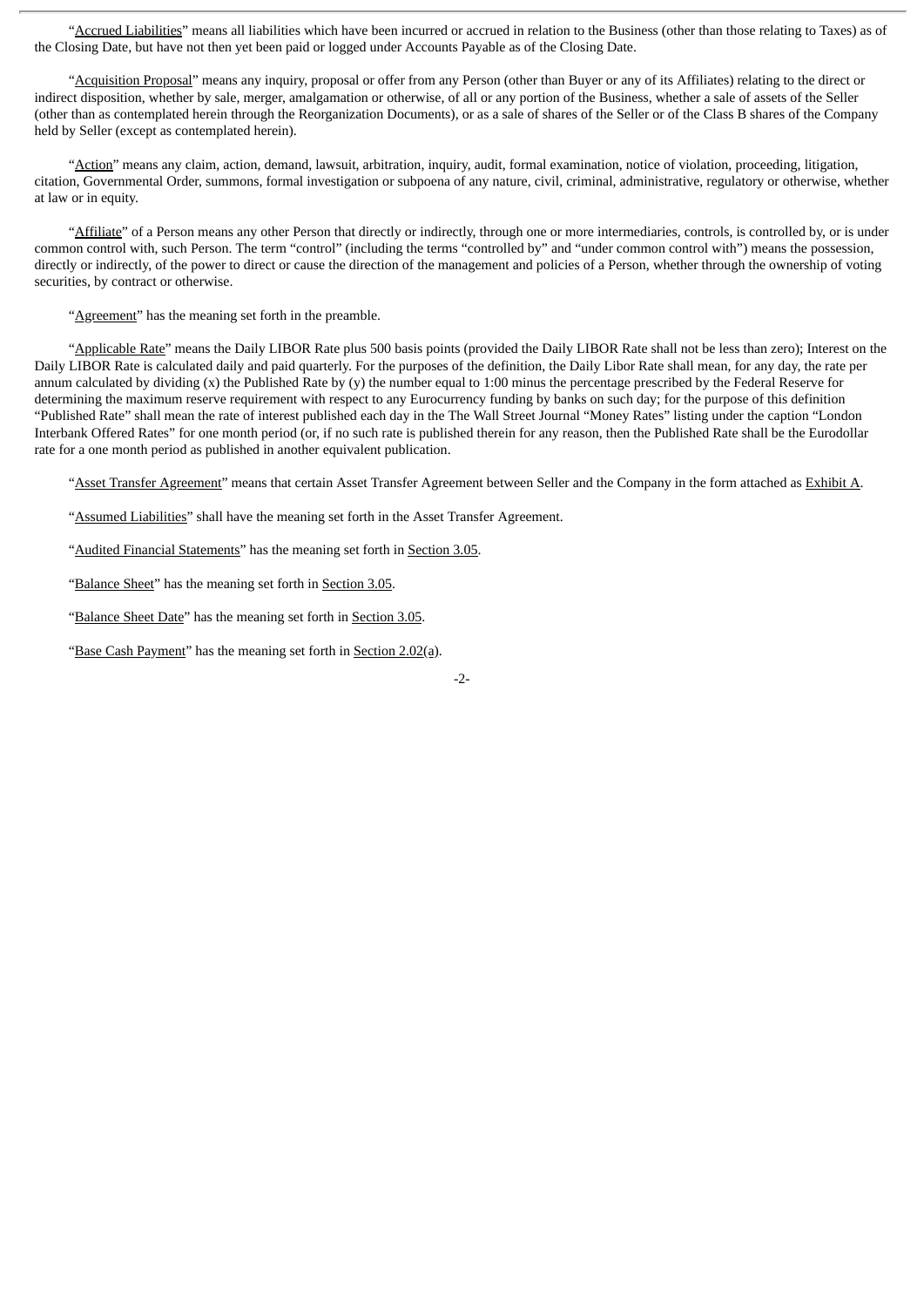"Accrued Liabilities" means all liabilities which have been incurred or accrued in relation to the Business (other than those relating to Taxes) as of the Closing Date, but have not then yet been paid or logged under Accounts Payable as of the Closing Date.

"Acquisition Proposal" means any inquiry, proposal or offer from any Person (other than Buyer or any of its Affiliates) relating to the direct or indirect disposition, whether by sale, merger, amalgamation or otherwise, of all or any portion of the Business, whether a sale of assets of the Seller (other than as contemplated herein through the Reorganization Documents), or as a sale of shares of the Seller or of the Class B shares of the Company held by Seller (except as contemplated herein).

"Action" means any claim, action, demand, lawsuit, arbitration, inquiry, audit, formal examination, notice of violation, proceeding, litigation, citation, Governmental Order, summons, formal investigation or subpoena of any nature, civil, criminal, administrative, regulatory or otherwise, whether at law or in equity.

"Affiliate" of a Person means any other Person that directly or indirectly, through one or more intermediaries, controls, is controlled by, or is under common control with, such Person. The term "control" (including the terms "controlled by" and "under common control with") means the possession, directly or indirectly, of the power to direct or cause the direction of the management and policies of a Person, whether through the ownership of voting securities, by contract or otherwise.

"Agreement" has the meaning set forth in the preamble.

"Applicable Rate" means the Daily LIBOR Rate plus 500 basis points (provided the Daily LIBOR Rate shall not be less than zero); Interest on the Daily LIBOR Rate is calculated daily and paid quarterly. For the purposes of the definition, the Daily Libor Rate shall mean, for any day, the rate per annum calculated by dividing (x) the Published Rate by (y) the number equal to 1:00 minus the percentage prescribed by the Federal Reserve for determining the maximum reserve requirement with respect to any Eurocurrency funding by banks on such day; for the purpose of this definition "Published Rate" shall mean the rate of interest published each day in the The Wall Street Journal "Money Rates" listing under the caption "London Interbank Offered Rates" for one month period (or, if no such rate is published therein for any reason, then the Published Rate shall be the Eurodollar rate for a one month period as published in another equivalent publication.

"Asset Transfer Agreement" means that certain Asset Transfer Agreement between Seller and the Company in the form attached as Exhibit A.

"Assumed Liabilities" shall have the meaning set forth in the Asset Transfer Agreement.

"Audited Financial Statements" has the meaning set forth in Section 3.05.

"Balance Sheet" has the meaning set forth in Section 3.05.

"Balance Sheet Date" has the meaning set forth in Section 3.05.

"Base Cash Payment" has the meaning set forth in Section 2.02(a).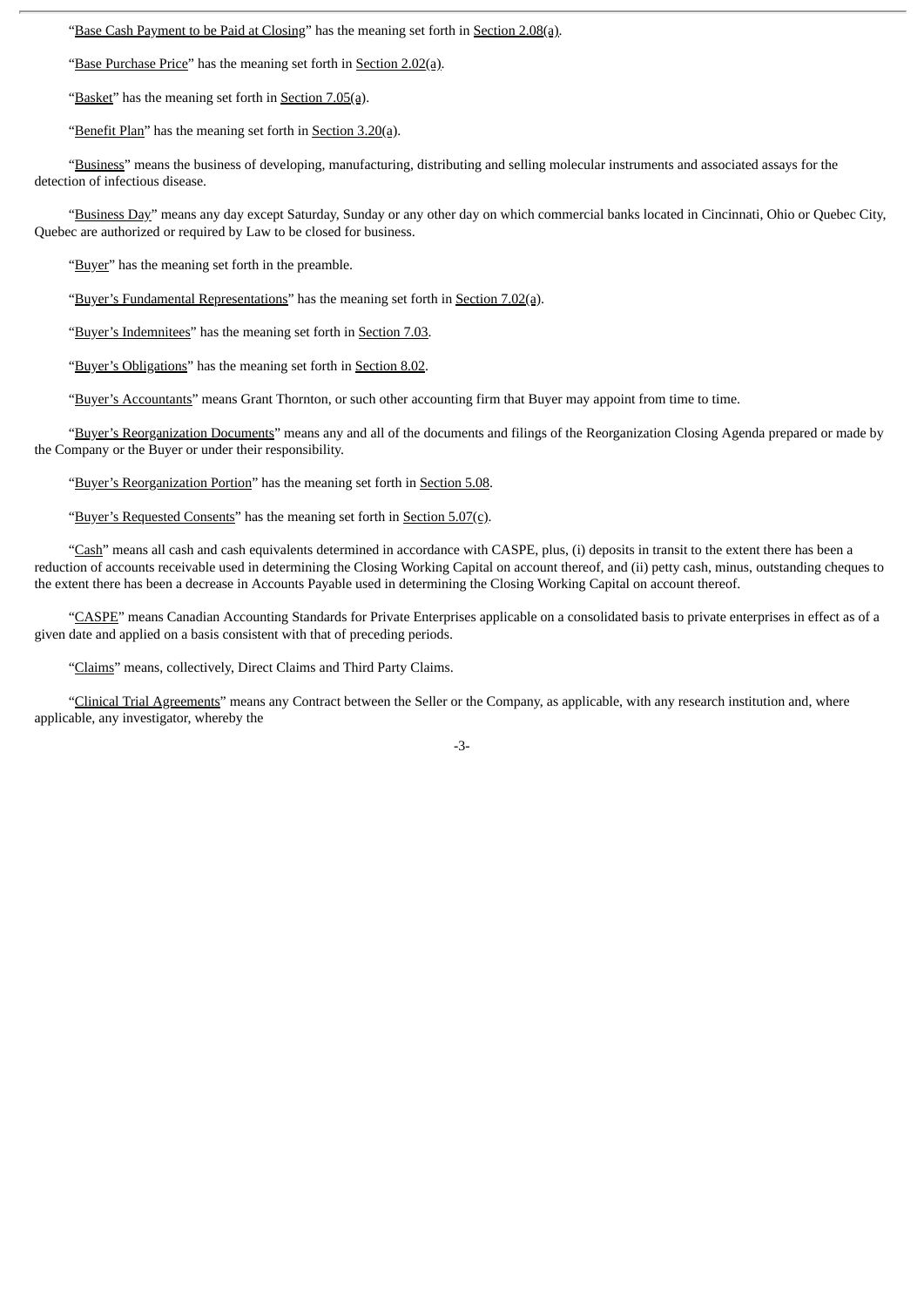"Base Cash Payment to be Paid at Closing" has the meaning set forth in Section 2.08(a).

"Base Purchase Price" has the meaning set forth in Section 2.02(a).

"Basket" has the meaning set forth in Section 7.05(a).

"Benefit Plan" has the meaning set forth in Section 3.20(a).

"Business" means the business of developing, manufacturing, distributing and selling molecular instruments and associated assays for the detection of infectious disease.

"Business Day" means any day except Saturday, Sunday or any other day on which commercial banks located in Cincinnati, Ohio or Quebec City, Quebec are authorized or required by Law to be closed for business.

"Buyer" has the meaning set forth in the preamble.

"Buyer's Fundamental Representations" has the meaning set forth in Section 7.02(a).

"Buyer's Indemnitees" has the meaning set forth in Section 7.03.

"Buyer's Obligations" has the meaning set forth in Section 8.02.

"Buyer's Accountants" means Grant Thornton, or such other accounting firm that Buyer may appoint from time to time.

"Buyer's Reorganization Documents" means any and all of the documents and filings of the Reorganization Closing Agenda prepared or made by the Company or the Buyer or under their responsibility.

"Buyer's Reorganization Portion" has the meaning set forth in Section 5.08.

"Buyer's Requested Consents" has the meaning set forth in Section 5.07(c).

"Cash" means all cash and cash equivalents determined in accordance with CASPE, plus, (i) deposits in transit to the extent there has been a reduction of accounts receivable used in determining the Closing Working Capital on account thereof, and (ii) petty cash, minus, outstanding cheques to the extent there has been a decrease in Accounts Payable used in determining the Closing Working Capital on account thereof.

"CASPE" means Canadian Accounting Standards for Private Enterprises applicable on a consolidated basis to private enterprises in effect as of a given date and applied on a basis consistent with that of preceding periods.

"Claims" means, collectively, Direct Claims and Third Party Claims.

"Clinical Trial Agreements" means any Contract between the Seller or the Company, as applicable, with any research institution and, where applicable, any investigator, whereby the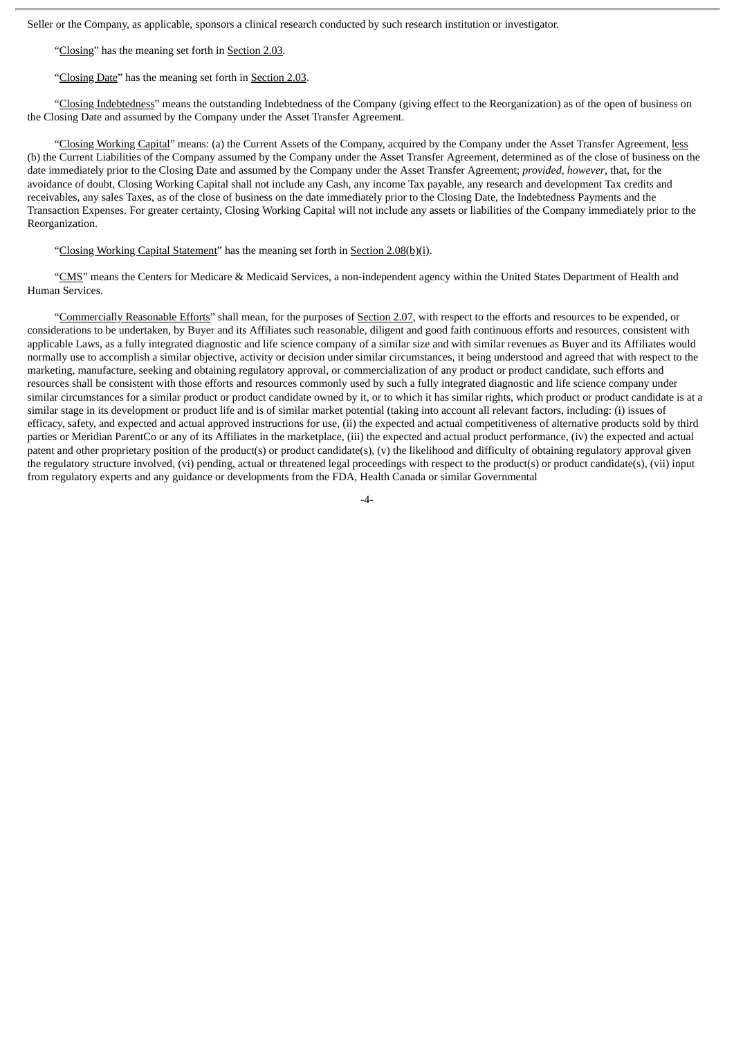Seller or the Company, as applicable, sponsors a clinical research conducted by such research institution or investigator.

"Closing" has the meaning set forth in Section 2.03.

"Closing Date" has the meaning set forth in Section 2.03.

"Closing Indebtedness" means the outstanding Indebtedness of the Company (giving effect to the Reorganization) as of the open of business on the Closing Date and assumed by the Company under the Asset Transfer Agreement.

"Closing Working Capital" means: (a) the Current Assets of the Company, acquired by the Company under the Asset Transfer Agreement, less (b) the Current Liabilities of the Company assumed by the Company under the Asset Transfer Agreement, determined as of the close of business on the date immediately prior to the Closing Date and assumed by the Company under the Asset Transfer Agreement; *provided*, *however*, that, for the avoidance of doubt, Closing Working Capital shall not include any Cash, any income Tax payable, any research and development Tax credits and receivables, any sales Taxes, as of the close of business on the date immediately prior to the Closing Date, the Indebtedness Payments and the Transaction Expenses. For greater certainty, Closing Working Capital will not include any assets or liabilities of the Company immediately prior to the Reorganization.

"Closing Working Capital Statement" has the meaning set forth in Section 2.08(b)(i).

"CMS" means the Centers for Medicare & Medicaid Services, a non-independent agency within the United States Department of Health and Human Services.

"Commercially Reasonable Efforts" shall mean, for the purposes of Section 2.07, with respect to the efforts and resources to be expended, or considerations to be undertaken, by Buyer and its Affiliates such reasonable, diligent and good faith continuous efforts and resources, consistent with applicable Laws, as a fully integrated diagnostic and life science company of a similar size and with similar revenues as Buyer and its Affiliates would normally use to accomplish a similar objective, activity or decision under similar circumstances, it being understood and agreed that with respect to the marketing, manufacture, seeking and obtaining regulatory approval, or commercialization of any product or product candidate, such efforts and resources shall be consistent with those efforts and resources commonly used by such a fully integrated diagnostic and life science company under similar circumstances for a similar product or product candidate owned by it, or to which it has similar rights, which product or product candidate is at a similar stage in its development or product life and is of similar market potential (taking into account all relevant factors, including: (i) issues of efficacy, safety, and expected and actual approved instructions for use, (ii) the expected and actual competitiveness of alternative products sold by third parties or Meridian ParentCo or any of its Affiliates in the marketplace, (iii) the expected and actual product performance, (iv) the expected and actual patent and other proprietary position of the product(s) or product candidate(s), (v) the likelihood and difficulty of obtaining regulatory approval given the regulatory structure involved, (vi) pending, actual or threatened legal proceedings with respect to the product(s) or product candidate(s), (vii) input from regulatory experts and any guidance or developments from the FDA, Health Canada or similar Governmental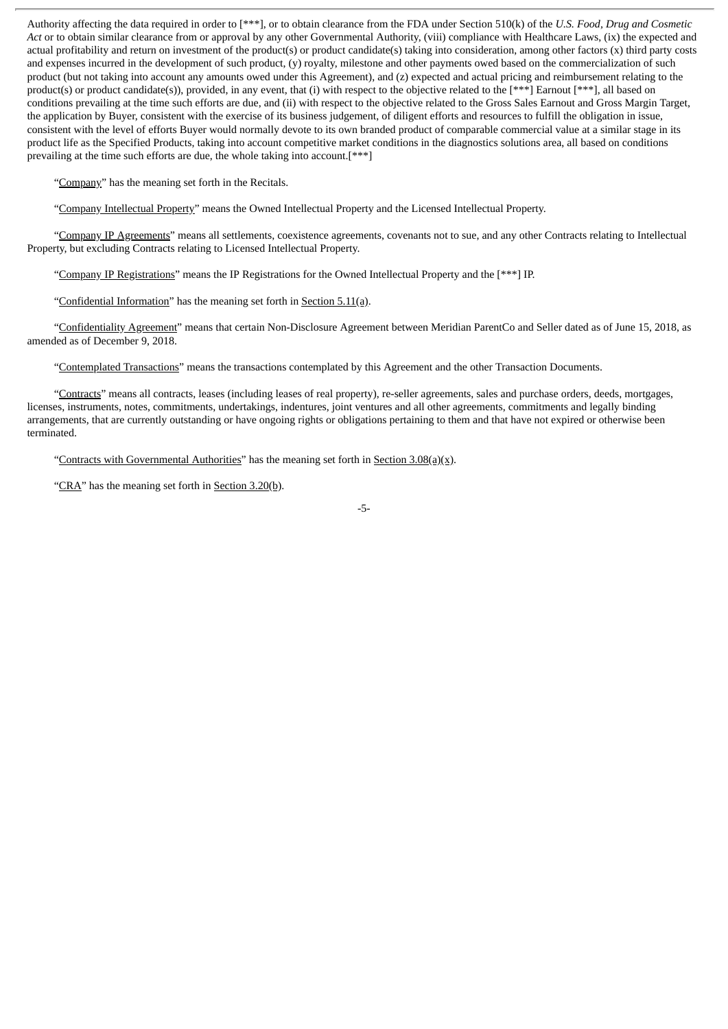Authority affecting the data required in order to [***], or to obtain clearance from the FDA under Section 510(k) of the *U.S. Food, Drug and Cosmetic Act* or to obtain similar clearance from or approval by any other Governmental Authority, (viii) compliance with Healthcare Laws, (ix) the expected and actual profitability and return on investment of the product(s) or product candidate(s) taking into consideration, among other factors (x) third party costs and expenses incurred in the development of such product, (y) royalty, milestone and other payments owed based on the commercialization of such product (but not taking into account any amounts owed under this Agreement), and (z) expected and actual pricing and reimbursement relating to the product(s) or product candidate(s)), provided, in any event, that (i) with respect to the objective related to the [***] Earnout [***], all based on conditions prevailing at the time such efforts are due, and (ii) with respect to the objective related to the Gross Sales Earnout and Gross Margin Target, the application by Buyer, consistent with the exercise of its business judgement, of diligent efforts and resources to fulfill the obligation in issue, consistent with the level of efforts Buyer would normally devote to its own branded product of comparable commercial value at a similar stage in its product life as the Specified Products, taking into account competitive market conditions in the diagnostics solutions area, all based on conditions prevailing at the time such efforts are due, the whole taking into account.[***]

"Company" has the meaning set forth in the Recitals.

"Company Intellectual Property" means the Owned Intellectual Property and the Licensed Intellectual Property.

"Company IP Agreements" means all settlements, coexistence agreements, covenants not to sue, and any other Contracts relating to Intellectual Property, but excluding Contracts relating to Licensed Intellectual Property.

"Company IP Registrations" means the IP Registrations for the Owned Intellectual Property and the [***] IP.

"Confidential Information" has the meaning set forth in Section 5.11(a).

"Confidentiality Agreement" means that certain Non-Disclosure Agreement between Meridian ParentCo and Seller dated as of June 15, 2018, as amended as of December 9, 2018.

"Contemplated Transactions" means the transactions contemplated by this Agreement and the other Transaction Documents.

"Contracts" means all contracts, leases (including leases of real property), re-seller agreements, sales and purchase orders, deeds, mortgages, licenses, instruments, notes, commitments, undertakings, indentures, joint ventures and all other agreements, commitments and legally binding arrangements, that are currently outstanding or have ongoing rights or obligations pertaining to them and that have not expired or otherwise been terminated.

"Contracts with Governmental Authorities" has the meaning set forth in Section 3.08(a)(x).

"CRA" has the meaning set forth in Section 3.20(b).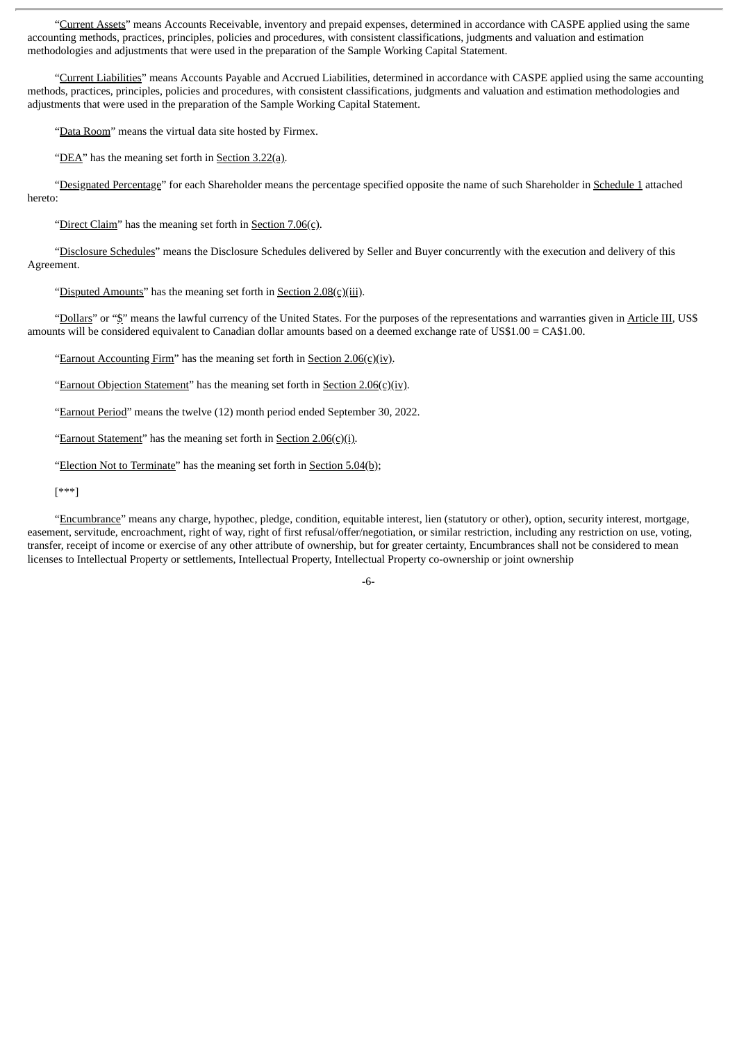"Current Assets" means Accounts Receivable, inventory and prepaid expenses, determined in accordance with CASPE applied using the same accounting methods, practices, principles, policies and procedures, with consistent classifications, judgments and valuation and estimation methodologies and adjustments that were used in the preparation of the Sample Working Capital Statement.

"Current Liabilities" means Accounts Payable and Accrued Liabilities, determined in accordance with CASPE applied using the same accounting methods, practices, principles, policies and procedures, with consistent classifications, judgments and valuation and estimation methodologies and adjustments that were used in the preparation of the Sample Working Capital Statement.

"Data Room" means the virtual data site hosted by Firmex.

"DEA" has the meaning set forth in Section 3.22(a).

"Designated Percentage" for each Shareholder means the percentage specified opposite the name of such Shareholder in Schedule 1 attached hereto:

"Direct Claim" has the meaning set forth in Section 7.06(c).

"Disclosure Schedules" means the Disclosure Schedules delivered by Seller and Buyer concurrently with the execution and delivery of this Agreement.

"Disputed Amounts" has the meaning set forth in Section 2.08(c)(iii).

"Dollars" or "$" means the lawful currency of the United States. For the purposes of the representations and warranties given in Article III, US$ amounts will be considered equivalent to Canadian dollar amounts based on a deemed exchange rate of US$1.00 = CA$1.00.

"Earnout Accounting Firm" has the meaning set forth in Section 2.06(c)(iv).

"Earnout Objection Statement" has the meaning set forth in Section 2.06(c)(iv).

"Earnout Period" means the twelve (12) month period ended September 30, 2022.

"Earnout Statement" has the meaning set forth in Section 2.06(c)(i).

"Election Not to Terminate" has the meaning set forth in Section 5.04(b);

[***]

"Encumbrance" means any charge, hypothec, pledge, condition, equitable interest, lien (statutory or other), option, security interest, mortgage, easement, servitude, encroachment, right of way, right of first refusal/offer/negotiation, or similar restriction, including any restriction on use, voting, transfer, receipt of income or exercise of any other attribute of ownership, but for greater certainty, Encumbrances shall not be considered to mean licenses to Intellectual Property or settlements, Intellectual Property, Intellectual Property co-ownership or joint ownership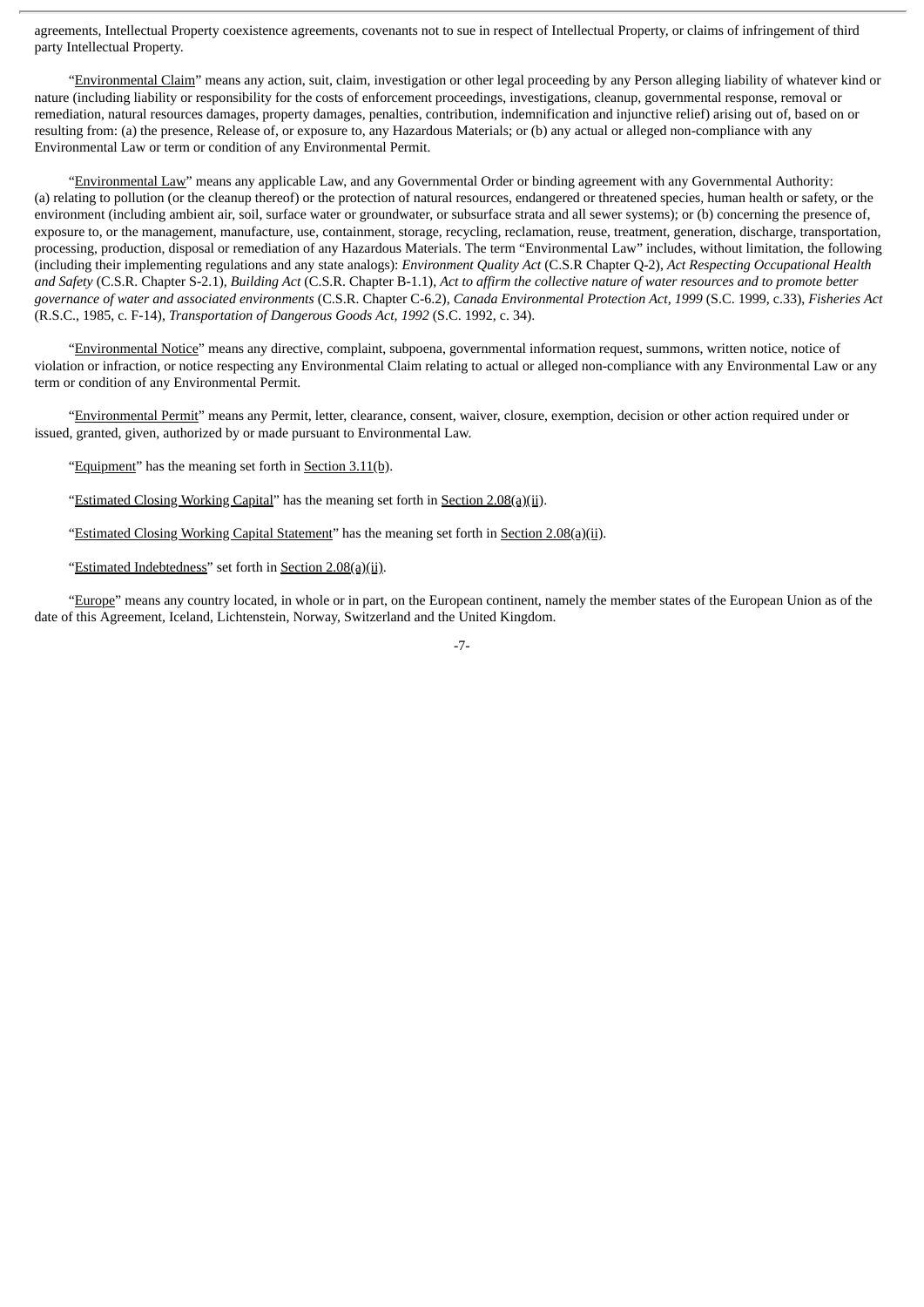agreements, Intellectual Property coexistence agreements, covenants not to sue in respect of Intellectual Property, or claims of infringement of third party Intellectual Property.

"Environmental Claim" means any action, suit, claim, investigation or other legal proceeding by any Person alleging liability of whatever kind or nature (including liability or responsibility for the costs of enforcement proceedings, investigations, cleanup, governmental response, removal or remediation, natural resources damages, property damages, penalties, contribution, indemnification and injunctive relief) arising out of, based on or resulting from: (a) the presence, Release of, or exposure to, any Hazardous Materials; or (b) any actual or alleged non-compliance with any Environmental Law or term or condition of any Environmental Permit.

"Environmental Law" means any applicable Law, and any Governmental Order or binding agreement with any Governmental Authority: (a) relating to pollution (or the cleanup thereof) or the protection of natural resources, endangered or threatened species, human health or safety, or the environment (including ambient air, soil, surface water or groundwater, or subsurface strata and all sewer systems); or (b) concerning the presence of, exposure to, or the management, manufacture, use, containment, storage, recycling, reclamation, reuse, treatment, generation, discharge, transportation, processing, production, disposal or remediation of any Hazardous Materials. The term "Environmental Law" includes, without limitation, the following (including their implementing regulations and any state analogs): *Environment Quality Act* (C.S.R Chapter Q-2), *Act Respecting Occupational Health and Safety* (C.S.R. Chapter S-2.1), *Building Act* (C.S.R. Chapter B-1.1), *Act to affirm the collective nature of water resources and to promote better governance of water and associated environments* (C.S.R. Chapter C-6.2), *Canada Environmental Protection Act, 1999* (S.C. 1999, c.33), *Fisheries Act* (R.S.C., 1985, c. F-14), *Transportation of Dangerous Goods Act, 1992* (S.C. 1992, c. 34).

"Environmental Notice" means any directive, complaint, subpoena, governmental information request, summons, written notice, notice of violation or infraction, or notice respecting any Environmental Claim relating to actual or alleged non-compliance with any Environmental Law or any term or condition of any Environmental Permit.

"Environmental Permit" means any Permit, letter, clearance, consent, waiver, closure, exemption, decision or other action required under or issued, granted, given, authorized by or made pursuant to Environmental Law.

"Equipment" has the meaning set forth in Section 3.11(b).

"Estimated Closing Working Capital" has the meaning set forth in Section 2.08(a)(ii).

"Estimated Closing Working Capital Statement" has the meaning set forth in Section 2.08(a)(ii).

"Estimated Indebtedness" set forth in Section 2.08(a)(ii).

"Europe" means any country located, in whole or in part, on the European continent, namely the member states of the European Union as of the date of this Agreement, Iceland, Lichtenstein, Norway, Switzerland and the United Kingdom.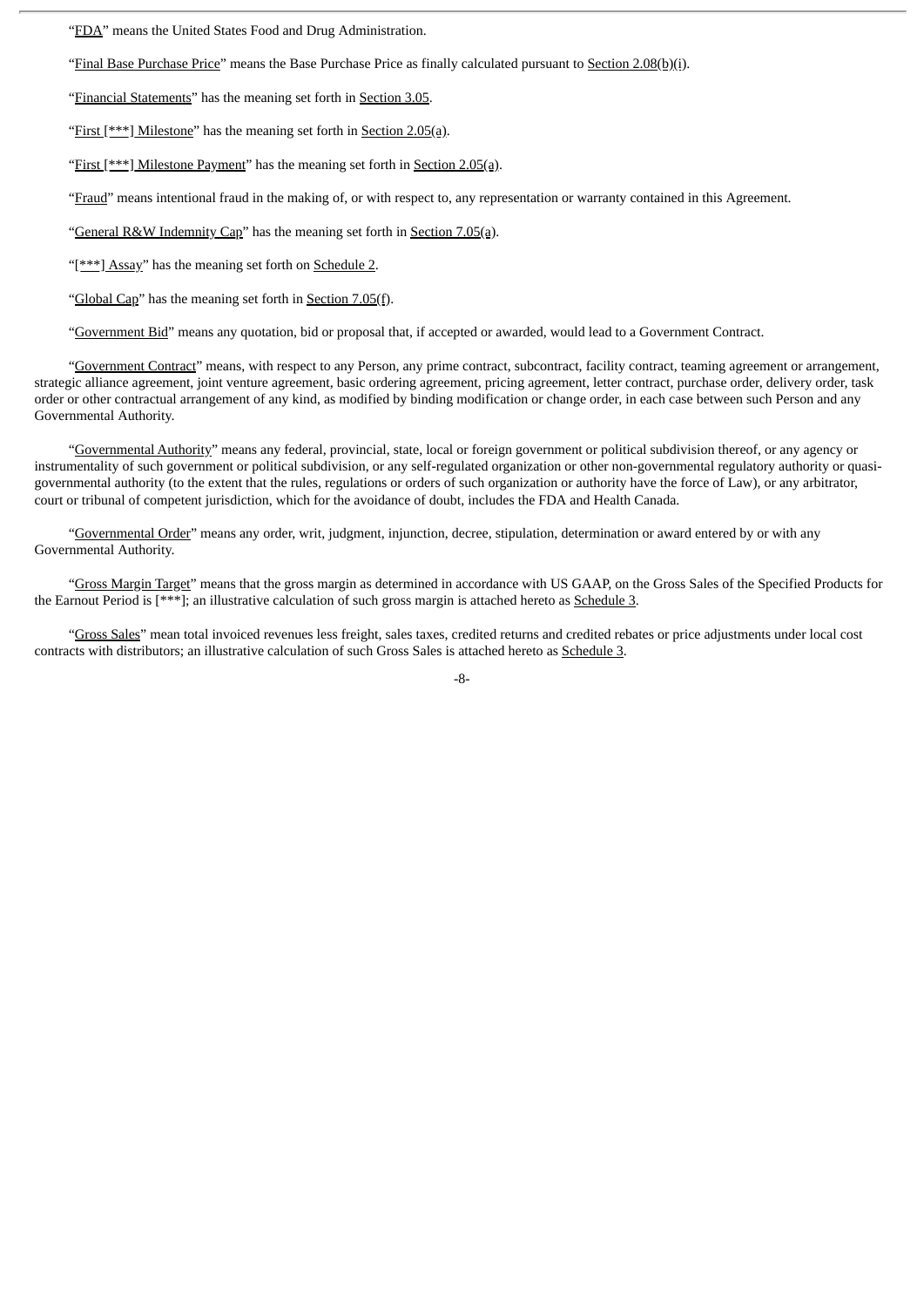"FDA" means the United States Food and Drug Administration.

"Final Base Purchase Price" means the Base Purchase Price as finally calculated pursuant to Section 2.08(b)(i).

"Financial Statements" has the meaning set forth in Section 3.05.

"First [***] Milestone" has the meaning set forth in Section 2.05(a).

"First [***] Milestone Payment" has the meaning set forth in Section 2.05(a).

"Fraud" means intentional fraud in the making of, or with respect to, any representation or warranty contained in this Agreement.

"General R&W Indemnity Cap" has the meaning set forth in Section 7.05(a).

"[***] Assay" has the meaning set forth on Schedule 2.

"Global Cap" has the meaning set forth in Section 7.05(f).

"Government Bid" means any quotation, bid or proposal that, if accepted or awarded, would lead to a Government Contract.

"Government Contract" means, with respect to any Person, any prime contract, subcontract, facility contract, teaming agreement or arrangement, strategic alliance agreement, joint venture agreement, basic ordering agreement, pricing agreement, letter contract, purchase order, delivery order, task order or other contractual arrangement of any kind, as modified by binding modification or change order, in each case between such Person and any Governmental Authority.

"Governmental Authority" means any federal, provincial, state, local or foreign government or political subdivision thereof, or any agency or instrumentality of such government or political subdivision, or any self-regulated organization or other non-governmental regulatory authority or quasi-governmental authority (to the extent that the rules, regulations or orders of such organization or authority have the force of Law), or any arbitrator, court or tribunal of competent jurisdiction, which for the avoidance of doubt, includes the FDA and Health Canada.

"Governmental Order" means any order, writ, judgment, injunction, decree, stipulation, determination or award entered by or with any Governmental Authority.

"Gross Margin Target" means that the gross margin as determined in accordance with US GAAP, on the Gross Sales of the Specified Products for the Earnout Period is [***]; an illustrative calculation of such gross margin is attached hereto as Schedule 3.

"Gross Sales" mean total invoiced revenues less freight, sales taxes, credited returns and credited rebates or price adjustments under local cost contracts with distributors; an illustrative calculation of such Gross Sales is attached hereto as Schedule 3.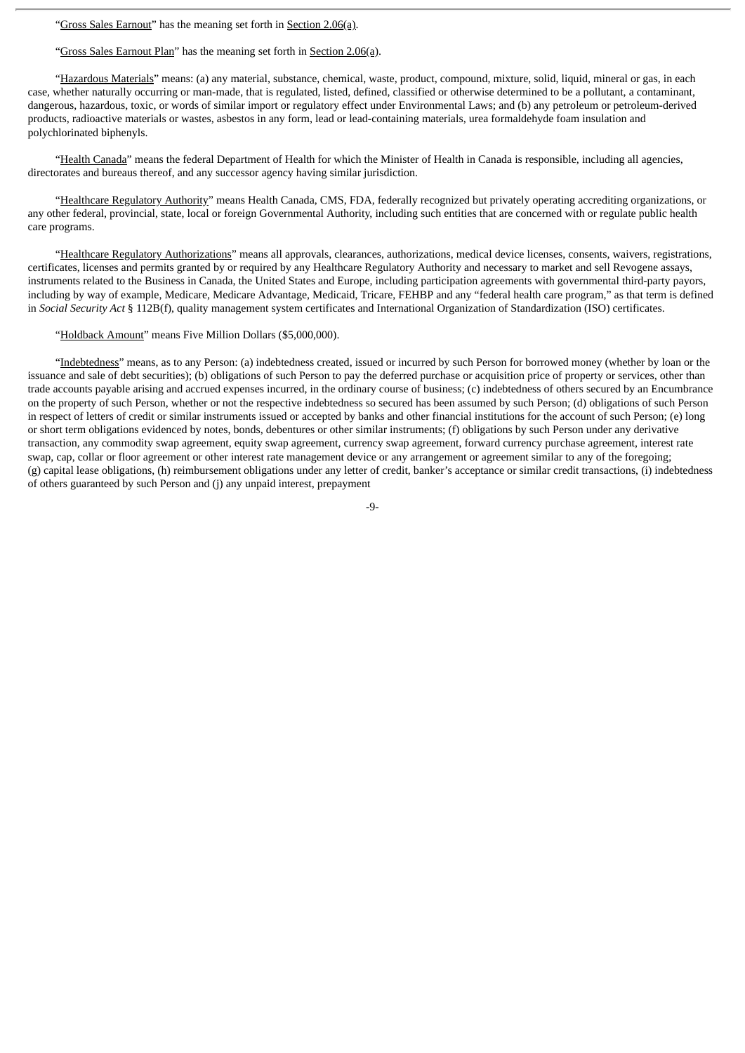"Gross Sales Earnout" has the meaning set forth in Section 2.06(a).

"Gross Sales Earnout Plan" has the meaning set forth in Section 2.06(a).

"Hazardous Materials" means: (a) any material, substance, chemical, waste, product, compound, mixture, solid, liquid, mineral or gas, in each case, whether naturally occurring or man-made, that is regulated, listed, defined, classified or otherwise determined to be a pollutant, a contaminant, dangerous, hazardous, toxic, or words of similar import or regulatory effect under Environmental Laws; and (b) any petroleum or petroleum-derived products, radioactive materials or wastes, asbestos in any form, lead or lead-containing materials, urea formaldehyde foam insulation and polychlorinated biphenyls.

"Health Canada" means the federal Department of Health for which the Minister of Health in Canada is responsible, including all agencies, directorates and bureaus thereof, and any successor agency having similar jurisdiction.

"Healthcare Regulatory Authority" means Health Canada, CMS, FDA, federally recognized but privately operating accrediting organizations, or any other federal, provincial, state, local or foreign Governmental Authority, including such entities that are concerned with or regulate public health care programs.

"Healthcare Regulatory Authorizations" means all approvals, clearances, authorizations, medical device licenses, consents, waivers, registrations, certificates, licenses and permits granted by or required by any Healthcare Regulatory Authority and necessary to market and sell Revogene assays, instruments related to the Business in Canada, the United States and Europe, including participation agreements with governmental third-party payors, including by way of example, Medicare, Medicare Advantage, Medicaid, Tricare, FEHBP and any "federal health care program," as that term is defined in *Social Security Act* § 112B(f), quality management system certificates and International Organization of Standardization (ISO) certificates.

"Holdback Amount" means Five Million Dollars ($5,000,000).

"Indebtedness" means, as to any Person: (a) indebtedness created, issued or incurred by such Person for borrowed money (whether by loan or the issuance and sale of debt securities); (b) obligations of such Person to pay the deferred purchase or acquisition price of property or services, other than trade accounts payable arising and accrued expenses incurred, in the ordinary course of business; (c) indebtedness of others secured by an Encumbrance on the property of such Person, whether or not the respective indebtedness so secured has been assumed by such Person; (d) obligations of such Person in respect of letters of credit or similar instruments issued or accepted by banks and other financial institutions for the account of such Person; (e) long or short term obligations evidenced by notes, bonds, debentures or other similar instruments; (f) obligations by such Person under any derivative transaction, any commodity swap agreement, equity swap agreement, currency swap agreement, forward currency purchase agreement, interest rate swap, cap, collar or floor agreement or other interest rate management device or any arrangement or agreement similar to any of the foregoing; (g) capital lease obligations, (h) reimbursement obligations under any letter of credit, banker's acceptance or similar credit transactions, (i) indebtedness of others guaranteed by such Person and (j) any unpaid interest, prepayment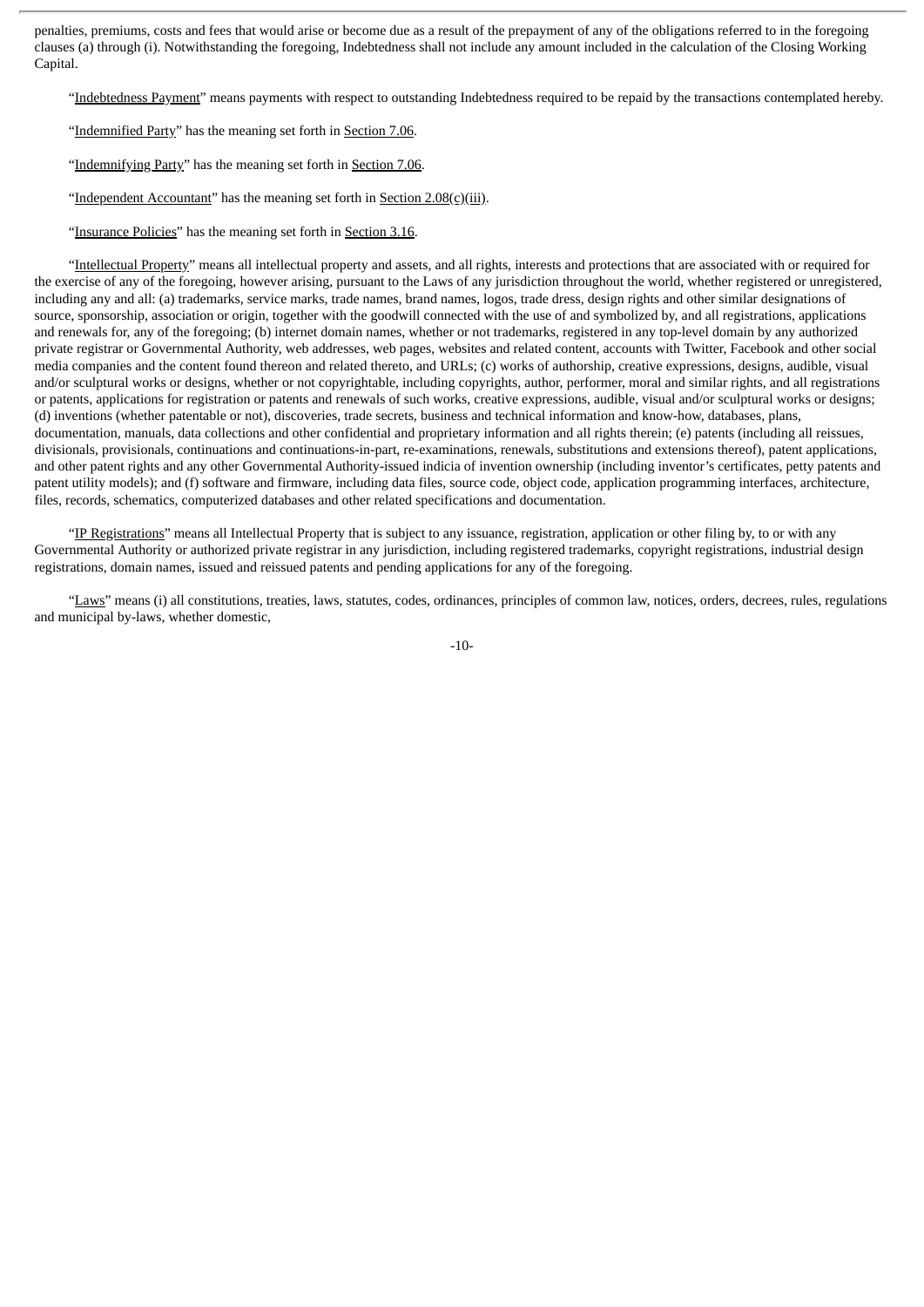penalties, premiums, costs and fees that would arise or become due as a result of the prepayment of any of the obligations referred to in the foregoing clauses (a) through (i). Notwithstanding the foregoing, Indebtedness shall not include any amount included in the calculation of the Closing Working Capital.

"Indebtedness Payment" means payments with respect to outstanding Indebtedness required to be repaid by the transactions contemplated hereby.

"Indemnified Party" has the meaning set forth in Section 7.06.

"Indemnifying Party" has the meaning set forth in Section 7.06.

"Independent Accountant" has the meaning set forth in Section 2.08(c)(iii).

"Insurance Policies" has the meaning set forth in Section 3.16.

"Intellectual Property" means all intellectual property and assets, and all rights, interests and protections that are associated with or required for the exercise of any of the foregoing, however arising, pursuant to the Laws of any jurisdiction throughout the world, whether registered or unregistered, including any and all: (a) trademarks, service marks, trade names, brand names, logos, trade dress, design rights and other similar designations of source, sponsorship, association or origin, together with the goodwill connected with the use of and symbolized by, and all registrations, applications and renewals for, any of the foregoing; (b) internet domain names, whether or not trademarks, registered in any top-level domain by any authorized private registrar or Governmental Authority, web addresses, web pages, websites and related content, accounts with Twitter, Facebook and other social media companies and the content found thereon and related thereto, and URLs; (c) works of authorship, creative expressions, designs, audible, visual and/or sculptural works or designs, whether or not copyrightable, including copyrights, author, performer, moral and similar rights, and all registrations or patents, applications for registration or patents and renewals of such works, creative expressions, audible, visual and/or sculptural works or designs; (d) inventions (whether patentable or not), discoveries, trade secrets, business and technical information and know-how, databases, plans, documentation, manuals, data collections and other confidential and proprietary information and all rights therein; (e) patents (including all reissues, divisionals, provisionals, continuations and continuations-in-part, re-examinations, renewals, substitutions and extensions thereof), patent applications, and other patent rights and any other Governmental Authority-issued indicia of invention ownership (including inventor's certificates, petty patents and patent utility models); and (f) software and firmware, including data files, source code, object code, application programming interfaces, architecture, files, records, schematics, computerized databases and other related specifications and documentation.

"IP Registrations" means all Intellectual Property that is subject to any issuance, registration, application or other filing by, to or with any Governmental Authority or authorized private registrar in any jurisdiction, including registered trademarks, copyright registrations, industrial design registrations, domain names, issued and reissued patents and pending applications for any of the foregoing.

"Laws" means (i) all constitutions, treaties, laws, statutes, codes, ordinances, principles of common law, notices, orders, decrees, rules, regulations and municipal by-laws, whether domestic,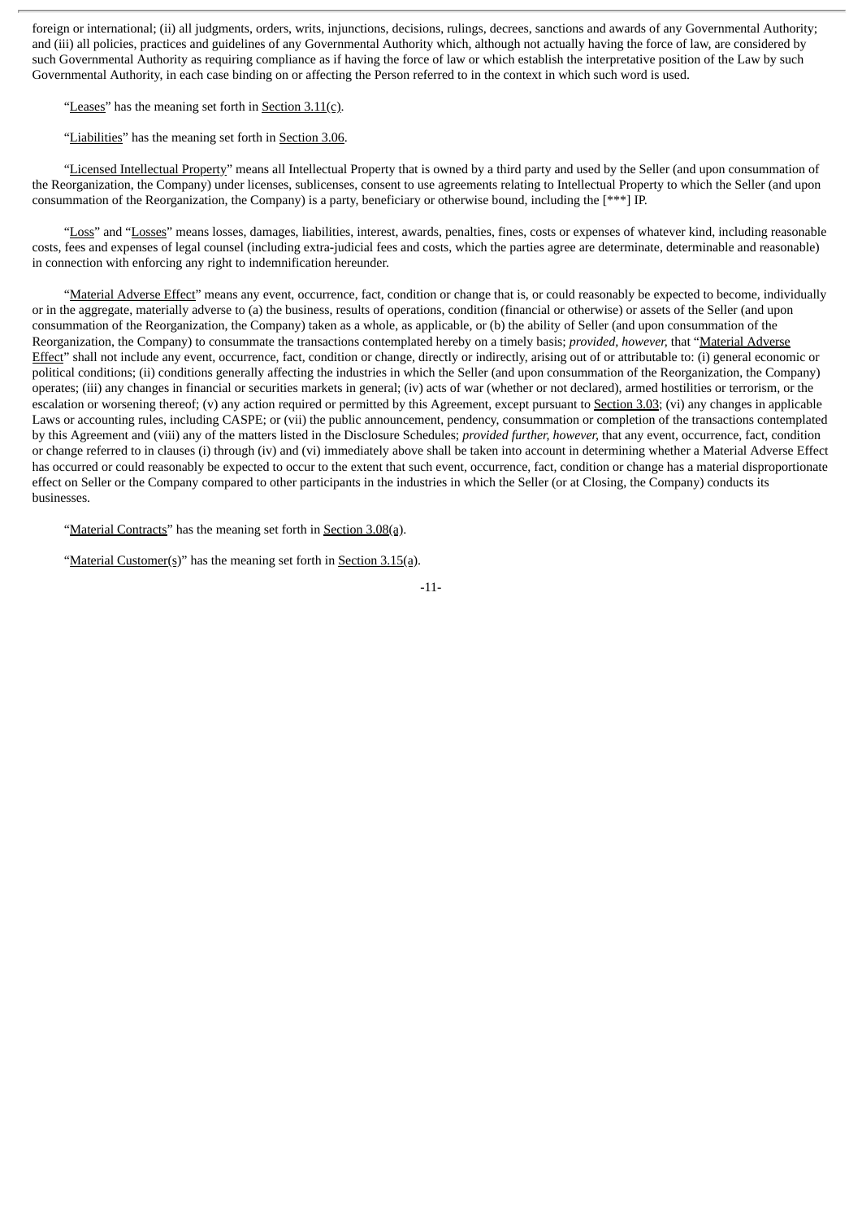foreign or international; (ii) all judgments, orders, writs, injunctions, decisions, rulings, decrees, sanctions and awards of any Governmental Authority; and (iii) all policies, practices and guidelines of any Governmental Authority which, although not actually having the force of law, are considered by such Governmental Authority as requiring compliance as if having the force of law or which establish the interpretative position of the Law by such Governmental Authority, in each case binding on or affecting the Person referred to in the context in which such word is used.

"Leases" has the meaning set forth in Section 3.11(c).

"Liabilities" has the meaning set forth in Section 3.06.

"Licensed Intellectual Property" means all Intellectual Property that is owned by a third party and used by the Seller (and upon consummation of the Reorganization, the Company) under licenses, sublicenses, consent to use agreements relating to Intellectual Property to which the Seller (and upon consummation of the Reorganization, the Company) is a party, beneficiary or otherwise bound, including the [***] IP.

"Loss" and "Losses" means losses, damages, liabilities, interest, awards, penalties, fines, costs or expenses of whatever kind, including reasonable costs, fees and expenses of legal counsel (including extra-judicial fees and costs, which the parties agree are determinate, determinable and reasonable) in connection with enforcing any right to indemnification hereunder.

"Material Adverse Effect" means any event, occurrence, fact, condition or change that is, or could reasonably be expected to become, individually or in the aggregate, materially adverse to (a) the business, results of operations, condition (financial or otherwise) or assets of the Seller (and upon consummation of the Reorganization, the Company) taken as a whole, as applicable, or (b) the ability of Seller (and upon consummation of the Reorganization, the Company) to consummate the transactions contemplated hereby on a timely basis; *provided, however,* that "Material Adverse Effect" shall not include any event, occurrence, fact, condition or change, directly or indirectly, arising out of or attributable to: (i) general economic or political conditions; (ii) conditions generally affecting the industries in which the Seller (and upon consummation of the Reorganization, the Company) operates; (iii) any changes in financial or securities markets in general; (iv) acts of war (whether or not declared), armed hostilities or terrorism, or the escalation or worsening thereof; (v) any action required or permitted by this Agreement, except pursuant to Section 3.03; (vi) any changes in applicable Laws or accounting rules, including CASPE; or (vii) the public announcement, pendency, consummation or completion of the transactions contemplated by this Agreement and (viii) any of the matters listed in the Disclosure Schedules; *provided further, however,* that any event, occurrence, fact, condition or change referred to in clauses (i) through (iv) and (vi) immediately above shall be taken into account in determining whether a Material Adverse Effect has occurred or could reasonably be expected to occur to the extent that such event, occurrence, fact, condition or change has a material disproportionate effect on Seller or the Company compared to other participants in the industries in which the Seller (or at Closing, the Company) conducts its businesses.

"Material Contracts" has the meaning set forth in Section 3.08(a).

"Material Customer(s)" has the meaning set forth in Section 3.15(a).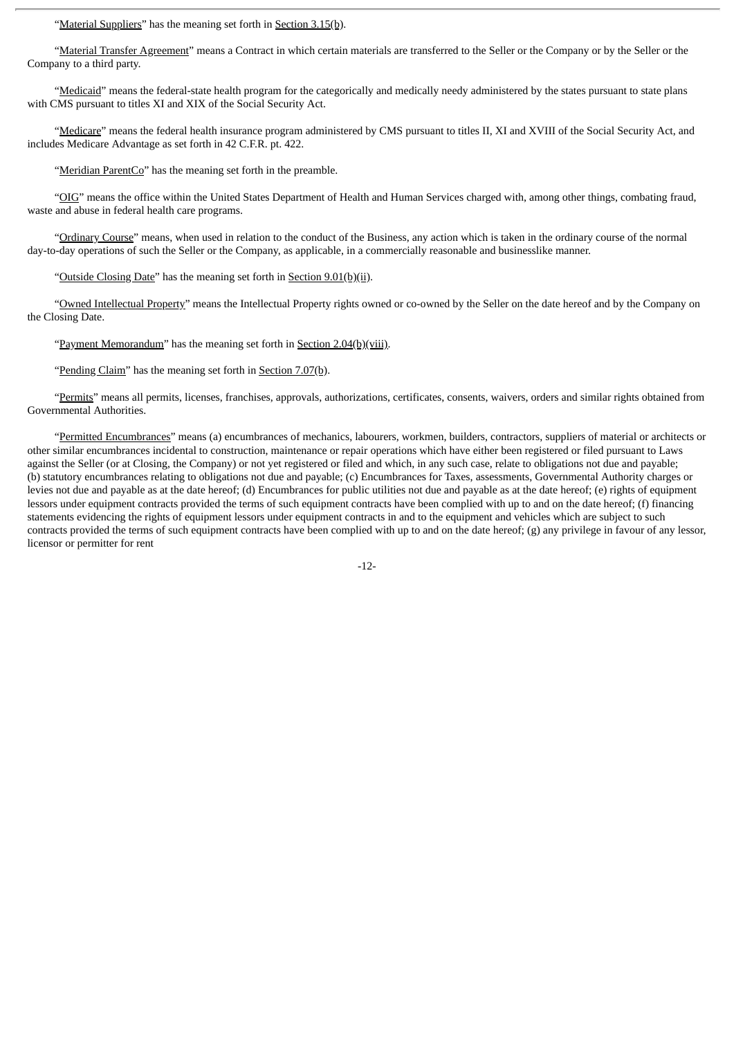"Material Suppliers" has the meaning set forth in Section 3.15(b).

"Material Transfer Agreement" means a Contract in which certain materials are transferred to the Seller or the Company or by the Seller or the Company to a third party.

"Medicaid" means the federal-state health program for the categorically and medically needy administered by the states pursuant to state plans with CMS pursuant to titles XI and XIX of the Social Security Act.

"Medicare" means the federal health insurance program administered by CMS pursuant to titles II, XI and XVIII of the Social Security Act, and includes Medicare Advantage as set forth in 42 C.F.R. pt. 422.

"Meridian ParentCo" has the meaning set forth in the preamble.

"OIG" means the office within the United States Department of Health and Human Services charged with, among other things, combating fraud, waste and abuse in federal health care programs.

"Ordinary Course" means, when used in relation to the conduct of the Business, any action which is taken in the ordinary course of the normal day-to-day operations of such the Seller or the Company, as applicable, in a commercially reasonable and businesslike manner.

"Outside Closing Date" has the meaning set forth in Section 9.01(b)(ii).

"Owned Intellectual Property" means the Intellectual Property rights owned or co-owned by the Seller on the date hereof and by the Company on the Closing Date.

"Payment Memorandum" has the meaning set forth in Section 2.04(b)(viii).

"Pending Claim" has the meaning set forth in Section 7.07(b).

"Permits" means all permits, licenses, franchises, approvals, authorizations, certificates, consents, waivers, orders and similar rights obtained from Governmental Authorities.

"Permitted Encumbrances" means (a) encumbrances of mechanics, labourers, workmen, builders, contractors, suppliers of material or architects or other similar encumbrances incidental to construction, maintenance or repair operations which have either been registered or filed pursuant to Laws against the Seller (or at Closing, the Company) or not yet registered or filed and which, in any such case, relate to obligations not due and payable; (b) statutory encumbrances relating to obligations not due and payable; (c) Encumbrances for Taxes, assessments, Governmental Authority charges or levies not due and payable as at the date hereof; (d) Encumbrances for public utilities not due and payable as at the date hereof; (e) rights of equipment lessors under equipment contracts provided the terms of such equipment contracts have been complied with up to and on the date hereof; (f) financing statements evidencing the rights of equipment lessors under equipment contracts in and to the equipment and vehicles which are subject to such contracts provided the terms of such equipment contracts have been complied with up to and on the date hereof; (g) any privilege in favour of any lessor, licensor or permitter for rent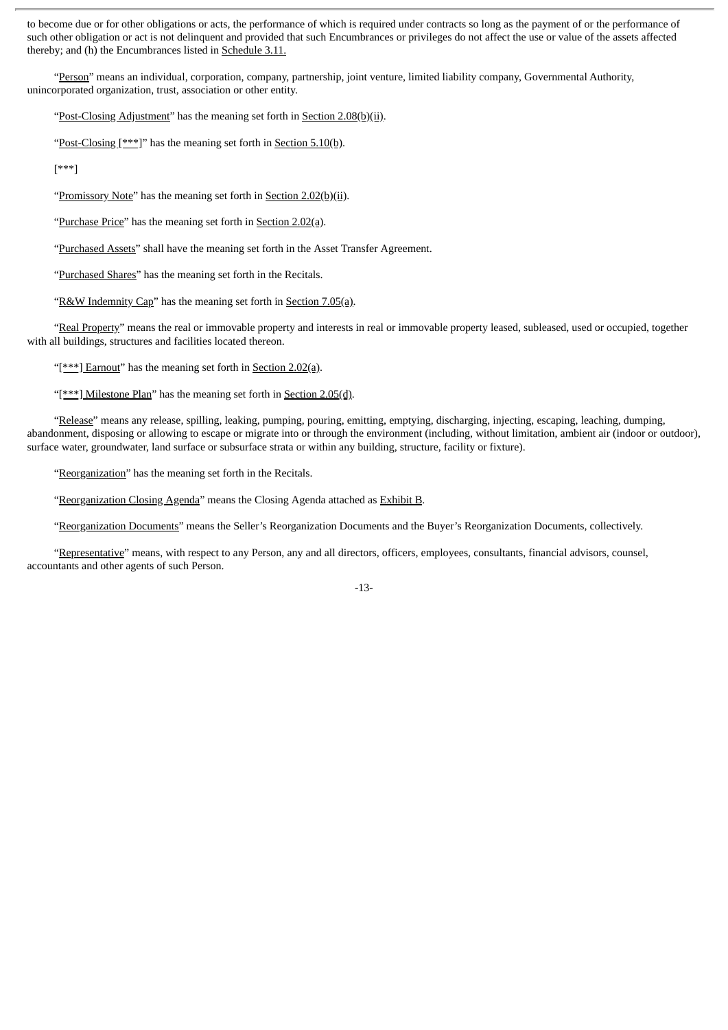to become due or for other obligations or acts, the performance of which is required under contracts so long as the payment of or the performance of such other obligation or act is not delinquent and provided that such Encumbrances or privileges do not affect the use or value of the assets affected thereby; and (h) the Encumbrances listed in Schedule 3.11.

"Person" means an individual, corporation, company, partnership, joint venture, limited liability company, Governmental Authority, unincorporated organization, trust, association or other entity.

"Post-Closing Adjustment" has the meaning set forth in Section 2.08(b)(ii).

"Post-Closing [***]" has the meaning set forth in Section 5.10(b).

[***]

"Promissory Note" has the meaning set forth in Section 2.02(b)(ii).

"Purchase Price" has the meaning set forth in Section 2.02(a).

"Purchased Assets" shall have the meaning set forth in the Asset Transfer Agreement.

"Purchased Shares" has the meaning set forth in the Recitals.

"R&W Indemnity Cap" has the meaning set forth in Section 7.05(a).

"Real Property" means the real or immovable property and interests in real or immovable property leased, subleased, used or occupied, together with all buildings, structures and facilities located thereon.

"[***] Earnout" has the meaning set forth in Section 2.02(a).

"[***] Milestone Plan" has the meaning set forth in Section 2.05(d).

"Release" means any release, spilling, leaking, pumping, pouring, emitting, emptying, discharging, injecting, escaping, leaching, dumping, abandonment, disposing or allowing to escape or migrate into or through the environment (including, without limitation, ambient air (indoor or outdoor), surface water, groundwater, land surface or subsurface strata or within any building, structure, facility or fixture).

"Reorganization" has the meaning set forth in the Recitals.

"Reorganization Closing Agenda" means the Closing Agenda attached as Exhibit B.

"Reorganization Documents" means the Seller's Reorganization Documents and the Buyer's Reorganization Documents, collectively.

"Representative" means, with respect to any Person, any and all directors, officers, employees, consultants, financial advisors, counsel, accountants and other agents of such Person.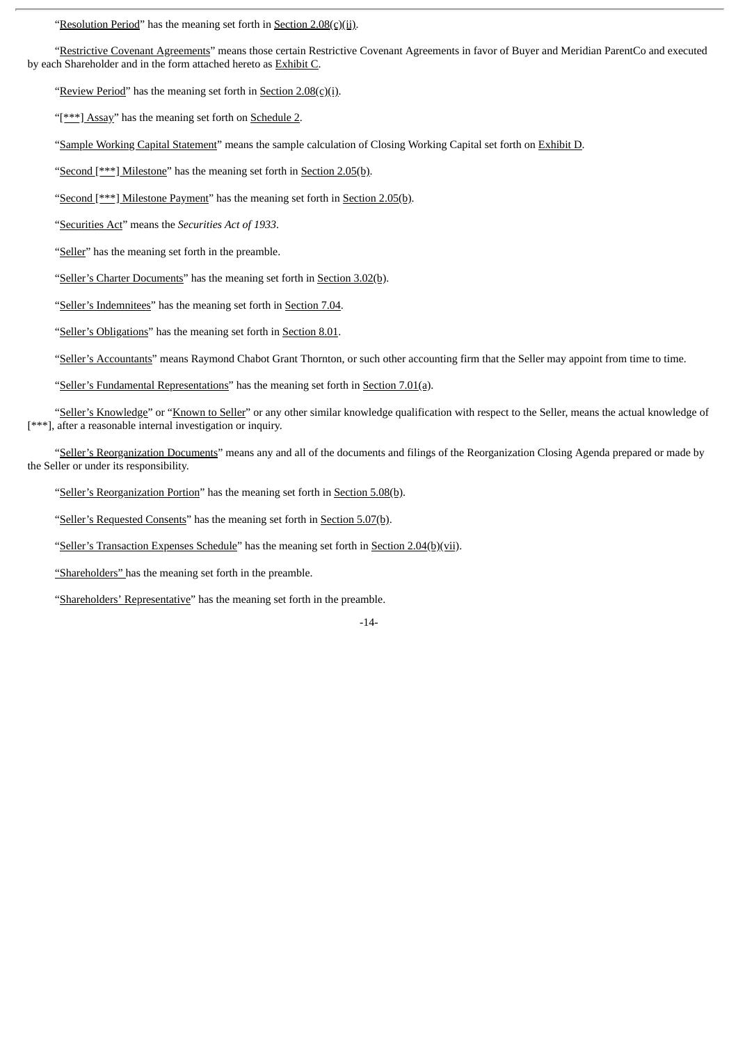"Resolution Period" has the meaning set forth in Section 2.08(c)(ii).

"Restrictive Covenant Agreements" means those certain Restrictive Covenant Agreements in favor of Buyer and Meridian ParentCo and executed by each Shareholder and in the form attached hereto as Exhibit C.

"Review Period" has the meaning set forth in Section 2.08(c)(i).

"[***] Assay" has the meaning set forth on Schedule 2.

"Sample Working Capital Statement" means the sample calculation of Closing Working Capital set forth on Exhibit D.

"Second [***] Milestone" has the meaning set forth in Section 2.05(b).

"Second [***] Milestone Payment" has the meaning set forth in Section 2.05(b).

"Securities Act" means the *Securities Act of 1933*.

"Seller" has the meaning set forth in the preamble.

"Seller's Charter Documents" has the meaning set forth in Section 3.02(b).

"Seller's Indemnitees" has the meaning set forth in Section 7.04.

"Seller's Obligations" has the meaning set forth in Section 8.01.

"Seller's Accountants" means Raymond Chabot Grant Thornton, or such other accounting firm that the Seller may appoint from time to time.

"Seller's Fundamental Representations" has the meaning set forth in Section 7.01(a).

"Seller's Knowledge" or "Known to Seller" or any other similar knowledge qualification with respect to the Seller, means the actual knowledge of [***], after a reasonable internal investigation or inquiry.

"Seller's Reorganization Documents" means any and all of the documents and filings of the Reorganization Closing Agenda prepared or made by the Seller or under its responsibility.

"Seller's Reorganization Portion" has the meaning set forth in Section 5.08(b).

"Seller's Requested Consents" has the meaning set forth in Section 5.07(b).

"Seller's Transaction Expenses Schedule" has the meaning set forth in Section 2.04(b)(vii).

"Shareholders" has the meaning set forth in the preamble.

"Shareholders' Representative" has the meaning set forth in the preamble.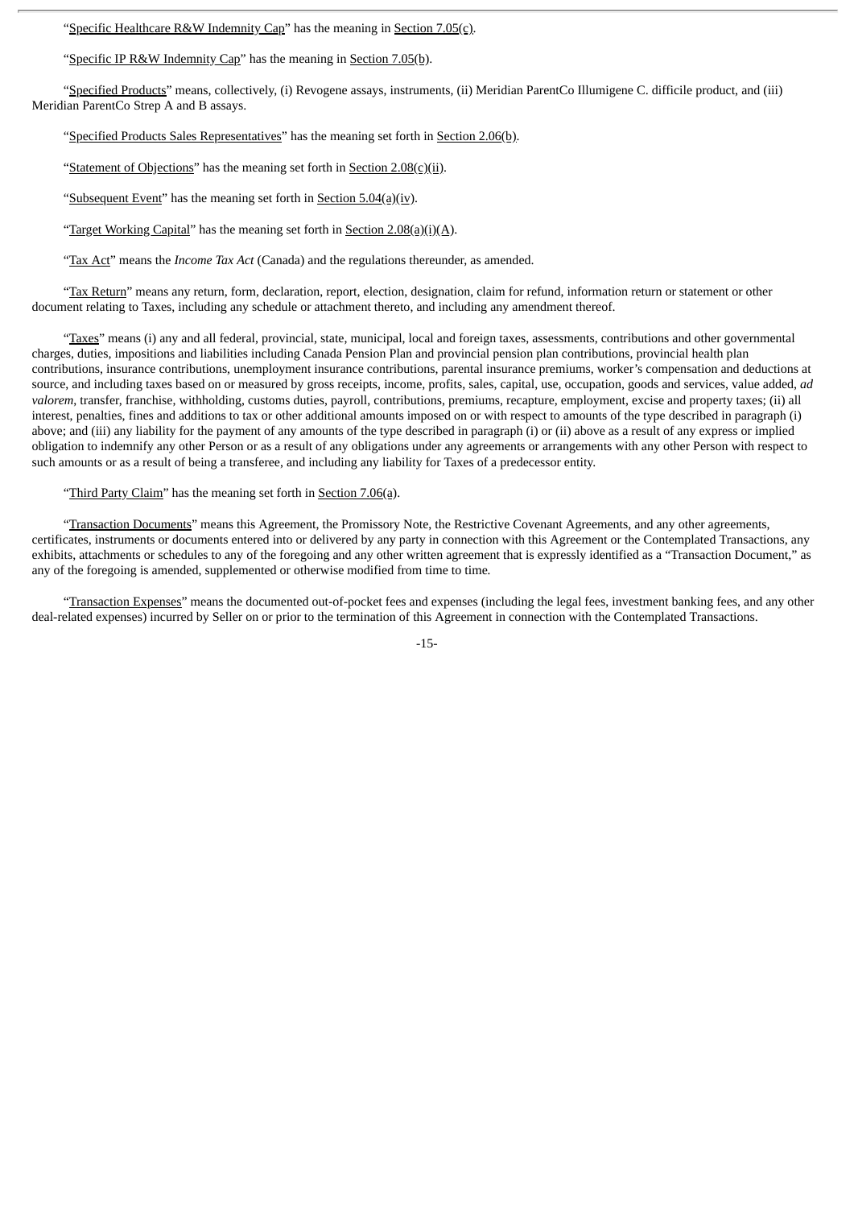"Specific Healthcare R&W Indemnity Cap" has the meaning in Section 7.05(c).

"Specific IP R&W Indemnity Cap" has the meaning in Section 7.05(b).

"Specified Products" means, collectively, (i) Revogene assays, instruments, (ii) Meridian ParentCo Illumigene C. difficile product, and (iii) Meridian ParentCo Strep A and B assays.

"Specified Products Sales Representatives" has the meaning set forth in Section 2.06(b).

"Statement of Objections" has the meaning set forth in Section 2.08(c)(ii).

"Subsequent Event" has the meaning set forth in Section 5.04(a)(iv).

"Target Working Capital" has the meaning set forth in Section 2.08(a)(i)(A).

"Tax Act" means the *Income Tax Act* (Canada) and the regulations thereunder, as amended.

"Tax Return" means any return, form, declaration, report, election, designation, claim for refund, information return or statement or other document relating to Taxes, including any schedule or attachment thereto, and including any amendment thereof.

"Taxes" means (i) any and all federal, provincial, state, municipal, local and foreign taxes, assessments, contributions and other governmental charges, duties, impositions and liabilities including Canada Pension Plan and provincial pension plan contributions, provincial health plan contributions, insurance contributions, unemployment insurance contributions, parental insurance premiums, worker's compensation and deductions at source, and including taxes based on or measured by gross receipts, income, profits, sales, capital, use, occupation, goods and services, value added, *ad valorem*, transfer, franchise, withholding, customs duties, payroll, contributions, premiums, recapture, employment, excise and property taxes; (ii) all interest, penalties, fines and additions to tax or other additional amounts imposed on or with respect to amounts of the type described in paragraph (i) above; and (iii) any liability for the payment of any amounts of the type described in paragraph (i) or (ii) above as a result of any express or implied obligation to indemnify any other Person or as a result of any obligations under any agreements or arrangements with any other Person with respect to such amounts or as a result of being a transferee, and including any liability for Taxes of a predecessor entity.

"Third Party Claim" has the meaning set forth in Section 7.06(a).

"Transaction Documents" means this Agreement, the Promissory Note, the Restrictive Covenant Agreements, and any other agreements, certificates, instruments or documents entered into or delivered by any party in connection with this Agreement or the Contemplated Transactions, any exhibits, attachments or schedules to any of the foregoing and any other written agreement that is expressly identified as a "Transaction Document," as any of the foregoing is amended, supplemented or otherwise modified from time to time.

"Transaction Expenses" means the documented out-of-pocket fees and expenses (including the legal fees, investment banking fees, and any other deal-related expenses) incurred by Seller on or prior to the termination of this Agreement in connection with the Contemplated Transactions.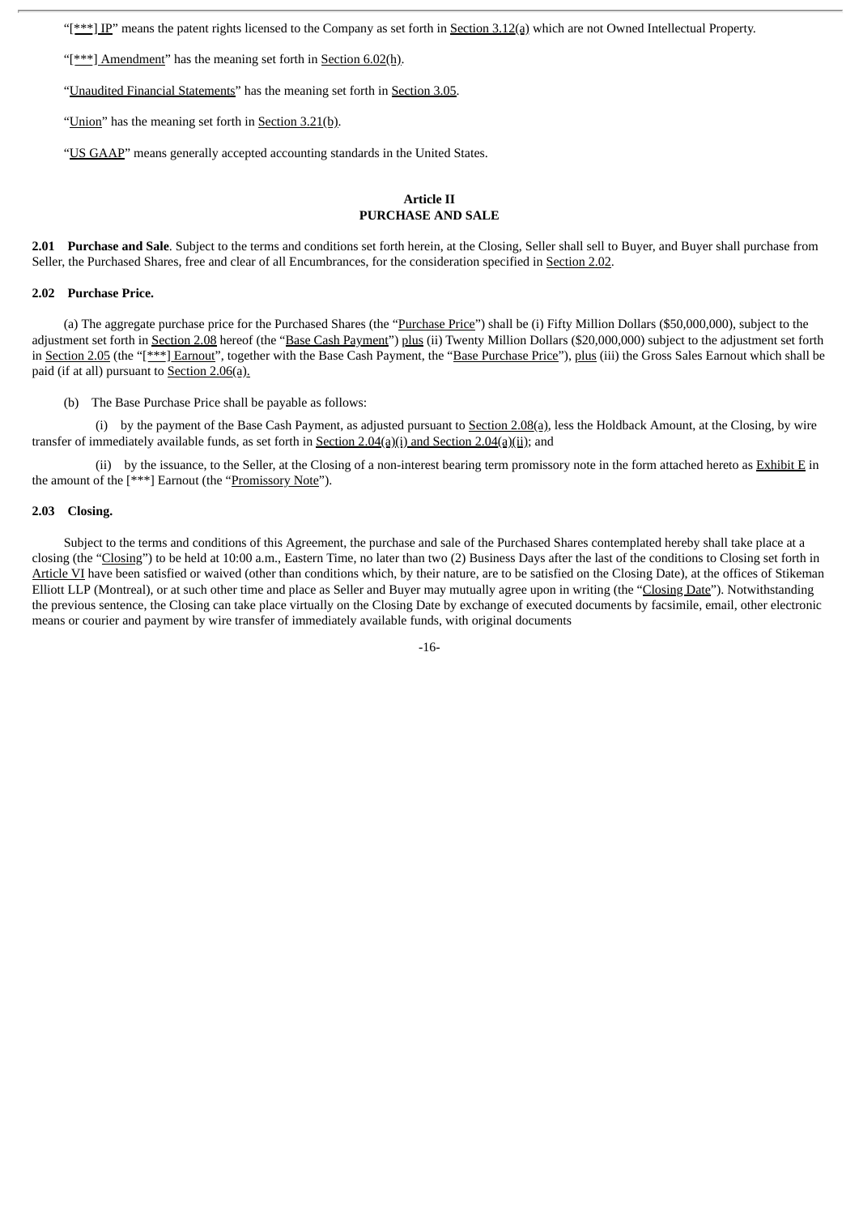"[***] IP" means the patent rights licensed to the Company as set forth in Section 3.12(a) which are not Owned Intellectual Property.

"[***] Amendment" has the meaning set forth in Section 6.02(h).

"Unaudited Financial Statements" has the meaning set forth in Section 3.05.

"Union" has the meaning set forth in Section 3.21(b).

"US GAAP" means generally accepted accounting standards in the United States.

## Article II
## PURCHASE AND SALE

**2.01 Purchase and Sale**. Subject to the terms and conditions set forth herein, at the Closing, Seller shall sell to Buyer, and Buyer shall purchase from Seller, the Purchased Shares, free and clear of all Encumbrances, for the consideration specified in Section 2.02.

**2.02 Purchase Price.**

(a) The aggregate purchase price for the Purchased Shares (the "Purchase Price") shall be (i) Fifty Million Dollars ($50,000,000), subject to the adjustment set forth in Section 2.08 hereof (the "Base Cash Payment") plus (ii) Twenty Million Dollars ($20,000,000) subject to the adjustment set forth in Section 2.05 (the "[***] Earnout", together with the Base Cash Payment, the "Base Purchase Price"), plus (iii) the Gross Sales Earnout which shall be paid (if at all) pursuant to Section 2.06(a).

(b) The Base Purchase Price shall be payable as follows:

(i) by the payment of the Base Cash Payment, as adjusted pursuant to Section 2.08(a), less the Holdback Amount, at the Closing, by wire transfer of immediately available funds, as set forth in Section 2.04(a)(i) and Section 2.04(a)(ii); and

(ii) by the issuance, to the Seller, at the Closing of a non-interest bearing term promissory note in the form attached hereto as Exhibit E in the amount of the [***] Earnout (the "Promissory Note").

**2.03 Closing.**

Subject to the terms and conditions of this Agreement, the purchase and sale of the Purchased Shares contemplated hereby shall take place at a closing (the "Closing") to be held at 10:00 a.m., Eastern Time, no later than two (2) Business Days after the last of the conditions to Closing set forth in Article VI have been satisfied or waived (other than conditions which, by their nature, are to be satisfied on the Closing Date), at the offices of Stikeman Elliott LLP (Montreal), or at such other time and place as Seller and Buyer may mutually agree upon in writing (the "Closing Date"). Notwithstanding the previous sentence, the Closing can take place virtually on the Closing Date by exchange of executed documents by facsimile, email, other electronic means or courier and payment by wire transfer of immediately available funds, with original documents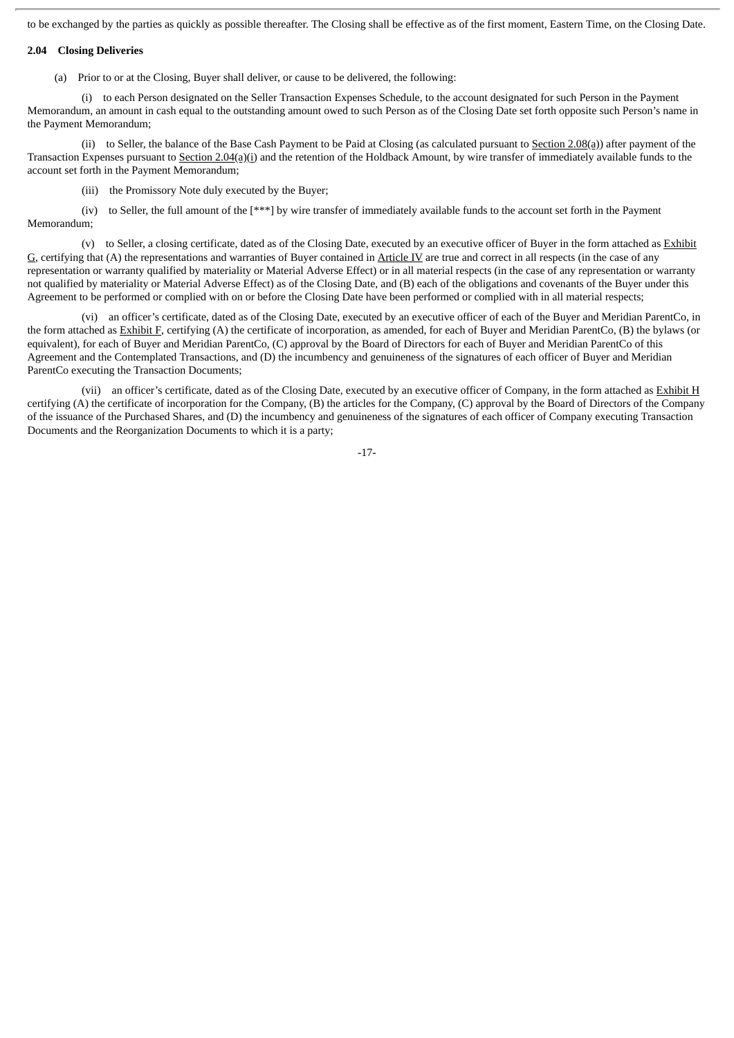to be exchanged by the parties as quickly as possible thereafter. The Closing shall be effective as of the first moment, Eastern Time, on the Closing Date.

**2.04 Closing Deliveries**

(a) Prior to or at the Closing, Buyer shall deliver, or cause to be delivered, the following:

(i) to each Person designated on the Seller Transaction Expenses Schedule, to the account designated for such Person in the Payment Memorandum, an amount in cash equal to the outstanding amount owed to such Person as of the Closing Date set forth opposite such Person's name in the Payment Memorandum;

(ii) to Seller, the balance of the Base Cash Payment to be Paid at Closing (as calculated pursuant to Section 2.08(a)) after payment of the Transaction Expenses pursuant to Section 2.04(a)(i) and the retention of the Holdback Amount, by wire transfer of immediately available funds to the account set forth in the Payment Memorandum;

(iii) the Promissory Note duly executed by the Buyer;

(iv) to Seller, the full amount of the [***] by wire transfer of immediately available funds to the account set forth in the Payment Memorandum;

(v) to Seller, a closing certificate, dated as of the Closing Date, executed by an executive officer of Buyer in the form attached as Exhibit G, certifying that (A) the representations and warranties of Buyer contained in Article IV are true and correct in all respects (in the case of any representation or warranty qualified by materiality or Material Adverse Effect) or in all material respects (in the case of any representation or warranty not qualified by materiality or Material Adverse Effect) as of the Closing Date, and (B) each of the obligations and covenants of the Buyer under this Agreement to be performed or complied with on or before the Closing Date have been performed or complied with in all material respects;

(vi) an officer's certificate, dated as of the Closing Date, executed by an executive officer of each of the Buyer and Meridian ParentCo, in the form attached as Exhibit F, certifying (A) the certificate of incorporation, as amended, for each of Buyer and Meridian ParentCo, (B) the bylaws (or equivalent), for each of Buyer and Meridian ParentCo, (C) approval by the Board of Directors for each of Buyer and Meridian ParentCo of this Agreement and the Contemplated Transactions, and (D) the incumbency and genuineness of the signatures of each officer of Buyer and Meridian ParentCo executing the Transaction Documents;

(vii) an officer's certificate, dated as of the Closing Date, executed by an executive officer of Company, in the form attached as Exhibit H certifying (A) the certificate of incorporation for the Company, (B) the articles for the Company, (C) approval by the Board of Directors of the Company of the issuance of the Purchased Shares, and (D) the incumbency and genuineness of the signatures of each officer of Company executing Transaction Documents and the Reorganization Documents to which it is a party;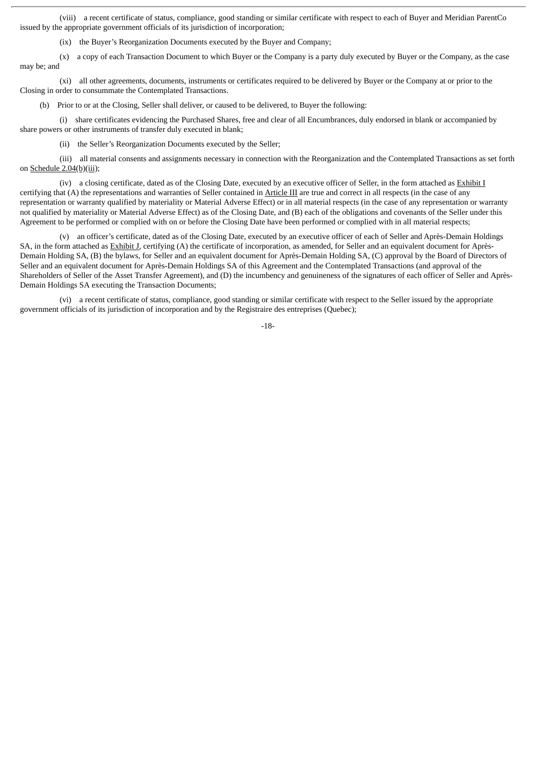(viii) a recent certificate of status, compliance, good standing or similar certificate with respect to each of Buyer and Meridian ParentCo issued by the appropriate government officials of its jurisdiction of incorporation;

(ix) the Buyer's Reorganization Documents executed by the Buyer and Company;

(x) a copy of each Transaction Document to which Buyer or the Company is a party duly executed by Buyer or the Company, as the case may be; and

(xi) all other agreements, documents, instruments or certificates required to be delivered by Buyer or the Company at or prior to the Closing in order to consummate the Contemplated Transactions.

(b) Prior to or at the Closing, Seller shall deliver, or caused to be delivered, to Buyer the following:

(i) share certificates evidencing the Purchased Shares, free and clear of all Encumbrances, duly endorsed in blank or accompanied by share powers or other instruments of transfer duly executed in blank;

(ii) the Seller's Reorganization Documents executed by the Seller;

(iii) all material consents and assignments necessary in connection with the Reorganization and the Contemplated Transactions as set forth on Schedule 2.04(b)(iii);

(iv) a closing certificate, dated as of the Closing Date, executed by an executive officer of Seller, in the form attached as Exhibit I certifying that (A) the representations and warranties of Seller contained in Article III are true and correct in all respects (in the case of any representation or warranty qualified by materiality or Material Adverse Effect) or in all material respects (in the case of any representation or warranty not qualified by materiality or Material Adverse Effect) as of the Closing Date, and (B) each of the obligations and covenants of the Seller under this Agreement to be performed or complied with on or before the Closing Date have been performed or complied with in all material respects;

(v) an officer's certificate, dated as of the Closing Date, executed by an executive officer of each of Seller and Après-Demain Holdings SA, in the form attached as Exhibit J, certifying (A) the certificate of incorporation, as amended, for Seller and an equivalent document for Après-Demain Holding SA, (B) the bylaws, for Seller and an equivalent document for Après-Demain Holding SA, (C) approval by the Board of Directors of Seller and an equivalent document for Après-Demain Holdings SA of this Agreement and the Contemplated Transactions (and approval of the Shareholders of Seller of the Asset Transfer Agreement), and (D) the incumbency and genuineness of the signatures of each officer of Seller and Après-Demain Holdings SA executing the Transaction Documents;

(vi) a recent certificate of status, compliance, good standing or similar certificate with respect to the Seller issued by the appropriate government officials of its jurisdiction of incorporation and by the Registraire des entreprises (Quebec);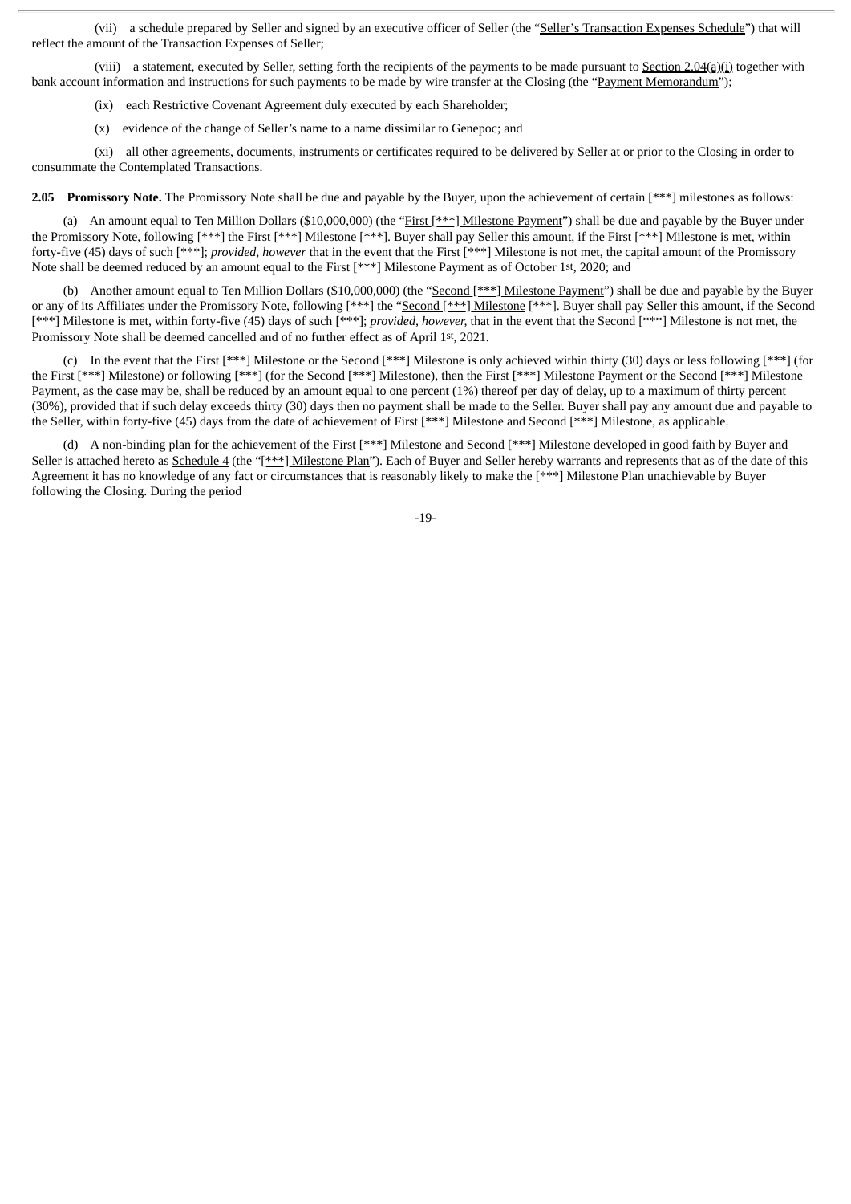(vii) a schedule prepared by Seller and signed by an executive officer of Seller (the "Seller's Transaction Expenses Schedule") that will reflect the amount of the Transaction Expenses of Seller;

(viii) a statement, executed by Seller, setting forth the recipients of the payments to be made pursuant to Section 2.04(a)(i) together with bank account information and instructions for such payments to be made by wire transfer at the Closing (the "Payment Memorandum");

(ix) each Restrictive Covenant Agreement duly executed by each Shareholder;

(x) evidence of the change of Seller's name to a name dissimilar to Genepoc; and

(xi) all other agreements, documents, instruments or certificates required to be delivered by Seller at or prior to the Closing in order to consummate the Contemplated Transactions.

**2.05 Promissory Note.** The Promissory Note shall be due and payable by the Buyer, upon the achievement of certain [***] milestones as follows:

(a) An amount equal to Ten Million Dollars ($10,000,000) (the "First [***] Milestone Payment") shall be due and payable by the Buyer under the Promissory Note, following [***] the First [***] Milestone [***]. Buyer shall pay Seller this amount, if the First [***] Milestone is met, within forty-five (45) days of such [***]; *provided, however* that in the event that the First [***] Milestone is not met, the capital amount of the Promissory Note shall be deemed reduced by an amount equal to the First [***] Milestone Payment as of October 1st, 2020; and

(b) Another amount equal to Ten Million Dollars ($10,000,000) (the "Second [***] Milestone Payment") shall be due and payable by the Buyer or any of its Affiliates under the Promissory Note, following [***] the "Second [***] Milestone [***]. Buyer shall pay Seller this amount, if the Second [***] Milestone is met, within forty-five (45) days of such [***]; *provided, however,* that in the event that the Second [***] Milestone is not met, the Promissory Note shall be deemed cancelled and of no further effect as of April 1st, 2021.

(c) In the event that the First [***] Milestone or the Second [***] Milestone is only achieved within thirty (30) days or less following [***] (for the First [***] Milestone) or following [***] (for the Second [***] Milestone), then the First [***] Milestone Payment or the Second [***] Milestone Payment, as the case may be, shall be reduced by an amount equal to one percent (1%) thereof per day of delay, up to a maximum of thirty percent (30%), provided that if such delay exceeds thirty (30) days then no payment shall be made to the Seller. Buyer shall pay any amount due and payable to the Seller, within forty-five (45) days from the date of achievement of First [***] Milestone and Second [***] Milestone, as applicable.

(d) A non-binding plan for the achievement of the First [***] Milestone and Second [***] Milestone developed in good faith by Buyer and Seller is attached hereto as Schedule 4 (the "[***] Milestone Plan"). Each of Buyer and Seller hereby warrants and represents that as of the date of this Agreement it has no knowledge of any fact or circumstances that is reasonably likely to make the [***] Milestone Plan unachievable by Buyer following the Closing. During the period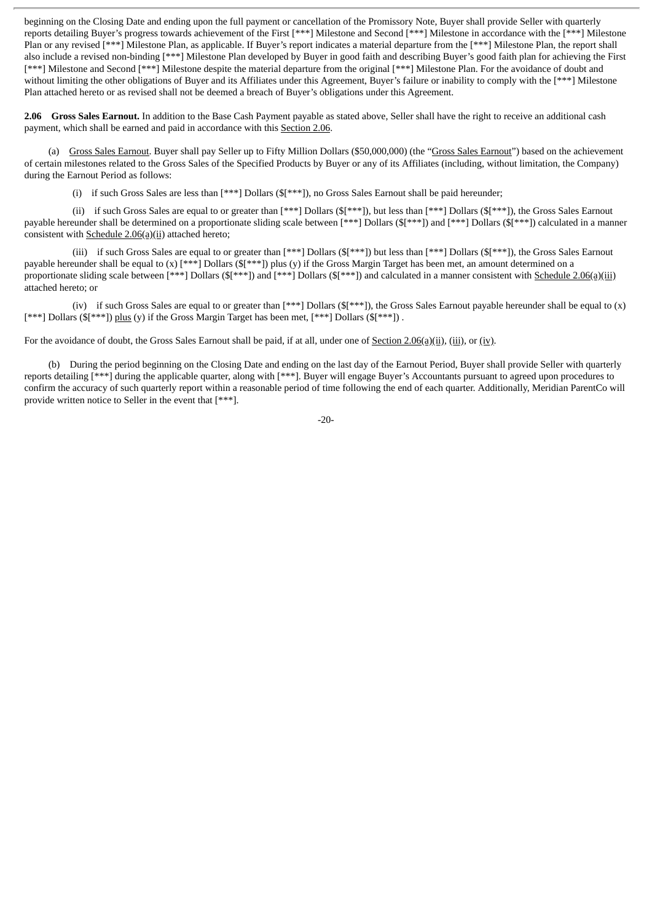beginning on the Closing Date and ending upon the full payment or cancellation of the Promissory Note, Buyer shall provide Seller with quarterly reports detailing Buyer's progress towards achievement of the First [***] Milestone and Second [***] Milestone in accordance with the [***] Milestone Plan or any revised [***] Milestone Plan, as applicable. If Buyer's report indicates a material departure from the [***] Milestone Plan, the report shall also include a revised non-binding [***] Milestone Plan developed by Buyer in good faith and describing Buyer's good faith plan for achieving the First [***] Milestone and Second [***] Milestone despite the material departure from the original [***] Milestone Plan. For the avoidance of doubt and without limiting the other obligations of Buyer and its Affiliates under this Agreement, Buyer's failure or inability to comply with the [***] Milestone Plan attached hereto or as revised shall not be deemed a breach of Buyer's obligations under this Agreement.

**2.06 Gross Sales Earnout.** In addition to the Base Cash Payment payable as stated above, Seller shall have the right to receive an additional cash payment, which shall be earned and paid in accordance with this Section 2.06.

(a) Gross Sales Earnout. Buyer shall pay Seller up to Fifty Million Dollars ($50,000,000) (the "Gross Sales Earnout") based on the achievement of certain milestones related to the Gross Sales of the Specified Products by Buyer or any of its Affiliates (including, without limitation, the Company) during the Earnout Period as follows:

(i) if such Gross Sales are less than [***] Dollars ($[***]), no Gross Sales Earnout shall be paid hereunder;

(ii) if such Gross Sales are equal to or greater than [***] Dollars ($[***]), but less than [***] Dollars ($[***]), the Gross Sales Earnout payable hereunder shall be determined on a proportionate sliding scale between [***] Dollars ($[***]) and [***] Dollars ($[***]) calculated in a manner consistent with Schedule 2.06(a)(ii) attached hereto;

(iii) if such Gross Sales are equal to or greater than [***] Dollars ($[***]) but less than [***] Dollars ($[***]), the Gross Sales Earnout payable hereunder shall be equal to (x) [***] Dollars ($[***]) plus (y) if the Gross Margin Target has been met, an amount determined on a proportionate sliding scale between [***] Dollars ($[***]) and [***] Dollars ($[***]) and calculated in a manner consistent with Schedule 2.06(a)(iii) attached hereto; or

(iv) if such Gross Sales are equal to or greater than [***] Dollars ($[***]), the Gross Sales Earnout payable hereunder shall be equal to (x) [***] Dollars ($[***]) plus (y) if the Gross Margin Target has been met, [***] Dollars ($[***]) .

For the avoidance of doubt, the Gross Sales Earnout shall be paid, if at all, under one of Section 2.06(a)(ii), (iii), or (iv).

(b) During the period beginning on the Closing Date and ending on the last day of the Earnout Period, Buyer shall provide Seller with quarterly reports detailing [***] during the applicable quarter, along with [***]. Buyer will engage Buyer's Accountants pursuant to agreed upon procedures to confirm the accuracy of such quarterly report within a reasonable period of time following the end of each quarter. Additionally, Meridian ParentCo will provide written notice to Seller in the event that [***].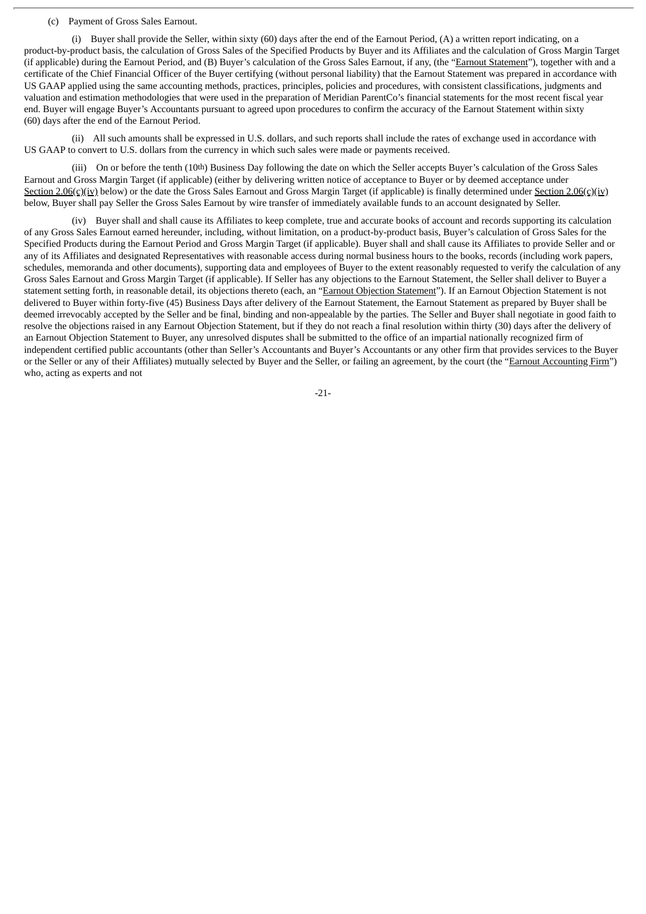(c) Payment of Gross Sales Earnout.

(i) Buyer shall provide the Seller, within sixty (60) days after the end of the Earnout Period, (A) a written report indicating, on a product-by-product basis, the calculation of Gross Sales of the Specified Products by Buyer and its Affiliates and the calculation of Gross Margin Target (if applicable) during the Earnout Period, and (B) Buyer's calculation of the Gross Sales Earnout, if any, (the "Earnout Statement"), together with and a certificate of the Chief Financial Officer of the Buyer certifying (without personal liability) that the Earnout Statement was prepared in accordance with US GAAP applied using the same accounting methods, practices, principles, policies and procedures, with consistent classifications, judgments and valuation and estimation methodologies that were used in the preparation of Meridian ParentCo's financial statements for the most recent fiscal year end. Buyer will engage Buyer's Accountants pursuant to agreed upon procedures to confirm the accuracy of the Earnout Statement within sixty (60) days after the end of the Earnout Period.

(ii) All such amounts shall be expressed in U.S. dollars, and such reports shall include the rates of exchange used in accordance with US GAAP to convert to U.S. dollars from the currency in which such sales were made or payments received.

(iii) On or before the tenth (10th) Business Day following the date on which the Seller accepts Buyer's calculation of the Gross Sales Earnout and Gross Margin Target (if applicable) (either by delivering written notice of acceptance to Buyer or by deemed acceptance under Section 2.06(c)(iv) below) or the date the Gross Sales Earnout and Gross Margin Target (if applicable) is finally determined under Section 2.06(c)(iv) below, Buyer shall pay Seller the Gross Sales Earnout by wire transfer of immediately available funds to an account designated by Seller.

(iv) Buyer shall and shall cause its Affiliates to keep complete, true and accurate books of account and records supporting its calculation of any Gross Sales Earnout earned hereunder, including, without limitation, on a product-by-product basis, Buyer's calculation of Gross Sales for the Specified Products during the Earnout Period and Gross Margin Target (if applicable). Buyer shall and shall cause its Affiliates to provide Seller and or any of its Affiliates and designated Representatives with reasonable access during normal business hours to the books, records (including work papers, schedules, memoranda and other documents), supporting data and employees of Buyer to the extent reasonably requested to verify the calculation of any Gross Sales Earnout and Gross Margin Target (if applicable). If Seller has any objections to the Earnout Statement, the Seller shall deliver to Buyer a statement setting forth, in reasonable detail, its objections thereto (each, an "Earnout Objection Statement"). If an Earnout Objection Statement is not delivered to Buyer within forty-five (45) Business Days after delivery of the Earnout Statement, the Earnout Statement as prepared by Buyer shall be deemed irrevocably accepted by the Seller and be final, binding and non-appealable by the parties. The Seller and Buyer shall negotiate in good faith to resolve the objections raised in any Earnout Objection Statement, but if they do not reach a final resolution within thirty (30) days after the delivery of an Earnout Objection Statement to Buyer, any unresolved disputes shall be submitted to the office of an impartial nationally recognized firm of independent certified public accountants (other than Seller's Accountants and Buyer's Accountants or any other firm that provides services to the Buyer or the Seller or any of their Affiliates) mutually selected by Buyer and the Seller, or failing an agreement, by the court (the "Earnout Accounting Firm") who, acting as experts and not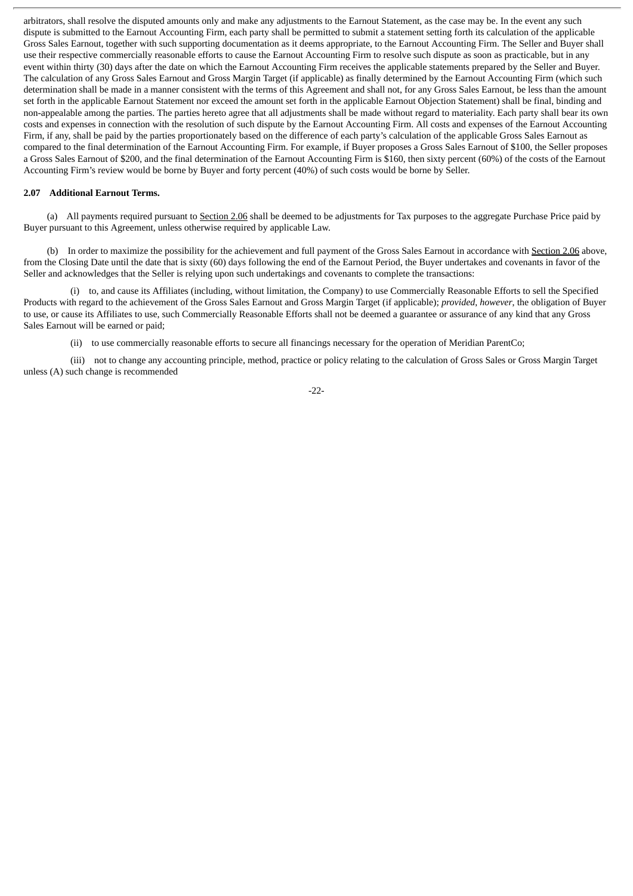arbitrators, shall resolve the disputed amounts only and make any adjustments to the Earnout Statement, as the case may be. In the event any such dispute is submitted to the Earnout Accounting Firm, each party shall be permitted to submit a statement setting forth its calculation of the applicable Gross Sales Earnout, together with such supporting documentation as it deems appropriate, to the Earnout Accounting Firm. The Seller and Buyer shall use their respective commercially reasonable efforts to cause the Earnout Accounting Firm to resolve such dispute as soon as practicable, but in any event within thirty (30) days after the date on which the Earnout Accounting Firm receives the applicable statements prepared by the Seller and Buyer. The calculation of any Gross Sales Earnout and Gross Margin Target (if applicable) as finally determined by the Earnout Accounting Firm (which such determination shall be made in a manner consistent with the terms of this Agreement and shall not, for any Gross Sales Earnout, be less than the amount set forth in the applicable Earnout Statement nor exceed the amount set forth in the applicable Earnout Objection Statement) shall be final, binding and non-appealable among the parties. The parties hereto agree that all adjustments shall be made without regard to materiality. Each party shall bear its own costs and expenses in connection with the resolution of such dispute by the Earnout Accounting Firm. All costs and expenses of the Earnout Accounting Firm, if any, shall be paid by the parties proportionately based on the difference of each party's calculation of the applicable Gross Sales Earnout as compared to the final determination of the Earnout Accounting Firm. For example, if Buyer proposes a Gross Sales Earnout of $100, the Seller proposes a Gross Sales Earnout of $200, and the final determination of the Earnout Accounting Firm is $160, then sixty percent (60%) of the costs of the Earnout Accounting Firm's review would be borne by Buyer and forty percent (40%) of such costs would be borne by Seller.

**2.07 Additional Earnout Terms.**

(a) All payments required pursuant to Section 2.06 shall be deemed to be adjustments for Tax purposes to the aggregate Purchase Price paid by Buyer pursuant to this Agreement, unless otherwise required by applicable Law.

(b) In order to maximize the possibility for the achievement and full payment of the Gross Sales Earnout in accordance with Section 2.06 above, from the Closing Date until the date that is sixty (60) days following the end of the Earnout Period, the Buyer undertakes and covenants in favor of the Seller and acknowledges that the Seller is relying upon such undertakings and covenants to complete the transactions:

(i) to, and cause its Affiliates (including, without limitation, the Company) to use Commercially Reasonable Efforts to sell the Specified Products with regard to the achievement of the Gross Sales Earnout and Gross Margin Target (if applicable); *provided, however*, the obligation of Buyer to use, or cause its Affiliates to use, such Commercially Reasonable Efforts shall not be deemed a guarantee or assurance of any kind that any Gross Sales Earnout will be earned or paid;

(ii) to use commercially reasonable efforts to secure all financings necessary for the operation of Meridian ParentCo;

(iii) not to change any accounting principle, method, practice or policy relating to the calculation of Gross Sales or Gross Margin Target unless (A) such change is recommended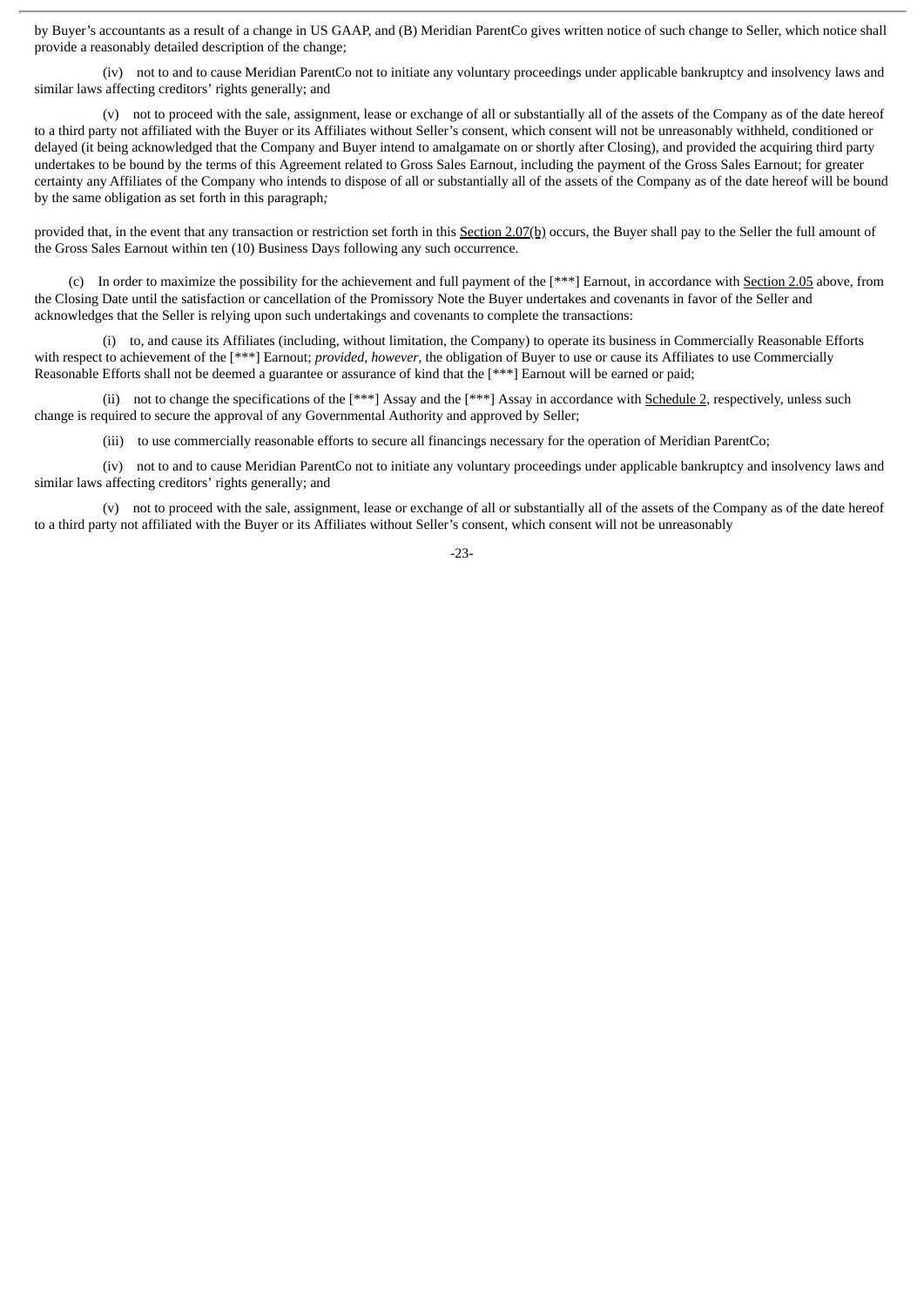by Buyer's accountants as a result of a change in US GAAP, and (B) Meridian ParentCo gives written notice of such change to Seller, which notice shall provide a reasonably detailed description of the change;

(iv) not to and to cause Meridian ParentCo not to initiate any voluntary proceedings under applicable bankruptcy and insolvency laws and similar laws affecting creditors' rights generally; and

(v) not to proceed with the sale, assignment, lease or exchange of all or substantially all of the assets of the Company as of the date hereof to a third party not affiliated with the Buyer or its Affiliates without Seller's consent, which consent will not be unreasonably withheld, conditioned or delayed (it being acknowledged that the Company and Buyer intend to amalgamate on or shortly after Closing), and provided the acquiring third party undertakes to be bound by the terms of this Agreement related to Gross Sales Earnout, including the payment of the Gross Sales Earnout; for greater certainty any Affiliates of the Company who intends to dispose of all or substantially all of the assets of the Company as of the date hereof will be bound by the same obligation as set forth in this paragraph*;*

provided that, in the event that any transaction or restriction set forth in this Section 2.07(b) occurs, the Buyer shall pay to the Seller the full amount of the Gross Sales Earnout within ten (10) Business Days following any such occurrence.

(c) In order to maximize the possibility for the achievement and full payment of the [***] Earnout, in accordance with Section 2.05 above, from the Closing Date until the satisfaction or cancellation of the Promissory Note the Buyer undertakes and covenants in favor of the Seller and acknowledges that the Seller is relying upon such undertakings and covenants to complete the transactions:

(i) to, and cause its Affiliates (including, without limitation, the Company) to operate its business in Commercially Reasonable Efforts with respect to achievement of the [***] Earnout; *provided*, *however*, the obligation of Buyer to use or cause its Affiliates to use Commercially Reasonable Efforts shall not be deemed a guarantee or assurance of kind that the [***] Earnout will be earned or paid;

(ii) not to change the specifications of the [***] Assay and the [***] Assay in accordance with Schedule 2, respectively, unless such change is required to secure the approval of any Governmental Authority and approved by Seller;

(iii) to use commercially reasonable efforts to secure all financings necessary for the operation of Meridian ParentCo;

(iv) not to and to cause Meridian ParentCo not to initiate any voluntary proceedings under applicable bankruptcy and insolvency laws and similar laws affecting creditors' rights generally; and

(v) not to proceed with the sale, assignment, lease or exchange of all or substantially all of the assets of the Company as of the date hereof to a third party not affiliated with the Buyer or its Affiliates without Seller's consent, which consent will not be unreasonably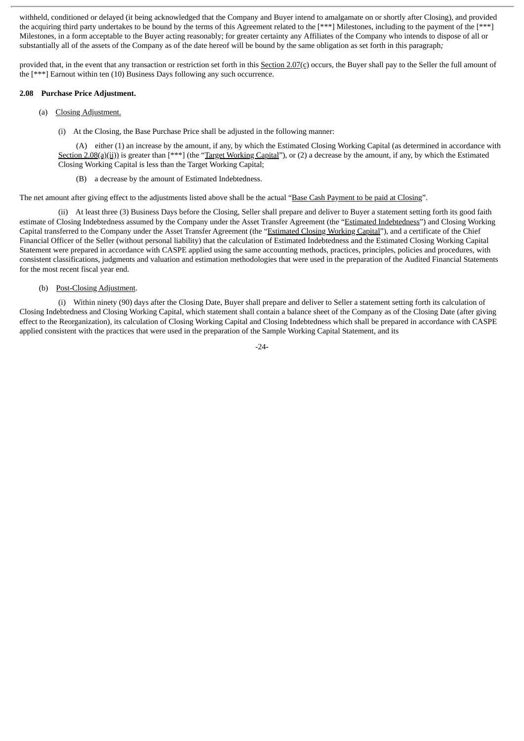withheld, conditioned or delayed (it being acknowledged that the Company and Buyer intend to amalgamate on or shortly after Closing), and provided the acquiring third party undertakes to be bound by the terms of this Agreement related to the [***] Milestones, including to the payment of the [***] Milestones, in a form acceptable to the Buyer acting reasonably; for greater certainty any Affiliates of the Company who intends to dispose of all or substantially all of the assets of the Company as of the date hereof will be bound by the same obligation as set forth in this paragraph;

provided that, in the event that any transaction or restriction set forth in this Section 2.07(c) occurs, the Buyer shall pay to the Seller the full amount of the [***] Earnout within ten (10) Business Days following any such occurrence.

**2.08 Purchase Price Adjustment.**

(a) Closing Adjustment.

(i) At the Closing, the Base Purchase Price shall be adjusted in the following manner:

(A) either (1) an increase by the amount, if any, by which the Estimated Closing Working Capital (as determined in accordance with Section 2.08(a)(ii)) is greater than [***] (the "Target Working Capital"), or (2) a decrease by the amount, if any, by which the Estimated Closing Working Capital is less than the Target Working Capital;

(B) a decrease by the amount of Estimated Indebtedness.

The net amount after giving effect to the adjustments listed above shall be the actual "Base Cash Payment to be paid at Closing".

(ii) At least three (3) Business Days before the Closing, Seller shall prepare and deliver to Buyer a statement setting forth its good faith estimate of Closing Indebtedness assumed by the Company under the Asset Transfer Agreement (the "Estimated Indebtedness") and Closing Working Capital transferred to the Company under the Asset Transfer Agreement (the "Estimated Closing Working Capital"), and a certificate of the Chief Financial Officer of the Seller (without personal liability) that the calculation of Estimated Indebtedness and the Estimated Closing Working Capital Statement were prepared in accordance with CASPE applied using the same accounting methods, practices, principles, policies and procedures, with consistent classifications, judgments and valuation and estimation methodologies that were used in the preparation of the Audited Financial Statements for the most recent fiscal year end.

(b) Post-Closing Adjustment.

(i) Within ninety (90) days after the Closing Date, Buyer shall prepare and deliver to Seller a statement setting forth its calculation of Closing Indebtedness and Closing Working Capital, which statement shall contain a balance sheet of the Company as of the Closing Date (after giving effect to the Reorganization), its calculation of Closing Working Capital and Closing Indebtedness which shall be prepared in accordance with CASPE applied consistent with the practices that were used in the preparation of the Sample Working Capital Statement, and its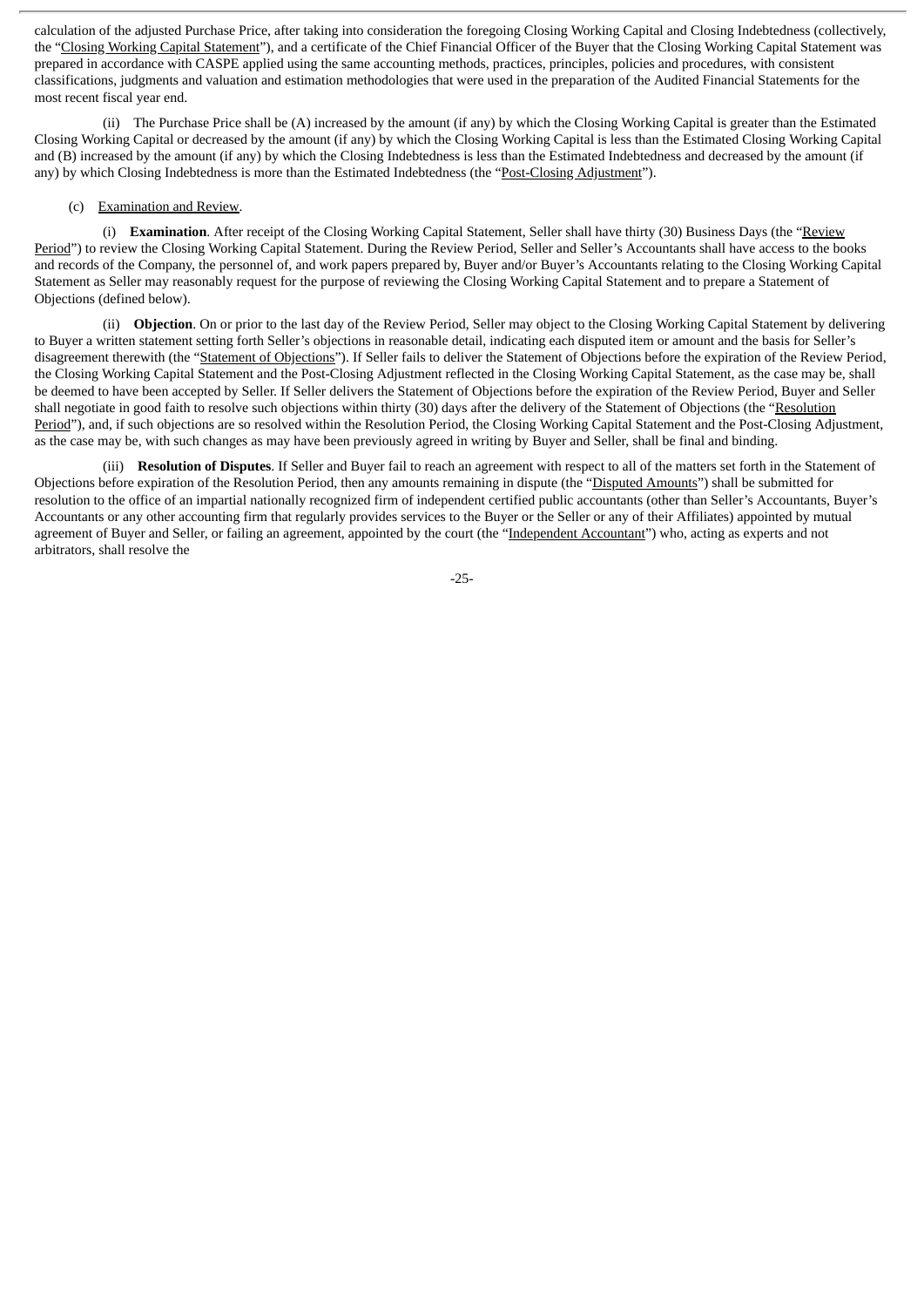calculation of the adjusted Purchase Price, after taking into consideration the foregoing Closing Working Capital and Closing Indebtedness (collectively, the "Closing Working Capital Statement"), and a certificate of the Chief Financial Officer of the Buyer that the Closing Working Capital Statement was prepared in accordance with CASPE applied using the same accounting methods, practices, principles, policies and procedures, with consistent classifications, judgments and valuation and estimation methodologies that were used in the preparation of the Audited Financial Statements for the most recent fiscal year end.

(ii) The Purchase Price shall be (A) increased by the amount (if any) by which the Closing Working Capital is greater than the Estimated Closing Working Capital or decreased by the amount (if any) by which the Closing Working Capital is less than the Estimated Closing Working Capital and (B) increased by the amount (if any) by which the Closing Indebtedness is less than the Estimated Indebtedness and decreased by the amount (if any) by which Closing Indebtedness is more than the Estimated Indebtedness (the "Post-Closing Adjustment").

(c) Examination and Review.

(i) **Examination**. After receipt of the Closing Working Capital Statement, Seller shall have thirty (30) Business Days (the "Review Period") to review the Closing Working Capital Statement. During the Review Period, Seller and Seller's Accountants shall have access to the books and records of the Company, the personnel of, and work papers prepared by, Buyer and/or Buyer's Accountants relating to the Closing Working Capital Statement as Seller may reasonably request for the purpose of reviewing the Closing Working Capital Statement and to prepare a Statement of Objections (defined below).

(ii) **Objection**. On or prior to the last day of the Review Period, Seller may object to the Closing Working Capital Statement by delivering to Buyer a written statement setting forth Seller's objections in reasonable detail, indicating each disputed item or amount and the basis for Seller's disagreement therewith (the "Statement of Objections"). If Seller fails to deliver the Statement of Objections before the expiration of the Review Period, the Closing Working Capital Statement and the Post-Closing Adjustment reflected in the Closing Working Capital Statement, as the case may be, shall be deemed to have been accepted by Seller. If Seller delivers the Statement of Objections before the expiration of the Review Period, Buyer and Seller shall negotiate in good faith to resolve such objections within thirty (30) days after the delivery of the Statement of Objections (the "Resolution Period"), and, if such objections are so resolved within the Resolution Period, the Closing Working Capital Statement and the Post-Closing Adjustment, as the case may be, with such changes as may have been previously agreed in writing by Buyer and Seller, shall be final and binding.

(iii) **Resolution of Disputes**. If Seller and Buyer fail to reach an agreement with respect to all of the matters set forth in the Statement of Objections before expiration of the Resolution Period, then any amounts remaining in dispute (the "Disputed Amounts") shall be submitted for resolution to the office of an impartial nationally recognized firm of independent certified public accountants (other than Seller's Accountants, Buyer's Accountants or any other accounting firm that regularly provides services to the Buyer or the Seller or any of their Affiliates) appointed by mutual agreement of Buyer and Seller, or failing an agreement, appointed by the court (the "Independent Accountant") who, acting as experts and not arbitrators, shall resolve the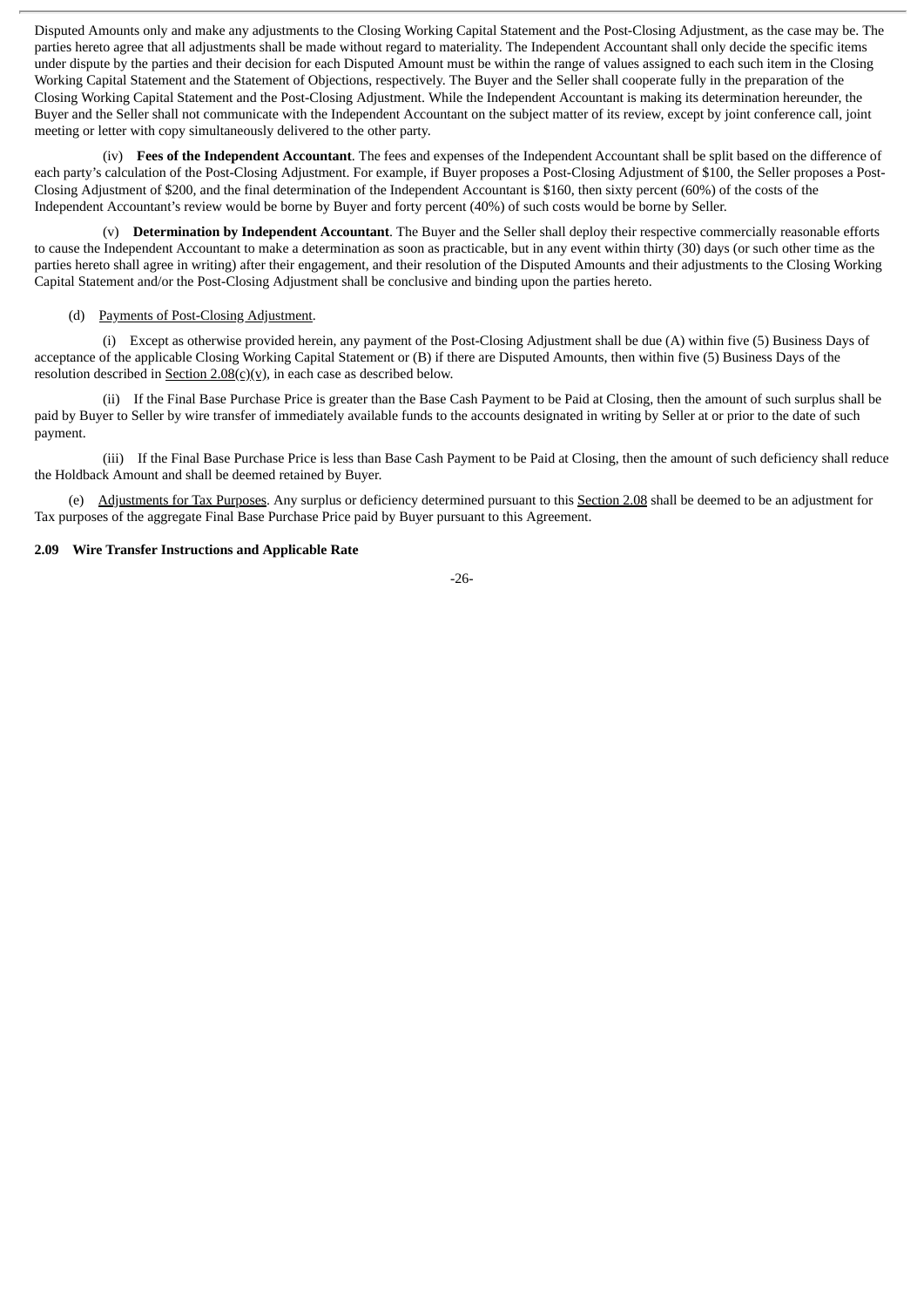Disputed Amounts only and make any adjustments to the Closing Working Capital Statement and the Post-Closing Adjustment, as the case may be. The parties hereto agree that all adjustments shall be made without regard to materiality. The Independent Accountant shall only decide the specific items under dispute by the parties and their decision for each Disputed Amount must be within the range of values assigned to each such item in the Closing Working Capital Statement and the Statement of Objections, respectively. The Buyer and the Seller shall cooperate fully in the preparation of the Closing Working Capital Statement and the Post-Closing Adjustment. While the Independent Accountant is making its determination hereunder, the Buyer and the Seller shall not communicate with the Independent Accountant on the subject matter of its review, except by joint conference call, joint meeting or letter with copy simultaneously delivered to the other party.

(iv) **Fees of the Independent Accountant**. The fees and expenses of the Independent Accountant shall be split based on the difference of each party's calculation of the Post-Closing Adjustment. For example, if Buyer proposes a Post-Closing Adjustment of $100, the Seller proposes a Post-Closing Adjustment of $200, and the final determination of the Independent Accountant is $160, then sixty percent (60%) of the costs of the Independent Accountant's review would be borne by Buyer and forty percent (40%) of such costs would be borne by Seller.

(v) **Determination by Independent Accountant**. The Buyer and the Seller shall deploy their respective commercially reasonable efforts to cause the Independent Accountant to make a determination as soon as practicable, but in any event within thirty (30) days (or such other time as the parties hereto shall agree in writing) after their engagement, and their resolution of the Disputed Amounts and their adjustments to the Closing Working Capital Statement and/or the Post-Closing Adjustment shall be conclusive and binding upon the parties hereto.

(d) Payments of Post-Closing Adjustment.

(i) Except as otherwise provided herein, any payment of the Post-Closing Adjustment shall be due (A) within five (5) Business Days of acceptance of the applicable Closing Working Capital Statement or (B) if there are Disputed Amounts, then within five (5) Business Days of the resolution described in Section 2.08(c)(v), in each case as described below.

(ii) If the Final Base Purchase Price is greater than the Base Cash Payment to be Paid at Closing, then the amount of such surplus shall be paid by Buyer to Seller by wire transfer of immediately available funds to the accounts designated in writing by Seller at or prior to the date of such payment.

(iii) If the Final Base Purchase Price is less than Base Cash Payment to be Paid at Closing, then the amount of such deficiency shall reduce the Holdback Amount and shall be deemed retained by Buyer.

(e) Adjustments for Tax Purposes. Any surplus or deficiency determined pursuant to this Section 2.08 shall be deemed to be an adjustment for Tax purposes of the aggregate Final Base Purchase Price paid by Buyer pursuant to this Agreement.

**2.09 Wire Transfer Instructions and Applicable Rate**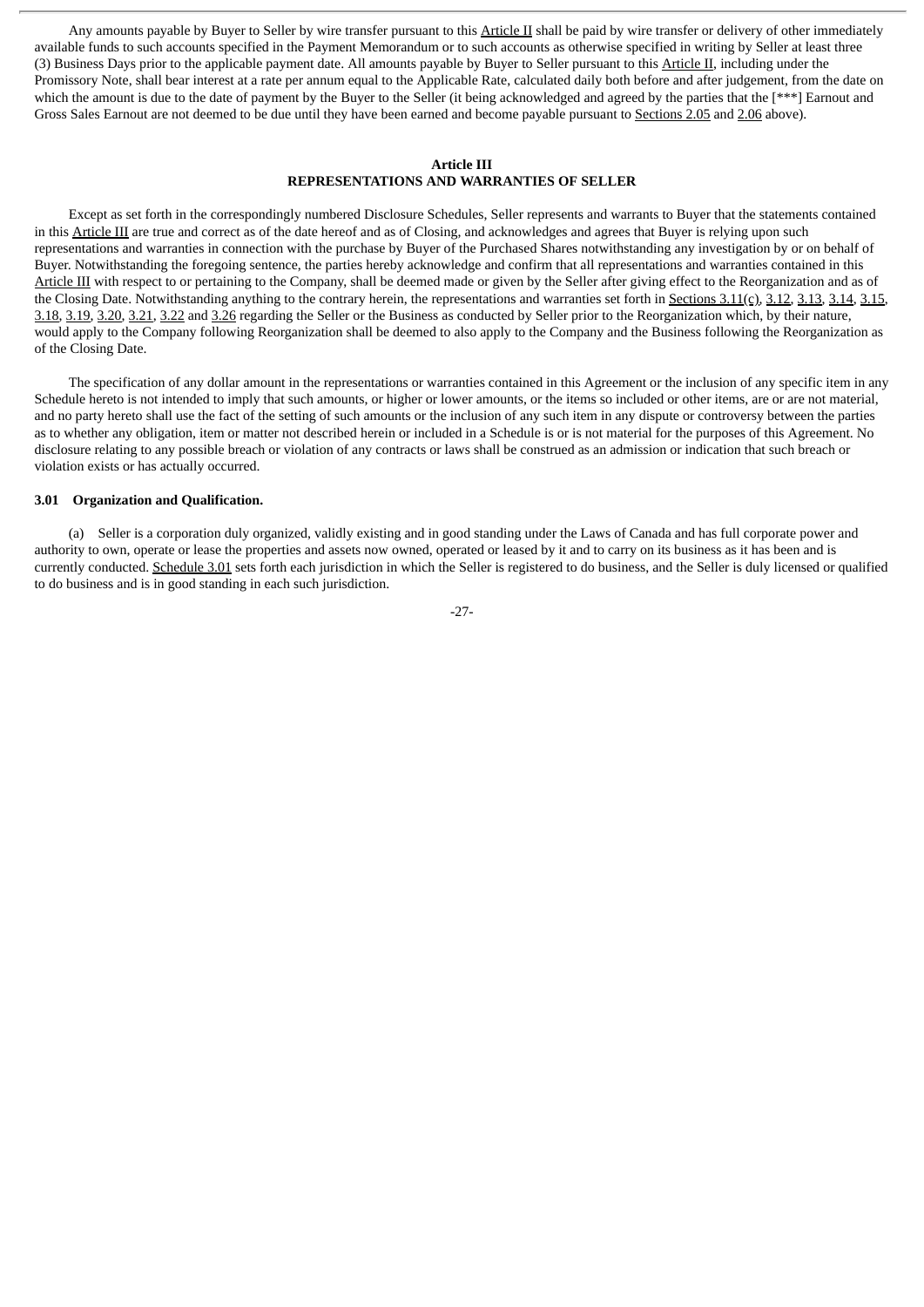Any amounts payable by Buyer to Seller by wire transfer pursuant to this Article II shall be paid by wire transfer or delivery of other immediately available funds to such accounts specified in the Payment Memorandum or to such accounts as otherwise specified in writing by Seller at least three (3) Business Days prior to the applicable payment date. All amounts payable by Buyer to Seller pursuant to this Article II, including under the Promissory Note, shall bear interest at a rate per annum equal to the Applicable Rate, calculated daily both before and after judgement, from the date on which the amount is due to the date of payment by the Buyer to the Seller (it being acknowledged and agreed by the parties that the [***] Earnout and Gross Sales Earnout are not deemed to be due until they have been earned and become payable pursuant to Sections 2.05 and 2.06 above).

## Article III
## REPRESENTATIONS AND WARRANTIES OF SELLER

Except as set forth in the correspondingly numbered Disclosure Schedules, Seller represents and warrants to Buyer that the statements contained in this Article III are true and correct as of the date hereof and as of Closing, and acknowledges and agrees that Buyer is relying upon such representations and warranties in connection with the purchase by Buyer of the Purchased Shares notwithstanding any investigation by or on behalf of Buyer. Notwithstanding the foregoing sentence, the parties hereby acknowledge and confirm that all representations and warranties contained in this Article III with respect to or pertaining to the Company, shall be deemed made or given by the Seller after giving effect to the Reorganization and as of the Closing Date. Notwithstanding anything to the contrary herein, the representations and warranties set forth in Sections 3.11(c), 3.12, 3.13, 3.14, 3.15, 3.18, 3.19, 3.20, 3.21, 3.22 and 3.26 regarding the Seller or the Business as conducted by Seller prior to the Reorganization which, by their nature, would apply to the Company following Reorganization shall be deemed to also apply to the Company and the Business following the Reorganization as of the Closing Date.

The specification of any dollar amount in the representations or warranties contained in this Agreement or the inclusion of any specific item in any Schedule hereto is not intended to imply that such amounts, or higher or lower amounts, or the items so included or other items, are or are not material, and no party hereto shall use the fact of the setting of such amounts or the inclusion of any such item in any dispute or controversy between the parties as to whether any obligation, item or matter not described herein or included in a Schedule is or is not material for the purposes of this Agreement. No disclosure relating to any possible breach or violation of any contracts or laws shall be construed as an admission or indication that such breach or violation exists or has actually occurred.

### 3.01 Organization and Qualification.

(a) Seller is a corporation duly organized, validly existing and in good standing under the Laws of Canada and has full corporate power and authority to own, operate or lease the properties and assets now owned, operated or leased by it and to carry on its business as it has been and is currently conducted. Schedule 3.01 sets forth each jurisdiction in which the Seller is registered to do business, and the Seller is duly licensed or qualified to do business and is in good standing in each such jurisdiction.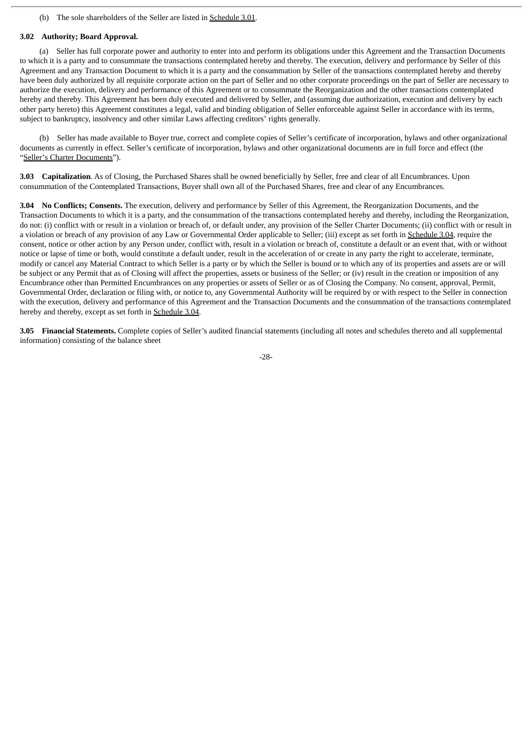(b) The sole shareholders of the Seller are listed in Schedule 3.01.

**3.02 Authority; Board Approval.**

(a) Seller has full corporate power and authority to enter into and perform its obligations under this Agreement and the Transaction Documents to which it is a party and to consummate the transactions contemplated hereby and thereby. The execution, delivery and performance by Seller of this Agreement and any Transaction Document to which it is a party and the consummation by Seller of the transactions contemplated hereby and thereby have been duly authorized by all requisite corporate action on the part of Seller and no other corporate proceedings on the part of Seller are necessary to authorize the execution, delivery and performance of this Agreement or to consummate the Reorganization and the other transactions contemplated hereby and thereby. This Agreement has been duly executed and delivered by Seller, and (assuming due authorization, execution and delivery by each other party hereto) this Agreement constitutes a legal, valid and binding obligation of Seller enforceable against Seller in accordance with its terms, subject to bankruptcy, insolvency and other similar Laws affecting creditors' rights generally.

(b) Seller has made available to Buyer true, correct and complete copies of Seller's certificate of incorporation, bylaws and other organizational documents as currently in effect. Seller's certificate of incorporation, bylaws and other organizational documents are in full force and effect (the "Seller's Charter Documents").

**3.03 Capitalization**. As of Closing, the Purchased Shares shall be owned beneficially by Seller, free and clear of all Encumbrances. Upon consummation of the Contemplated Transactions, Buyer shall own all of the Purchased Shares, free and clear of any Encumbrances.

**3.04 No Conflicts; Consents.** The execution, delivery and performance by Seller of this Agreement, the Reorganization Documents, and the Transaction Documents to which it is a party, and the consummation of the transactions contemplated hereby and thereby, including the Reorganization, do not: (i) conflict with or result in a violation or breach of, or default under, any provision of the Seller Charter Documents; (ii) conflict with or result in a violation or breach of any provision of any Law or Governmental Order applicable to Seller; (iii) except as set forth in Schedule 3.04, require the consent, notice or other action by any Person under, conflict with, result in a violation or breach of, constitute a default or an event that, with or without notice or lapse of time or both, would constitute a default under, result in the acceleration of or create in any party the right to accelerate, terminate, modify or cancel any Material Contract to which Seller is a party or by which the Seller is bound or to which any of its properties and assets are or will be subject or any Permit that as of Closing will affect the properties, assets or business of the Seller; or (iv) result in the creation or imposition of any Encumbrance other than Permitted Encumbrances on any properties or assets of Seller or as of Closing the Company. No consent, approval, Permit, Governmental Order, declaration or filing with, or notice to, any Governmental Authority will be required by or with respect to the Seller in connection with the execution, delivery and performance of this Agreement and the Transaction Documents and the consummation of the transactions contemplated hereby and thereby, except as set forth in Schedule 3.04.

**3.05 Financial Statements.** Complete copies of Seller's audited financial statements (including all notes and schedules thereto and all supplemental information) consisting of the balance sheet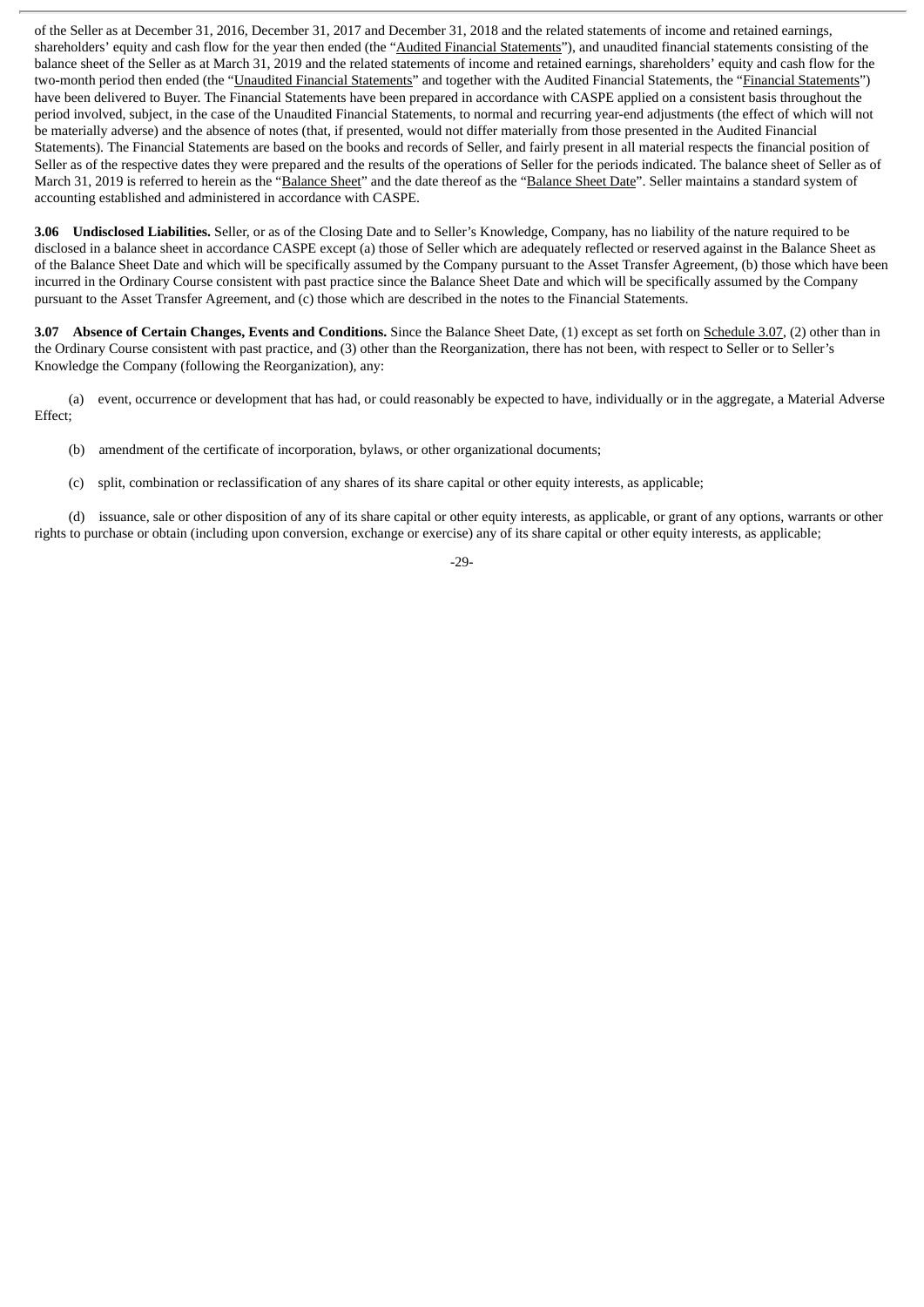of the Seller as at December 31, 2016, December 31, 2017 and December 31, 2018 and the related statements of income and retained earnings, shareholders' equity and cash flow for the year then ended (the "Audited Financial Statements"), and unaudited financial statements consisting of the balance sheet of the Seller as at March 31, 2019 and the related statements of income and retained earnings, shareholders' equity and cash flow for the two-month period then ended (the "Unaudited Financial Statements" and together with the Audited Financial Statements, the "Financial Statements") have been delivered to Buyer. The Financial Statements have been prepared in accordance with CASPE applied on a consistent basis throughout the period involved, subject, in the case of the Unaudited Financial Statements, to normal and recurring year-end adjustments (the effect of which will not be materially adverse) and the absence of notes (that, if presented, would not differ materially from those presented in the Audited Financial Statements). The Financial Statements are based on the books and records of Seller, and fairly present in all material respects the financial position of Seller as of the respective dates they were prepared and the results of the operations of Seller for the periods indicated. The balance sheet of Seller as of March 31, 2019 is referred to herein as the "Balance Sheet" and the date thereof as the "Balance Sheet Date". Seller maintains a standard system of accounting established and administered in accordance with CASPE.

**3.06 Undisclosed Liabilities.** Seller, or as of the Closing Date and to Seller's Knowledge, Company, has no liability of the nature required to be disclosed in a balance sheet in accordance CASPE except (a) those of Seller which are adequately reflected or reserved against in the Balance Sheet as of the Balance Sheet Date and which will be specifically assumed by the Company pursuant to the Asset Transfer Agreement, (b) those which have been incurred in the Ordinary Course consistent with past practice since the Balance Sheet Date and which will be specifically assumed by the Company pursuant to the Asset Transfer Agreement, and (c) those which are described in the notes to the Financial Statements.

**3.07 Absence of Certain Changes, Events and Conditions.** Since the Balance Sheet Date, (1) except as set forth on Schedule 3.07, (2) other than in the Ordinary Course consistent with past practice, and (3) other than the Reorganization, there has not been, with respect to Seller or to Seller's Knowledge the Company (following the Reorganization), any:

(a) event, occurrence or development that has had, or could reasonably be expected to have, individually or in the aggregate, a Material Adverse Effect;

(b) amendment of the certificate of incorporation, bylaws, or other organizational documents;

(c) split, combination or reclassification of any shares of its share capital or other equity interests, as applicable;

(d) issuance, sale or other disposition of any of its share capital or other equity interests, as applicable, or grant of any options, warrants or other rights to purchase or obtain (including upon conversion, exchange or exercise) any of its share capital or other equity interests, as applicable;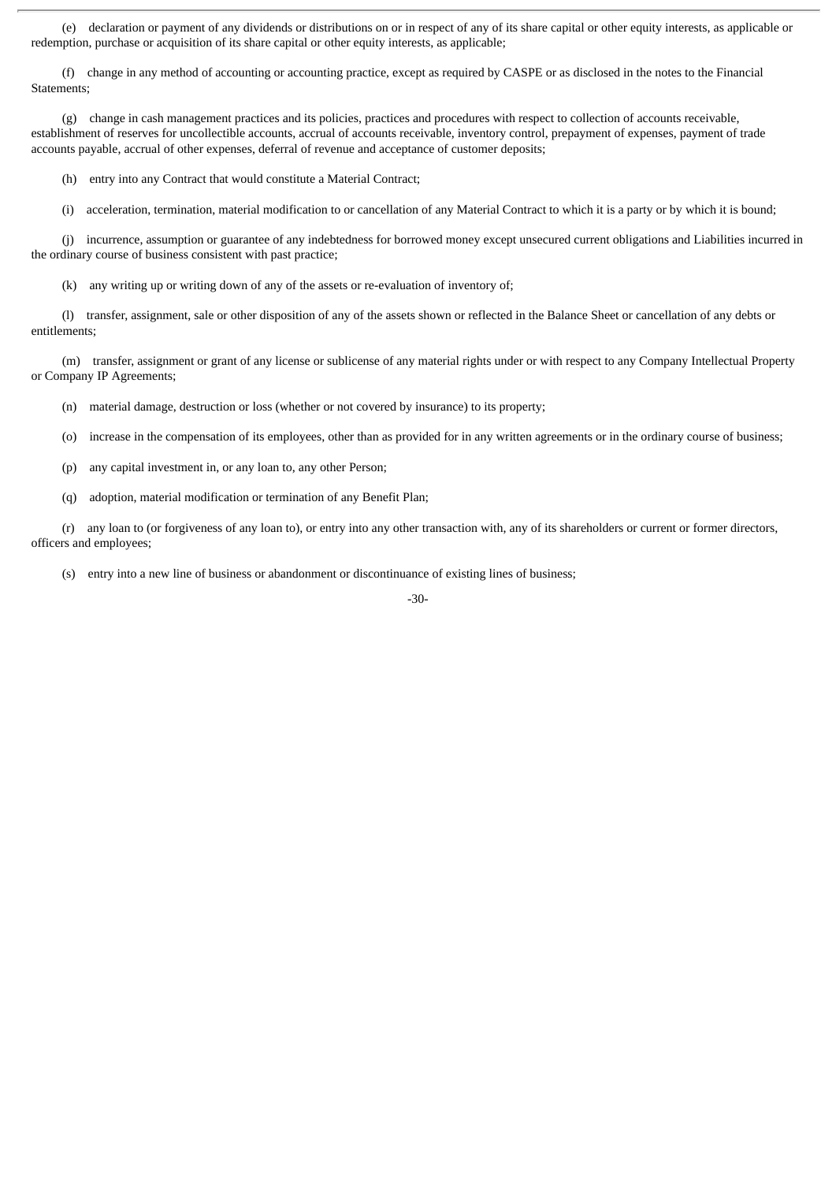(e) declaration or payment of any dividends or distributions on or in respect of any of its share capital or other equity interests, as applicable or redemption, purchase or acquisition of its share capital or other equity interests, as applicable;

(f) change in any method of accounting or accounting practice, except as required by CASPE or as disclosed in the notes to the Financial Statements;

(g) change in cash management practices and its policies, practices and procedures with respect to collection of accounts receivable, establishment of reserves for uncollectible accounts, accrual of accounts receivable, inventory control, prepayment of expenses, payment of trade accounts payable, accrual of other expenses, deferral of revenue and acceptance of customer deposits;

(h) entry into any Contract that would constitute a Material Contract;

(i) acceleration, termination, material modification to or cancellation of any Material Contract to which it is a party or by which it is bound;

(j) incurrence, assumption or guarantee of any indebtedness for borrowed money except unsecured current obligations and Liabilities incurred in the ordinary course of business consistent with past practice;

(k) any writing up or writing down of any of the assets or re-evaluation of inventory of;

(l) transfer, assignment, sale or other disposition of any of the assets shown or reflected in the Balance Sheet or cancellation of any debts or entitlements;

(m) transfer, assignment or grant of any license or sublicense of any material rights under or with respect to any Company Intellectual Property or Company IP Agreements;

(n) material damage, destruction or loss (whether or not covered by insurance) to its property;

(o) increase in the compensation of its employees, other than as provided for in any written agreements or in the ordinary course of business;

(p) any capital investment in, or any loan to, any other Person;

(q) adoption, material modification or termination of any Benefit Plan;

(r) any loan to (or forgiveness of any loan to), or entry into any other transaction with, any of its shareholders or current or former directors, officers and employees;

(s) entry into a new line of business or abandonment or discontinuance of existing lines of business;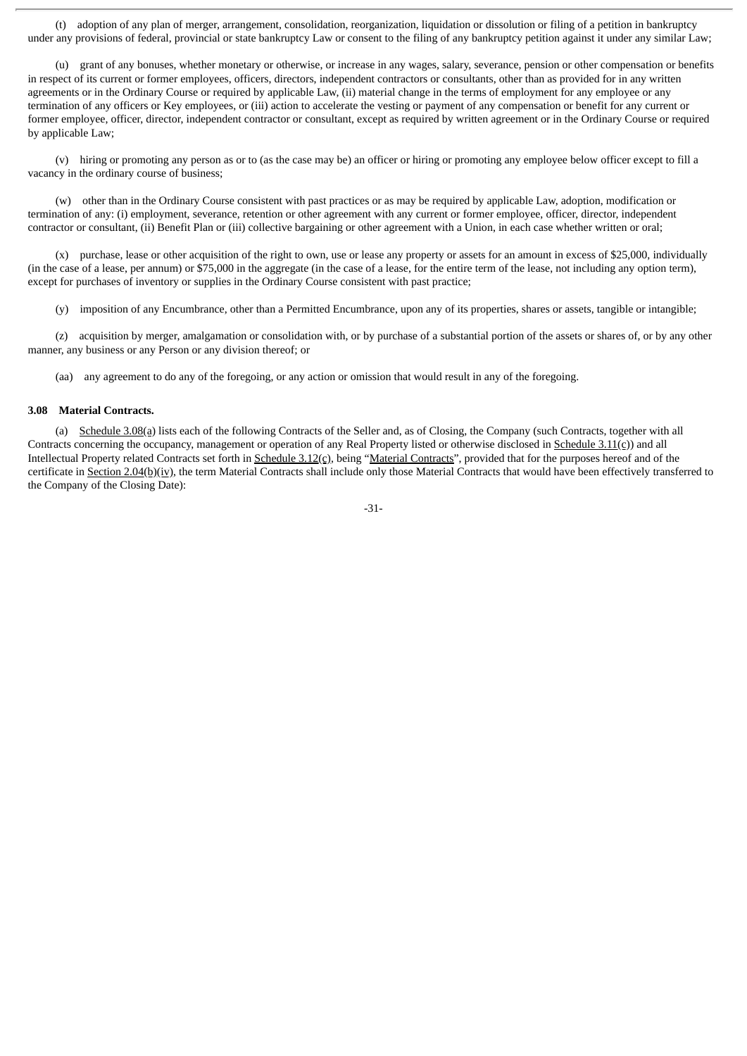(t) adoption of any plan of merger, arrangement, consolidation, reorganization, liquidation or dissolution or filing of a petition in bankruptcy under any provisions of federal, provincial or state bankruptcy Law or consent to the filing of any bankruptcy petition against it under any similar Law;

(u) grant of any bonuses, whether monetary or otherwise, or increase in any wages, salary, severance, pension or other compensation or benefits in respect of its current or former employees, officers, directors, independent contractors or consultants, other than as provided for in any written agreements or in the Ordinary Course or required by applicable Law, (ii) material change in the terms of employment for any employee or any termination of any officers or Key employees, or (iii) action to accelerate the vesting or payment of any compensation or benefit for any current or former employee, officer, director, independent contractor or consultant, except as required by written agreement or in the Ordinary Course or required by applicable Law;

(v) hiring or promoting any person as or to (as the case may be) an officer or hiring or promoting any employee below officer except to fill a vacancy in the ordinary course of business;

(w) other than in the Ordinary Course consistent with past practices or as may be required by applicable Law, adoption, modification or termination of any: (i) employment, severance, retention or other agreement with any current or former employee, officer, director, independent contractor or consultant, (ii) Benefit Plan or (iii) collective bargaining or other agreement with a Union, in each case whether written or oral;

(x) purchase, lease or other acquisition of the right to own, use or lease any property or assets for an amount in excess of $25,000, individually (in the case of a lease, per annum) or $75,000 in the aggregate (in the case of a lease, for the entire term of the lease, not including any option term), except for purchases of inventory or supplies in the Ordinary Course consistent with past practice;

(y) imposition of any Encumbrance, other than a Permitted Encumbrance, upon any of its properties, shares or assets, tangible or intangible;

(z) acquisition by merger, amalgamation or consolidation with, or by purchase of a substantial portion of the assets or shares of, or by any other manner, any business or any Person or any division thereof; or

(aa) any agreement to do any of the foregoing, or any action or omission that would result in any of the foregoing.

**3.08 Material Contracts.**

(a) Schedule 3.08(a) lists each of the following Contracts of the Seller and, as of Closing, the Company (such Contracts, together with all Contracts concerning the occupancy, management or operation of any Real Property listed or otherwise disclosed in Schedule 3.11(c)) and all Intellectual Property related Contracts set forth in Schedule 3.12(c), being "Material Contracts", provided that for the purposes hereof and of the certificate in Section 2.04(b)(iv), the term Material Contracts shall include only those Material Contracts that would have been effectively transferred to the Company of the Closing Date):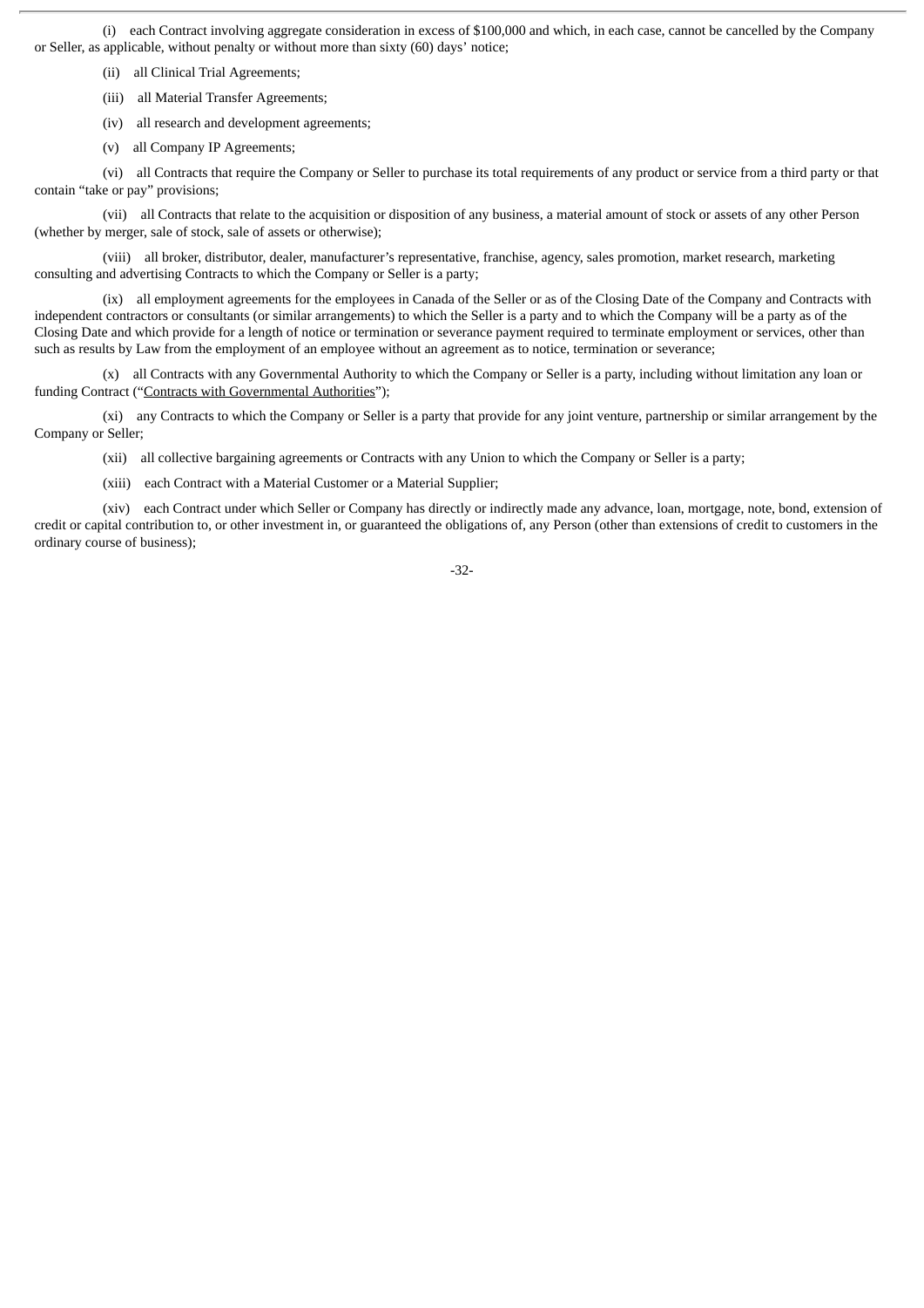(i) each Contract involving aggregate consideration in excess of $100,000 and which, in each case, cannot be cancelled by the Company or Seller, as applicable, without penalty or without more than sixty (60) days' notice;

(ii) all Clinical Trial Agreements;

(iii) all Material Transfer Agreements;

(iv) all research and development agreements;

(v) all Company IP Agreements;

(vi) all Contracts that require the Company or Seller to purchase its total requirements of any product or service from a third party or that contain "take or pay" provisions;

(vii) all Contracts that relate to the acquisition or disposition of any business, a material amount of stock or assets of any other Person (whether by merger, sale of stock, sale of assets or otherwise);

(viii) all broker, distributor, dealer, manufacturer's representative, franchise, agency, sales promotion, market research, marketing consulting and advertising Contracts to which the Company or Seller is a party;

(ix) all employment agreements for the employees in Canada of the Seller or as of the Closing Date of the Company and Contracts with independent contractors or consultants (or similar arrangements) to which the Seller is a party and to which the Company will be a party as of the Closing Date and which provide for a length of notice or termination or severance payment required to terminate employment or services, other than such as results by Law from the employment of an employee without an agreement as to notice, termination or severance;

(x) all Contracts with any Governmental Authority to which the Company or Seller is a party, including without limitation any loan or funding Contract ("Contracts with Governmental Authorities");

(xi) any Contracts to which the Company or Seller is a party that provide for any joint venture, partnership or similar arrangement by the Company or Seller;

(xii) all collective bargaining agreements or Contracts with any Union to which the Company or Seller is a party;

(xiii) each Contract with a Material Customer or a Material Supplier;

(xiv) each Contract under which Seller or Company has directly or indirectly made any advance, loan, mortgage, note, bond, extension of credit or capital contribution to, or other investment in, or guaranteed the obligations of, any Person (other than extensions of credit to customers in the ordinary course of business);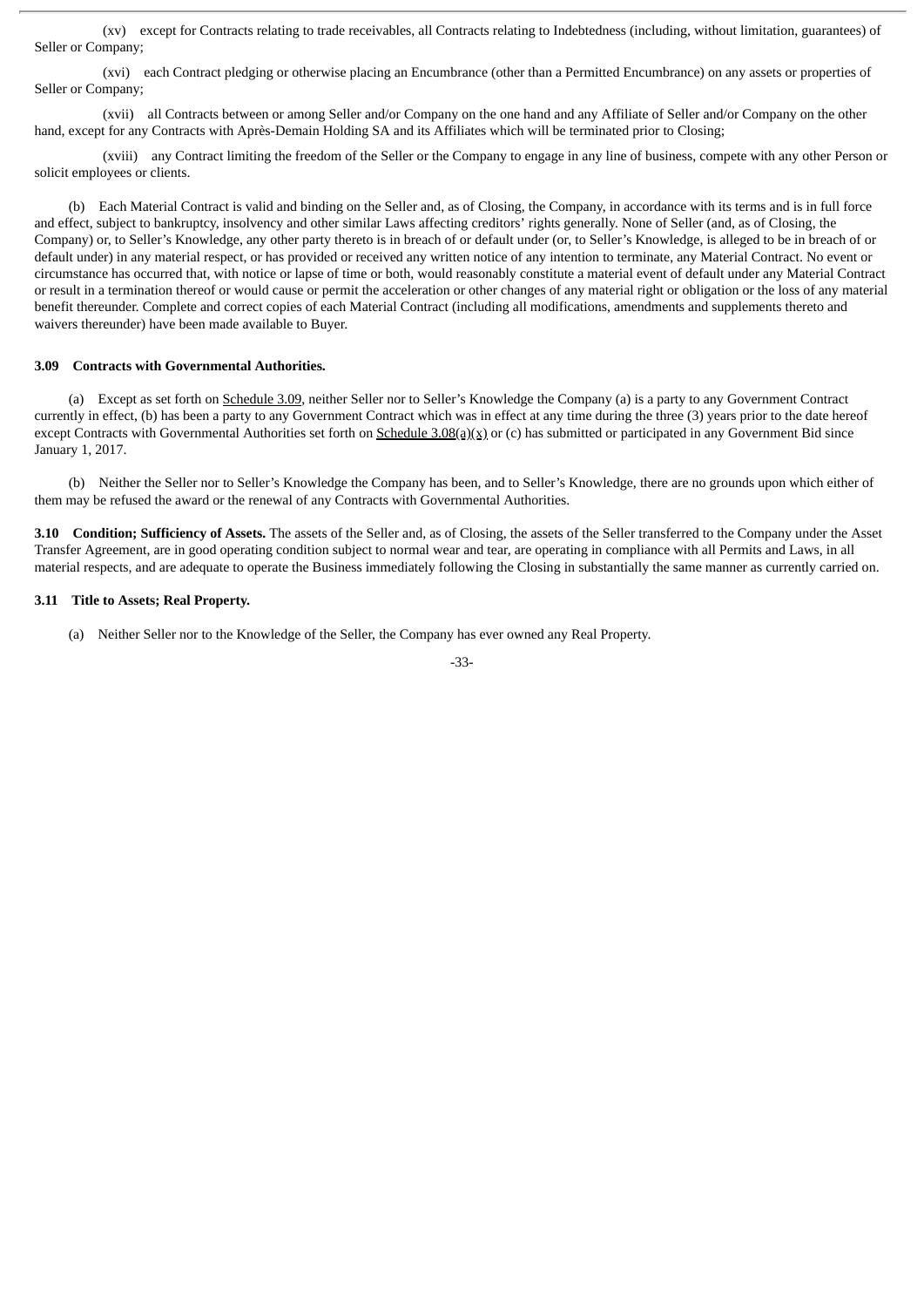(xv) except for Contracts relating to trade receivables, all Contracts relating to Indebtedness (including, without limitation, guarantees) of Seller or Company;

(xvi) each Contract pledging or otherwise placing an Encumbrance (other than a Permitted Encumbrance) on any assets or properties of Seller or Company;

(xvii) all Contracts between or among Seller and/or Company on the one hand and any Affiliate of Seller and/or Company on the other hand, except for any Contracts with Après-Demain Holding SA and its Affiliates which will be terminated prior to Closing;

(xviii) any Contract limiting the freedom of the Seller or the Company to engage in any line of business, compete with any other Person or solicit employees or clients.

(b) Each Material Contract is valid and binding on the Seller and, as of Closing, the Company, in accordance with its terms and is in full force and effect, subject to bankruptcy, insolvency and other similar Laws affecting creditors' rights generally. None of Seller (and, as of Closing, the Company) or, to Seller's Knowledge, any other party thereto is in breach of or default under (or, to Seller's Knowledge, is alleged to be in breach of or default under) in any material respect, or has provided or received any written notice of any intention to terminate, any Material Contract. No event or circumstance has occurred that, with notice or lapse of time or both, would reasonably constitute a material event of default under any Material Contract or result in a termination thereof or would cause or permit the acceleration or other changes of any material right or obligation or the loss of any material benefit thereunder. Complete and correct copies of each Material Contract (including all modifications, amendments and supplements thereto and waivers thereunder) have been made available to Buyer.

**3.09 Contracts with Governmental Authorities.**

(a) Except as set forth on Schedule 3.09, neither Seller nor to Seller's Knowledge the Company (a) is a party to any Government Contract currently in effect, (b) has been a party to any Government Contract which was in effect at any time during the three (3) years prior to the date hereof except Contracts with Governmental Authorities set forth on Schedule 3.08(a)(x) or (c) has submitted or participated in any Government Bid since January 1, 2017.

(b) Neither the Seller nor to Seller's Knowledge the Company has been, and to Seller's Knowledge, there are no grounds upon which either of them may be refused the award or the renewal of any Contracts with Governmental Authorities.

**3.10 Condition; Sufficiency of Assets.** The assets of the Seller and, as of Closing, the assets of the Seller transferred to the Company under the Asset Transfer Agreement, are in good operating condition subject to normal wear and tear, are operating in compliance with all Permits and Laws, in all material respects, and are adequate to operate the Business immediately following the Closing in substantially the same manner as currently carried on.

**3.11 Title to Assets; Real Property.**

(a) Neither Seller nor to the Knowledge of the Seller, the Company has ever owned any Real Property.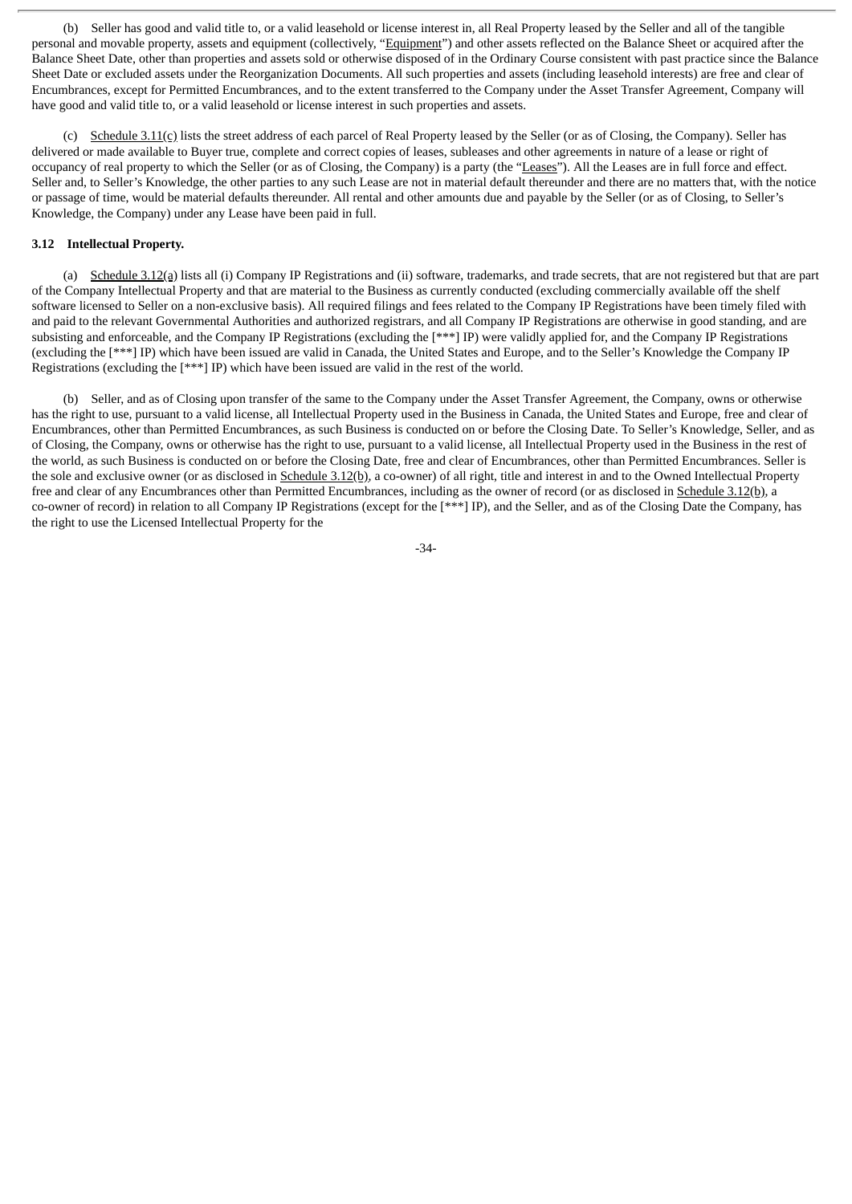(b) Seller has good and valid title to, or a valid leasehold or license interest in, all Real Property leased by the Seller and all of the tangible personal and movable property, assets and equipment (collectively, "Equipment") and other assets reflected on the Balance Sheet or acquired after the Balance Sheet Date, other than properties and assets sold or otherwise disposed of in the Ordinary Course consistent with past practice since the Balance Sheet Date or excluded assets under the Reorganization Documents. All such properties and assets (including leasehold interests) are free and clear of Encumbrances, except for Permitted Encumbrances, and to the extent transferred to the Company under the Asset Transfer Agreement, Company will have good and valid title to, or a valid leasehold or license interest in such properties and assets.

(c) Schedule 3.11(c) lists the street address of each parcel of Real Property leased by the Seller (or as of Closing, the Company). Seller has delivered or made available to Buyer true, complete and correct copies of leases, subleases and other agreements in nature of a lease or right of occupancy of real property to which the Seller (or as of Closing, the Company) is a party (the "Leases"). All the Leases are in full force and effect. Seller and, to Seller's Knowledge, the other parties to any such Lease are not in material default thereunder and there are no matters that, with the notice or passage of time, would be material defaults thereunder. All rental and other amounts due and payable by the Seller (or as of Closing, to Seller's Knowledge, the Company) under any Lease have been paid in full.

**3.12 Intellectual Property.**

(a) Schedule 3.12(a) lists all (i) Company IP Registrations and (ii) software, trademarks, and trade secrets, that are not registered but that are part of the Company Intellectual Property and that are material to the Business as currently conducted (excluding commercially available off the shelf software licensed to Seller on a non-exclusive basis). All required filings and fees related to the Company IP Registrations have been timely filed with and paid to the relevant Governmental Authorities and authorized registrars, and all Company IP Registrations are otherwise in good standing, and are subsisting and enforceable, and the Company IP Registrations (excluding the [***] IP) were validly applied for, and the Company IP Registrations (excluding the [***] IP) which have been issued are valid in Canada, the United States and Europe, and to the Seller's Knowledge the Company IP Registrations (excluding the [***] IP) which have been issued are valid in the rest of the world.

(b) Seller, and as of Closing upon transfer of the same to the Company under the Asset Transfer Agreement, the Company, owns or otherwise has the right to use, pursuant to a valid license, all Intellectual Property used in the Business in Canada, the United States and Europe, free and clear of Encumbrances, other than Permitted Encumbrances, as such Business is conducted on or before the Closing Date. To Seller's Knowledge, Seller, and as of Closing, the Company, owns or otherwise has the right to use, pursuant to a valid license, all Intellectual Property used in the Business in the rest of the world, as such Business is conducted on or before the Closing Date, free and clear of Encumbrances, other than Permitted Encumbrances. Seller is the sole and exclusive owner (or as disclosed in Schedule 3.12(b), a co-owner) of all right, title and interest in and to the Owned Intellectual Property free and clear of any Encumbrances other than Permitted Encumbrances, including as the owner of record (or as disclosed in Schedule 3.12(b), a co-owner of record) in relation to all Company IP Registrations (except for the [***] IP), and the Seller, and as of the Closing Date the Company, has the right to use the Licensed Intellectual Property for the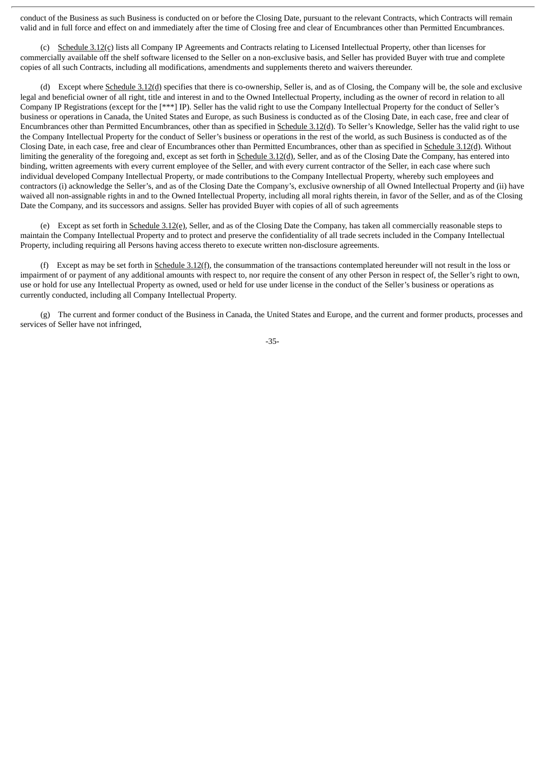conduct of the Business as such Business is conducted on or before the Closing Date, pursuant to the relevant Contracts, which Contracts will remain valid and in full force and effect on and immediately after the time of Closing free and clear of Encumbrances other than Permitted Encumbrances.

(c) Schedule 3.12(c) lists all Company IP Agreements and Contracts relating to Licensed Intellectual Property, other than licenses for commercially available off the shelf software licensed to the Seller on a non-exclusive basis, and Seller has provided Buyer with true and complete copies of all such Contracts, including all modifications, amendments and supplements thereto and waivers thereunder.

(d) Except where Schedule 3.12(d) specifies that there is co-ownership, Seller is, and as of Closing, the Company will be, the sole and exclusive legal and beneficial owner of all right, title and interest in and to the Owned Intellectual Property, including as the owner of record in relation to all Company IP Registrations (except for the [***] IP). Seller has the valid right to use the Company Intellectual Property for the conduct of Seller's business or operations in Canada, the United States and Europe, as such Business is conducted as of the Closing Date, in each case, free and clear of Encumbrances other than Permitted Encumbrances, other than as specified in Schedule 3.12(d). To Seller's Knowledge, Seller has the valid right to use the Company Intellectual Property for the conduct of Seller's business or operations in the rest of the world, as such Business is conducted as of the Closing Date, in each case, free and clear of Encumbrances other than Permitted Encumbrances, other than as specified in Schedule 3.12(d). Without limiting the generality of the foregoing and, except as set forth in Schedule 3.12(d), Seller, and as of the Closing Date the Company, has entered into binding, written agreements with every current employee of the Seller, and with every current contractor of the Seller, in each case where such individual developed Company Intellectual Property, or made contributions to the Company Intellectual Property, whereby such employees and contractors (i) acknowledge the Seller's, and as of the Closing Date the Company's, exclusive ownership of all Owned Intellectual Property and (ii) have waived all non-assignable rights in and to the Owned Intellectual Property, including all moral rights therein, in favor of the Seller, and as of the Closing Date the Company, and its successors and assigns. Seller has provided Buyer with copies of all of such agreements

(e) Except as set forth in Schedule 3.12(e), Seller, and as of the Closing Date the Company, has taken all commercially reasonable steps to maintain the Company Intellectual Property and to protect and preserve the confidentiality of all trade secrets included in the Company Intellectual Property, including requiring all Persons having access thereto to execute written non-disclosure agreements.

(f) Except as may be set forth in Schedule 3.12(f), the consummation of the transactions contemplated hereunder will not result in the loss or impairment of or payment of any additional amounts with respect to, nor require the consent of any other Person in respect of, the Seller's right to own, use or hold for use any Intellectual Property as owned, used or held for use under license in the conduct of the Seller's business or operations as currently conducted, including all Company Intellectual Property.

(g) The current and former conduct of the Business in Canada, the United States and Europe, and the current and former products, processes and services of Seller have not infringed,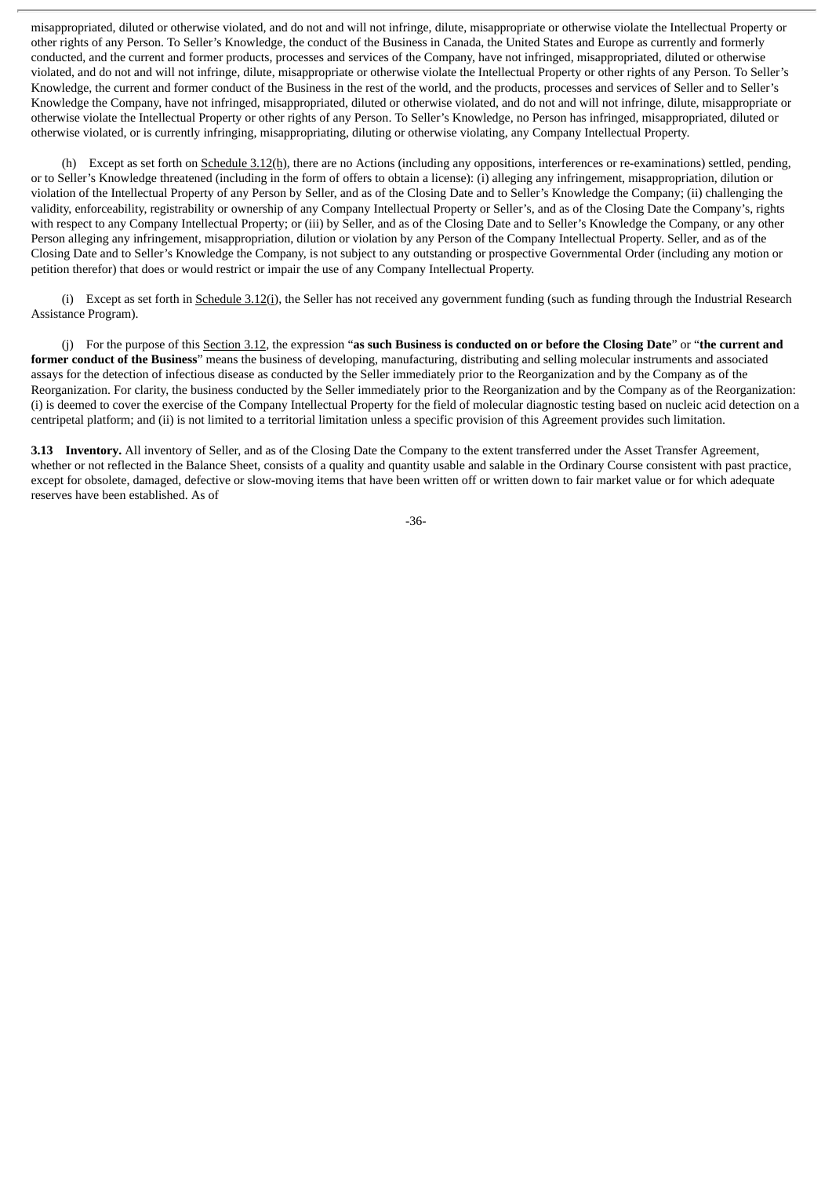misappropriated, diluted or otherwise violated, and do not and will not infringe, dilute, misappropriate or otherwise violate the Intellectual Property or other rights of any Person. To Seller's Knowledge, the conduct of the Business in Canada, the United States and Europe as currently and formerly conducted, and the current and former products, processes and services of the Company, have not infringed, misappropriated, diluted or otherwise violated, and do not and will not infringe, dilute, misappropriate or otherwise violate the Intellectual Property or other rights of any Person. To Seller's Knowledge, the current and former conduct of the Business in the rest of the world, and the products, processes and services of Seller and to Seller's Knowledge the Company, have not infringed, misappropriated, diluted or otherwise violated, and do not and will not infringe, dilute, misappropriate or otherwise violate the Intellectual Property or other rights of any Person. To Seller's Knowledge, no Person has infringed, misappropriated, diluted or otherwise violated, or is currently infringing, misappropriating, diluting or otherwise violating, any Company Intellectual Property.

(h) Except as set forth on Schedule 3.12(h), there are no Actions (including any oppositions, interferences or re-examinations) settled, pending, or to Seller's Knowledge threatened (including in the form of offers to obtain a license): (i) alleging any infringement, misappropriation, dilution or violation of the Intellectual Property of any Person by Seller, and as of the Closing Date and to Seller's Knowledge the Company; (ii) challenging the validity, enforceability, registrability or ownership of any Company Intellectual Property or Seller's, and as of the Closing Date the Company's, rights with respect to any Company Intellectual Property; or (iii) by Seller, and as of the Closing Date and to Seller's Knowledge the Company, or any other Person alleging any infringement, misappropriation, dilution or violation by any Person of the Company Intellectual Property. Seller, and as of the Closing Date and to Seller's Knowledge the Company, is not subject to any outstanding or prospective Governmental Order (including any motion or petition therefor) that does or would restrict or impair the use of any Company Intellectual Property.

(i) Except as set forth in Schedule 3.12(i), the Seller has not received any government funding (such as funding through the Industrial Research Assistance Program).

(j) For the purpose of this Section 3.12, the expression "**as such Business is conducted on or before the Closing Date**" or "**the current and former conduct of the Business**" means the business of developing, manufacturing, distributing and selling molecular instruments and associated assays for the detection of infectious disease as conducted by the Seller immediately prior to the Reorganization and by the Company as of the Reorganization. For clarity, the business conducted by the Seller immediately prior to the Reorganization and by the Company as of the Reorganization: (i) is deemed to cover the exercise of the Company Intellectual Property for the field of molecular diagnostic testing based on nucleic acid detection on a centripetal platform; and (ii) is not limited to a territorial limitation unless a specific provision of this Agreement provides such limitation.

**3.13 Inventory.** All inventory of Seller, and as of the Closing Date the Company to the extent transferred under the Asset Transfer Agreement, whether or not reflected in the Balance Sheet, consists of a quality and quantity usable and salable in the Ordinary Course consistent with past practice, except for obsolete, damaged, defective or slow-moving items that have been written off or written down to fair market value or for which adequate reserves have been established. As of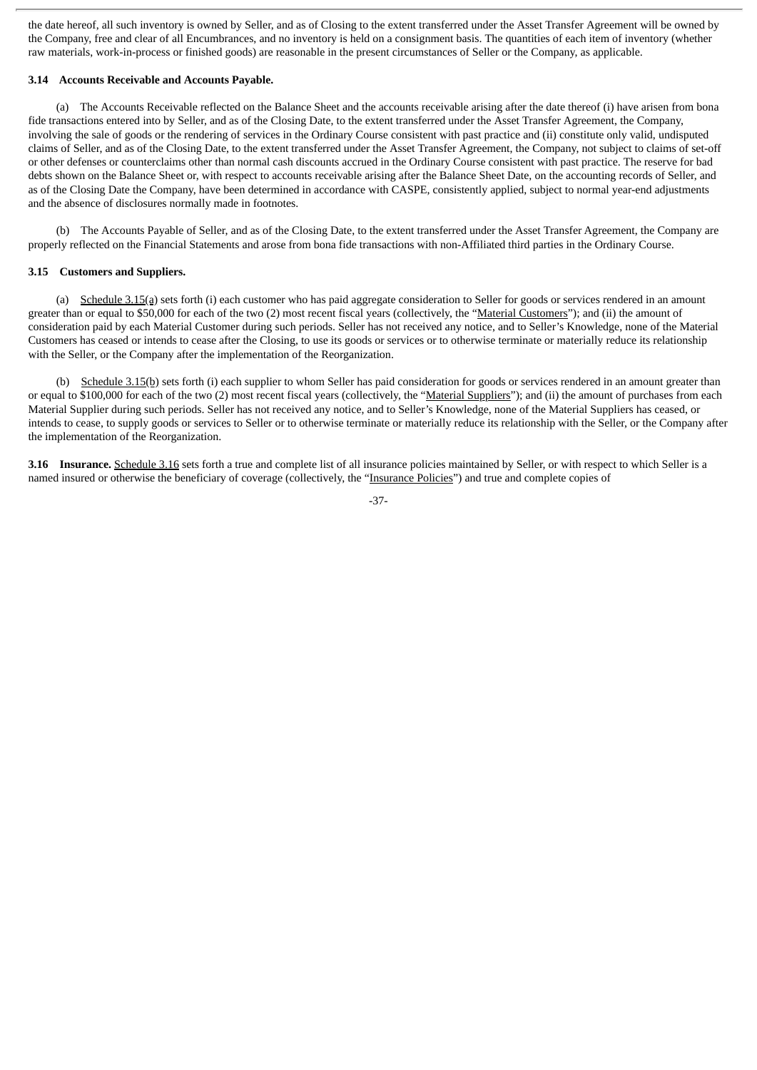the date hereof, all such inventory is owned by Seller, and as of Closing to the extent transferred under the Asset Transfer Agreement will be owned by the Company, free and clear of all Encumbrances, and no inventory is held on a consignment basis. The quantities of each item of inventory (whether raw materials, work-in-process or finished goods) are reasonable in the present circumstances of Seller or the Company, as applicable.

**3.14 Accounts Receivable and Accounts Payable.**

(a) The Accounts Receivable reflected on the Balance Sheet and the accounts receivable arising after the date thereof (i) have arisen from bona fide transactions entered into by Seller, and as of the Closing Date, to the extent transferred under the Asset Transfer Agreement, the Company, involving the sale of goods or the rendering of services in the Ordinary Course consistent with past practice and (ii) constitute only valid, undisputed claims of Seller, and as of the Closing Date, to the extent transferred under the Asset Transfer Agreement, the Company, not subject to claims of set-off or other defenses or counterclaims other than normal cash discounts accrued in the Ordinary Course consistent with past practice. The reserve for bad debts shown on the Balance Sheet or, with respect to accounts receivable arising after the Balance Sheet Date, on the accounting records of Seller, and as of the Closing Date the Company, have been determined in accordance with CASPE, consistently applied, subject to normal year-end adjustments and the absence of disclosures normally made in footnotes.

(b) The Accounts Payable of Seller, and as of the Closing Date, to the extent transferred under the Asset Transfer Agreement, the Company are properly reflected on the Financial Statements and arose from bona fide transactions with non-Affiliated third parties in the Ordinary Course.

**3.15 Customers and Suppliers.**

(a) Schedule 3.15(a) sets forth (i) each customer who has paid aggregate consideration to Seller for goods or services rendered in an amount greater than or equal to $50,000 for each of the two (2) most recent fiscal years (collectively, the "Material Customers"); and (ii) the amount of consideration paid by each Material Customer during such periods. Seller has not received any notice, and to Seller's Knowledge, none of the Material Customers has ceased or intends to cease after the Closing, to use its goods or services or to otherwise terminate or materially reduce its relationship with the Seller, or the Company after the implementation of the Reorganization.

(b) Schedule 3.15(b) sets forth (i) each supplier to whom Seller has paid consideration for goods or services rendered in an amount greater than or equal to $100,000 for each of the two (2) most recent fiscal years (collectively, the "Material Suppliers"); and (ii) the amount of purchases from each Material Supplier during such periods. Seller has not received any notice, and to Seller's Knowledge, none of the Material Suppliers has ceased, or intends to cease, to supply goods or services to Seller or to otherwise terminate or materially reduce its relationship with the Seller, or the Company after the implementation of the Reorganization.

**3.16 Insurance.** Schedule 3.16 sets forth a true and complete list of all insurance policies maintained by Seller, or with respect to which Seller is a named insured or otherwise the beneficiary of coverage (collectively, the "Insurance Policies") and true and complete copies of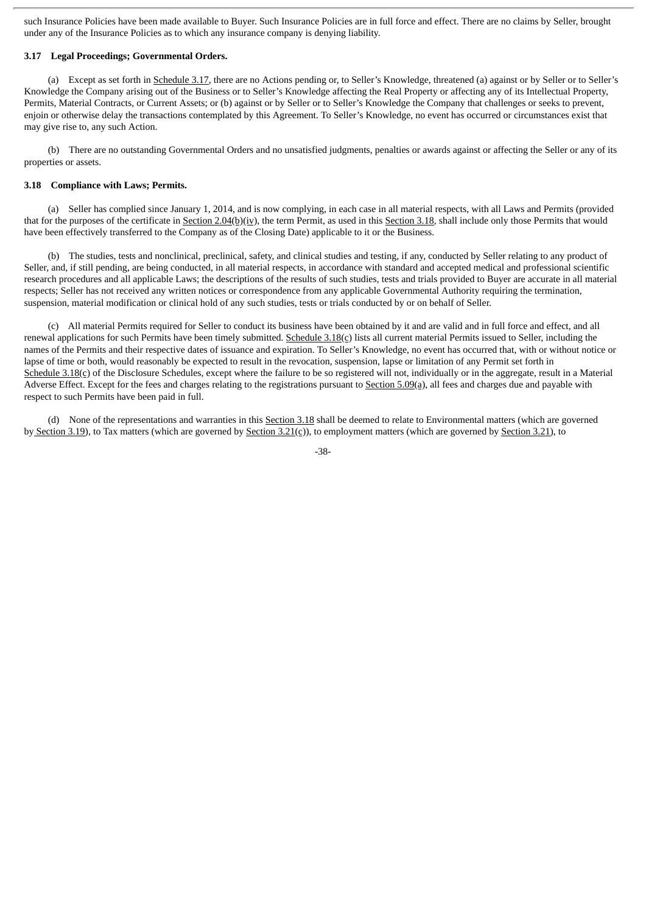such Insurance Policies have been made available to Buyer. Such Insurance Policies are in full force and effect. There are no claims by Seller, brought under any of the Insurance Policies as to which any insurance company is denying liability.

**3.17 Legal Proceedings; Governmental Orders.**

(a) Except as set forth in Schedule 3.17, there are no Actions pending or, to Seller's Knowledge, threatened (a) against or by Seller or to Seller's Knowledge the Company arising out of the Business or to Seller's Knowledge affecting the Real Property or affecting any of its Intellectual Property, Permits, Material Contracts, or Current Assets; or (b) against or by Seller or to Seller's Knowledge the Company that challenges or seeks to prevent, enjoin or otherwise delay the transactions contemplated by this Agreement. To Seller's Knowledge, no event has occurred or circumstances exist that may give rise to, any such Action.

(b) There are no outstanding Governmental Orders and no unsatisfied judgments, penalties or awards against or affecting the Seller or any of its properties or assets.

**3.18 Compliance with Laws; Permits.**

(a) Seller has complied since January 1, 2014, and is now complying, in each case in all material respects, with all Laws and Permits (provided that for the purposes of the certificate in Section 2.04(b)(iv), the term Permit, as used in this Section 3.18, shall include only those Permits that would have been effectively transferred to the Company as of the Closing Date) applicable to it or the Business.

(b) The studies, tests and nonclinical, preclinical, safety, and clinical studies and testing, if any, conducted by Seller relating to any product of Seller, and, if still pending, are being conducted, in all material respects, in accordance with standard and accepted medical and professional scientific research procedures and all applicable Laws; the descriptions of the results of such studies, tests and trials provided to Buyer are accurate in all material respects; Seller has not received any written notices or correspondence from any applicable Governmental Authority requiring the termination, suspension, material modification or clinical hold of any such studies, tests or trials conducted by or on behalf of Seller.

(c) All material Permits required for Seller to conduct its business have been obtained by it and are valid and in full force and effect, and all renewal applications for such Permits have been timely submitted. Schedule 3.18(c) lists all current material Permits issued to Seller, including the names of the Permits and their respective dates of issuance and expiration. To Seller's Knowledge, no event has occurred that, with or without notice or lapse of time or both, would reasonably be expected to result in the revocation, suspension, lapse or limitation of any Permit set forth in Schedule 3.18(c) of the Disclosure Schedules, except where the failure to be so registered will not, individually or in the aggregate, result in a Material Adverse Effect. Except for the fees and charges relating to the registrations pursuant to Section 5.09(a), all fees and charges due and payable with respect to such Permits have been paid in full.

(d) None of the representations and warranties in this Section 3.18 shall be deemed to relate to Environmental matters (which are governed by Section 3.19), to Tax matters (which are governed by Section 3.21(c)), to employment matters (which are governed by Section 3.21), to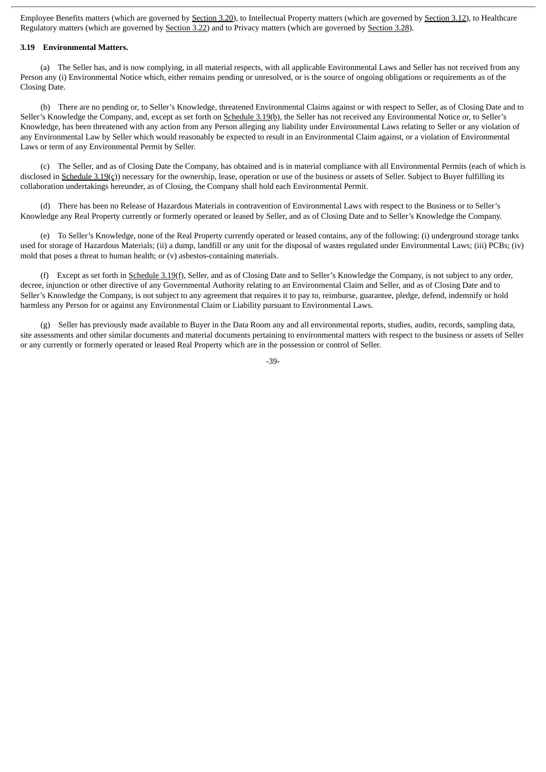Employee Benefits matters (which are governed by Section 3.20), to Intellectual Property matters (which are governed by Section 3.12), to Healthcare Regulatory matters (which are governed by Section 3.22) and to Privacy matters (which are governed by Section 3.28).

**3.19 Environmental Matters.**

(a) The Seller has, and is now complying, in all material respects, with all applicable Environmental Laws and Seller has not received from any Person any (i) Environmental Notice which, either remains pending or unresolved, or is the source of ongoing obligations or requirements as of the Closing Date.

(b) There are no pending or, to Seller's Knowledge, threatened Environmental Claims against or with respect to Seller, as of Closing Date and to Seller's Knowledge the Company, and, except as set forth on Schedule 3.19(b), the Seller has not received any Environmental Notice or, to Seller's Knowledge, has been threatened with any action from any Person alleging any liability under Environmental Laws relating to Seller or any violation of any Environmental Law by Seller which would reasonably be expected to result in an Environmental Claim against, or a violation of Environmental Laws or term of any Environmental Permit by Seller.

(c) The Seller, and as of Closing Date the Company, has obtained and is in material compliance with all Environmental Permits (each of which is disclosed in Schedule 3.19(c)) necessary for the ownership, lease, operation or use of the business or assets of Seller. Subject to Buyer fulfilling its collaboration undertakings hereunder, as of Closing, the Company shall hold each Environmental Permit.

(d) There has been no Release of Hazardous Materials in contravention of Environmental Laws with respect to the Business or to Seller's Knowledge any Real Property currently or formerly operated or leased by Seller, and as of Closing Date and to Seller's Knowledge the Company.

(e) To Seller's Knowledge, none of the Real Property currently operated or leased contains, any of the following: (i) underground storage tanks used for storage of Hazardous Materials; (ii) a dump, landfill or any unit for the disposal of wastes regulated under Environmental Laws; (iii) PCBs; (iv) mold that poses a threat to human health; or (v) asbestos-containing materials.

(f) Except as set forth in Schedule 3.19(f), Seller, and as of Closing Date and to Seller's Knowledge the Company, is not subject to any order, decree, injunction or other directive of any Governmental Authority relating to an Environmental Claim and Seller, and as of Closing Date and to Seller's Knowledge the Company, is not subject to any agreement that requires it to pay to, reimburse, guarantee, pledge, defend, indemnify or hold harmless any Person for or against any Environmental Claim or Liability pursuant to Environmental Laws.

(g) Seller has previously made available to Buyer in the Data Room any and all environmental reports, studies, audits, records, sampling data, site assessments and other similar documents and material documents pertaining to environmental matters with respect to the business or assets of Seller or any currently or formerly operated or leased Real Property which are in the possession or control of Seller.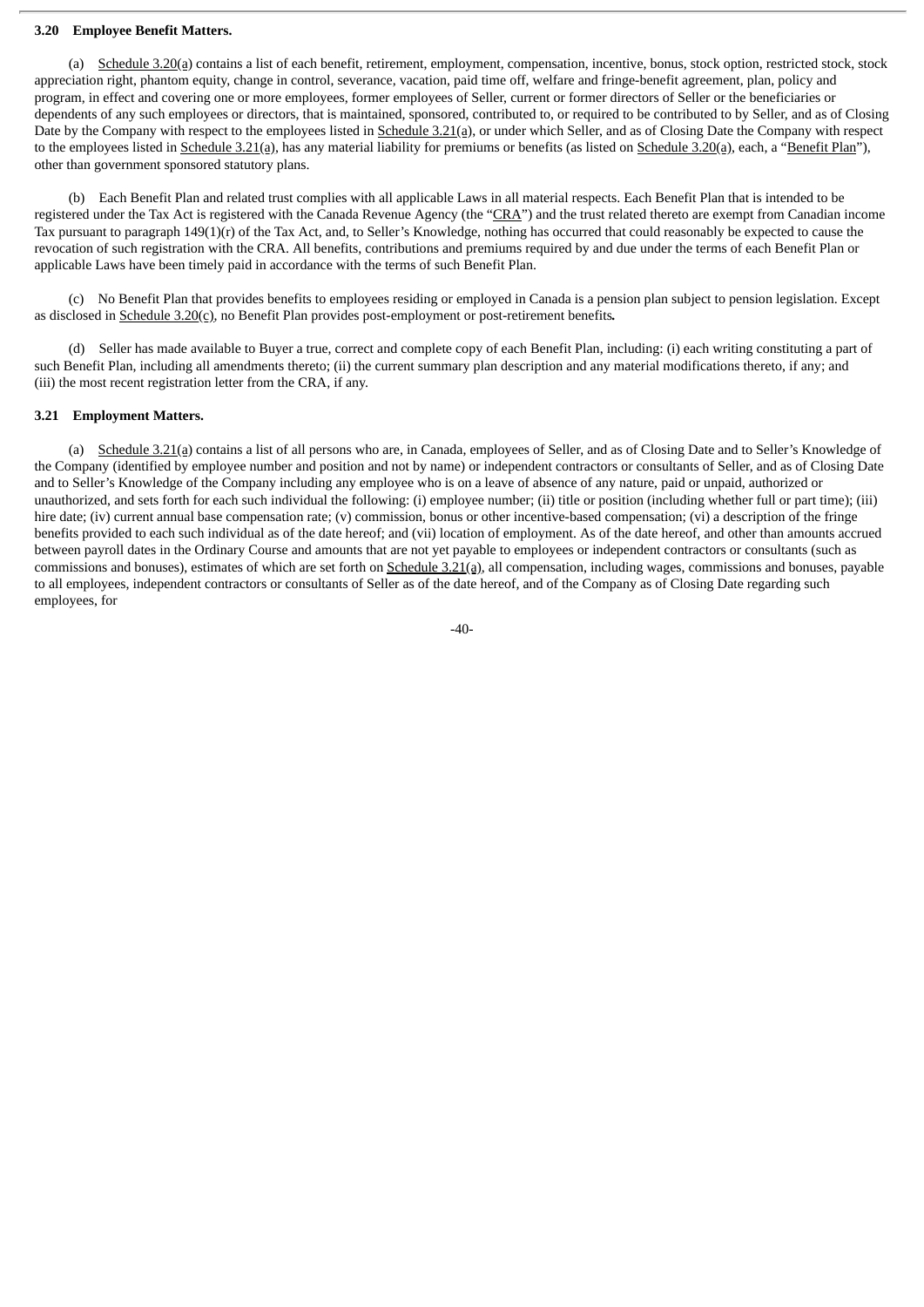**3.20 Employee Benefit Matters.**

(a) Schedule 3.20(a) contains a list of each benefit, retirement, employment, compensation, incentive, bonus, stock option, restricted stock, stock appreciation right, phantom equity, change in control, severance, vacation, paid time off, welfare and fringe-benefit agreement, plan, policy and program, in effect and covering one or more employees, former employees of Seller, current or former directors of Seller or the beneficiaries or dependents of any such employees or directors, that is maintained, sponsored, contributed to, or required to be contributed to by Seller, and as of Closing Date by the Company with respect to the employees listed in Schedule 3.21(a), or under which Seller, and as of Closing Date the Company with respect to the employees listed in Schedule 3.21(a), has any material liability for premiums or benefits (as listed on Schedule 3.20(a), each, a "Benefit Plan"), other than government sponsored statutory plans.

(b) Each Benefit Plan and related trust complies with all applicable Laws in all material respects. Each Benefit Plan that is intended to be registered under the Tax Act is registered with the Canada Revenue Agency (the "CRA") and the trust related thereto are exempt from Canadian income Tax pursuant to paragraph 149(1)(r) of the Tax Act, and, to Seller's Knowledge, nothing has occurred that could reasonably be expected to cause the revocation of such registration with the CRA. All benefits, contributions and premiums required by and due under the terms of each Benefit Plan or applicable Laws have been timely paid in accordance with the terms of such Benefit Plan.

(c) No Benefit Plan that provides benefits to employees residing or employed in Canada is a pension plan subject to pension legislation. Except as disclosed in Schedule 3.20(c), no Benefit Plan provides post-employment or post-retirement benefits**.**

(d) Seller has made available to Buyer a true, correct and complete copy of each Benefit Plan, including: (i) each writing constituting a part of such Benefit Plan, including all amendments thereto; (ii) the current summary plan description and any material modifications thereto, if any; and (iii) the most recent registration letter from the CRA, if any.

**3.21 Employment Matters.**

(a) Schedule 3.21(a) contains a list of all persons who are, in Canada, employees of Seller, and as of Closing Date and to Seller's Knowledge of the Company (identified by employee number and position and not by name) or independent contractors or consultants of Seller, and as of Closing Date and to Seller's Knowledge of the Company including any employee who is on a leave of absence of any nature, paid or unpaid, authorized or unauthorized, and sets forth for each such individual the following: (i) employee number; (ii) title or position (including whether full or part time); (iii) hire date; (iv) current annual base compensation rate; (v) commission, bonus or other incentive-based compensation; (vi) a description of the fringe benefits provided to each such individual as of the date hereof; and (vii) location of employment. As of the date hereof, and other than amounts accrued between payroll dates in the Ordinary Course and amounts that are not yet payable to employees or independent contractors or consultants (such as commissions and bonuses), estimates of which are set forth on Schedule 3.21(a), all compensation, including wages, commissions and bonuses, payable to all employees, independent contractors or consultants of Seller as of the date hereof, and of the Company as of Closing Date regarding such employees, for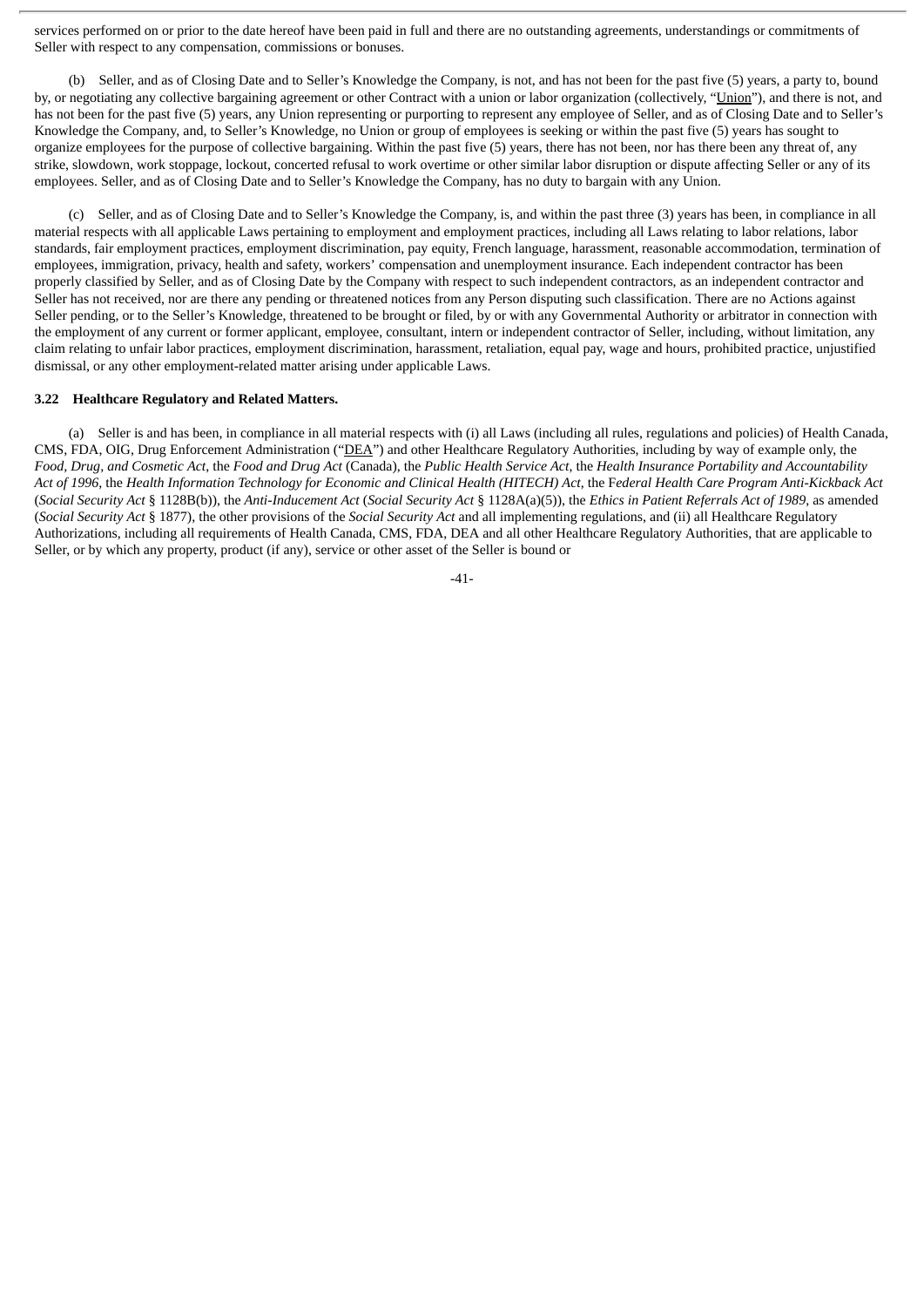services performed on or prior to the date hereof have been paid in full and there are no outstanding agreements, understandings or commitments of Seller with respect to any compensation, commissions or bonuses.

(b) Seller, and as of Closing Date and to Seller's Knowledge the Company, is not, and has not been for the past five (5) years, a party to, bound by, or negotiating any collective bargaining agreement or other Contract with a union or labor organization (collectively, "Union"), and there is not, and has not been for the past five (5) years, any Union representing or purporting to represent any employee of Seller, and as of Closing Date and to Seller's Knowledge the Company, and, to Seller's Knowledge, no Union or group of employees is seeking or within the past five (5) years has sought to organize employees for the purpose of collective bargaining. Within the past five (5) years, there has not been, nor has there been any threat of, any strike, slowdown, work stoppage, lockout, concerted refusal to work overtime or other similar labor disruption or dispute affecting Seller or any of its employees. Seller, and as of Closing Date and to Seller's Knowledge the Company, has no duty to bargain with any Union.

(c) Seller, and as of Closing Date and to Seller's Knowledge the Company, is, and within the past three (3) years has been, in compliance in all material respects with all applicable Laws pertaining to employment and employment practices, including all Laws relating to labor relations, labor standards, fair employment practices, employment discrimination, pay equity, French language, harassment, reasonable accommodation, termination of employees, immigration, privacy, health and safety, workers' compensation and unemployment insurance. Each independent contractor has been properly classified by Seller, and as of Closing Date by the Company with respect to such independent contractors, as an independent contractor and Seller has not received, nor are there any pending or threatened notices from any Person disputing such classification. There are no Actions against Seller pending, or to the Seller's Knowledge, threatened to be brought or filed, by or with any Governmental Authority or arbitrator in connection with the employment of any current or former applicant, employee, consultant, intern or independent contractor of Seller, including, without limitation, any claim relating to unfair labor practices, employment discrimination, harassment, retaliation, equal pay, wage and hours, prohibited practice, unjustified dismissal, or any other employment-related matter arising under applicable Laws.

**3.22 Healthcare Regulatory and Related Matters.**

(a) Seller is and has been, in compliance in all material respects with (i) all Laws (including all rules, regulations and policies) of Health Canada, CMS, FDA, OIG, Drug Enforcement Administration ("DEA") and other Healthcare Regulatory Authorities, including by way of example only, the *Food, Drug, and Cosmetic Act*, the *Food and Drug Act* (Canada), the *Public Health Service Act*, the *Health Insurance Portability and Accountability Act of 1996*, the *Health Information Technology for Economic and Clinical Health (HITECH) Act*, the *Federal Health Care Program Anti-Kickback Act* (*Social Security Act* § 1128B(b)), the *Anti-Inducement Act* (*Social Security Act* § 1128A(a)(5)), the *Ethics in Patient Referrals Act of 1989*, as amended (*Social Security Act* § 1877), the other provisions of the *Social Security Act* and all implementing regulations, and (ii) all Healthcare Regulatory Authorizations, including all requirements of Health Canada, CMS, FDA, DEA and all other Healthcare Regulatory Authorities, that are applicable to Seller, or by which any property, product (if any), service or other asset of the Seller is bound or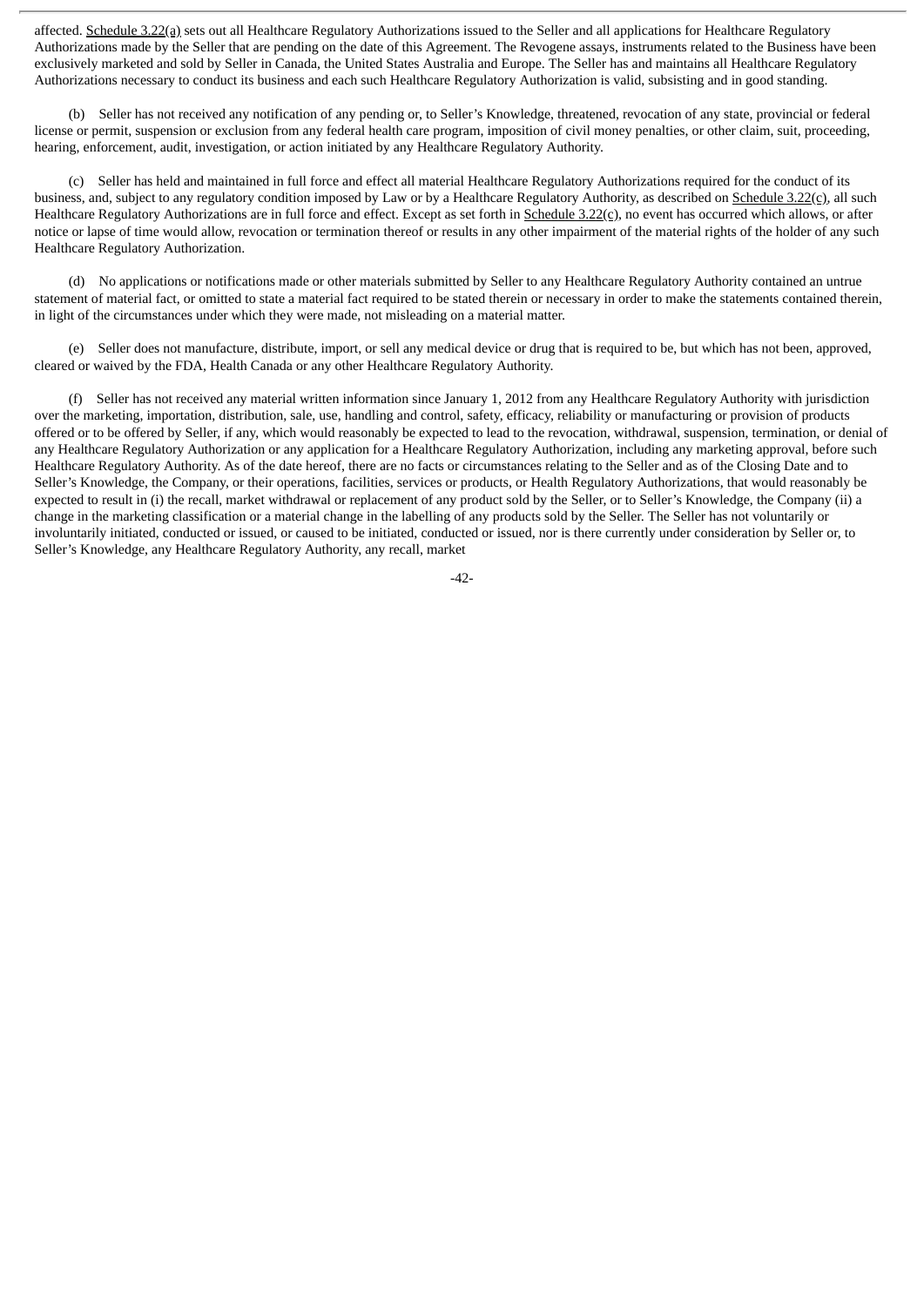affected. Schedule 3.22(a) sets out all Healthcare Regulatory Authorizations issued to the Seller and all applications for Healthcare Regulatory Authorizations made by the Seller that are pending on the date of this Agreement. The Revogene assays, instruments related to the Business have been exclusively marketed and sold by Seller in Canada, the United States Australia and Europe. The Seller has and maintains all Healthcare Regulatory Authorizations necessary to conduct its business and each such Healthcare Regulatory Authorization is valid, subsisting and in good standing.

(b) Seller has not received any notification of any pending or, to Seller's Knowledge, threatened, revocation of any state, provincial or federal license or permit, suspension or exclusion from any federal health care program, imposition of civil money penalties, or other claim, suit, proceeding, hearing, enforcement, audit, investigation, or action initiated by any Healthcare Regulatory Authority.

(c) Seller has held and maintained in full force and effect all material Healthcare Regulatory Authorizations required for the conduct of its business, and, subject to any regulatory condition imposed by Law or by a Healthcare Regulatory Authority, as described on Schedule 3.22(c), all such Healthcare Regulatory Authorizations are in full force and effect. Except as set forth in Schedule 3.22(c), no event has occurred which allows, or after notice or lapse of time would allow, revocation or termination thereof or results in any other impairment of the material rights of the holder of any such Healthcare Regulatory Authorization.

(d) No applications or notifications made or other materials submitted by Seller to any Healthcare Regulatory Authority contained an untrue statement of material fact, or omitted to state a material fact required to be stated therein or necessary in order to make the statements contained therein, in light of the circumstances under which they were made, not misleading on a material matter.

(e) Seller does not manufacture, distribute, import, or sell any medical device or drug that is required to be, but which has not been, approved, cleared or waived by the FDA, Health Canada or any other Healthcare Regulatory Authority.

(f) Seller has not received any material written information since January 1, 2012 from any Healthcare Regulatory Authority with jurisdiction over the marketing, importation, distribution, sale, use, handling and control, safety, efficacy, reliability or manufacturing or provision of products offered or to be offered by Seller, if any, which would reasonably be expected to lead to the revocation, withdrawal, suspension, termination, or denial of any Healthcare Regulatory Authorization or any application for a Healthcare Regulatory Authorization, including any marketing approval, before such Healthcare Regulatory Authority. As of the date hereof, there are no facts or circumstances relating to the Seller and as of the Closing Date and to Seller's Knowledge, the Company, or their operations, facilities, services or products, or Health Regulatory Authorizations, that would reasonably be expected to result in (i) the recall, market withdrawal or replacement of any product sold by the Seller, or to Seller's Knowledge, the Company (ii) a change in the marketing classification or a material change in the labelling of any products sold by the Seller. The Seller has not voluntarily or involuntarily initiated, conducted or issued, or caused to be initiated, conducted or issued, nor is there currently under consideration by Seller or, to Seller's Knowledge, any Healthcare Regulatory Authority, any recall, market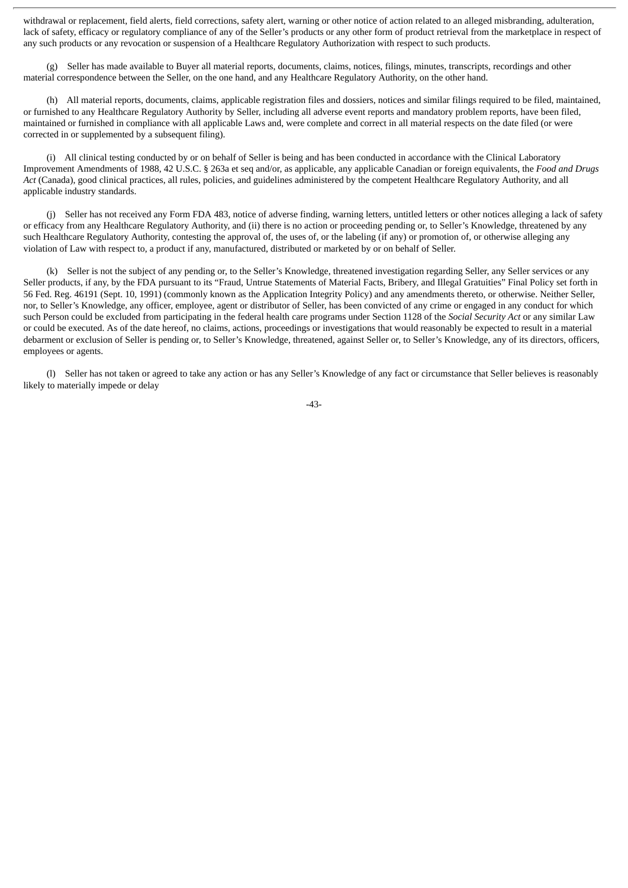withdrawal or replacement, field alerts, field corrections, safety alert, warning or other notice of action related to an alleged misbranding, adulteration, lack of safety, efficacy or regulatory compliance of any of the Seller's products or any other form of product retrieval from the marketplace in respect of any such products or any revocation or suspension of a Healthcare Regulatory Authorization with respect to such products.

(g) Seller has made available to Buyer all material reports, documents, claims, notices, filings, minutes, transcripts, recordings and other material correspondence between the Seller, on the one hand, and any Healthcare Regulatory Authority, on the other hand.

(h) All material reports, documents, claims, applicable registration files and dossiers, notices and similar filings required to be filed, maintained, or furnished to any Healthcare Regulatory Authority by Seller, including all adverse event reports and mandatory problem reports, have been filed, maintained or furnished in compliance with all applicable Laws and, were complete and correct in all material respects on the date filed (or were corrected in or supplemented by a subsequent filing).

(i) All clinical testing conducted by or on behalf of Seller is being and has been conducted in accordance with the Clinical Laboratory Improvement Amendments of 1988, 42 U.S.C. § 263a et seq and/or, as applicable, any applicable Canadian or foreign equivalents, the *Food and Drugs Act* (Canada), good clinical practices, all rules, policies, and guidelines administered by the competent Healthcare Regulatory Authority, and all applicable industry standards.

(j) Seller has not received any Form FDA 483, notice of adverse finding, warning letters, untitled letters or other notices alleging a lack of safety or efficacy from any Healthcare Regulatory Authority, and (ii) there is no action or proceeding pending or, to Seller's Knowledge, threatened by any such Healthcare Regulatory Authority, contesting the approval of, the uses of, or the labeling (if any) or promotion of, or otherwise alleging any violation of Law with respect to, a product if any, manufactured, distributed or marketed by or on behalf of Seller.

(k) Seller is not the subject of any pending or, to the Seller's Knowledge, threatened investigation regarding Seller, any Seller services or any Seller products, if any, by the FDA pursuant to its "Fraud, Untrue Statements of Material Facts, Bribery, and Illegal Gratuities" Final Policy set forth in 56 Fed. Reg. 46191 (Sept. 10, 1991) (commonly known as the Application Integrity Policy) and any amendments thereto, or otherwise. Neither Seller, nor, to Seller's Knowledge, any officer, employee, agent or distributor of Seller, has been convicted of any crime or engaged in any conduct for which such Person could be excluded from participating in the federal health care programs under Section 1128 of the *Social Security Act* or any similar Law or could be executed. As of the date hereof, no claims, actions, proceedings or investigations that would reasonably be expected to result in a material debarment or exclusion of Seller is pending or, to Seller's Knowledge, threatened, against Seller or, to Seller's Knowledge, any of its directors, officers, employees or agents.

(l) Seller has not taken or agreed to take any action or has any Seller's Knowledge of any fact or circumstance that Seller believes is reasonably likely to materially impede or delay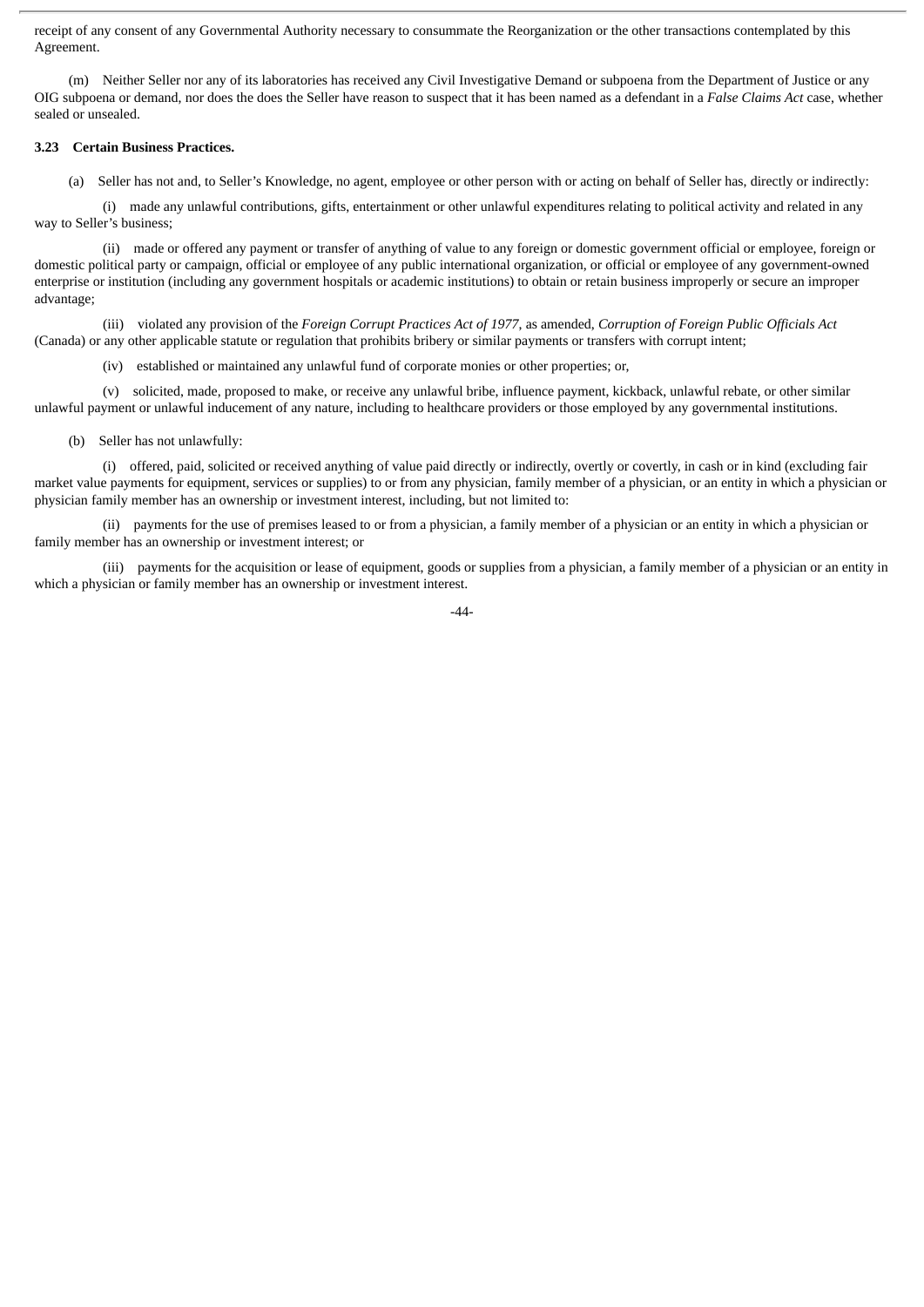receipt of any consent of any Governmental Authority necessary to consummate the Reorganization or the other transactions contemplated by this Agreement.

(m) Neither Seller nor any of its laboratories has received any Civil Investigative Demand or subpoena from the Department of Justice or any OIG subpoena or demand, nor does the does the Seller have reason to suspect that it has been named as a defendant in a *False Claims Act* case, whether sealed or unsealed.

**3.23 Certain Business Practices.**

(a) Seller has not and, to Seller's Knowledge, no agent, employee or other person with or acting on behalf of Seller has, directly or indirectly:

(i) made any unlawful contributions, gifts, entertainment or other unlawful expenditures relating to political activity and related in any way to Seller's business;

(ii) made or offered any payment or transfer of anything of value to any foreign or domestic government official or employee, foreign or domestic political party or campaign, official or employee of any public international organization, or official or employee of any government-owned enterprise or institution (including any government hospitals or academic institutions) to obtain or retain business improperly or secure an improper advantage;

(iii) violated any provision of the *Foreign Corrupt Practices Act of 1977*, as amended, *Corruption of Foreign Public Officials Act* (Canada) or any other applicable statute or regulation that prohibits bribery or similar payments or transfers with corrupt intent;

(iv) established or maintained any unlawful fund of corporate monies or other properties; or,

(v) solicited, made, proposed to make, or receive any unlawful bribe, influence payment, kickback, unlawful rebate, or other similar unlawful payment or unlawful inducement of any nature, including to healthcare providers or those employed by any governmental institutions.

(b) Seller has not unlawfully:

(i) offered, paid, solicited or received anything of value paid directly or indirectly, overtly or covertly, in cash or in kind (excluding fair market value payments for equipment, services or supplies) to or from any physician, family member of a physician, or an entity in which a physician or physician family member has an ownership or investment interest, including, but not limited to:

(ii) payments for the use of premises leased to or from a physician, a family member of a physician or an entity in which a physician or family member has an ownership or investment interest; or

(iii) payments for the acquisition or lease of equipment, goods or supplies from a physician, a family member of a physician or an entity in which a physician or family member has an ownership or investment interest.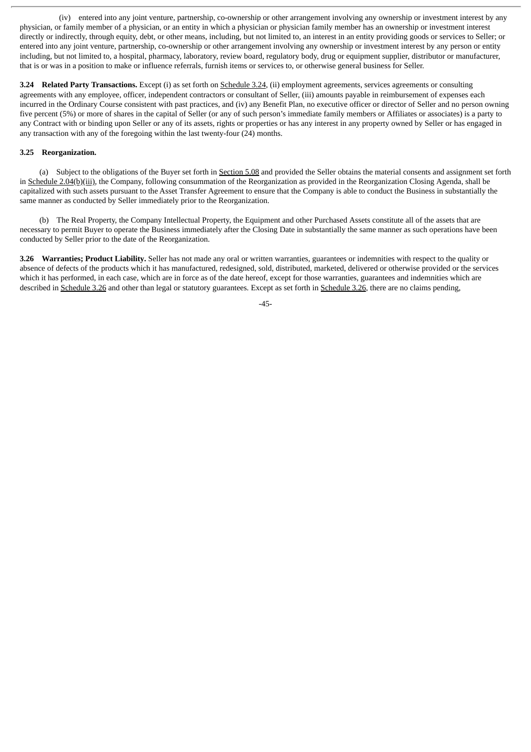(iv) entered into any joint venture, partnership, co-ownership or other arrangement involving any ownership or investment interest by any physician, or family member of a physician, or an entity in which a physician or physician family member has an ownership or investment interest directly or indirectly, through equity, debt, or other means, including, but not limited to, an interest in an entity providing goods or services to Seller; or entered into any joint venture, partnership, co-ownership or other arrangement involving any ownership or investment interest by any person or entity including, but not limited to, a hospital, pharmacy, laboratory, review board, regulatory body, drug or equipment supplier, distributor or manufacturer, that is or was in a position to make or influence referrals, furnish items or services to, or otherwise general business for Seller.

**3.24 Related Party Transactions.** Except (i) as set forth on Schedule 3.24, (ii) employment agreements, services agreements or consulting agreements with any employee, officer, independent contractors or consultant of Seller, (iii) amounts payable in reimbursement of expenses each incurred in the Ordinary Course consistent with past practices, and (iv) any Benefit Plan, no executive officer or director of Seller and no person owning five percent (5%) or more of shares in the capital of Seller (or any of such person's immediate family members or Affiliates or associates) is a party to any Contract with or binding upon Seller or any of its assets, rights or properties or has any interest in any property owned by Seller or has engaged in any transaction with any of the foregoing within the last twenty-four (24) months.

**3.25 Reorganization.**

(a) Subject to the obligations of the Buyer set forth in Section 5.08 and provided the Seller obtains the material consents and assignment set forth in Schedule 2.04(b)(iii), the Company, following consummation of the Reorganization as provided in the Reorganization Closing Agenda, shall be capitalized with such assets pursuant to the Asset Transfer Agreement to ensure that the Company is able to conduct the Business in substantially the same manner as conducted by Seller immediately prior to the Reorganization.

(b) The Real Property, the Company Intellectual Property, the Equipment and other Purchased Assets constitute all of the assets that are necessary to permit Buyer to operate the Business immediately after the Closing Date in substantially the same manner as such operations have been conducted by Seller prior to the date of the Reorganization.

**3.26 Warranties; Product Liability.** Seller has not made any oral or written warranties, guarantees or indemnities with respect to the quality or absence of defects of the products which it has manufactured, redesigned, sold, distributed, marketed, delivered or otherwise provided or the services which it has performed, in each case, which are in force as of the date hereof, except for those warranties, guarantees and indemnities which are described in Schedule 3.26 and other than legal or statutory guarantees. Except as set forth in Schedule 3.26, there are no claims pending,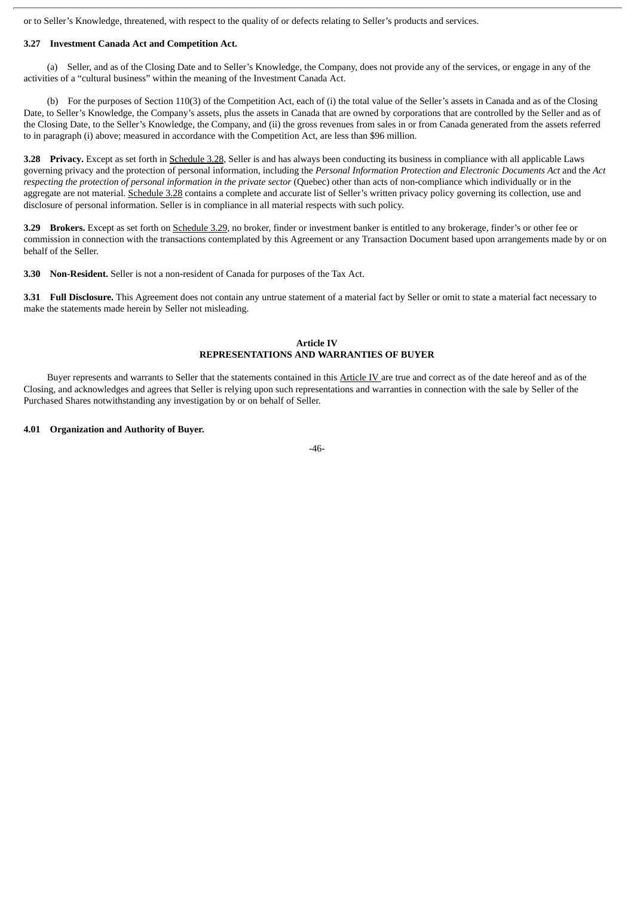or to Seller's Knowledge, threatened, with respect to the quality of or defects relating to Seller's products and services.

**3.27 Investment Canada Act and Competition Act.**

(a) Seller, and as of the Closing Date and to Seller's Knowledge, the Company, does not provide any of the services, or engage in any of the activities of a "cultural business" within the meaning of the Investment Canada Act.

(b) For the purposes of Section 110(3) of the Competition Act, each of (i) the total value of the Seller's assets in Canada and as of the Closing Date, to Seller's Knowledge, the Company's assets, plus the assets in Canada that are owned by corporations that are controlled by the Seller and as of the Closing Date, to the Seller's Knowledge, the Company, and (ii) the gross revenues from sales in or from Canada generated from the assets referred to in paragraph (i) above; measured in accordance with the Competition Act, are less than $96 million.

**3.28 Privacy.** Except as set forth in Schedule 3.28, Seller is and has always been conducting its business in compliance with all applicable Laws governing privacy and the protection of personal information, including the *Personal Information Protection and Electronic Documents Act* and the *Act respecting the protection of personal information in the private sector* (Quebec) other than acts of non-compliance which individually or in the aggregate are not material. Schedule 3.28 contains a complete and accurate list of Seller's written privacy policy governing its collection, use and disclosure of personal information. Seller is in compliance in all material respects with such policy.

**3.29 Brokers.** Except as set forth on Schedule 3.29, no broker, finder or investment banker is entitled to any brokerage, finder's or other fee or commission in connection with the transactions contemplated by this Agreement or any Transaction Document based upon arrangements made by or on behalf of the Seller.

**3.30 Non-Resident.** Seller is not a non-resident of Canada for purposes of the Tax Act.

**3.31 Full Disclosure.** This Agreement does not contain any untrue statement of a material fact by Seller or omit to state a material fact necessary to make the statements made herein by Seller not misleading.

## Article IV
## REPRESENTATIONS AND WARRANTIES OF BUYER

Buyer represents and warrants to Seller that the statements contained in this Article IV are true and correct as of the date hereof and as of the Closing, and acknowledges and agrees that Seller is relying upon such representations and warranties in connection with the sale by Seller of the Purchased Shares notwithstanding any investigation by or on behalf of Seller.

**4.01 Organization and Authority of Buyer.**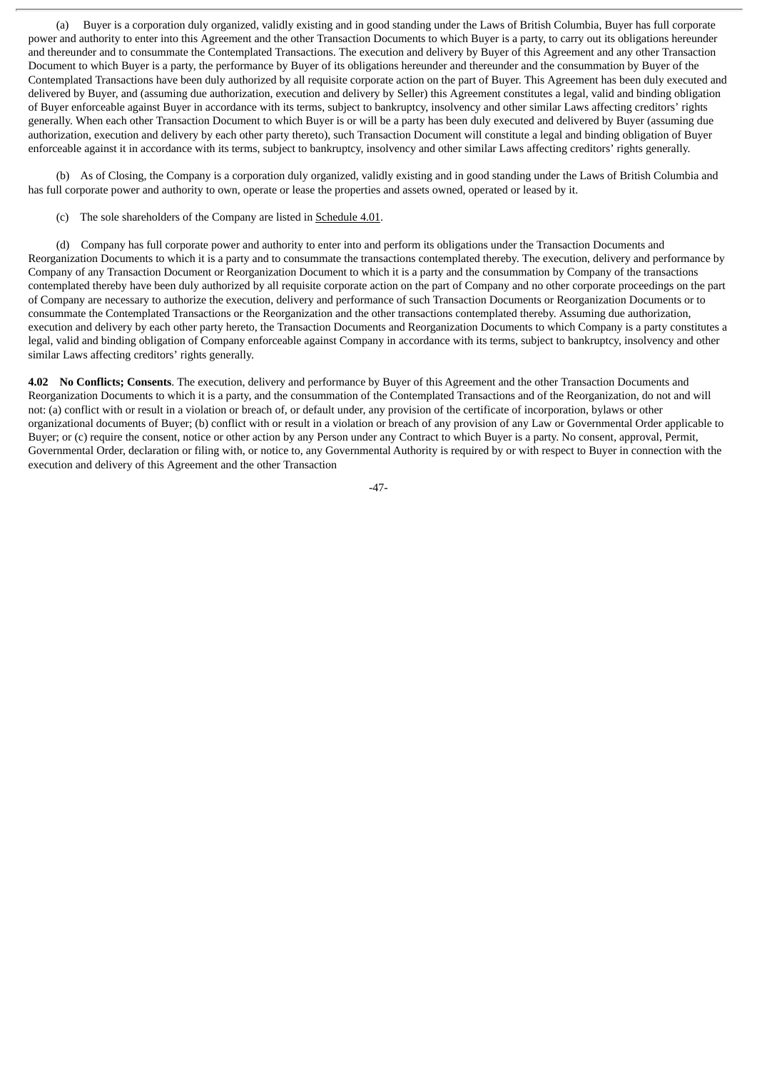(a) Buyer is a corporation duly organized, validly existing and in good standing under the Laws of British Columbia, Buyer has full corporate power and authority to enter into this Agreement and the other Transaction Documents to which Buyer is a party, to carry out its obligations hereunder and thereunder and to consummate the Contemplated Transactions. The execution and delivery by Buyer of this Agreement and any other Transaction Document to which Buyer is a party, the performance by Buyer of its obligations hereunder and thereunder and the consummation by Buyer of the Contemplated Transactions have been duly authorized by all requisite corporate action on the part of Buyer. This Agreement has been duly executed and delivered by Buyer, and (assuming due authorization, execution and delivery by Seller) this Agreement constitutes a legal, valid and binding obligation of Buyer enforceable against Buyer in accordance with its terms, subject to bankruptcy, insolvency and other similar Laws affecting creditors' rights generally. When each other Transaction Document to which Buyer is or will be a party has been duly executed and delivered by Buyer (assuming due authorization, execution and delivery by each other party thereto), such Transaction Document will constitute a legal and binding obligation of Buyer enforceable against it in accordance with its terms, subject to bankruptcy, insolvency and other similar Laws affecting creditors' rights generally.

(b) As of Closing, the Company is a corporation duly organized, validly existing and in good standing under the Laws of British Columbia and has full corporate power and authority to own, operate or lease the properties and assets owned, operated or leased by it.

(c) The sole shareholders of the Company are listed in Schedule 4.01.

(d) Company has full corporate power and authority to enter into and perform its obligations under the Transaction Documents and Reorganization Documents to which it is a party and to consummate the transactions contemplated thereby. The execution, delivery and performance by Company of any Transaction Document or Reorganization Document to which it is a party and the consummation by Company of the transactions contemplated thereby have been duly authorized by all requisite corporate action on the part of Company and no other corporate proceedings on the part of Company are necessary to authorize the execution, delivery and performance of such Transaction Documents or Reorganization Documents or to consummate the Contemplated Transactions or the Reorganization and the other transactions contemplated thereby. Assuming due authorization, execution and delivery by each other party hereto, the Transaction Documents and Reorganization Documents to which Company is a party constitutes a legal, valid and binding obligation of Company enforceable against Company in accordance with its terms, subject to bankruptcy, insolvency and other similar Laws affecting creditors' rights generally.

**4.02 No Conflicts; Consents**. The execution, delivery and performance by Buyer of this Agreement and the other Transaction Documents and Reorganization Documents to which it is a party, and the consummation of the Contemplated Transactions and of the Reorganization, do not and will not: (a) conflict with or result in a violation or breach of, or default under, any provision of the certificate of incorporation, bylaws or other organizational documents of Buyer; (b) conflict with or result in a violation or breach of any provision of any Law or Governmental Order applicable to Buyer; or (c) require the consent, notice or other action by any Person under any Contract to which Buyer is a party. No consent, approval, Permit, Governmental Order, declaration or filing with, or notice to, any Governmental Authority is required by or with respect to Buyer in connection with the execution and delivery of this Agreement and the other Transaction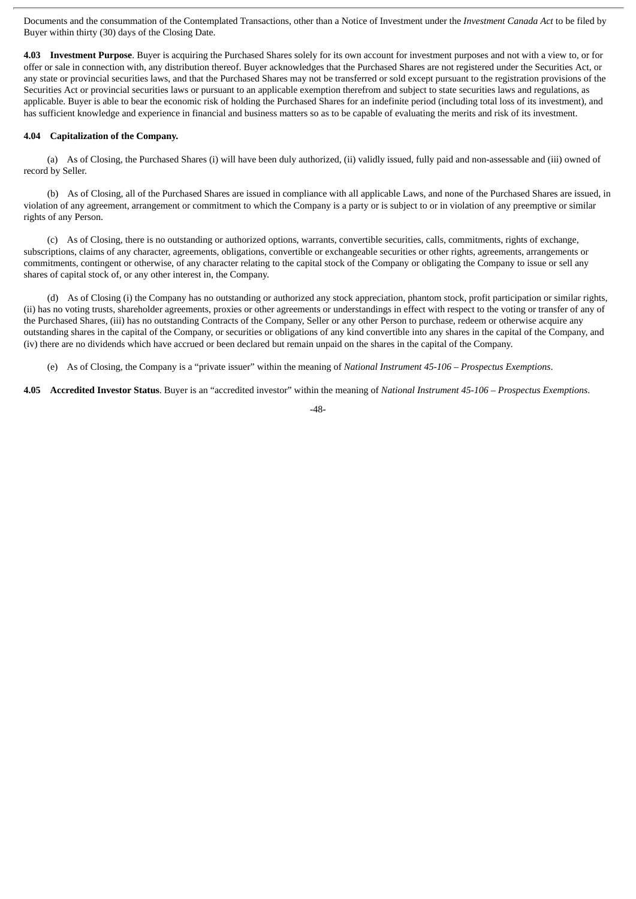Documents and the consummation of the Contemplated Transactions, other than a Notice of Investment under the *Investment Canada Act* to be filed by Buyer within thirty (30) days of the Closing Date.

**4.03 Investment Purpose**. Buyer is acquiring the Purchased Shares solely for its own account for investment purposes and not with a view to, or for offer or sale in connection with, any distribution thereof. Buyer acknowledges that the Purchased Shares are not registered under the Securities Act, or any state or provincial securities laws, and that the Purchased Shares may not be transferred or sold except pursuant to the registration provisions of the Securities Act or provincial securities laws or pursuant to an applicable exemption therefrom and subject to state securities laws and regulations, as applicable. Buyer is able to bear the economic risk of holding the Purchased Shares for an indefinite period (including total loss of its investment), and has sufficient knowledge and experience in financial and business matters so as to be capable of evaluating the merits and risk of its investment.

**4.04 Capitalization of the Company.**

(a) As of Closing, the Purchased Shares (i) will have been duly authorized, (ii) validly issued, fully paid and non-assessable and (iii) owned of record by Seller.

(b) As of Closing, all of the Purchased Shares are issued in compliance with all applicable Laws, and none of the Purchased Shares are issued, in violation of any agreement, arrangement or commitment to which the Company is a party or is subject to or in violation of any preemptive or similar rights of any Person.

(c) As of Closing, there is no outstanding or authorized options, warrants, convertible securities, calls, commitments, rights of exchange, subscriptions, claims of any character, agreements, obligations, convertible or exchangeable securities or other rights, agreements, arrangements or commitments, contingent or otherwise, of any character relating to the capital stock of the Company or obligating the Company to issue or sell any shares of capital stock of, or any other interest in, the Company.

(d) As of Closing (i) the Company has no outstanding or authorized any stock appreciation, phantom stock, profit participation or similar rights, (ii) has no voting trusts, shareholder agreements, proxies or other agreements or understandings in effect with respect to the voting or transfer of any of the Purchased Shares, (iii) has no outstanding Contracts of the Company, Seller or any other Person to purchase, redeem or otherwise acquire any outstanding shares in the capital of the Company, or securities or obligations of any kind convertible into any shares in the capital of the Company, and (iv) there are no dividends which have accrued or been declared but remain unpaid on the shares in the capital of the Company.

(e) As of Closing, the Company is a "private issuer" within the meaning of *National Instrument 45-106 – Prospectus Exemptions*.

**4.05 Accredited Investor Status**. Buyer is an "accredited investor" within the meaning of *National Instrument 45-106 – Prospectus Exemptions*.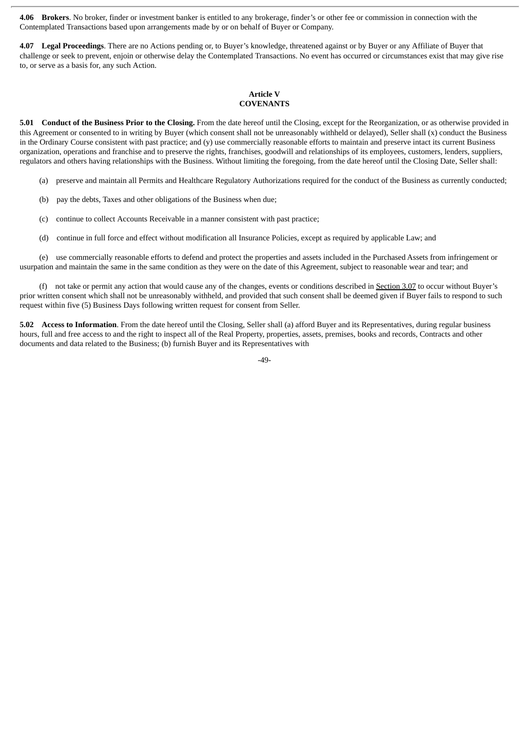**4.06 Brokers**. No broker, finder or investment banker is entitled to any brokerage, finder's or other fee or commission in connection with the Contemplated Transactions based upon arrangements made by or on behalf of Buyer or Company.

**4.07 Legal Proceedings**. There are no Actions pending or, to Buyer's knowledge, threatened against or by Buyer or any Affiliate of Buyer that challenge or seek to prevent, enjoin or otherwise delay the Contemplated Transactions. No event has occurred or circumstances exist that may give rise to, or serve as a basis for, any such Action.

## Article V
## COVENANTS

**5.01 Conduct of the Business Prior to the Closing.** From the date hereof until the Closing, except for the Reorganization, or as otherwise provided in this Agreement or consented to in writing by Buyer (which consent shall not be unreasonably withheld or delayed), Seller shall (x) conduct the Business in the Ordinary Course consistent with past practice; and (y) use commercially reasonable efforts to maintain and preserve intact its current Business organization, operations and franchise and to preserve the rights, franchises, goodwill and relationships of its employees, customers, lenders, suppliers, regulators and others having relationships with the Business. Without limiting the foregoing, from the date hereof until the Closing Date, Seller shall:

(a) preserve and maintain all Permits and Healthcare Regulatory Authorizations required for the conduct of the Business as currently conducted;

(b) pay the debts, Taxes and other obligations of the Business when due;

(c) continue to collect Accounts Receivable in a manner consistent with past practice;

(d) continue in full force and effect without modification all Insurance Policies, except as required by applicable Law; and

(e) use commercially reasonable efforts to defend and protect the properties and assets included in the Purchased Assets from infringement or usurpation and maintain the same in the same condition as they were on the date of this Agreement, subject to reasonable wear and tear; and

(f) not take or permit any action that would cause any of the changes, events or conditions described in Section 3.07 to occur without Buyer's prior written consent which shall not be unreasonably withheld, and provided that such consent shall be deemed given if Buyer fails to respond to such request within five (5) Business Days following written request for consent from Seller.

**5.02 Access to Information**. From the date hereof until the Closing, Seller shall (a) afford Buyer and its Representatives, during regular business hours, full and free access to and the right to inspect all of the Real Property, properties, assets, premises, books and records, Contracts and other documents and data related to the Business; (b) furnish Buyer and its Representatives with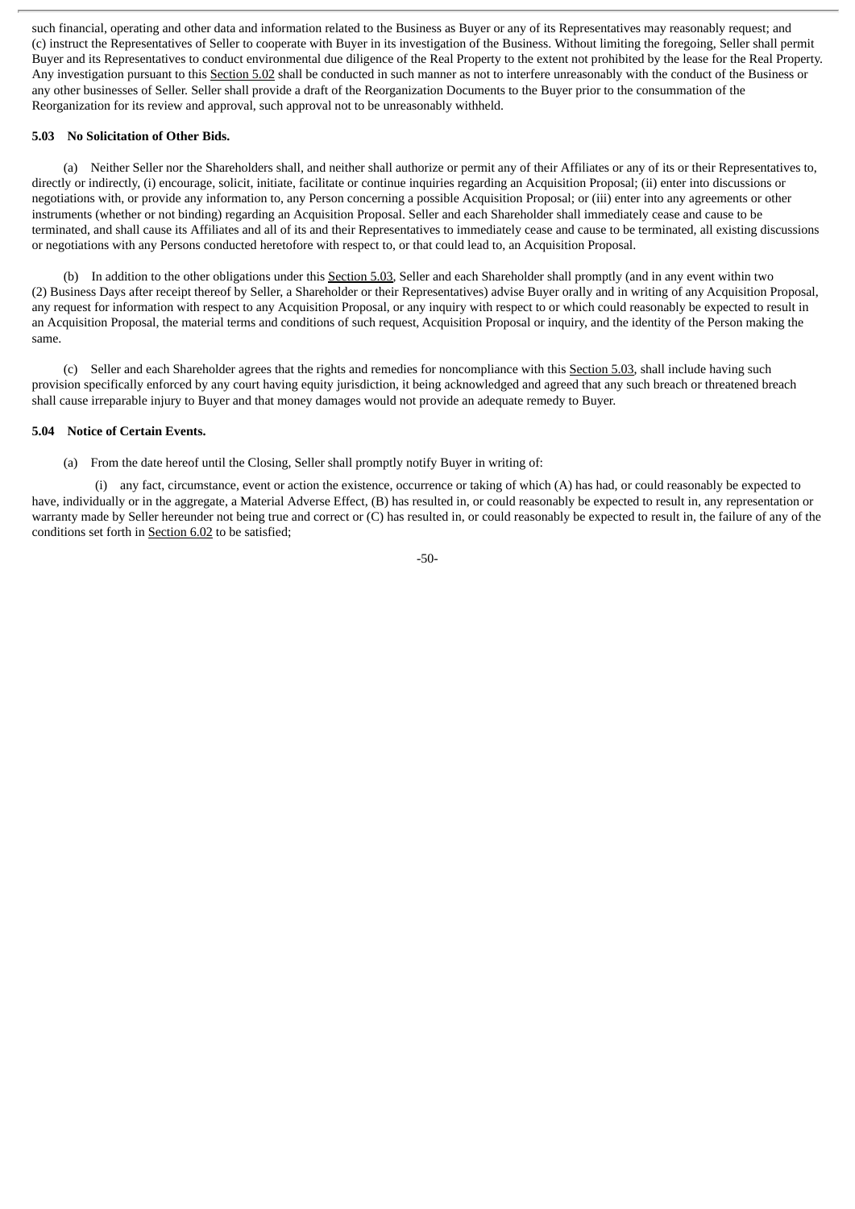such financial, operating and other data and information related to the Business as Buyer or any of its Representatives may reasonably request; and (c) instruct the Representatives of Seller to cooperate with Buyer in its investigation of the Business. Without limiting the foregoing, Seller shall permit Buyer and its Representatives to conduct environmental due diligence of the Real Property to the extent not prohibited by the lease for the Real Property. Any investigation pursuant to this Section 5.02 shall be conducted in such manner as not to interfere unreasonably with the conduct of the Business or any other businesses of Seller. Seller shall provide a draft of the Reorganization Documents to the Buyer prior to the consummation of the Reorganization for its review and approval, such approval not to be unreasonably withheld.

**5.03 No Solicitation of Other Bids.**

(a) Neither Seller nor the Shareholders shall, and neither shall authorize or permit any of their Affiliates or any of its or their Representatives to, directly or indirectly, (i) encourage, solicit, initiate, facilitate or continue inquiries regarding an Acquisition Proposal; (ii) enter into discussions or negotiations with, or provide any information to, any Person concerning a possible Acquisition Proposal; or (iii) enter into any agreements or other instruments (whether or not binding) regarding an Acquisition Proposal. Seller and each Shareholder shall immediately cease and cause to be terminated, and shall cause its Affiliates and all of its and their Representatives to immediately cease and cause to be terminated, all existing discussions or negotiations with any Persons conducted heretofore with respect to, or that could lead to, an Acquisition Proposal.

(b) In addition to the other obligations under this Section 5.03, Seller and each Shareholder shall promptly (and in any event within two (2) Business Days after receipt thereof by Seller, a Shareholder or their Representatives) advise Buyer orally and in writing of any Acquisition Proposal, any request for information with respect to any Acquisition Proposal, or any inquiry with respect to or which could reasonably be expected to result in an Acquisition Proposal, the material terms and conditions of such request, Acquisition Proposal or inquiry, and the identity of the Person making the same.

(c) Seller and each Shareholder agrees that the rights and remedies for noncompliance with this Section 5.03, shall include having such provision specifically enforced by any court having equity jurisdiction, it being acknowledged and agreed that any such breach or threatened breach shall cause irreparable injury to Buyer and that money damages would not provide an adequate remedy to Buyer.

**5.04 Notice of Certain Events.**

(a) From the date hereof until the Closing, Seller shall promptly notify Buyer in writing of:

(i) any fact, circumstance, event or action the existence, occurrence or taking of which (A) has had, or could reasonably be expected to have, individually or in the aggregate, a Material Adverse Effect, (B) has resulted in, or could reasonably be expected to result in, any representation or warranty made by Seller hereunder not being true and correct or (C) has resulted in, or could reasonably be expected to result in, the failure of any of the conditions set forth in Section 6.02 to be satisfied;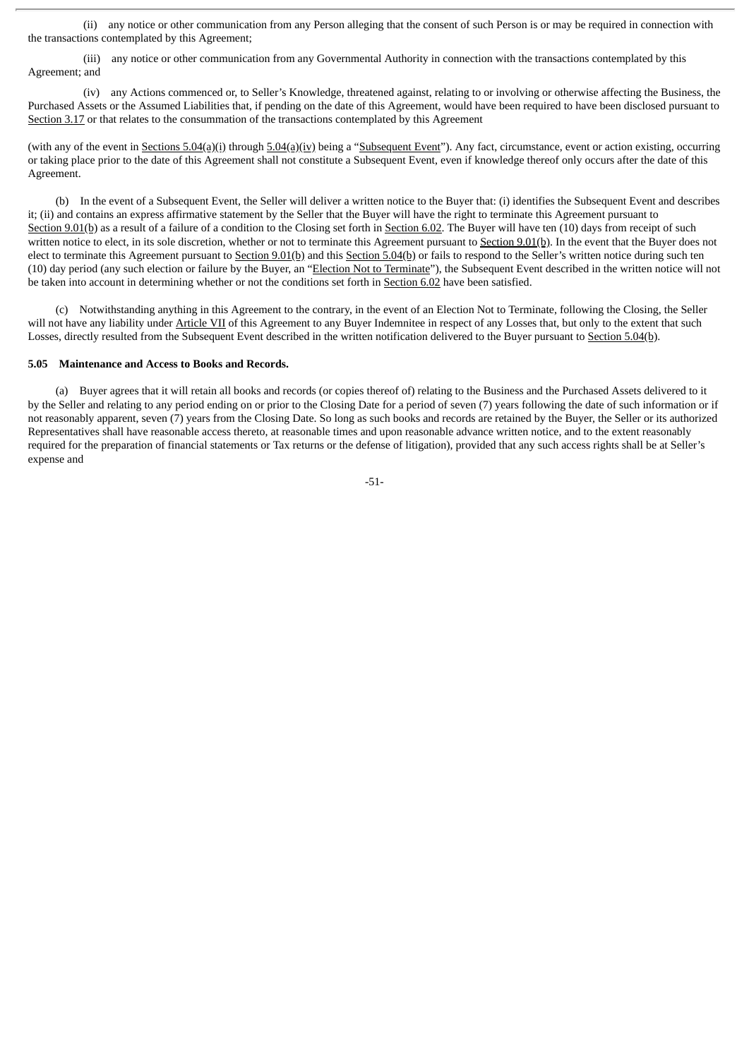(ii) any notice or other communication from any Person alleging that the consent of such Person is or may be required in connection with the transactions contemplated by this Agreement;

(iii) any notice or other communication from any Governmental Authority in connection with the transactions contemplated by this Agreement; and

(iv) any Actions commenced or, to Seller's Knowledge, threatened against, relating to or involving or otherwise affecting the Business, the Purchased Assets or the Assumed Liabilities that, if pending on the date of this Agreement, would have been required to have been disclosed pursuant to Section 3.17 or that relates to the consummation of the transactions contemplated by this Agreement

(with any of the event in Sections 5.04(a)(i) through 5.04(a)(iv) being a "Subsequent Event"). Any fact, circumstance, event or action existing, occurring or taking place prior to the date of this Agreement shall not constitute a Subsequent Event, even if knowledge thereof only occurs after the date of this Agreement.

(b) In the event of a Subsequent Event, the Seller will deliver a written notice to the Buyer that: (i) identifies the Subsequent Event and describes it; (ii) and contains an express affirmative statement by the Seller that the Buyer will have the right to terminate this Agreement pursuant to Section 9.01(b) as a result of a failure of a condition to the Closing set forth in Section 6.02. The Buyer will have ten (10) days from receipt of such written notice to elect, in its sole discretion, whether or not to terminate this Agreement pursuant to Section 9.01(b). In the event that the Buyer does not elect to terminate this Agreement pursuant to Section 9.01(b) and this Section 5.04(b) or fails to respond to the Seller's written notice during such ten (10) day period (any such election or failure by the Buyer, an "Election Not to Terminate"), the Subsequent Event described in the written notice will not be taken into account in determining whether or not the conditions set forth in Section 6.02 have been satisfied.

(c) Notwithstanding anything in this Agreement to the contrary, in the event of an Election Not to Terminate, following the Closing, the Seller will not have any liability under Article VII of this Agreement to any Buyer Indemnitee in respect of any Losses that, but only to the extent that such Losses, directly resulted from the Subsequent Event described in the written notification delivered to the Buyer pursuant to Section 5.04(b).

**5.05 Maintenance and Access to Books and Records.**

(a) Buyer agrees that it will retain all books and records (or copies thereof of) relating to the Business and the Purchased Assets delivered to it by the Seller and relating to any period ending on or prior to the Closing Date for a period of seven (7) years following the date of such information or if not reasonably apparent, seven (7) years from the Closing Date. So long as such books and records are retained by the Buyer, the Seller or its authorized Representatives shall have reasonable access thereto, at reasonable times and upon reasonable advance written notice, and to the extent reasonably required for the preparation of financial statements or Tax returns or the defense of litigation), provided that any such access rights shall be at Seller's expense and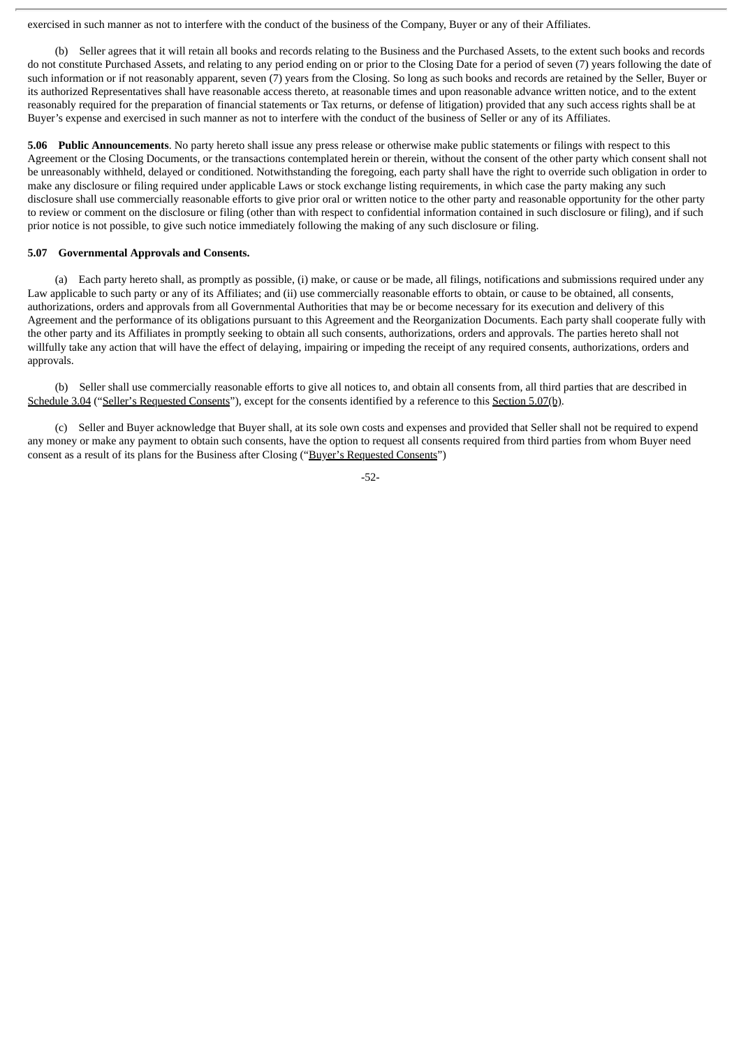exercised in such manner as not to interfere with the conduct of the business of the Company, Buyer or any of their Affiliates.

(b) Seller agrees that it will retain all books and records relating to the Business and the Purchased Assets, to the extent such books and records do not constitute Purchased Assets, and relating to any period ending on or prior to the Closing Date for a period of seven (7) years following the date of such information or if not reasonably apparent, seven (7) years from the Closing. So long as such books and records are retained by the Seller, Buyer or its authorized Representatives shall have reasonable access thereto, at reasonable times and upon reasonable advance written notice, and to the extent reasonably required for the preparation of financial statements or Tax returns, or defense of litigation) provided that any such access rights shall be at Buyer's expense and exercised in such manner as not to interfere with the conduct of the business of Seller or any of its Affiliates.

**5.06 Public Announcements**. No party hereto shall issue any press release or otherwise make public statements or filings with respect to this Agreement or the Closing Documents, or the transactions contemplated herein or therein, without the consent of the other party which consent shall not be unreasonably withheld, delayed or conditioned. Notwithstanding the foregoing, each party shall have the right to override such obligation in order to make any disclosure or filing required under applicable Laws or stock exchange listing requirements, in which case the party making any such disclosure shall use commercially reasonable efforts to give prior oral or written notice to the other party and reasonable opportunity for the other party to review or comment on the disclosure or filing (other than with respect to confidential information contained in such disclosure or filing), and if such prior notice is not possible, to give such notice immediately following the making of any such disclosure or filing.

**5.07 Governmental Approvals and Consents.**

(a) Each party hereto shall, as promptly as possible, (i) make, or cause or be made, all filings, notifications and submissions required under any Law applicable to such party or any of its Affiliates; and (ii) use commercially reasonable efforts to obtain, or cause to be obtained, all consents, authorizations, orders and approvals from all Governmental Authorities that may be or become necessary for its execution and delivery of this Agreement and the performance of its obligations pursuant to this Agreement and the Reorganization Documents. Each party shall cooperate fully with the other party and its Affiliates in promptly seeking to obtain all such consents, authorizations, orders and approvals. The parties hereto shall not willfully take any action that will have the effect of delaying, impairing or impeding the receipt of any required consents, authorizations, orders and approvals.

(b) Seller shall use commercially reasonable efforts to give all notices to, and obtain all consents from, all third parties that are described in Schedule 3.04 ("Seller's Requested Consents"), except for the consents identified by a reference to this Section 5.07(b).

(c) Seller and Buyer acknowledge that Buyer shall, at its sole own costs and expenses and provided that Seller shall not be required to expend any money or make any payment to obtain such consents, have the option to request all consents required from third parties from whom Buyer need consent as a result of its plans for the Business after Closing ("Buyer's Requested Consents")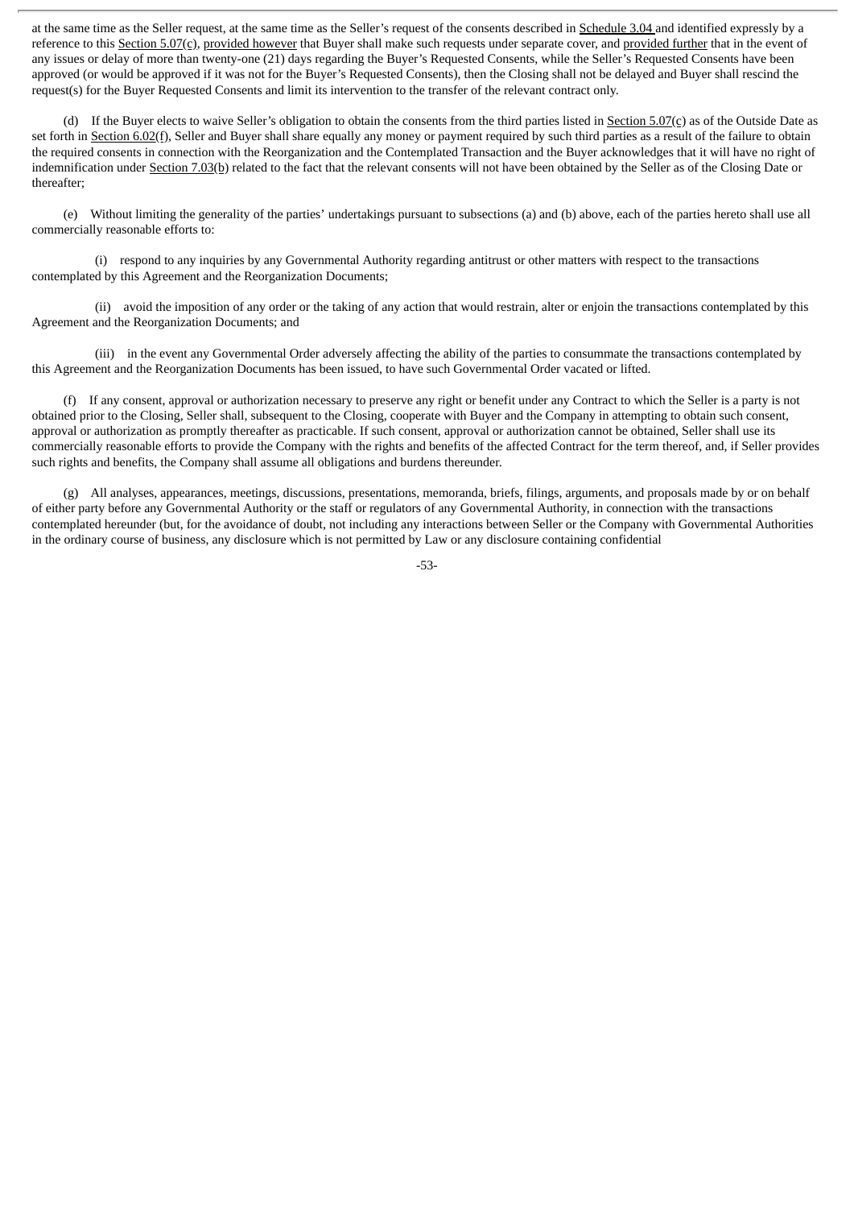at the same time as the Seller request, at the same time as the Seller's request of the consents described in Schedule 3.04 and identified expressly by a reference to this Section 5.07(c), provided however that Buyer shall make such requests under separate cover, and provided further that in the event of any issues or delay of more than twenty-one (21) days regarding the Buyer's Requested Consents, while the Seller's Requested Consents have been approved (or would be approved if it was not for the Buyer's Requested Consents), then the Closing shall not be delayed and Buyer shall rescind the request(s) for the Buyer Requested Consents and limit its intervention to the transfer of the relevant contract only.

(d) If the Buyer elects to waive Seller's obligation to obtain the consents from the third parties listed in Section 5.07(c) as of the Outside Date as set forth in Section 6.02(f), Seller and Buyer shall share equally any money or payment required by such third parties as a result of the failure to obtain the required consents in connection with the Reorganization and the Contemplated Transaction and the Buyer acknowledges that it will have no right of indemnification under Section 7.03(b) related to the fact that the relevant consents will not have been obtained by the Seller as of the Closing Date or thereafter;

(e) Without limiting the generality of the parties' undertakings pursuant to subsections (a) and (b) above, each of the parties hereto shall use all commercially reasonable efforts to:

(i) respond to any inquiries by any Governmental Authority regarding antitrust or other matters with respect to the transactions contemplated by this Agreement and the Reorganization Documents;

(ii) avoid the imposition of any order or the taking of any action that would restrain, alter or enjoin the transactions contemplated by this Agreement and the Reorganization Documents; and

(iii) in the event any Governmental Order adversely affecting the ability of the parties to consummate the transactions contemplated by this Agreement and the Reorganization Documents has been issued, to have such Governmental Order vacated or lifted.

(f) If any consent, approval or authorization necessary to preserve any right or benefit under any Contract to which the Seller is a party is not obtained prior to the Closing, Seller shall, subsequent to the Closing, cooperate with Buyer and the Company in attempting to obtain such consent, approval or authorization as promptly thereafter as practicable. If such consent, approval or authorization cannot be obtained, Seller shall use its commercially reasonable efforts to provide the Company with the rights and benefits of the affected Contract for the term thereof, and, if Seller provides such rights and benefits, the Company shall assume all obligations and burdens thereunder.

(g) All analyses, appearances, meetings, discussions, presentations, memoranda, briefs, filings, arguments, and proposals made by or on behalf of either party before any Governmental Authority or the staff or regulators of any Governmental Authority, in connection with the transactions contemplated hereunder (but, for the avoidance of doubt, not including any interactions between Seller or the Company with Governmental Authorities in the ordinary course of business, any disclosure which is not permitted by Law or any disclosure containing confidential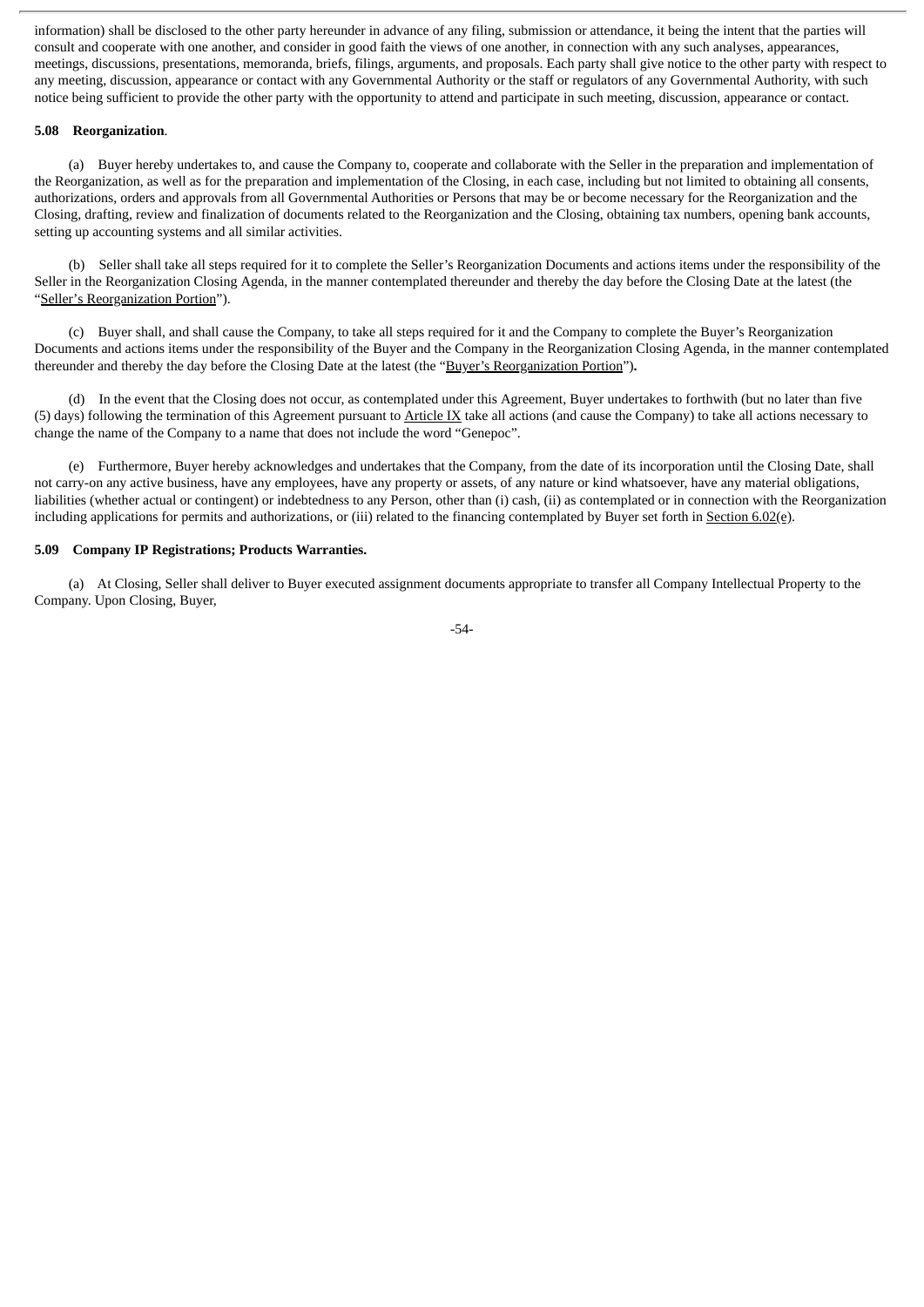information) shall be disclosed to the other party hereunder in advance of any filing, submission or attendance, it being the intent that the parties will consult and cooperate with one another, and consider in good faith the views of one another, in connection with any such analyses, appearances, meetings, discussions, presentations, memoranda, briefs, filings, arguments, and proposals. Each party shall give notice to the other party with respect to any meeting, discussion, appearance or contact with any Governmental Authority or the staff or regulators of any Governmental Authority, with such notice being sufficient to provide the other party with the opportunity to attend and participate in such meeting, discussion, appearance or contact.

**5.08 Reorganization**.

(a) Buyer hereby undertakes to, and cause the Company to, cooperate and collaborate with the Seller in the preparation and implementation of the Reorganization, as well as for the preparation and implementation of the Closing, in each case, including but not limited to obtaining all consents, authorizations, orders and approvals from all Governmental Authorities or Persons that may be or become necessary for the Reorganization and the Closing, drafting, review and finalization of documents related to the Reorganization and the Closing, obtaining tax numbers, opening bank accounts, setting up accounting systems and all similar activities.

(b) Seller shall take all steps required for it to complete the Seller's Reorganization Documents and actions items under the responsibility of the Seller in the Reorganization Closing Agenda, in the manner contemplated thereunder and thereby the day before the Closing Date at the latest (the "Seller's Reorganization Portion").

(c) Buyer shall, and shall cause the Company, to take all steps required for it and the Company to complete the Buyer's Reorganization Documents and actions items under the responsibility of the Buyer and the Company in the Reorganization Closing Agenda, in the manner contemplated thereunder and thereby the day before the Closing Date at the latest (the "Buyer's Reorganization Portion")**.**

(d) In the event that the Closing does not occur, as contemplated under this Agreement, Buyer undertakes to forthwith (but no later than five (5) days) following the termination of this Agreement pursuant to Article IX take all actions (and cause the Company) to take all actions necessary to change the name of the Company to a name that does not include the word "Genepoc".

(e) Furthermore, Buyer hereby acknowledges and undertakes that the Company, from the date of its incorporation until the Closing Date, shall not carry-on any active business, have any employees, have any property or assets, of any nature or kind whatsoever, have any material obligations, liabilities (whether actual or contingent) or indebtedness to any Person, other than (i) cash, (ii) as contemplated or in connection with the Reorganization including applications for permits and authorizations, or (iii) related to the financing contemplated by Buyer set forth in Section 6.02(e).

**5.09 Company IP Registrations; Products Warranties.**

(a) At Closing, Seller shall deliver to Buyer executed assignment documents appropriate to transfer all Company Intellectual Property to the Company. Upon Closing, Buyer,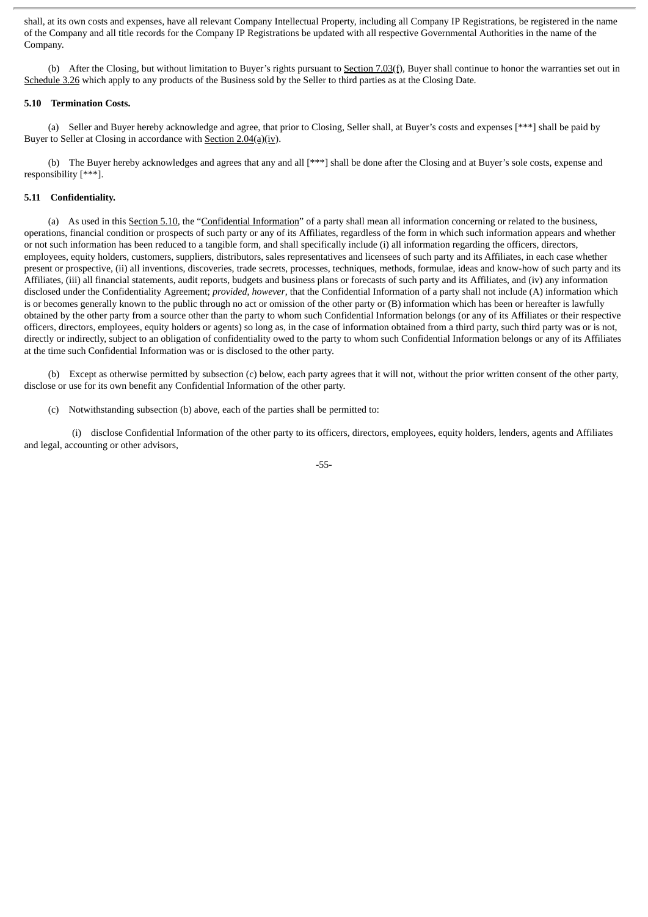shall, at its own costs and expenses, have all relevant Company Intellectual Property, including all Company IP Registrations, be registered in the name of the Company and all title records for the Company IP Registrations be updated with all respective Governmental Authorities in the name of the Company.

(b) After the Closing, but without limitation to Buyer's rights pursuant to Section 7.03(f), Buyer shall continue to honor the warranties set out in Schedule 3.26 which apply to any products of the Business sold by the Seller to third parties as at the Closing Date.

**5.10 Termination Costs.**

(a) Seller and Buyer hereby acknowledge and agree, that prior to Closing, Seller shall, at Buyer's costs and expenses [***] shall be paid by Buyer to Seller at Closing in accordance with Section 2.04(a)(iv).

(b) The Buyer hereby acknowledges and agrees that any and all [***] shall be done after the Closing and at Buyer's sole costs, expense and responsibility [***].

**5.11 Confidentiality.**

(a) As used in this Section 5.10, the "Confidential Information" of a party shall mean all information concerning or related to the business, operations, financial condition or prospects of such party or any of its Affiliates, regardless of the form in which such information appears and whether or not such information has been reduced to a tangible form, and shall specifically include (i) all information regarding the officers, directors, employees, equity holders, customers, suppliers, distributors, sales representatives and licensees of such party and its Affiliates, in each case whether present or prospective, (ii) all inventions, discoveries, trade secrets, processes, techniques, methods, formulae, ideas and know-how of such party and its Affiliates, (iii) all financial statements, audit reports, budgets and business plans or forecasts of such party and its Affiliates, and (iv) any information disclosed under the Confidentiality Agreement; *provided, however*, that the Confidential Information of a party shall not include (A) information which is or becomes generally known to the public through no act or omission of the other party or (B) information which has been or hereafter is lawfully obtained by the other party from a source other than the party to whom such Confidential Information belongs (or any of its Affiliates or their respective officers, directors, employees, equity holders or agents) so long as, in the case of information obtained from a third party, such third party was or is not, directly or indirectly, subject to an obligation of confidentiality owed to the party to whom such Confidential Information belongs or any of its Affiliates at the time such Confidential Information was or is disclosed to the other party.

(b) Except as otherwise permitted by subsection (c) below, each party agrees that it will not, without the prior written consent of the other party, disclose or use for its own benefit any Confidential Information of the other party.

(c) Notwithstanding subsection (b) above, each of the parties shall be permitted to:

(i) disclose Confidential Information of the other party to its officers, directors, employees, equity holders, lenders, agents and Affiliates and legal, accounting or other advisors,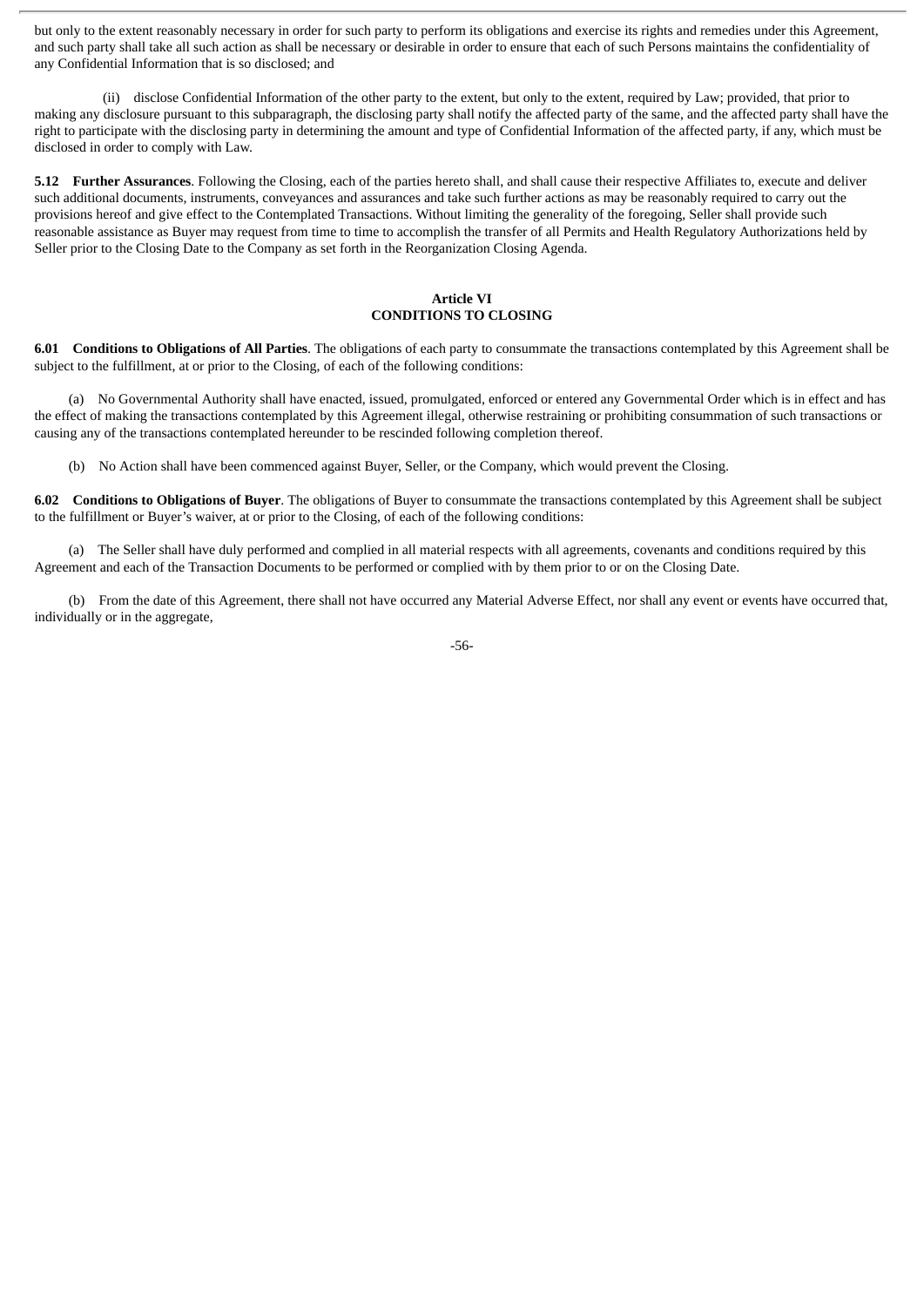but only to the extent reasonably necessary in order for such party to perform its obligations and exercise its rights and remedies under this Agreement, and such party shall take all such action as shall be necessary or desirable in order to ensure that each of such Persons maintains the confidentiality of any Confidential Information that is so disclosed; and

(ii) disclose Confidential Information of the other party to the extent, but only to the extent, required by Law; provided, that prior to making any disclosure pursuant to this subparagraph, the disclosing party shall notify the affected party of the same, and the affected party shall have the right to participate with the disclosing party in determining the amount and type of Confidential Information of the affected party, if any, which must be disclosed in order to comply with Law.

**5.12 Further Assurances**. Following the Closing, each of the parties hereto shall, and shall cause their respective Affiliates to, execute and deliver such additional documents, instruments, conveyances and assurances and take such further actions as may be reasonably required to carry out the provisions hereof and give effect to the Contemplated Transactions. Without limiting the generality of the foregoing, Seller shall provide such reasonable assistance as Buyer may request from time to time to accomplish the transfer of all Permits and Health Regulatory Authorizations held by Seller prior to the Closing Date to the Company as set forth in the Reorganization Closing Agenda.

## Article VI
## CONDITIONS TO CLOSING

**6.01 Conditions to Obligations of All Parties**. The obligations of each party to consummate the transactions contemplated by this Agreement shall be subject to the fulfillment, at or prior to the Closing, of each of the following conditions:

(a) No Governmental Authority shall have enacted, issued, promulgated, enforced or entered any Governmental Order which is in effect and has the effect of making the transactions contemplated by this Agreement illegal, otherwise restraining or prohibiting consummation of such transactions or causing any of the transactions contemplated hereunder to be rescinded following completion thereof.

(b) No Action shall have been commenced against Buyer, Seller, or the Company, which would prevent the Closing.

**6.02 Conditions to Obligations of Buyer**. The obligations of Buyer to consummate the transactions contemplated by this Agreement shall be subject to the fulfillment or Buyer's waiver, at or prior to the Closing, of each of the following conditions:

(a) The Seller shall have duly performed and complied in all material respects with all agreements, covenants and conditions required by this Agreement and each of the Transaction Documents to be performed or complied with by them prior to or on the Closing Date.

(b) From the date of this Agreement, there shall not have occurred any Material Adverse Effect, nor shall any event or events have occurred that, individually or in the aggregate,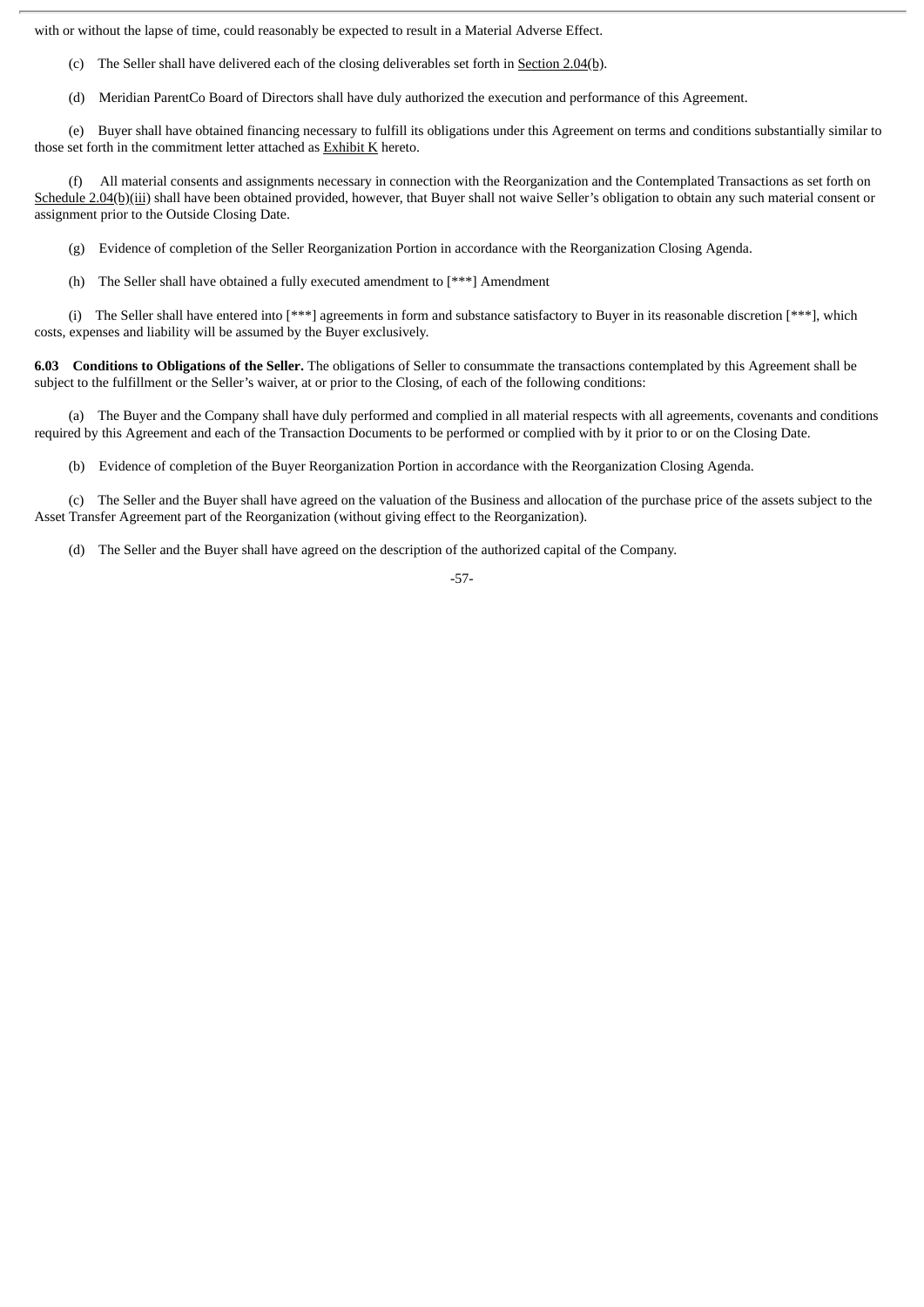with or without the lapse of time, could reasonably be expected to result in a Material Adverse Effect.

(c) The Seller shall have delivered each of the closing deliverables set forth in Section 2.04(b).

(d) Meridian ParentCo Board of Directors shall have duly authorized the execution and performance of this Agreement.

(e) Buyer shall have obtained financing necessary to fulfill its obligations under this Agreement on terms and conditions substantially similar to those set forth in the commitment letter attached as Exhibit K hereto.

(f) All material consents and assignments necessary in connection with the Reorganization and the Contemplated Transactions as set forth on Schedule 2.04(b)(iii) shall have been obtained provided, however, that Buyer shall not waive Seller's obligation to obtain any such material consent or assignment prior to the Outside Closing Date.

(g) Evidence of completion of the Seller Reorganization Portion in accordance with the Reorganization Closing Agenda.

(h) The Seller shall have obtained a fully executed amendment to [***] Amendment

(i) The Seller shall have entered into [***] agreements in form and substance satisfactory to Buyer in its reasonable discretion [***], which costs, expenses and liability will be assumed by the Buyer exclusively.

**6.03 Conditions to Obligations of the Seller.** The obligations of Seller to consummate the transactions contemplated by this Agreement shall be subject to the fulfillment or the Seller's waiver, at or prior to the Closing, of each of the following conditions:

(a) The Buyer and the Company shall have duly performed and complied in all material respects with all agreements, covenants and conditions required by this Agreement and each of the Transaction Documents to be performed or complied with by it prior to or on the Closing Date.

(b) Evidence of completion of the Buyer Reorganization Portion in accordance with the Reorganization Closing Agenda.

(c) The Seller and the Buyer shall have agreed on the valuation of the Business and allocation of the purchase price of the assets subject to the Asset Transfer Agreement part of the Reorganization (without giving effect to the Reorganization).

(d) The Seller and the Buyer shall have agreed on the description of the authorized capital of the Company.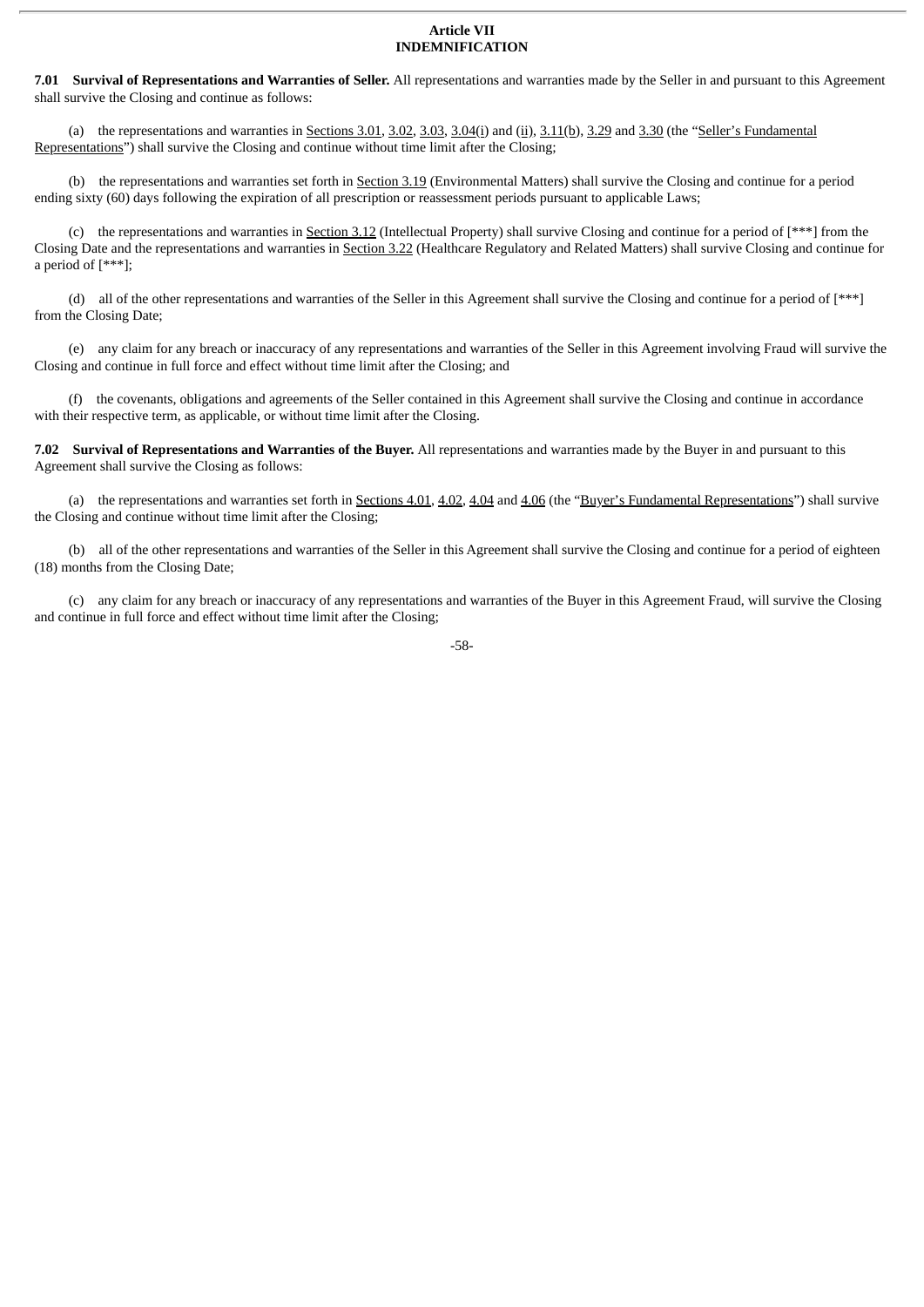# Article VII
# INDEMNIFICATION

**7.01 Survival of Representations and Warranties of Seller.** All representations and warranties made by the Seller in and pursuant to this Agreement shall survive the Closing and continue as follows:

(a) the representations and warranties in Sections 3.01, 3.02, 3.03, 3.04(i) and (ii), 3.11(b), 3.29 and 3.30 (the "Seller's Fundamental Representations") shall survive the Closing and continue without time limit after the Closing;

(b) the representations and warranties set forth in Section 3.19 (Environmental Matters) shall survive the Closing and continue for a period ending sixty (60) days following the expiration of all prescription or reassessment periods pursuant to applicable Laws;

(c) the representations and warranties in Section 3.12 (Intellectual Property) shall survive Closing and continue for a period of [***] from the Closing Date and the representations and warranties in Section 3.22 (Healthcare Regulatory and Related Matters) shall survive Closing and continue for a period of [***];

(d) all of the other representations and warranties of the Seller in this Agreement shall survive the Closing and continue for a period of [***] from the Closing Date;

(e) any claim for any breach or inaccuracy of any representations and warranties of the Seller in this Agreement involving Fraud will survive the Closing and continue in full force and effect without time limit after the Closing; and

(f) the covenants, obligations and agreements of the Seller contained in this Agreement shall survive the Closing and continue in accordance with their respective term, as applicable, or without time limit after the Closing.

**7.02 Survival of Representations and Warranties of the Buyer.** All representations and warranties made by the Buyer in and pursuant to this Agreement shall survive the Closing as follows:

(a) the representations and warranties set forth in Sections 4.01, 4.02, 4.04 and 4.06 (the "Buyer's Fundamental Representations") shall survive the Closing and continue without time limit after the Closing;

(b) all of the other representations and warranties of the Seller in this Agreement shall survive the Closing and continue for a period of eighteen (18) months from the Closing Date;

(c) any claim for any breach or inaccuracy of any representations and warranties of the Buyer in this Agreement Fraud, will survive the Closing and continue in full force and effect without time limit after the Closing;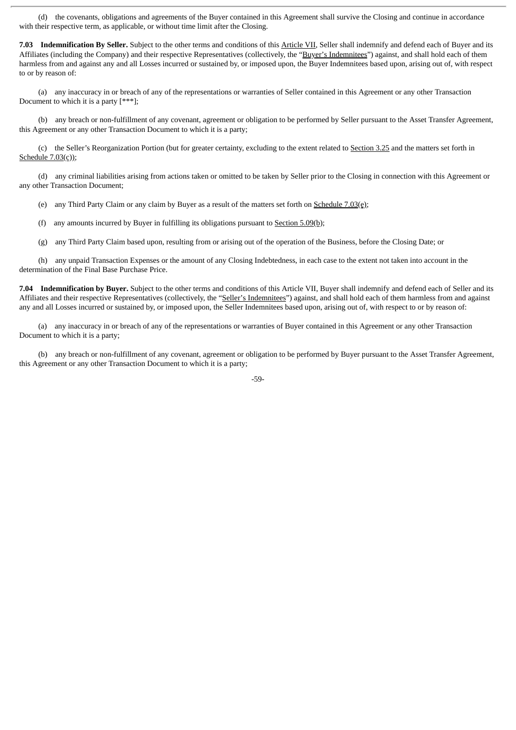(d) the covenants, obligations and agreements of the Buyer contained in this Agreement shall survive the Closing and continue in accordance with their respective term, as applicable, or without time limit after the Closing.

**7.03 Indemnification By Seller.** Subject to the other terms and conditions of this Article VII, Seller shall indemnify and defend each of Buyer and its Affiliates (including the Company) and their respective Representatives (collectively, the "Buyer's Indemnitees") against, and shall hold each of them harmless from and against any and all Losses incurred or sustained by, or imposed upon, the Buyer Indemnitees based upon, arising out of, with respect to or by reason of:

(a) any inaccuracy in or breach of any of the representations or warranties of Seller contained in this Agreement or any other Transaction Document to which it is a party [***];

(b) any breach or non-fulfillment of any covenant, agreement or obligation to be performed by Seller pursuant to the Asset Transfer Agreement, this Agreement or any other Transaction Document to which it is a party;

(c) the Seller's Reorganization Portion (but for greater certainty, excluding to the extent related to Section 3.25 and the matters set forth in Schedule 7.03(c));

(d) any criminal liabilities arising from actions taken or omitted to be taken by Seller prior to the Closing in connection with this Agreement or any other Transaction Document;

(e) any Third Party Claim or any claim by Buyer as a result of the matters set forth on Schedule 7.03(e);

(f) any amounts incurred by Buyer in fulfilling its obligations pursuant to Section 5.09(b);

(g) any Third Party Claim based upon, resulting from or arising out of the operation of the Business, before the Closing Date; or

(h) any unpaid Transaction Expenses or the amount of any Closing Indebtedness, in each case to the extent not taken into account in the determination of the Final Base Purchase Price.

**7.04 Indemnification by Buyer.** Subject to the other terms and conditions of this Article VII, Buyer shall indemnify and defend each of Seller and its Affiliates and their respective Representatives (collectively, the "Seller's Indemnitees") against, and shall hold each of them harmless from and against any and all Losses incurred or sustained by, or imposed upon, the Seller Indemnitees based upon, arising out of, with respect to or by reason of:

(a) any inaccuracy in or breach of any of the representations or warranties of Buyer contained in this Agreement or any other Transaction Document to which it is a party;

(b) any breach or non-fulfillment of any covenant, agreement or obligation to be performed by Buyer pursuant to the Asset Transfer Agreement, this Agreement or any other Transaction Document to which it is a party;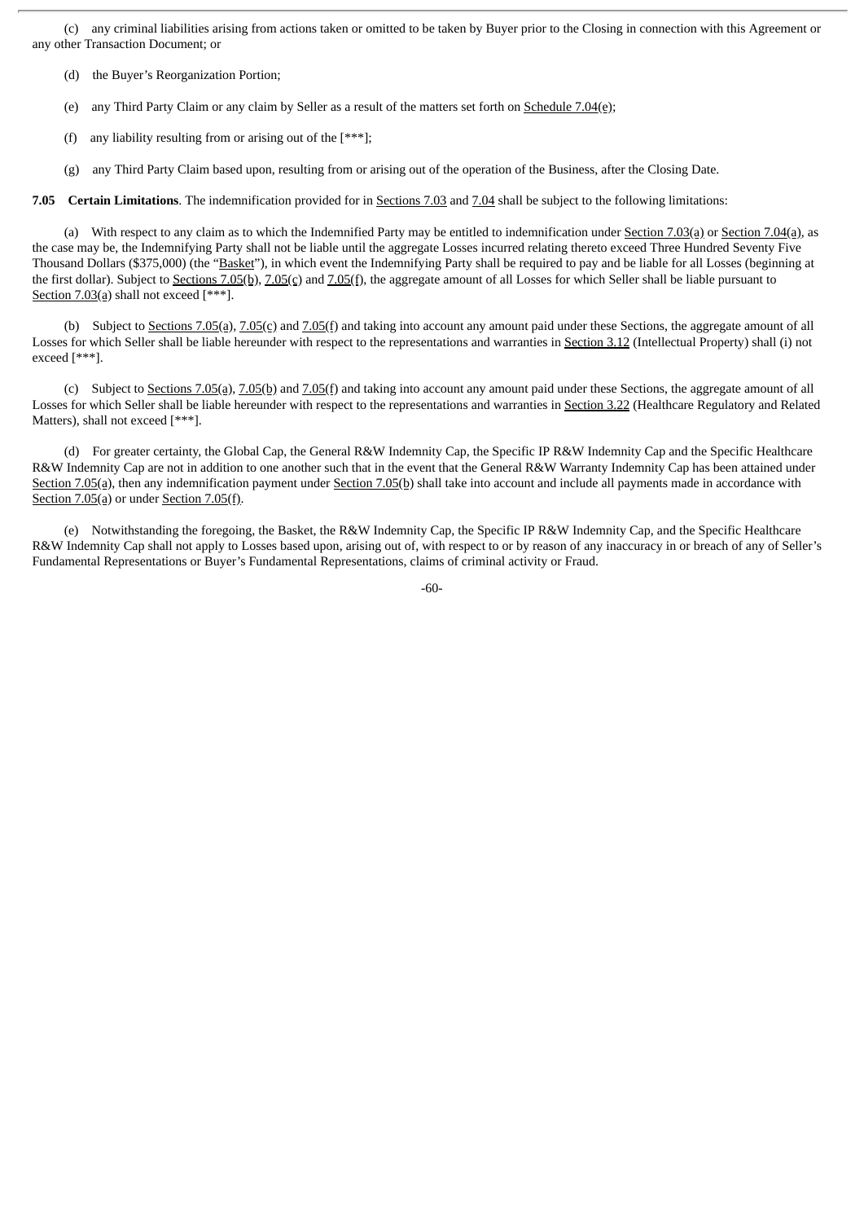(c) any criminal liabilities arising from actions taken or omitted to be taken by Buyer prior to the Closing in connection with this Agreement or any other Transaction Document; or

(d) the Buyer's Reorganization Portion;

(e) any Third Party Claim or any claim by Seller as a result of the matters set forth on Schedule 7.04(e);

(f) any liability resulting from or arising out of the [***];

(g) any Third Party Claim based upon, resulting from or arising out of the operation of the Business, after the Closing Date.

**7.05 Certain Limitations**. The indemnification provided for in Sections 7.03 and 7.04 shall be subject to the following limitations:

(a) With respect to any claim as to which the Indemnified Party may be entitled to indemnification under Section 7.03(a) or Section 7.04(a), as the case may be, the Indemnifying Party shall not be liable until the aggregate Losses incurred relating thereto exceed Three Hundred Seventy Five Thousand Dollars ($375,000) (the "Basket"), in which event the Indemnifying Party shall be required to pay and be liable for all Losses (beginning at the first dollar). Subject to Sections 7.05(b), 7.05(c) and 7.05(f), the aggregate amount of all Losses for which Seller shall be liable pursuant to Section 7.03(a) shall not exceed [***].

(b) Subject to Sections 7.05(a), 7.05(c) and 7.05(f) and taking into account any amount paid under these Sections, the aggregate amount of all Losses for which Seller shall be liable hereunder with respect to the representations and warranties in Section 3.12 (Intellectual Property) shall (i) not exceed [***].

(c) Subject to Sections 7.05(a), 7.05(b) and 7.05(f) and taking into account any amount paid under these Sections, the aggregate amount of all Losses for which Seller shall be liable hereunder with respect to the representations and warranties in Section 3.22 (Healthcare Regulatory and Related Matters), shall not exceed [***].

(d) For greater certainty, the Global Cap, the General R&W Indemnity Cap, the Specific IP R&W Indemnity Cap and the Specific Healthcare R&W Indemnity Cap are not in addition to one another such that in the event that the General R&W Warranty Indemnity Cap has been attained under Section 7.05(a), then any indemnification payment under Section 7.05(b) shall take into account and include all payments made in accordance with Section 7.05(a) or under Section 7.05(f).

(e) Notwithstanding the foregoing, the Basket, the R&W Indemnity Cap, the Specific IP R&W Indemnity Cap, and the Specific Healthcare R&W Indemnity Cap shall not apply to Losses based upon, arising out of, with respect to or by reason of any inaccuracy in or breach of any of Seller's Fundamental Representations or Buyer's Fundamental Representations, claims of criminal activity or Fraud.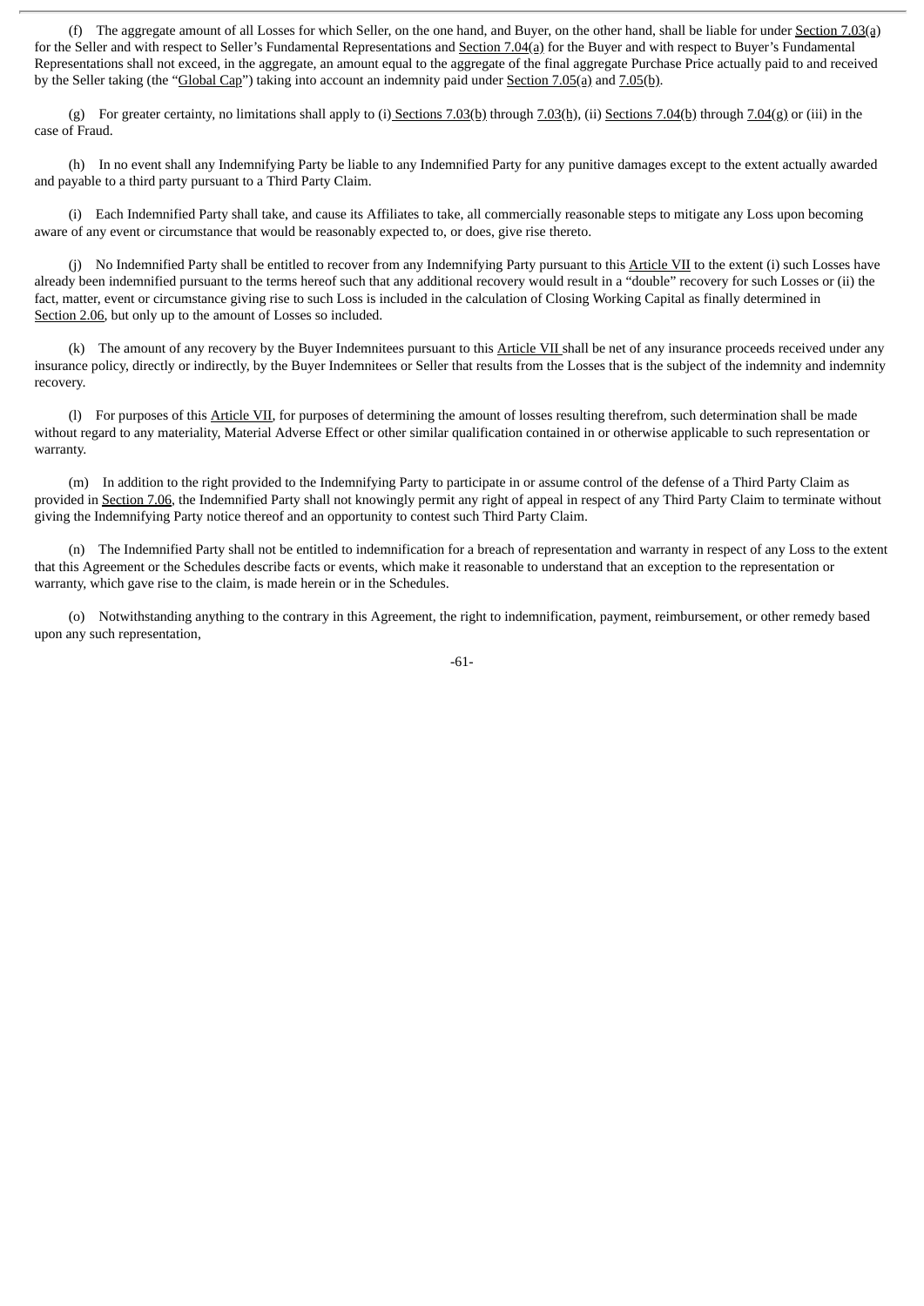(f) The aggregate amount of all Losses for which Seller, on the one hand, and Buyer, on the other hand, shall be liable for under Section 7.03(a) for the Seller and with respect to Seller's Fundamental Representations and Section 7.04(a) for the Buyer and with respect to Buyer's Fundamental Representations shall not exceed, in the aggregate, an amount equal to the aggregate of the final aggregate Purchase Price actually paid to and received by the Seller taking (the "Global Cap") taking into account an indemnity paid under Section 7.05(a) and 7.05(b).

(g) For greater certainty, no limitations shall apply to (i) Sections 7.03(b) through 7.03(h), (ii) Sections 7.04(b) through 7.04(g) or (iii) in the case of Fraud.

(h) In no event shall any Indemnifying Party be liable to any Indemnified Party for any punitive damages except to the extent actually awarded and payable to a third party pursuant to a Third Party Claim.

(i) Each Indemnified Party shall take, and cause its Affiliates to take, all commercially reasonable steps to mitigate any Loss upon becoming aware of any event or circumstance that would be reasonably expected to, or does, give rise thereto.

(j) No Indemnified Party shall be entitled to recover from any Indemnifying Party pursuant to this Article VII to the extent (i) such Losses have already been indemnified pursuant to the terms hereof such that any additional recovery would result in a "double" recovery for such Losses or (ii) the fact, matter, event or circumstance giving rise to such Loss is included in the calculation of Closing Working Capital as finally determined in Section 2.06, but only up to the amount of Losses so included.

(k) The amount of any recovery by the Buyer Indemnitees pursuant to this Article VII shall be net of any insurance proceeds received under any insurance policy, directly or indirectly, by the Buyer Indemnitees or Seller that results from the Losses that is the subject of the indemnity and indemnity recovery.

(l) For purposes of this Article VII, for purposes of determining the amount of losses resulting therefrom, such determination shall be made without regard to any materiality, Material Adverse Effect or other similar qualification contained in or otherwise applicable to such representation or warranty.

(m) In addition to the right provided to the Indemnifying Party to participate in or assume control of the defense of a Third Party Claim as provided in Section 7.06, the Indemnified Party shall not knowingly permit any right of appeal in respect of any Third Party Claim to terminate without giving the Indemnifying Party notice thereof and an opportunity to contest such Third Party Claim.

(n) The Indemnified Party shall not be entitled to indemnification for a breach of representation and warranty in respect of any Loss to the extent that this Agreement or the Schedules describe facts or events, which make it reasonable to understand that an exception to the representation or warranty, which gave rise to the claim, is made herein or in the Schedules.

(o) Notwithstanding anything to the contrary in this Agreement, the right to indemnification, payment, reimbursement, or other remedy based upon any such representation,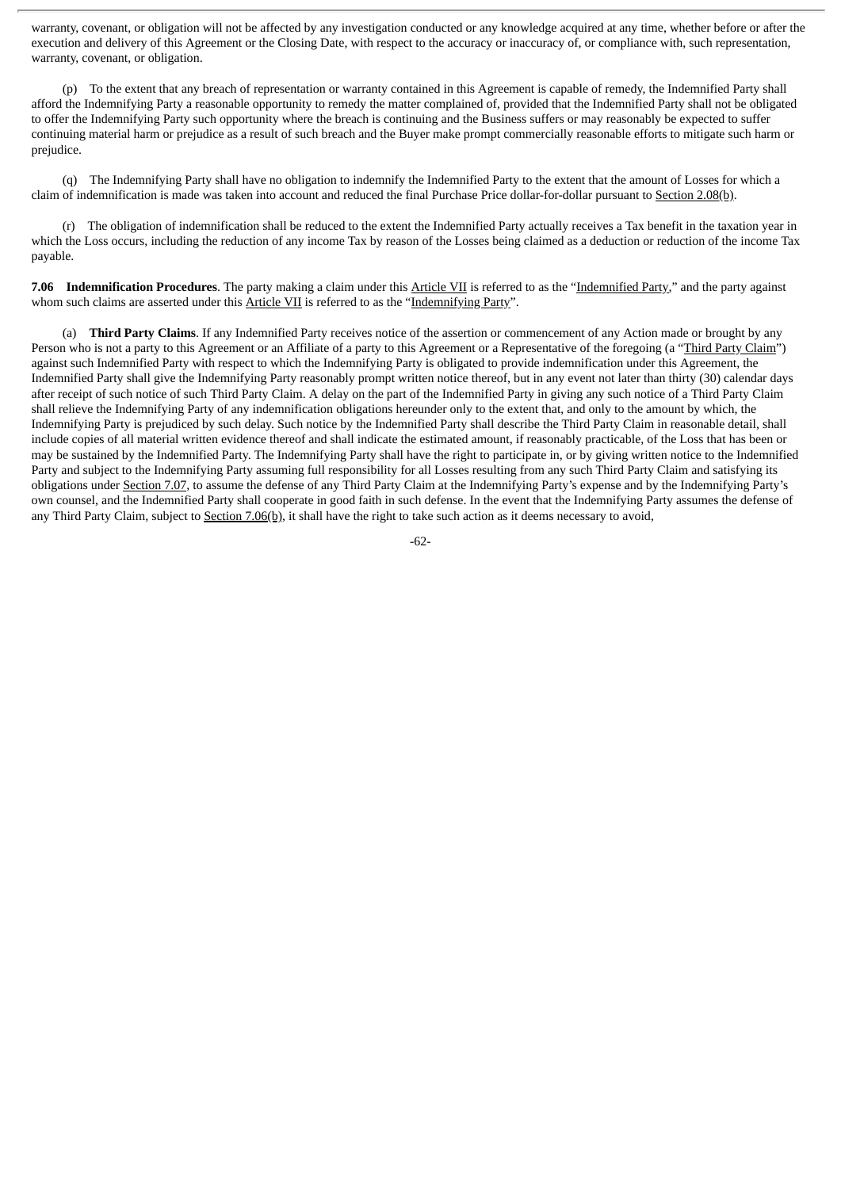warranty, covenant, or obligation will not be affected by any investigation conducted or any knowledge acquired at any time, whether before or after the execution and delivery of this Agreement or the Closing Date, with respect to the accuracy or inaccuracy of, or compliance with, such representation, warranty, covenant, or obligation.

(p) To the extent that any breach of representation or warranty contained in this Agreement is capable of remedy, the Indemnified Party shall afford the Indemnifying Party a reasonable opportunity to remedy the matter complained of, provided that the Indemnified Party shall not be obligated to offer the Indemnifying Party such opportunity where the breach is continuing and the Business suffers or may reasonably be expected to suffer continuing material harm or prejudice as a result of such breach and the Buyer make prompt commercially reasonable efforts to mitigate such harm or prejudice.

(q) The Indemnifying Party shall have no obligation to indemnify the Indemnified Party to the extent that the amount of Losses for which a claim of indemnification is made was taken into account and reduced the final Purchase Price dollar-for-dollar pursuant to Section 2.08(b).

(r) The obligation of indemnification shall be reduced to the extent the Indemnified Party actually receives a Tax benefit in the taxation year in which the Loss occurs, including the reduction of any income Tax by reason of the Losses being claimed as a deduction or reduction of the income Tax payable.

**7.06 Indemnification Procedures**. The party making a claim under this Article VII is referred to as the "Indemnified Party," and the party against whom such claims are asserted under this Article VII is referred to as the "Indemnifying Party".

(a) **Third Party Claims**. If any Indemnified Party receives notice of the assertion or commencement of any Action made or brought by any Person who is not a party to this Agreement or an Affiliate of a party to this Agreement or a Representative of the foregoing (a "Third Party Claim") against such Indemnified Party with respect to which the Indemnifying Party is obligated to provide indemnification under this Agreement, the Indemnified Party shall give the Indemnifying Party reasonably prompt written notice thereof, but in any event not later than thirty (30) calendar days after receipt of such notice of such Third Party Claim. A delay on the part of the Indemnified Party in giving any such notice of a Third Party Claim shall relieve the Indemnifying Party of any indemnification obligations hereunder only to the extent that, and only to the amount by which, the Indemnifying Party is prejudiced by such delay. Such notice by the Indemnified Party shall describe the Third Party Claim in reasonable detail, shall include copies of all material written evidence thereof and shall indicate the estimated amount, if reasonably practicable, of the Loss that has been or may be sustained by the Indemnified Party. The Indemnifying Party shall have the right to participate in, or by giving written notice to the Indemnified Party and subject to the Indemnifying Party assuming full responsibility for all Losses resulting from any such Third Party Claim and satisfying its obligations under Section 7.07, to assume the defense of any Third Party Claim at the Indemnifying Party's expense and by the Indemnifying Party's own counsel, and the Indemnified Party shall cooperate in good faith in such defense. In the event that the Indemnifying Party assumes the defense of any Third Party Claim, subject to Section 7.06(b), it shall have the right to take such action as it deems necessary to avoid,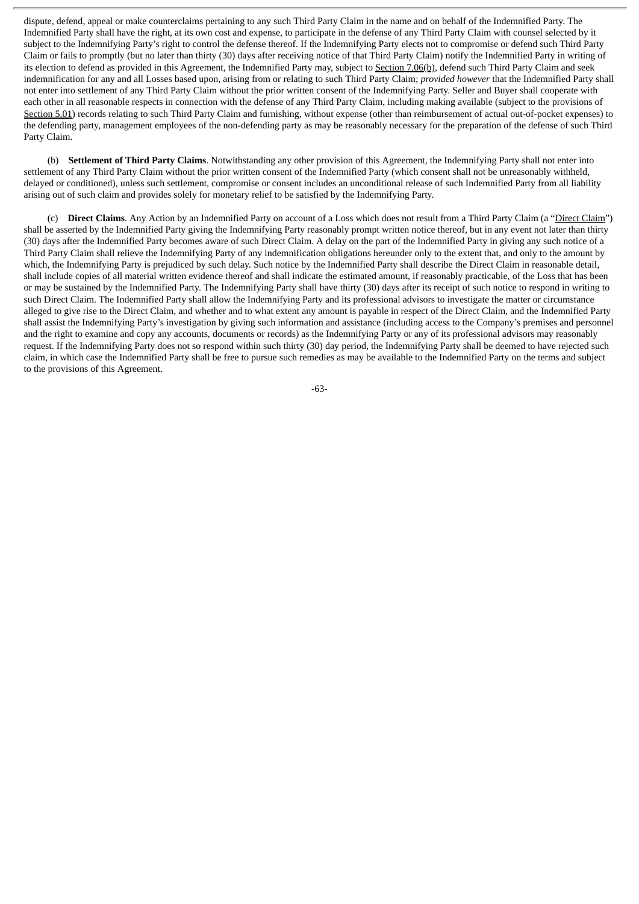dispute, defend, appeal or make counterclaims pertaining to any such Third Party Claim in the name and on behalf of the Indemnified Party. The Indemnified Party shall have the right, at its own cost and expense, to participate in the defense of any Third Party Claim with counsel selected by it subject to the Indemnifying Party's right to control the defense thereof. If the Indemnifying Party elects not to compromise or defend such Third Party Claim or fails to promptly (but no later than thirty (30) days after receiving notice of that Third Party Claim) notify the Indemnified Party in writing of its election to defend as provided in this Agreement, the Indemnified Party may, subject to Section 7.06(b), defend such Third Party Claim and seek indemnification for any and all Losses based upon, arising from or relating to such Third Party Claim; *provided however* that the Indemnified Party shall not enter into settlement of any Third Party Claim without the prior written consent of the Indemnifying Party. Seller and Buyer shall cooperate with each other in all reasonable respects in connection with the defense of any Third Party Claim, including making available (subject to the provisions of Section 5.01) records relating to such Third Party Claim and furnishing, without expense (other than reimbursement of actual out-of-pocket expenses) to the defending party, management employees of the non-defending party as may be reasonably necessary for the preparation of the defense of such Third Party Claim.

(b) **Settlement of Third Party Claims**. Notwithstanding any other provision of this Agreement, the Indemnifying Party shall not enter into settlement of any Third Party Claim without the prior written consent of the Indemnified Party (which consent shall not be unreasonably withheld, delayed or conditioned), unless such settlement, compromise or consent includes an unconditional release of such Indemnified Party from all liability arising out of such claim and provides solely for monetary relief to be satisfied by the Indemnifying Party.

(c) **Direct Claims**. Any Action by an Indemnified Party on account of a Loss which does not result from a Third Party Claim (a "Direct Claim") shall be asserted by the Indemnified Party giving the Indemnifying Party reasonably prompt written notice thereof, but in any event not later than thirty (30) days after the Indemnified Party becomes aware of such Direct Claim. A delay on the part of the Indemnified Party in giving any such notice of a Third Party Claim shall relieve the Indemnifying Party of any indemnification obligations hereunder only to the extent that, and only to the amount by which, the Indemnifying Party is prejudiced by such delay. Such notice by the Indemnified Party shall describe the Direct Claim in reasonable detail, shall include copies of all material written evidence thereof and shall indicate the estimated amount, if reasonably practicable, of the Loss that has been or may be sustained by the Indemnified Party. The Indemnifying Party shall have thirty (30) days after its receipt of such notice to respond in writing to such Direct Claim. The Indemnified Party shall allow the Indemnifying Party and its professional advisors to investigate the matter or circumstance alleged to give rise to the Direct Claim, and whether and to what extent any amount is payable in respect of the Direct Claim, and the Indemnified Party shall assist the Indemnifying Party's investigation by giving such information and assistance (including access to the Company's premises and personnel and the right to examine and copy any accounts, documents or records) as the Indemnifying Party or any of its professional advisors may reasonably request. If the Indemnifying Party does not so respond within such thirty (30) day period, the Indemnifying Party shall be deemed to have rejected such claim, in which case the Indemnified Party shall be free to pursue such remedies as may be available to the Indemnified Party on the terms and subject to the provisions of this Agreement.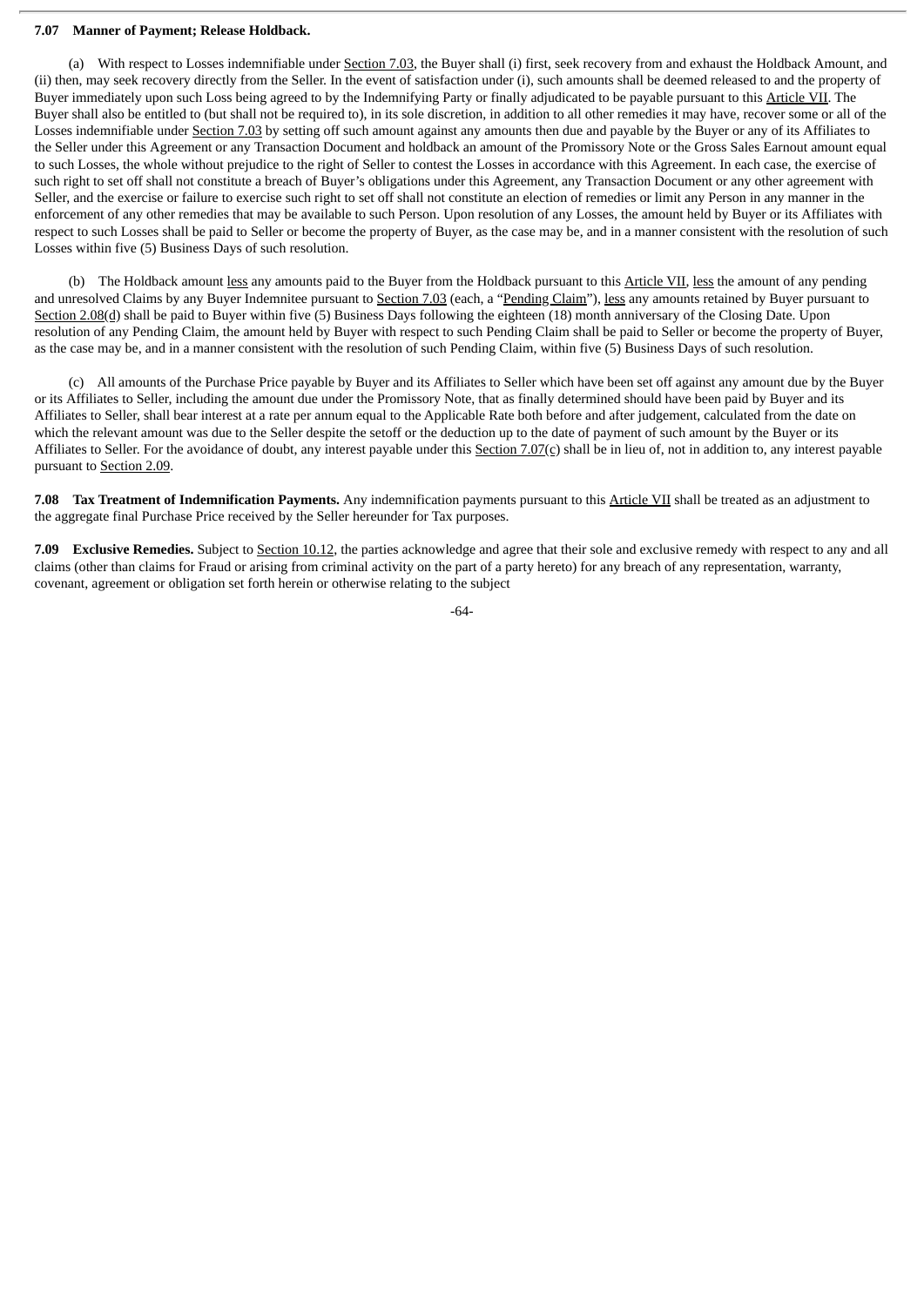**7.07 Manner of Payment; Release Holdback.**

(a) With respect to Losses indemnifiable under Section 7.03, the Buyer shall (i) first, seek recovery from and exhaust the Holdback Amount, and (ii) then, may seek recovery directly from the Seller. In the event of satisfaction under (i), such amounts shall be deemed released to and the property of Buyer immediately upon such Loss being agreed to by the Indemnifying Party or finally adjudicated to be payable pursuant to this Article VII. The Buyer shall also be entitled to (but shall not be required to), in its sole discretion, in addition to all other remedies it may have, recover some or all of the Losses indemnifiable under Section 7.03 by setting off such amount against any amounts then due and payable by the Buyer or any of its Affiliates to the Seller under this Agreement or any Transaction Document and holdback an amount of the Promissory Note or the Gross Sales Earnout amount equal to such Losses, the whole without prejudice to the right of Seller to contest the Losses in accordance with this Agreement. In each case, the exercise of such right to set off shall not constitute a breach of Buyer's obligations under this Agreement, any Transaction Document or any other agreement with Seller, and the exercise or failure to exercise such right to set off shall not constitute an election of remedies or limit any Person in any manner in the enforcement of any other remedies that may be available to such Person. Upon resolution of any Losses, the amount held by Buyer or its Affiliates with respect to such Losses shall be paid to Seller or become the property of Buyer, as the case may be, and in a manner consistent with the resolution of such Losses within five (5) Business Days of such resolution.

(b) The Holdback amount less any amounts paid to the Buyer from the Holdback pursuant to this Article VII, less the amount of any pending and unresolved Claims by any Buyer Indemnitee pursuant to Section 7.03 (each, a "Pending Claim"), less any amounts retained by Buyer pursuant to Section 2.08(d) shall be paid to Buyer within five (5) Business Days following the eighteen (18) month anniversary of the Closing Date. Upon resolution of any Pending Claim, the amount held by Buyer with respect to such Pending Claim shall be paid to Seller or become the property of Buyer, as the case may be, and in a manner consistent with the resolution of such Pending Claim, within five (5) Business Days of such resolution.

(c) All amounts of the Purchase Price payable by Buyer and its Affiliates to Seller which have been set off against any amount due by the Buyer or its Affiliates to Seller, including the amount due under the Promissory Note, that as finally determined should have been paid by Buyer and its Affiliates to Seller, shall bear interest at a rate per annum equal to the Applicable Rate both before and after judgement, calculated from the date on which the relevant amount was due to the Seller despite the setoff or the deduction up to the date of payment of such amount by the Buyer or its Affiliates to Seller. For the avoidance of doubt, any interest payable under this Section 7.07(c) shall be in lieu of, not in addition to, any interest payable pursuant to Section 2.09.

**7.08 Tax Treatment of Indemnification Payments.** Any indemnification payments pursuant to this Article VII shall be treated as an adjustment to the aggregate final Purchase Price received by the Seller hereunder for Tax purposes.

**7.09 Exclusive Remedies.** Subject to Section 10.12, the parties acknowledge and agree that their sole and exclusive remedy with respect to any and all claims (other than claims for Fraud or arising from criminal activity on the part of a party hereto) for any breach of any representation, warranty, covenant, agreement or obligation set forth herein or otherwise relating to the subject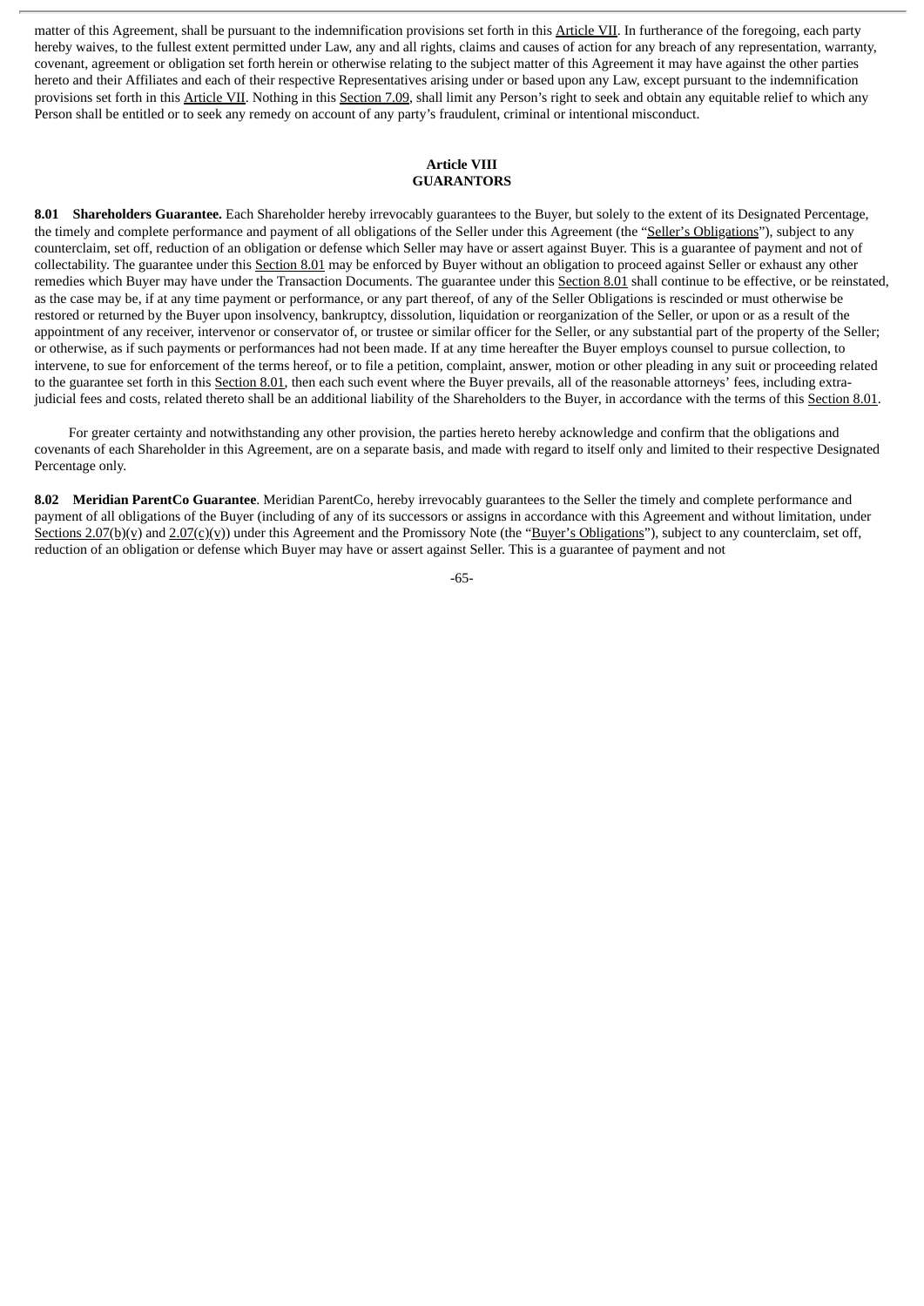matter of this Agreement, shall be pursuant to the indemnification provisions set forth in this Article VII. In furtherance of the foregoing, each party hereby waives, to the fullest extent permitted under Law, any and all rights, claims and causes of action for any breach of any representation, warranty, covenant, agreement or obligation set forth herein or otherwise relating to the subject matter of this Agreement it may have against the other parties hereto and their Affiliates and each of their respective Representatives arising under or based upon any Law, except pursuant to the indemnification provisions set forth in this Article VII. Nothing in this Section 7.09, shall limit any Person's right to seek and obtain any equitable relief to which any Person shall be entitled or to seek any remedy on account of any party's fraudulent, criminal or intentional misconduct.

## Article VIII
## GUARANTORS

**8.01 Shareholders Guarantee.** Each Shareholder hereby irrevocably guarantees to the Buyer, but solely to the extent of its Designated Percentage, the timely and complete performance and payment of all obligations of the Seller under this Agreement (the "Seller's Obligations"), subject to any counterclaim, set off, reduction of an obligation or defense which Seller may have or assert against Buyer. This is a guarantee of payment and not of collectability. The guarantee under this Section 8.01 may be enforced by Buyer without an obligation to proceed against Seller or exhaust any other remedies which Buyer may have under the Transaction Documents. The guarantee under this Section 8.01 shall continue to be effective, or be reinstated, as the case may be, if at any time payment or performance, or any part thereof, of any of the Seller Obligations is rescinded or must otherwise be restored or returned by the Buyer upon insolvency, bankruptcy, dissolution, liquidation or reorganization of the Seller, or upon or as a result of the appointment of any receiver, intervenor or conservator of, or trustee or similar officer for the Seller, or any substantial part of the property of the Seller; or otherwise, as if such payments or performances had not been made. If at any time hereafter the Buyer employs counsel to pursue collection, to intervene, to sue for enforcement of the terms hereof, or to file a petition, complaint, answer, motion or other pleading in any suit or proceeding related to the guarantee set forth in this Section 8.01, then each such event where the Buyer prevails, all of the reasonable attorneys' fees, including extra-judicial fees and costs, related thereto shall be an additional liability of the Shareholders to the Buyer, in accordance with the terms of this Section 8.01.

For greater certainty and notwithstanding any other provision, the parties hereto hereby acknowledge and confirm that the obligations and covenants of each Shareholder in this Agreement, are on a separate basis, and made with regard to itself only and limited to their respective Designated Percentage only.

**8.02 Meridian ParentCo Guarantee**. Meridian ParentCo, hereby irrevocably guarantees to the Seller the timely and complete performance and payment of all obligations of the Buyer (including of any of its successors or assigns in accordance with this Agreement and without limitation, under Sections 2.07(b)(v) and 2.07(c)(v)) under this Agreement and the Promissory Note (the "Buyer's Obligations"), subject to any counterclaim, set off, reduction of an obligation or defense which Buyer may have or assert against Seller. This is a guarantee of payment and not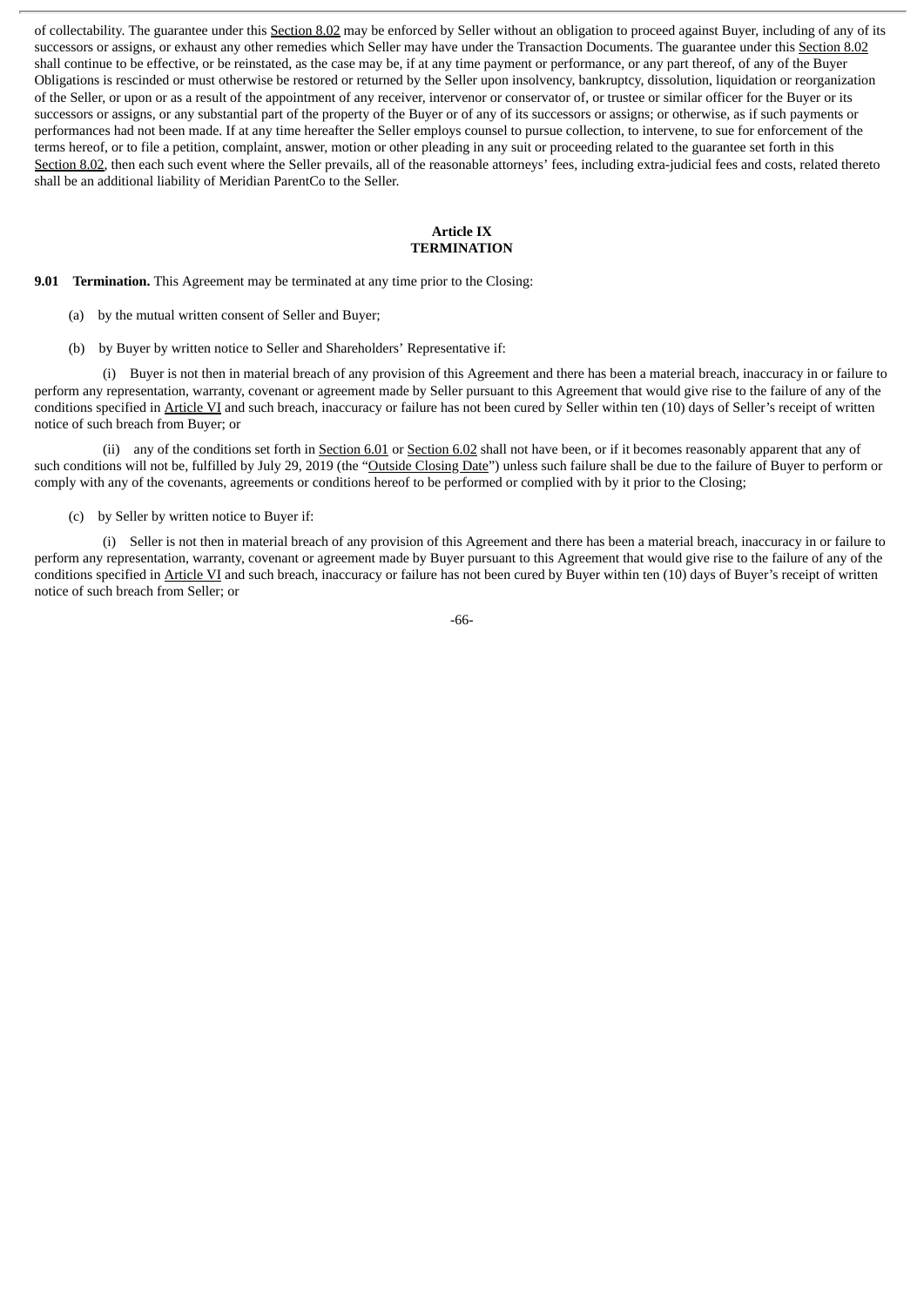of collectability. The guarantee under this Section 8.02 may be enforced by Seller without an obligation to proceed against Buyer, including of any of its successors or assigns, or exhaust any other remedies which Seller may have under the Transaction Documents. The guarantee under this Section 8.02 shall continue to be effective, or be reinstated, as the case may be, if at any time payment or performance, or any part thereof, of any of the Buyer Obligations is rescinded or must otherwise be restored or returned by the Seller upon insolvency, bankruptcy, dissolution, liquidation or reorganization of the Seller, or upon or as a result of the appointment of any receiver, intervenor or conservator of, or trustee or similar officer for the Buyer or its successors or assigns, or any substantial part of the property of the Buyer or of any of its successors or assigns; or otherwise, as if such payments or performances had not been made. If at any time hereafter the Seller employs counsel to pursue collection, to intervene, to sue for enforcement of the terms hereof, or to file a petition, complaint, answer, motion or other pleading in any suit or proceeding related to the guarantee set forth in this Section 8.02, then each such event where the Seller prevails, all of the reasonable attorneys' fees, including extra-judicial fees and costs, related thereto shall be an additional liability of Meridian ParentCo to the Seller.

## Article IX
## TERMINATION

**9.01 Termination.** This Agreement may be terminated at any time prior to the Closing:

(a) by the mutual written consent of Seller and Buyer;

(b) by Buyer by written notice to Seller and Shareholders' Representative if:

(i) Buyer is not then in material breach of any provision of this Agreement and there has been a material breach, inaccuracy in or failure to perform any representation, warranty, covenant or agreement made by Seller pursuant to this Agreement that would give rise to the failure of any of the conditions specified in Article VI and such breach, inaccuracy or failure has not been cured by Seller within ten (10) days of Seller's receipt of written notice of such breach from Buyer; or

(ii) any of the conditions set forth in Section 6.01 or Section 6.02 shall not have been, or if it becomes reasonably apparent that any of such conditions will not be, fulfilled by July 29, 2019 (the "Outside Closing Date") unless such failure shall be due to the failure of Buyer to perform or comply with any of the covenants, agreements or conditions hereof to be performed or complied with by it prior to the Closing;

(c) by Seller by written notice to Buyer if:

(i) Seller is not then in material breach of any provision of this Agreement and there has been a material breach, inaccuracy in or failure to perform any representation, warranty, covenant or agreement made by Buyer pursuant to this Agreement that would give rise to the failure of any of the conditions specified in Article VI and such breach, inaccuracy or failure has not been cured by Buyer within ten (10) days of Buyer's receipt of written notice of such breach from Seller; or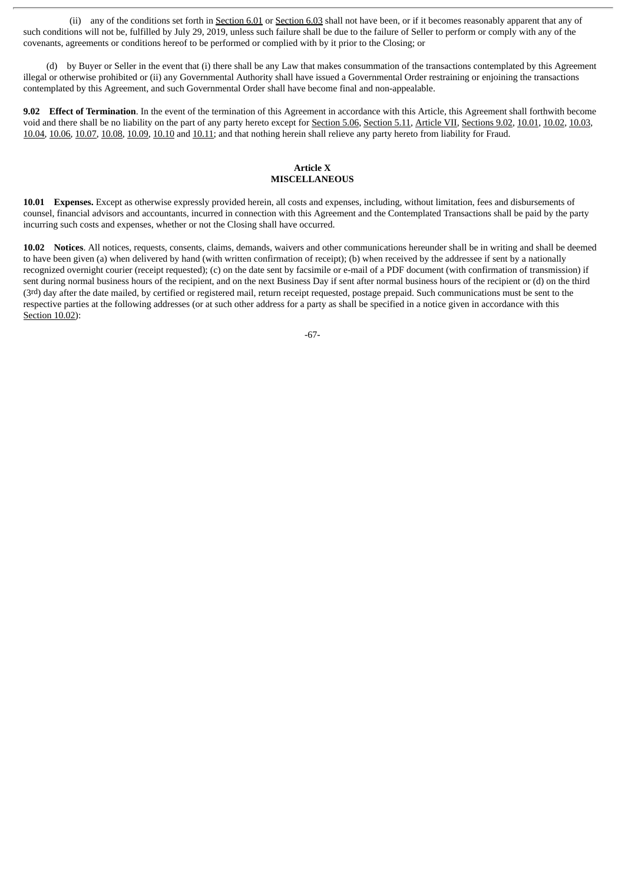(ii) any of the conditions set forth in Section 6.01 or Section 6.03 shall not have been, or if it becomes reasonably apparent that any of such conditions will not be, fulfilled by July 29, 2019, unless such failure shall be due to the failure of Seller to perform or comply with any of the covenants, agreements or conditions hereof to be performed or complied with by it prior to the Closing; or

(d) by Buyer or Seller in the event that (i) there shall be any Law that makes consummation of the transactions contemplated by this Agreement illegal or otherwise prohibited or (ii) any Governmental Authority shall have issued a Governmental Order restraining or enjoining the transactions contemplated by this Agreement, and such Governmental Order shall have become final and non-appealable.

**9.02 Effect of Termination**. In the event of the termination of this Agreement in accordance with this Article, this Agreement shall forthwith become void and there shall be no liability on the part of any party hereto except for Section 5.06, Section 5.11, Article VII, Sections 9.02, 10.01, 10.02, 10.03, 10.04, 10.06, 10.07, 10.08, 10.09, 10.10 and 10.11; and that nothing herein shall relieve any party hereto from liability for Fraud.

## Article X
## MISCELLANEOUS

**10.01 Expenses.** Except as otherwise expressly provided herein, all costs and expenses, including, without limitation, fees and disbursements of counsel, financial advisors and accountants, incurred in connection with this Agreement and the Contemplated Transactions shall be paid by the party incurring such costs and expenses, whether or not the Closing shall have occurred.

**10.02 Notices**. All notices, requests, consents, claims, demands, waivers and other communications hereunder shall be in writing and shall be deemed to have been given (a) when delivered by hand (with written confirmation of receipt); (b) when received by the addressee if sent by a nationally recognized overnight courier (receipt requested); (c) on the date sent by facsimile or e-mail of a PDF document (with confirmation of transmission) if sent during normal business hours of the recipient, and on the next Business Day if sent after normal business hours of the recipient or (d) on the third (3rd) day after the date mailed, by certified or registered mail, return receipt requested, postage prepaid. Such communications must be sent to the respective parties at the following addresses (or at such other address for a party as shall be specified in a notice given in accordance with this Section 10.02):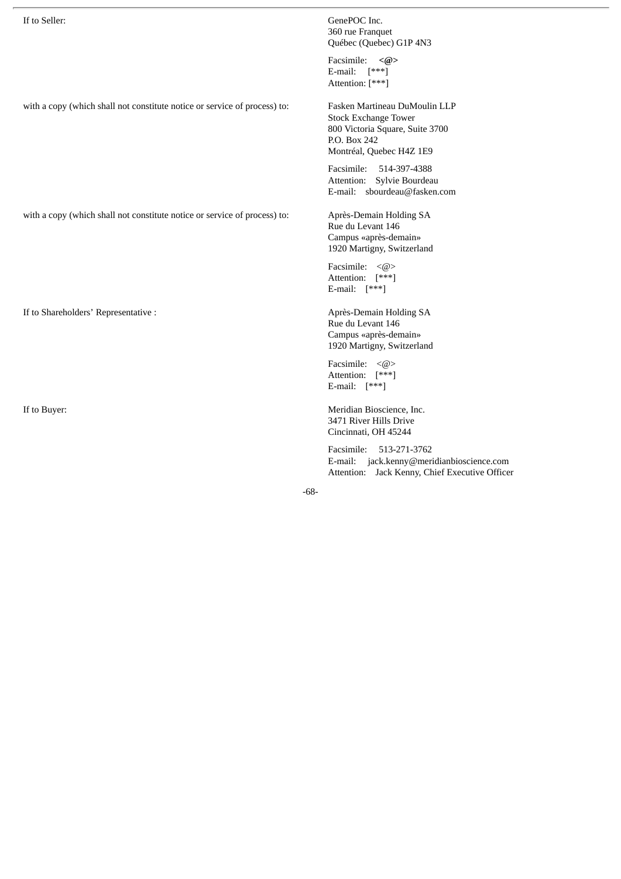If to Seller:

GenePOC Inc.
360 rue Franquet
Québec (Quebec) G1P 4N3

Facsimile: **<@>**
E-mail: [***]
Attention: [***]

with a copy (which shall not constitute notice or service of process) to:

Fasken Martineau DuMoulin LLP
Stock Exchange Tower
800 Victoria Square, Suite 3700
P.O. Box 242
Montréal, Quebec H4Z 1E9

Facsimile: 514-397-4388
Attention: Sylvie Bourdeau
E-mail: sbourdeau@fasken.com

with a copy (which shall not constitute notice or service of process) to:

Après-Demain Holding SA
Rue du Levant 146
Campus «après-demain»
1920 Martigny, Switzerland

Facsimile: <@>
Attention: [***]
E-mail: [***]

If to Shareholders' Representative :

Après-Demain Holding SA
Rue du Levant 146
Campus «après-demain»
1920 Martigny, Switzerland

Facsimile: <@>
Attention: [***]
E-mail: [***]

If to Buyer:

Meridian Bioscience, Inc.
3471 River Hills Drive
Cincinnati, OH 45244

Facsimile: 513-271-3762
E-mail: jack.kenny@meridianbioscience.com
Attention: Jack Kenny, Chief Executive Officer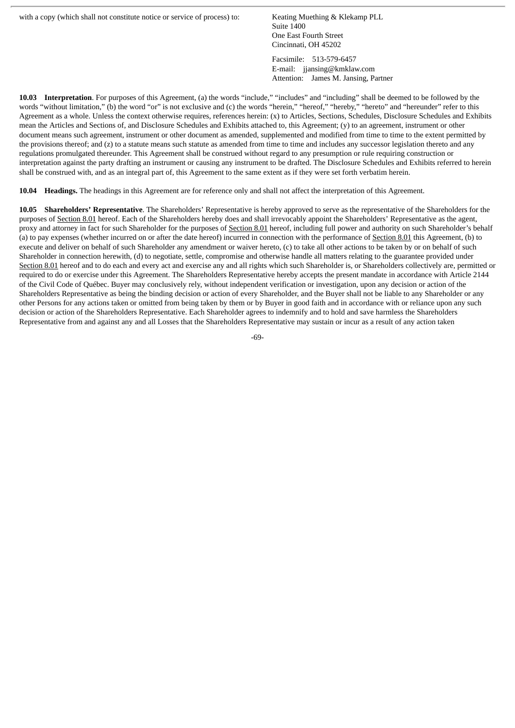with a copy (which shall not constitute notice or service of process) to:

Keating Muething & Klekamp PLL
Suite 1400
One East Fourth Street
Cincinnati, OH 45202

Facsimile: 513-579-6457
E-mail: jjansing@kmklaw.com
Attention: James M. Jansing, Partner

**10.03 Interpretation**. For purposes of this Agreement, (a) the words "include," "includes" and "including" shall be deemed to be followed by the words "without limitation," (b) the word "or" is not exclusive and (c) the words "herein," "hereof," "hereby," "hereto" and "hereunder" refer to this Agreement as a whole. Unless the context otherwise requires, references herein: (x) to Articles, Sections, Schedules, Disclosure Schedules and Exhibits mean the Articles and Sections of, and Disclosure Schedules and Exhibits attached to, this Agreement; (y) to an agreement, instrument or other document means such agreement, instrument or other document as amended, supplemented and modified from time to time to the extent permitted by the provisions thereof; and (z) to a statute means such statute as amended from time to time and includes any successor legislation thereto and any regulations promulgated thereunder. This Agreement shall be construed without regard to any presumption or rule requiring construction or interpretation against the party drafting an instrument or causing any instrument to be drafted. The Disclosure Schedules and Exhibits referred to herein shall be construed with, and as an integral part of, this Agreement to the same extent as if they were set forth verbatim herein.

**10.04 Headings.** The headings in this Agreement are for reference only and shall not affect the interpretation of this Agreement.

**10.05 Shareholders' Representative**. The Shareholders' Representative is hereby approved to serve as the representative of the Shareholders for the purposes of Section 8.01 hereof. Each of the Shareholders hereby does and shall irrevocably appoint the Shareholders' Representative as the agent, proxy and attorney in fact for such Shareholder for the purposes of Section 8.01 hereof, including full power and authority on such Shareholder's behalf (a) to pay expenses (whether incurred on or after the date hereof) incurred in connection with the performance of Section 8.01 this Agreement, (b) to execute and deliver on behalf of such Shareholder any amendment or waiver hereto, (c) to take all other actions to be taken by or on behalf of such Shareholder in connection herewith, (d) to negotiate, settle, compromise and otherwise handle all matters relating to the guarantee provided under Section 8.01 hereof and to do each and every act and exercise any and all rights which such Shareholder is, or Shareholders collectively are, permitted or required to do or exercise under this Agreement. The Shareholders Representative hereby accepts the present mandate in accordance with Article 2144 of the Civil Code of Québec. Buyer may conclusively rely, without independent verification or investigation, upon any decision or action of the Shareholders Representative as being the binding decision or action of every Shareholder, and the Buyer shall not be liable to any Shareholder or any other Persons for any actions taken or omitted from being taken by them or by Buyer in good faith and in accordance with or reliance upon any such decision or action of the Shareholders Representative. Each Shareholder agrees to indemnify and to hold and save harmless the Shareholders Representative from and against any and all Losses that the Shareholders Representative may sustain or incur as a result of any action taken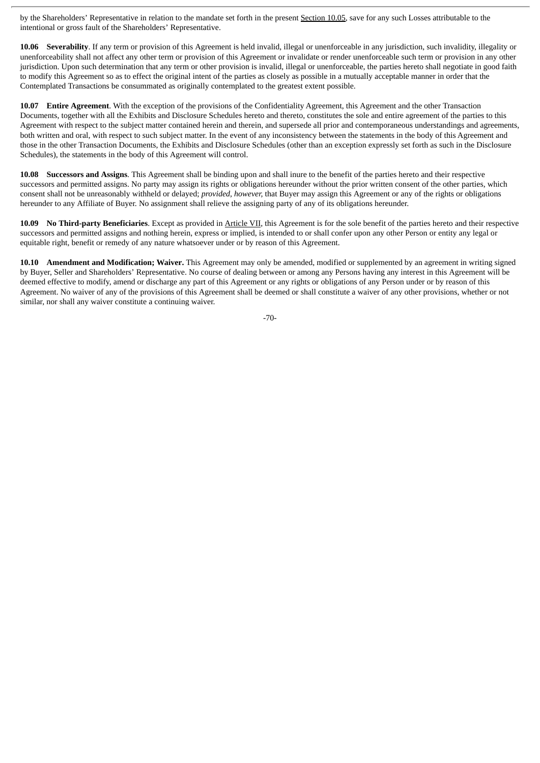by the Shareholders' Representative in relation to the mandate set forth in the present Section 10.05, save for any such Losses attributable to the intentional or gross fault of the Shareholders' Representative.

**10.06 Severability**. If any term or provision of this Agreement is held invalid, illegal or unenforceable in any jurisdiction, such invalidity, illegality or unenforceability shall not affect any other term or provision of this Agreement or invalidate or render unenforceable such term or provision in any other jurisdiction. Upon such determination that any term or other provision is invalid, illegal or unenforceable, the parties hereto shall negotiate in good faith to modify this Agreement so as to effect the original intent of the parties as closely as possible in a mutually acceptable manner in order that the Contemplated Transactions be consummated as originally contemplated to the greatest extent possible.

**10.07 Entire Agreement**. With the exception of the provisions of the Confidentiality Agreement, this Agreement and the other Transaction Documents, together with all the Exhibits and Disclosure Schedules hereto and thereto, constitutes the sole and entire agreement of the parties to this Agreement with respect to the subject matter contained herein and therein, and supersede all prior and contemporaneous understandings and agreements, both written and oral, with respect to such subject matter. In the event of any inconsistency between the statements in the body of this Agreement and those in the other Transaction Documents, the Exhibits and Disclosure Schedules (other than an exception expressly set forth as such in the Disclosure Schedules), the statements in the body of this Agreement will control.

**10.08 Successors and Assigns**. This Agreement shall be binding upon and shall inure to the benefit of the parties hereto and their respective successors and permitted assigns. No party may assign its rights or obligations hereunder without the prior written consent of the other parties, which consent shall not be unreasonably withheld or delayed; *provided, however,* that Buyer may assign this Agreement or any of the rights or obligations hereunder to any Affiliate of Buyer. No assignment shall relieve the assigning party of any of its obligations hereunder.

**10.09 No Third-party Beneficiaries**. Except as provided in Article VII, this Agreement is for the sole benefit of the parties hereto and their respective successors and permitted assigns and nothing herein, express or implied, is intended to or shall confer upon any other Person or entity any legal or equitable right, benefit or remedy of any nature whatsoever under or by reason of this Agreement.

**10.10 Amendment and Modification; Waiver.** This Agreement may only be amended, modified or supplemented by an agreement in writing signed by Buyer, Seller and Shareholders' Representative. No course of dealing between or among any Persons having any interest in this Agreement will be deemed effective to modify, amend or discharge any part of this Agreement or any rights or obligations of any Person under or by reason of this Agreement. No waiver of any of the provisions of this Agreement shall be deemed or shall constitute a waiver of any other provisions, whether or not similar, nor shall any waiver constitute a continuing waiver.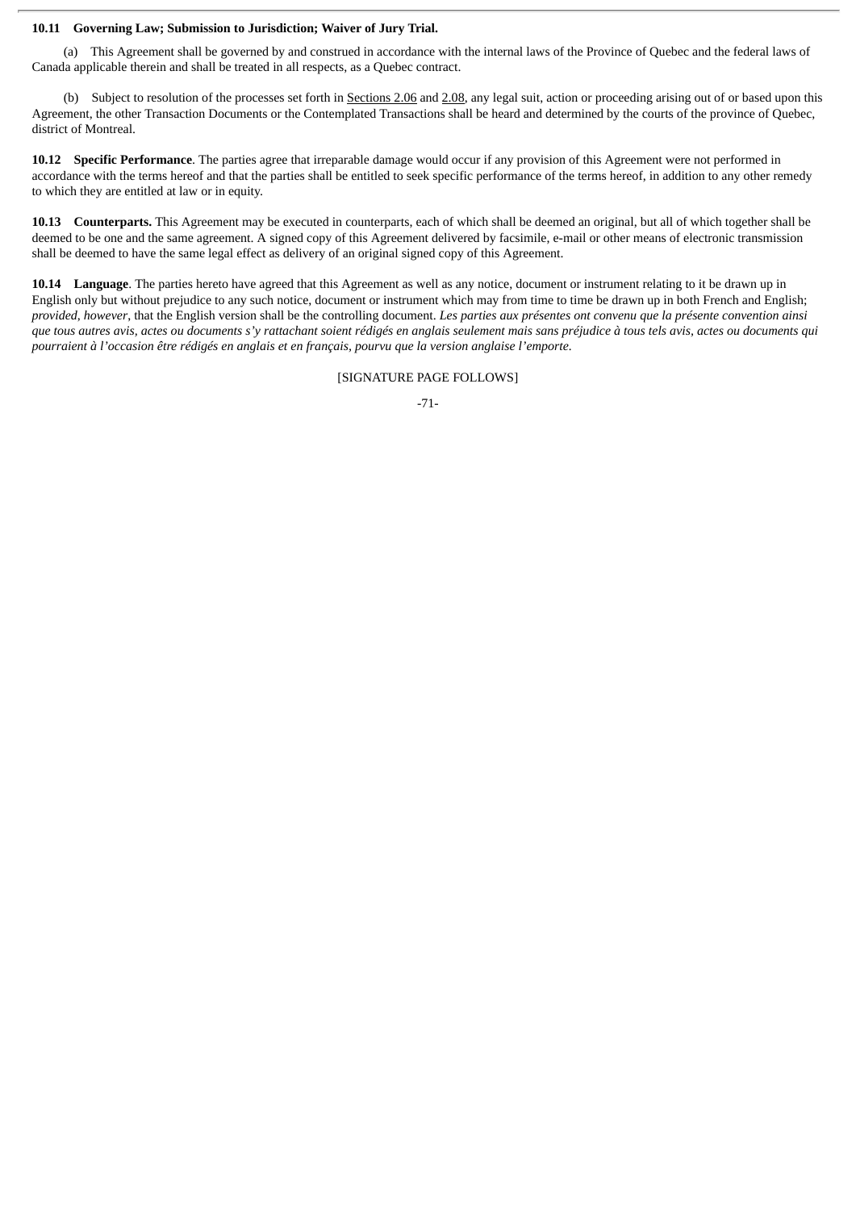**10.11 Governing Law; Submission to Jurisdiction; Waiver of Jury Trial.**

(a) This Agreement shall be governed by and construed in accordance with the internal laws of the Province of Quebec and the federal laws of Canada applicable therein and shall be treated in all respects, as a Quebec contract.

(b) Subject to resolution of the processes set forth in Sections 2.06 and 2.08, any legal suit, action or proceeding arising out of or based upon this Agreement, the other Transaction Documents or the Contemplated Transactions shall be heard and determined by the courts of the province of Quebec, district of Montreal.

**10.12 Specific Performance**. The parties agree that irreparable damage would occur if any provision of this Agreement were not performed in accordance with the terms hereof and that the parties shall be entitled to seek specific performance of the terms hereof, in addition to any other remedy to which they are entitled at law or in equity.

**10.13 Counterparts.** This Agreement may be executed in counterparts, each of which shall be deemed an original, but all of which together shall be deemed to be one and the same agreement. A signed copy of this Agreement delivered by facsimile, e-mail or other means of electronic transmission shall be deemed to have the same legal effect as delivery of an original signed copy of this Agreement.

**10.14 Language**. The parties hereto have agreed that this Agreement as well as any notice, document or instrument relating to it be drawn up in English only but without prejudice to any such notice, document or instrument which may from time to time be drawn up in both French and English; *provided, however*, that the English version shall be the controlling document. *Les parties aux présentes ont convenu que la présente convention ainsi que tous autres avis, actes ou documents s'y rattachant soient rédigés en anglais seulement mais sans préjudice à tous tels avis, actes ou documents qui pourraient à l'occasion être rédigés en anglais et en français, pourvu que la version anglaise l'emporte.*

[SIGNATURE PAGE FOLLOWS]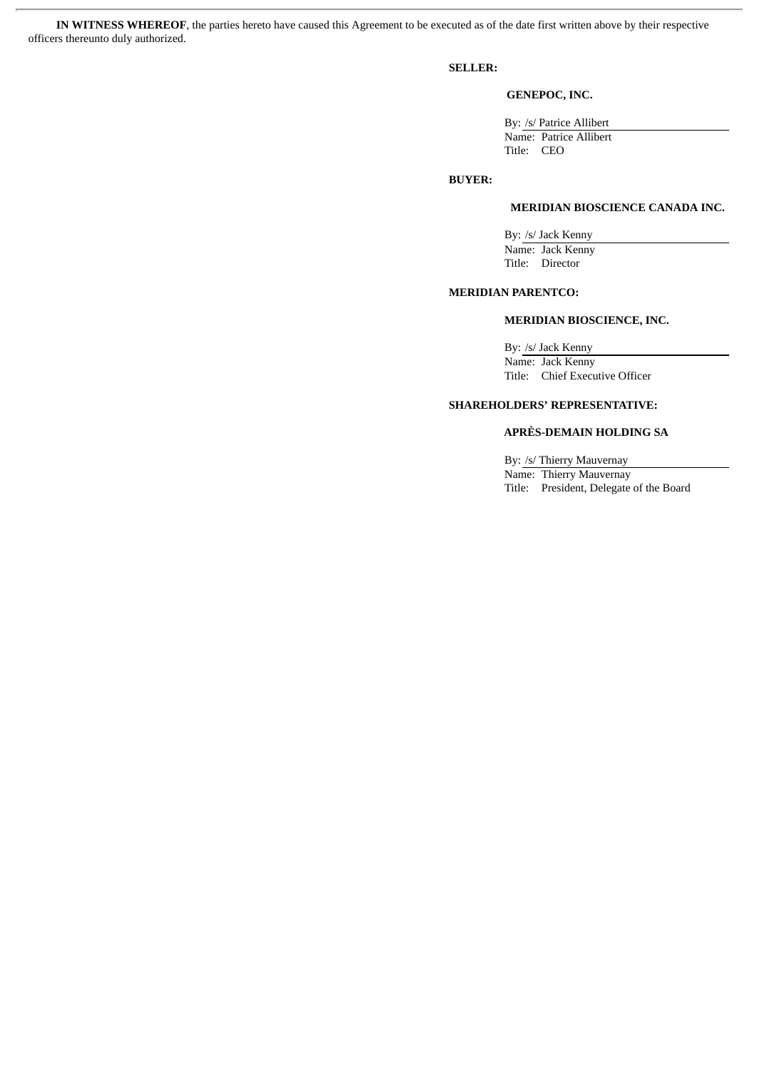**IN WITNESS WHEREOF**, the parties hereto have caused this Agreement to be executed as of the date first written above by their respective officers thereunto duly authorized.

**SELLER:**

**GENEPOC, INC.**

By: /s/ Patrice Allibert
Name: Patrice Allibert
Title: CEO

**BUYER:**

**MERIDIAN BIOSCIENCE CANADA INC.**

By: /s/ Jack Kenny
Name: Jack Kenny
Title: Director

**MERIDIAN PARENTCO:**

**MERIDIAN BIOSCIENCE, INC.**

By: /s/ Jack Kenny
Name: Jack Kenny
Title: Chief Executive Officer

**SHAREHOLDERS' REPRESENTATIVE:**

**APRÈS-DEMAIN HOLDING SA**

By: /s/ Thierry Mauvernay
Name: Thierry Mauvernay
Title: President, Delegate of the Board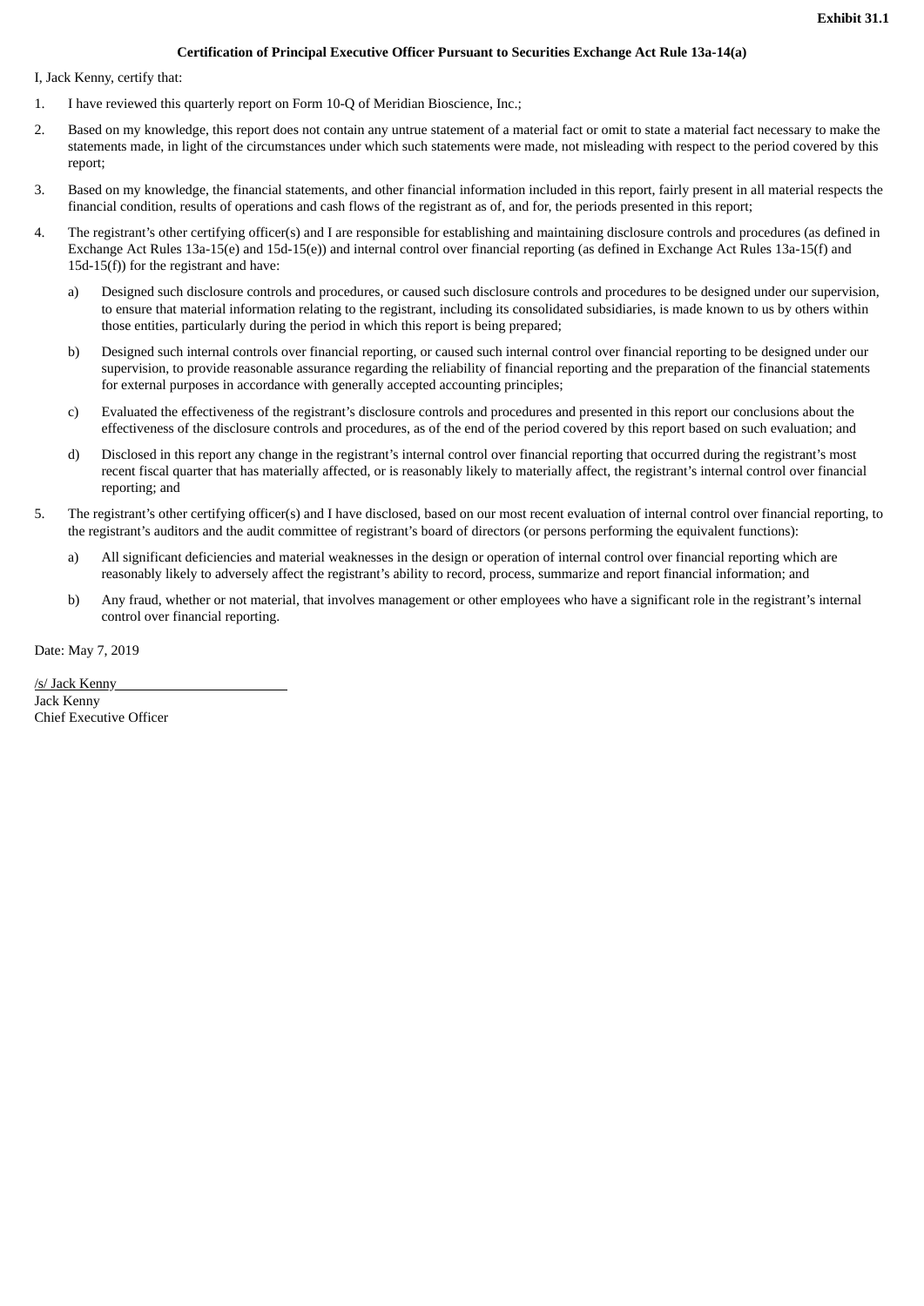**Exhibit 31.1**

**Certification of Principal Executive Officer Pursuant to Securities Exchange Act Rule 13a-14(a)**

I, Jack Kenny, certify that:

1. I have reviewed this quarterly report on Form 10-Q of Meridian Bioscience, Inc.;
2. Based on my knowledge, this report does not contain any untrue statement of a material fact or omit to state a material fact necessary to make the statements made, in light of the circumstances under which such statements were made, not misleading with respect to the period covered by this report;
3. Based on my knowledge, the financial statements, and other financial information included in this report, fairly present in all material respects the financial condition, results of operations and cash flows of the registrant as of, and for, the periods presented in this report;
4. The registrant's other certifying officer(s) and I are responsible for establishing and maintaining disclosure controls and procedures (as defined in Exchange Act Rules 13a-15(e) and 15d-15(e)) and internal control over financial reporting (as defined in Exchange Act Rules 13a-15(f) and 15d-15(f)) for the registrant and have:
   a) Designed such disclosure controls and procedures, or caused such disclosure controls and procedures to be designed under our supervision, to ensure that material information relating to the registrant, including its consolidated subsidiaries, is made known to us by others within those entities, particularly during the period in which this report is being prepared;
   b) Designed such internal controls over financial reporting, or caused such internal control over financial reporting to be designed under our supervision, to provide reasonable assurance regarding the reliability of financial reporting and the preparation of the financial statements for external purposes in accordance with generally accepted accounting principles;
   c) Evaluated the effectiveness of the registrant's disclosure controls and procedures and presented in this report our conclusions about the effectiveness of the disclosure controls and procedures, as of the end of the period covered by this report based on such evaluation; and
   d) Disclosed in this report any change in the registrant's internal control over financial reporting that occurred during the registrant's most recent fiscal quarter that has materially affected, or is reasonably likely to materially affect, the registrant's internal control over financial reporting; and
5. The registrant's other certifying officer(s) and I have disclosed, based on our most recent evaluation of internal control over financial reporting, to the registrant's auditors and the audit committee of registrant's board of directors (or persons performing the equivalent functions):
   a) All significant deficiencies and material weaknesses in the design or operation of internal control over financial reporting which are reasonably likely to adversely affect the registrant's ability to record, process, summarize and report financial information; and
   b) Any fraud, whether or not material, that involves management or other employees who have a significant role in the registrant's internal control over financial reporting.

Date: May 7, 2019

/s/ Jack Kenny
Jack Kenny
Chief Executive Officer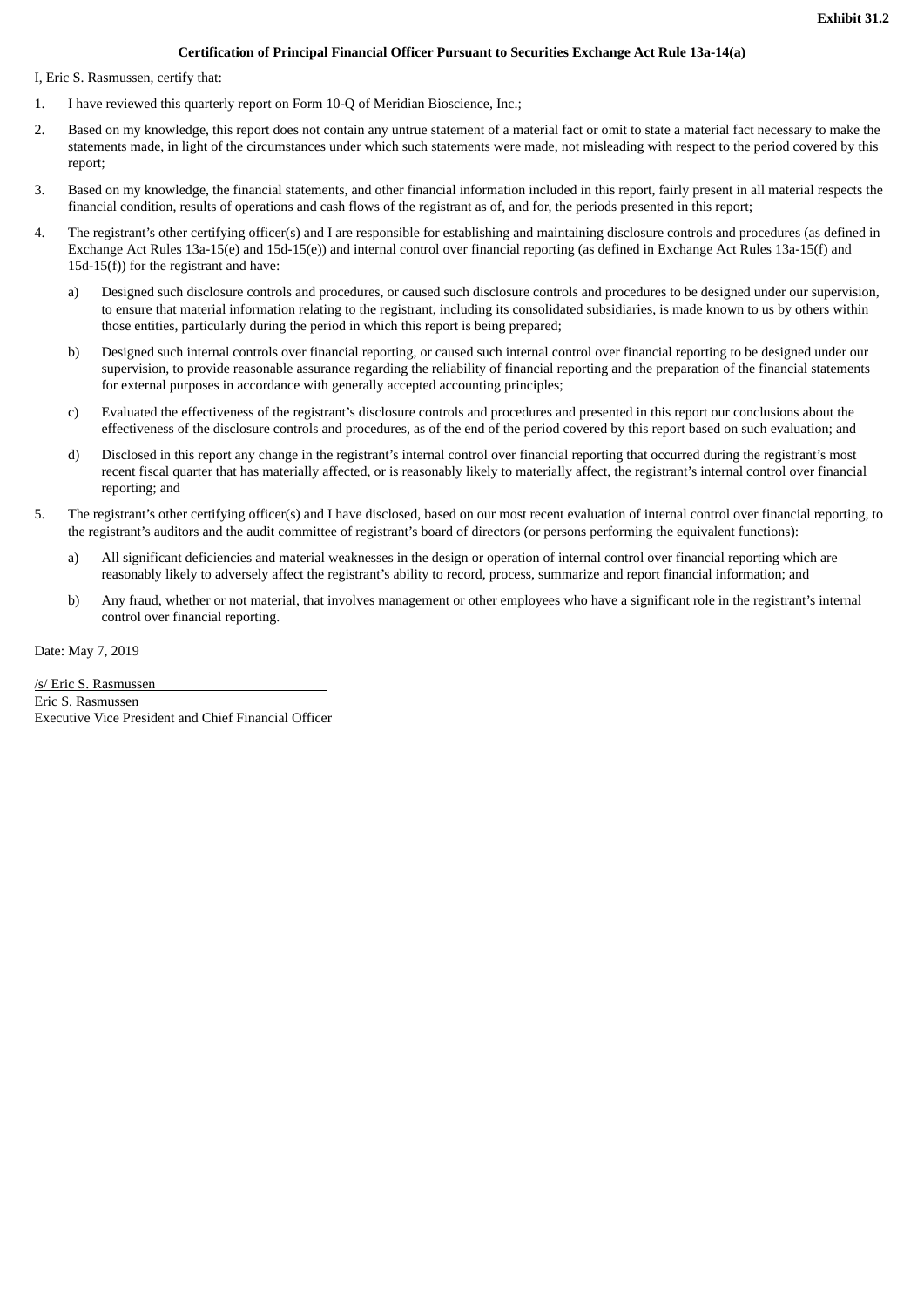**Exhibit 31.2**

**Certification of Principal Financial Officer Pursuant to Securities Exchange Act Rule 13a-14(a)**

I, Eric S. Rasmussen, certify that:

1. I have reviewed this quarterly report on Form 10-Q of Meridian Bioscience, Inc.;
2. Based on my knowledge, this report does not contain any untrue statement of a material fact or omit to state a material fact necessary to make the statements made, in light of the circumstances under which such statements were made, not misleading with respect to the period covered by this report;
3. Based on my knowledge, the financial statements, and other financial information included in this report, fairly present in all material respects the financial condition, results of operations and cash flows of the registrant as of, and for, the periods presented in this report;
4. The registrant's other certifying officer(s) and I are responsible for establishing and maintaining disclosure controls and procedures (as defined in Exchange Act Rules 13a-15(e) and 15d-15(e)) and internal control over financial reporting (as defined in Exchange Act Rules 13a-15(f) and 15d-15(f)) for the registrant and have:
   a) Designed such disclosure controls and procedures, or caused such disclosure controls and procedures to be designed under our supervision, to ensure that material information relating to the registrant, including its consolidated subsidiaries, is made known to us by others within those entities, particularly during the period in which this report is being prepared;
   b) Designed such internal controls over financial reporting, or caused such internal control over financial reporting to be designed under our supervision, to provide reasonable assurance regarding the reliability of financial reporting and the preparation of the financial statements for external purposes in accordance with generally accepted accounting principles;
   c) Evaluated the effectiveness of the registrant's disclosure controls and procedures and presented in this report our conclusions about the effectiveness of the disclosure controls and procedures, as of the end of the period covered by this report based on such evaluation; and
   d) Disclosed in this report any change in the registrant's internal control over financial reporting that occurred during the registrant's most recent fiscal quarter that has materially affected, or is reasonably likely to materially affect, the registrant's internal control over financial reporting; and
5. The registrant's other certifying officer(s) and I have disclosed, based on our most recent evaluation of internal control over financial reporting, to the registrant's auditors and the audit committee of registrant's board of directors (or persons performing the equivalent functions):
   a) All significant deficiencies and material weaknesses in the design or operation of internal control over financial reporting which are reasonably likely to adversely affect the registrant's ability to record, process, summarize and report financial information; and
   b) Any fraud, whether or not material, that involves management or other employees who have a significant role in the registrant's internal control over financial reporting.

Date: May 7, 2019

/s/ Eric S. Rasmussen
Eric S. Rasmussen
Executive Vice President and Chief Financial Officer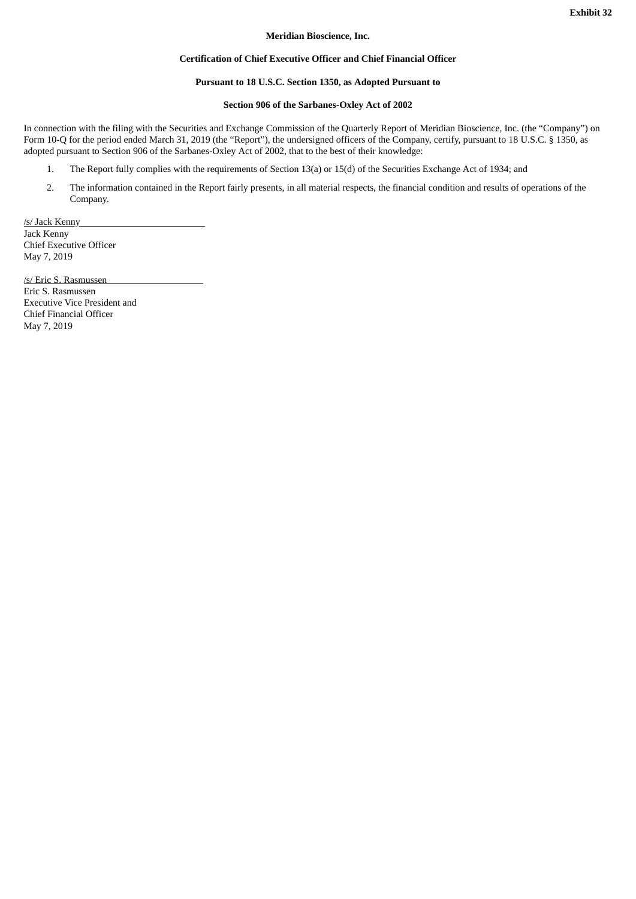**Exhibit 32**

**Meridian Bioscience, Inc.**

**Certification of Chief Executive Officer and Chief Financial Officer**

**Pursuant to 18 U.S.C. Section 1350, as Adopted Pursuant to**

**Section 906 of the Sarbanes-Oxley Act of 2002**

In connection with the filing with the Securities and Exchange Commission of the Quarterly Report of Meridian Bioscience, Inc. (the "Company") on Form 10-Q for the period ended March 31, 2019 (the "Report"), the undersigned officers of the Company, certify, pursuant to 18 U.S.C. § 1350, as adopted pursuant to Section 906 of the Sarbanes-Oxley Act of 2002, that to the best of their knowledge:

1. The Report fully complies with the requirements of Section 13(a) or 15(d) of the Securities Exchange Act of 1934; and
2. The information contained in the Report fairly presents, in all material respects, the financial condition and results of operations of the Company.

/s/ Jack Kenny
Jack Kenny
Chief Executive Officer
May 7, 2019

/s/ Eric S. Rasmussen
Eric S. Rasmussen
Executive Vice President and
Chief Financial Officer
May 7, 2019